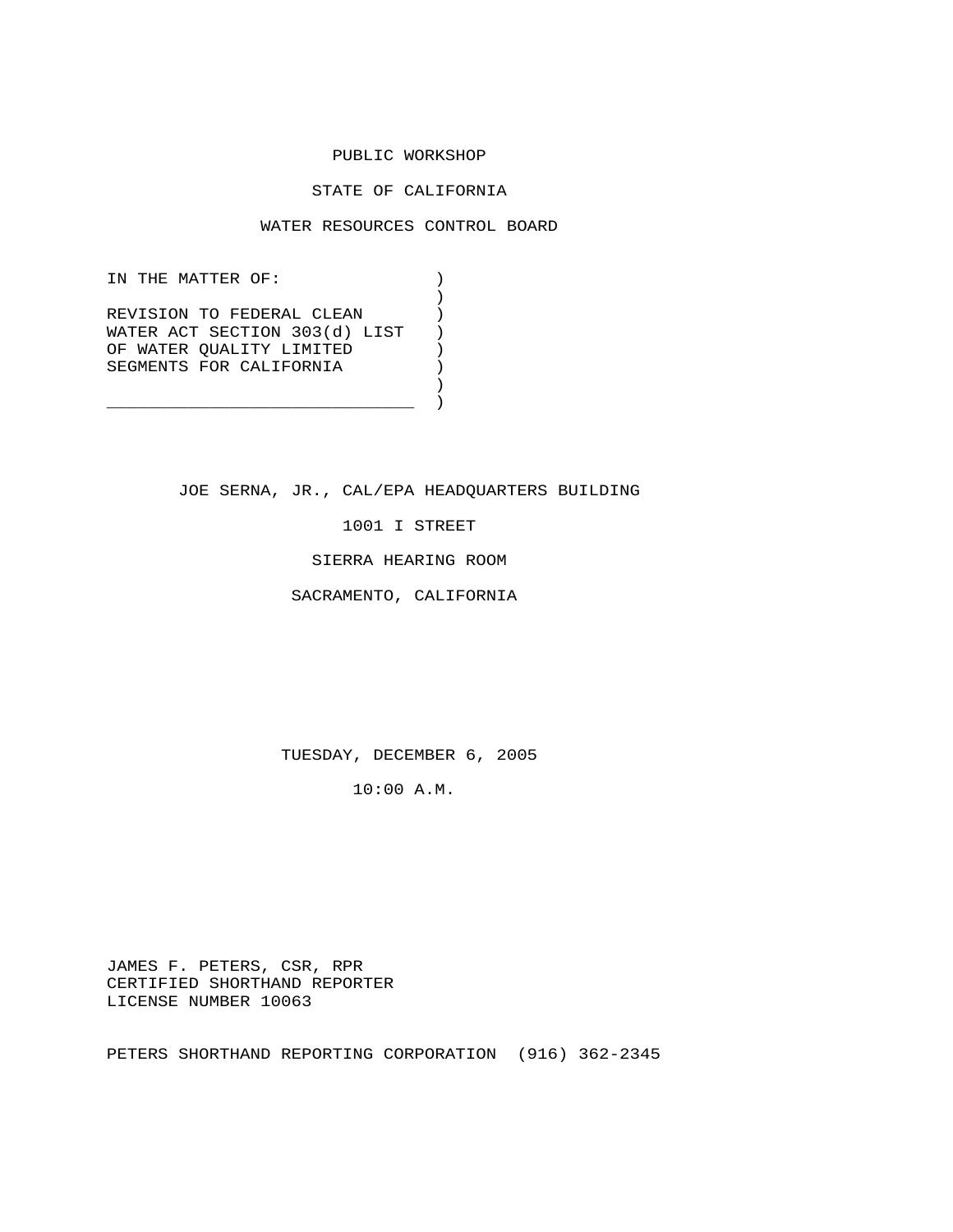PUBLIC WORKSHOP

STATE OF CALIFORNIA

WATER RESOURCES CONTROL BOARD

IN THE MATTER OF:

REVISION TO FEDERAL CLEAN WATER ACT SECTION 303(d) LIST OF WATER QUALITY LIMITED SEGMENTS FOR CALIFORNIA

JOE SERNA, JR., CAL/EPA HEADQUARTERS BUILDING

1001 I STREET

SIERRA HEARING ROOM

SACRAMENTO, CALIFORNIA

TUESDAY, DECEMBER 6, 2005

10:00 A.M.

JAMES F. PETERS, CSR, RPR
CERTIFIED SHORTHAND REPORTER
LICENSE NUMBER 10063

PETERS SHORTHAND REPORTING CORPORATION (916) 362-2345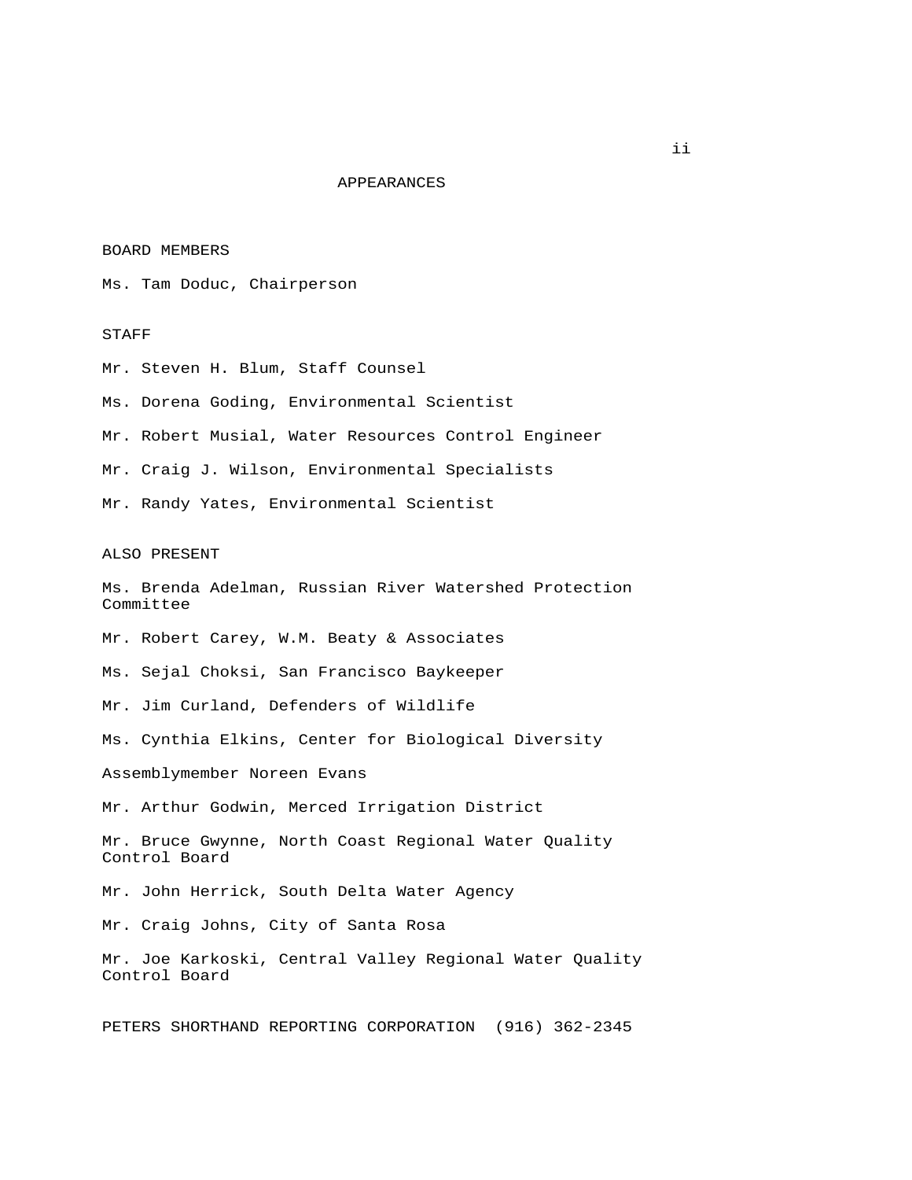# APPEARANCES

## BOARD MEMBERS

Ms. Tam Doduc, Chairperson

## STAFF

Mr. Steven H. Blum, Staff Counsel

Ms. Dorena Goding, Environmental Scientist

Mr. Robert Musial, Water Resources Control Engineer

Mr. Craig J. Wilson, Environmental Specialists

Mr. Randy Yates, Environmental Scientist

## ALSO PRESENT

Ms. Brenda Adelman, Russian River Watershed Protection Committee

Mr. Robert Carey, W.M. Beaty & Associates

Ms. Sejal Choksi, San Francisco Baykeeper

Mr. Jim Curland, Defenders of Wildlife

Ms. Cynthia Elkins, Center for Biological Diversity

Assemblymember Noreen Evans

Mr. Arthur Godwin, Merced Irrigation District

Mr. Bruce Gwynne, North Coast Regional Water Quality Control Board

Mr. John Herrick, South Delta Water Agency

Mr. Craig Johns, City of Santa Rosa

Mr. Joe Karkoski, Central Valley Regional Water Quality Control Board

PETERS SHORTHAND REPORTING CORPORATION (916) 362-2345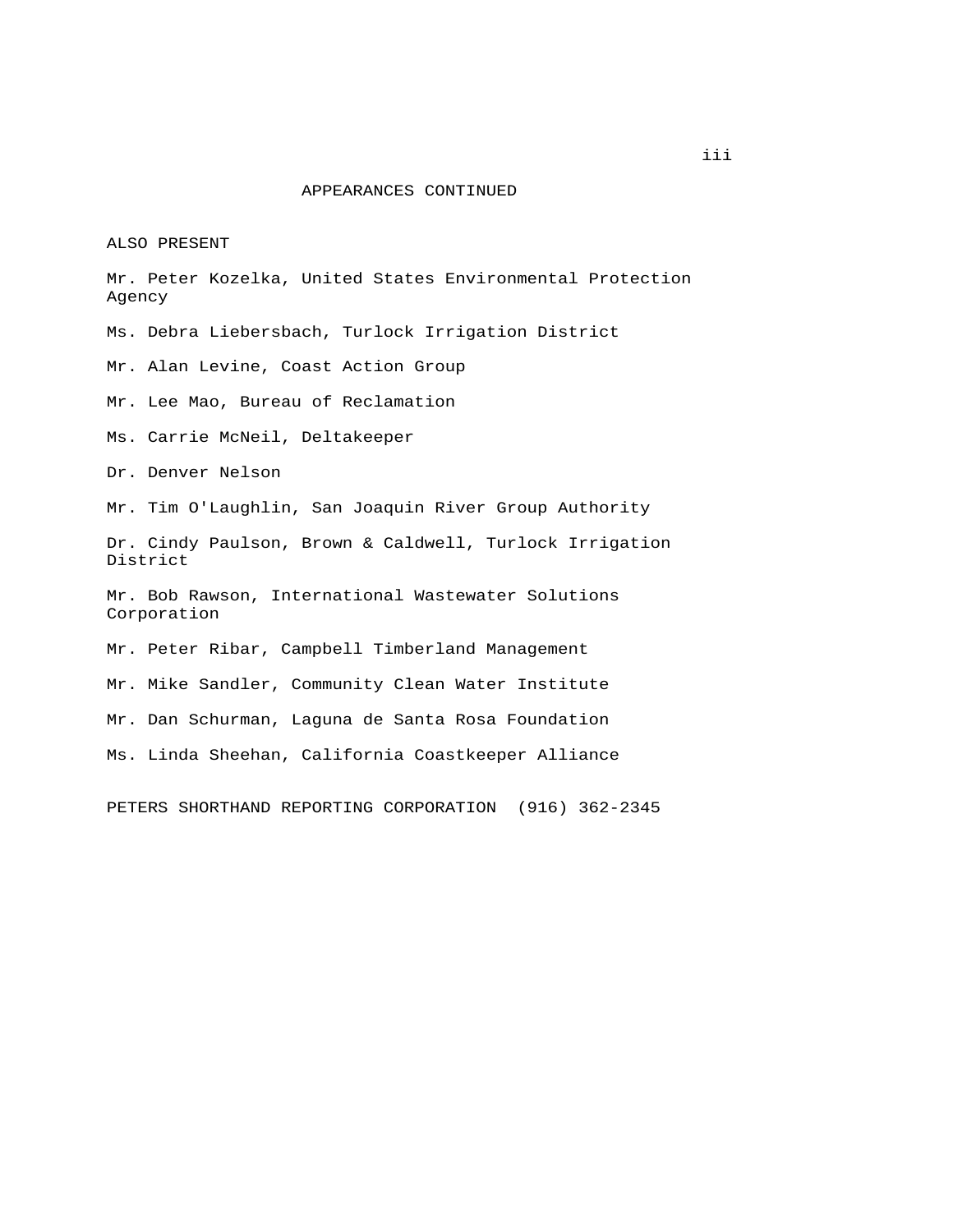## APPEARANCES CONTINUED

ALSO PRESENT

Mr. Peter Kozelka, United States Environmental Protection Agency

Ms. Debra Liebersbach, Turlock Irrigation District

Mr. Alan Levine, Coast Action Group

Mr. Lee Mao, Bureau of Reclamation

Ms. Carrie McNeil, Deltakeeper

Dr. Denver Nelson

Mr. Tim O'Laughlin, San Joaquin River Group Authority

Dr. Cindy Paulson, Brown & Caldwell, Turlock Irrigation District

Mr. Bob Rawson, International Wastewater Solutions Corporation

Mr. Peter Ribar, Campbell Timberland Management

Mr. Mike Sandler, Community Clean Water Institute

Mr. Dan Schurman, Laguna de Santa Rosa Foundation

Ms. Linda Sheehan, California Coastkeeper Alliance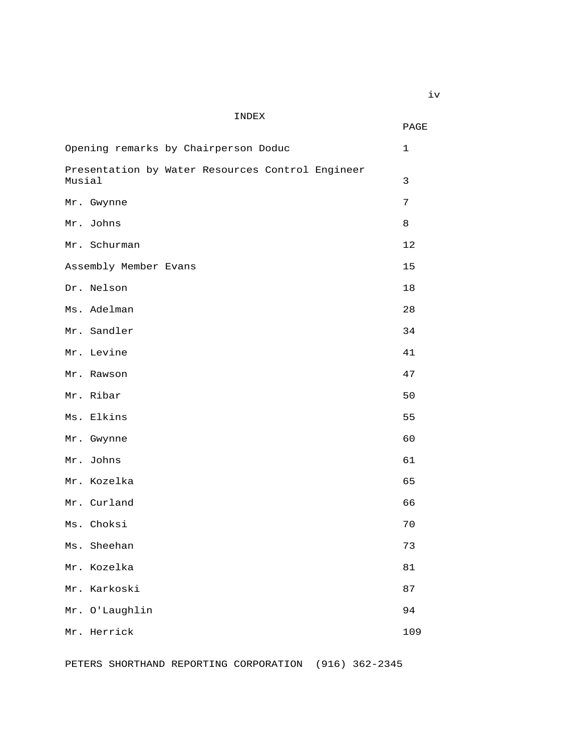# INDEX

| | PAGE |
|---|---|
| Opening remarks by Chairperson Doduc | 1 |
| Presentation by Water Resources Control Engineer Musial | 3 |
| Mr. Gwynne | 7 |
| Mr. Johns | 8 |
| Mr. Schurman | 12 |
| Assembly Member Evans | 15 |
| Dr. Nelson | 18 |
| Ms. Adelman | 28 |
| Mr. Sandler | 34 |
| Mr. Levine | 41 |
| Mr. Rawson | 47 |
| Mr. Ribar | 50 |
| Ms. Elkins | 55 |
| Mr. Gwynne | 60 |
| Mr. Johns | 61 |
| Mr. Kozelka | 65 |
| Mr. Curland | 66 |
| Ms. Choksi | 70 |
| Ms. Sheehan | 73 |
| Mr. Kozelka | 81 |
| Mr. Karkoski | 87 |
| Mr. O'Laughlin | 94 |
| Mr. Herrick | 109 |

PETERS SHORTHAND REPORTING CORPORATION (916) 362-2345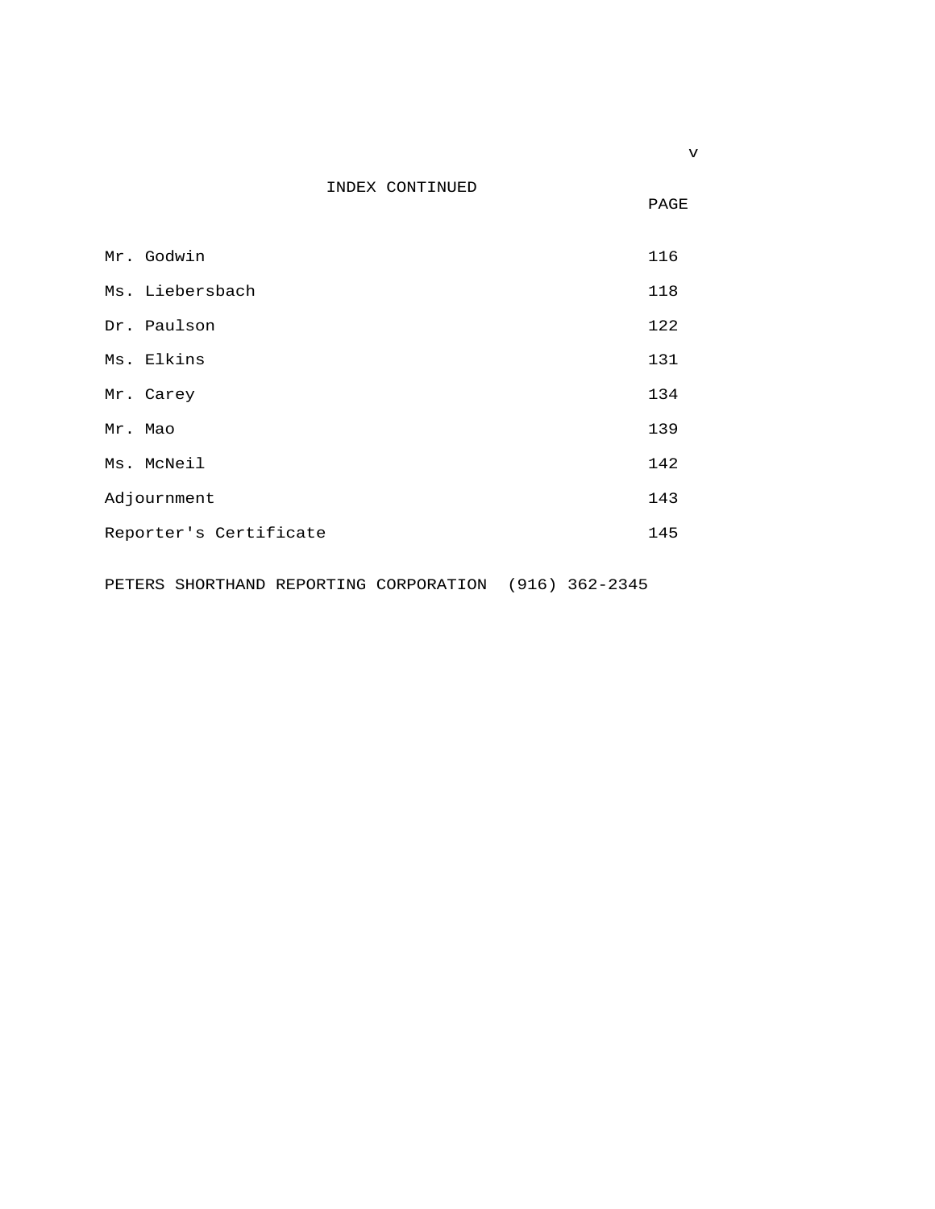INDEX CONTINUED

| | PAGE |
|---|---|
| Mr. Godwin | 116 |
| Ms. Liebersbach | 118 |
| Dr. Paulson | 122 |
| Ms. Elkins | 131 |
| Mr. Carey | 134 |
| Mr. Mao | 139 |
| Ms. McNeil | 142 |
| Adjournment | 143 |
| Reporter's Certificate | 145 |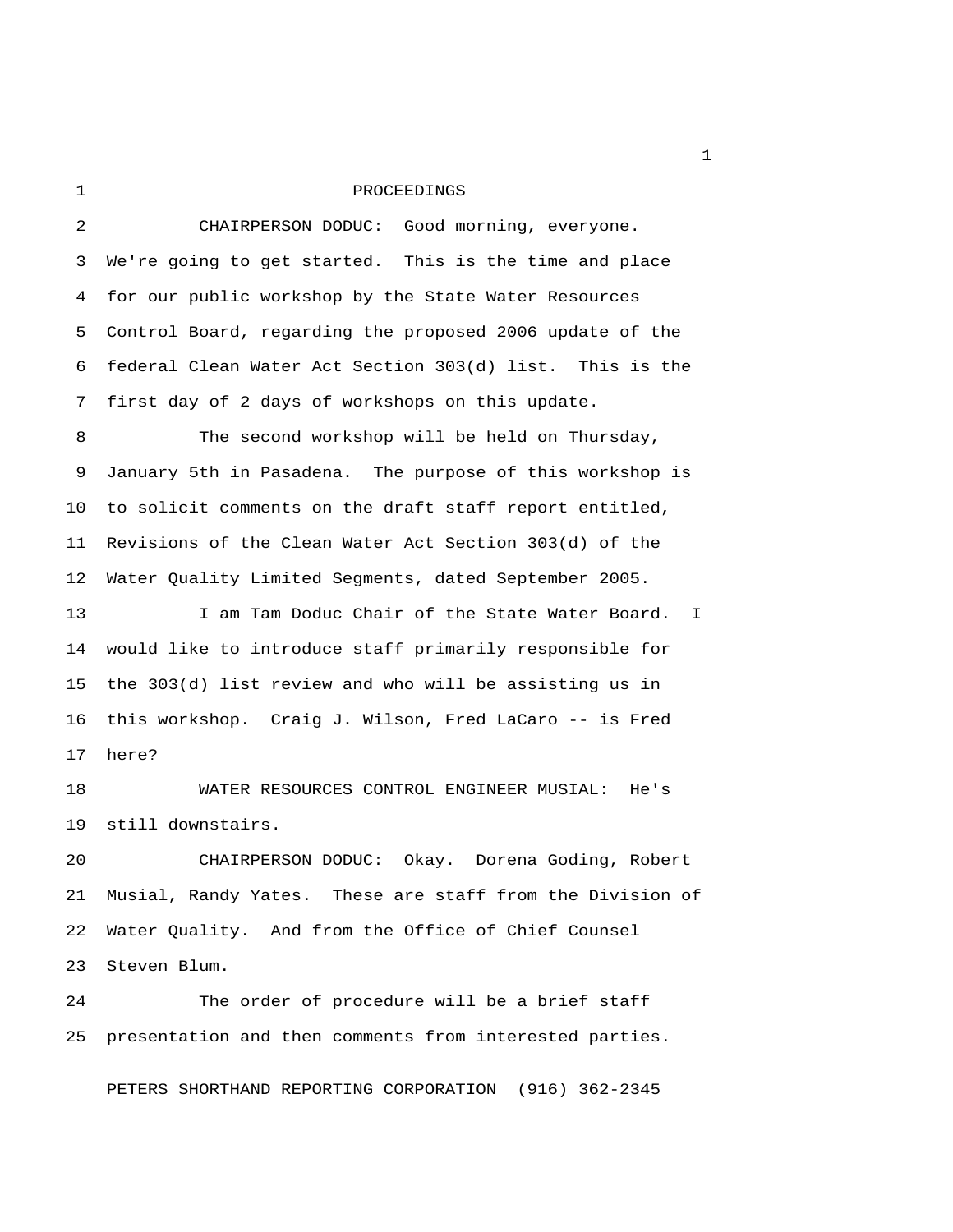PROCEEDINGS

CHAIRPERSON DODUC: Good morning, everyone. We're going to get started. This is the time and place for our public workshop by the State Water Resources Control Board, regarding the proposed 2006 update of the federal Clean Water Act Section 303(d) list. This is the first day of 2 days of workshops on this update.

The second workshop will be held on Thursday, January 5th in Pasadena. The purpose of this workshop is to solicit comments on the draft staff report entitled, Revisions of the Clean Water Act Section 303(d) of the Water Quality Limited Segments, dated September 2005.

I am Tam Doduc Chair of the State Water Board. I would like to introduce staff primarily responsible for the 303(d) list review and who will be assisting us in this workshop. Craig J. Wilson, Fred LaCaro -- is Fred here?

WATER RESOURCES CONTROL ENGINEER MUSIAL: He's still downstairs.

CHAIRPERSON DODUC: Okay. Dorena Goding, Robert Musial, Randy Yates. These are staff from the Division of Water Quality. And from the Office of Chief Counsel Steven Blum.

The order of procedure will be a brief staff presentation and then comments from interested parties.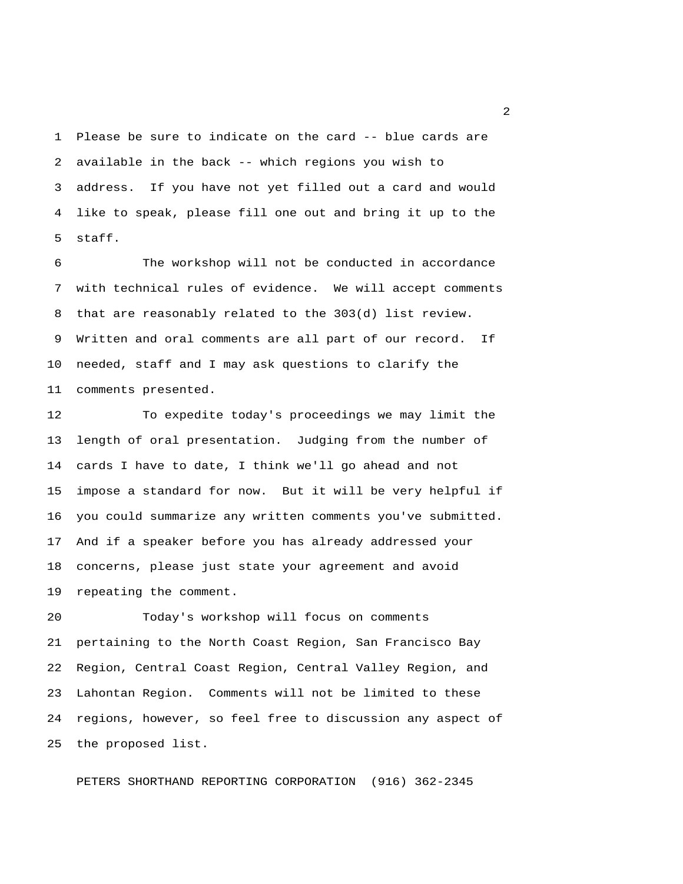Please be sure to indicate on the card -- blue cards are available in the back -- which regions you wish to address. If you have not yet filled out a card and would like to speak, please fill one out and bring it up to the staff.

The workshop will not be conducted in accordance with technical rules of evidence. We will accept comments that are reasonably related to the 303(d) list review. Written and oral comments are all part of our record. If needed, staff and I may ask questions to clarify the comments presented.

To expedite today's proceedings we may limit the length of oral presentation. Judging from the number of cards I have to date, I think we'll go ahead and not impose a standard for now. But it will be very helpful if you could summarize any written comments you've submitted. And if a speaker before you has already addressed your concerns, please just state your agreement and avoid repeating the comment.

Today's workshop will focus on comments pertaining to the North Coast Region, San Francisco Bay Region, Central Coast Region, Central Valley Region, and Lahontan Region. Comments will not be limited to these regions, however, so feel free to discussion any aspect of the proposed list.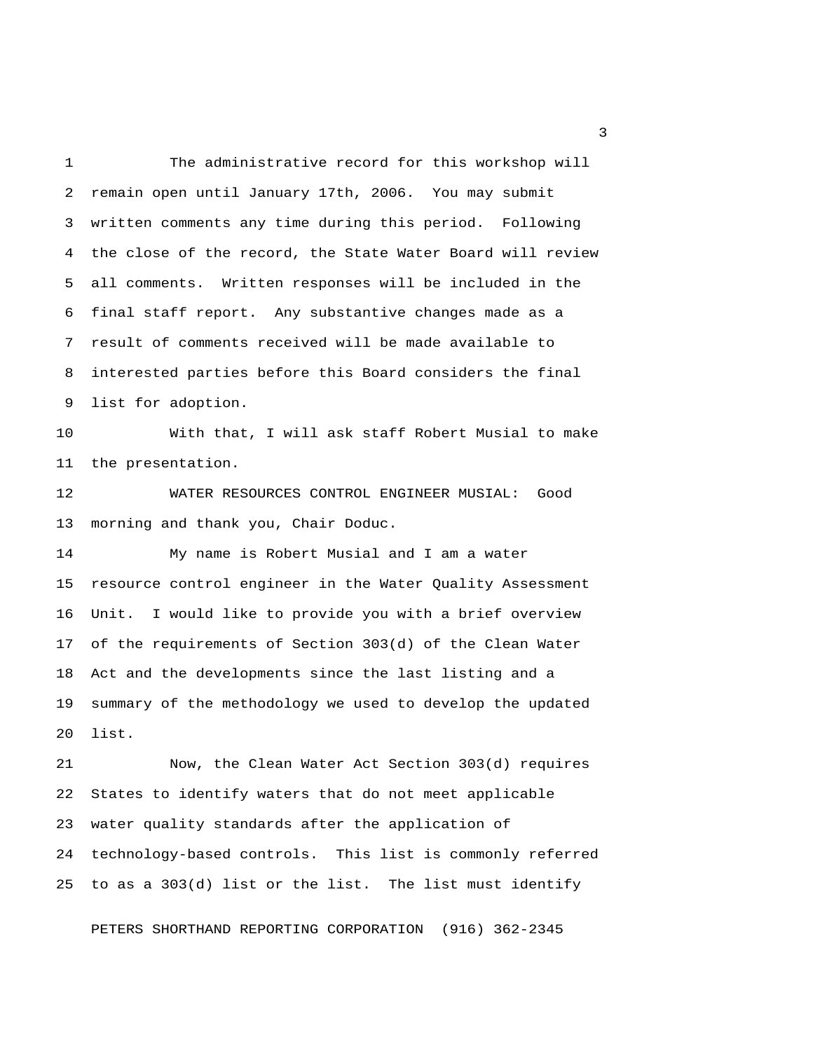The administrative record for this workshop will remain open until January 17th, 2006. You may submit written comments any time during this period. Following the close of the record, the State Water Board will review all comments. Written responses will be included in the final staff report. Any substantive changes made as a result of comments received will be made available to interested parties before this Board considers the final list for adoption.

With that, I will ask staff Robert Musial to make the presentation.

WATER RESOURCES CONTROL ENGINEER MUSIAL: Good morning and thank you, Chair Doduc.

My name is Robert Musial and I am a water resource control engineer in the Water Quality Assessment Unit. I would like to provide you with a brief overview of the requirements of Section 303(d) of the Clean Water Act and the developments since the last listing and a summary of the methodology we used to develop the updated list.

Now, the Clean Water Act Section 303(d) requires States to identify waters that do not meet applicable water quality standards after the application of technology-based controls. This list is commonly referred to as a 303(d) list or the list. The list must identify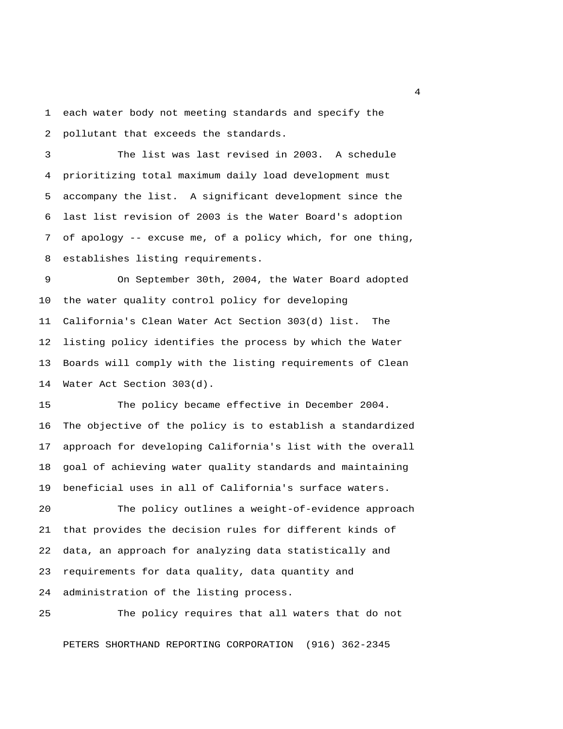each water body not meeting standards and specify the pollutant that exceeds the standards.

The list was last revised in 2003. A schedule prioritizing total maximum daily load development must accompany the list. A significant development since the last list revision of 2003 is the Water Board's adoption of apology -- excuse me, of a policy which, for one thing, establishes listing requirements.

On September 30th, 2004, the Water Board adopted the water quality control policy for developing California's Clean Water Act Section 303(d) list. The listing policy identifies the process by which the Water Boards will comply with the listing requirements of Clean Water Act Section 303(d).

The policy became effective in December 2004. The objective of the policy is to establish a standardized approach for developing California's list with the overall goal of achieving water quality standards and maintaining beneficial uses in all of California's surface waters.

The policy outlines a weight-of-evidence approach that provides the decision rules for different kinds of data, an approach for analyzing data statistically and requirements for data quality, data quantity and administration of the listing process.

The policy requires that all waters that do not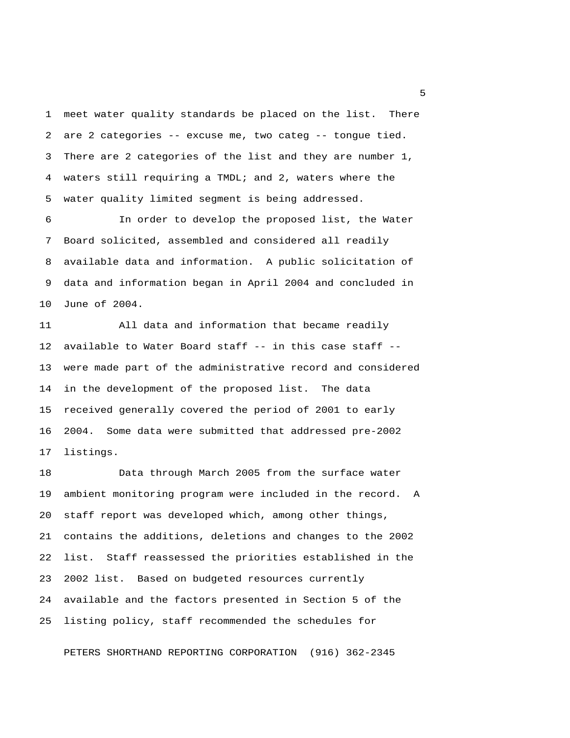meet water quality standards be placed on the list. There are 2 categories -- excuse me, two categ -- tongue tied. There are 2 categories of the list and they are number 1, waters still requiring a TMDL; and 2, waters where the water quality limited segment is being addressed.

In order to develop the proposed list, the Water Board solicited, assembled and considered all readily available data and information. A public solicitation of data and information began in April 2004 and concluded in June of 2004.

All data and information that became readily available to Water Board staff -- in this case staff -- were made part of the administrative record and considered in the development of the proposed list. The data received generally covered the period of 2001 to early 2004. Some data were submitted that addressed pre-2002 listings.

Data through March 2005 from the surface water ambient monitoring program were included in the record. A staff report was developed which, among other things, contains the additions, deletions and changes to the 2002 list. Staff reassessed the priorities established in the 2002 list. Based on budgeted resources currently available and the factors presented in Section 5 of the listing policy, staff recommended the schedules for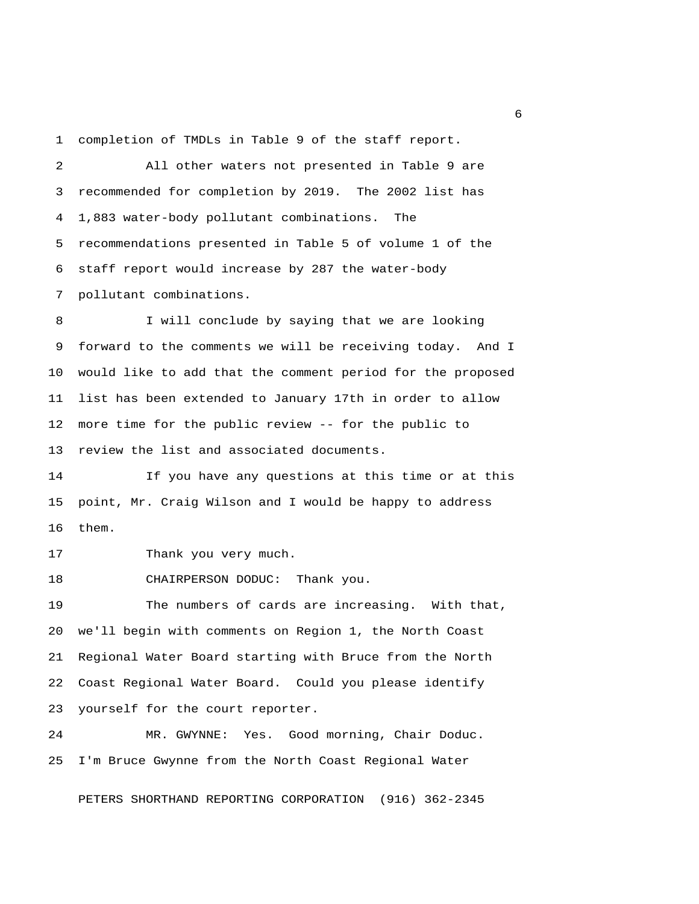completion of TMDLs in Table 9 of the staff report.

All other waters not presented in Table 9 are recommended for completion by 2019. The 2002 list has 1,883 water-body pollutant combinations. The recommendations presented in Table 5 of volume 1 of the staff report would increase by 287 the water-body pollutant combinations.

I will conclude by saying that we are looking forward to the comments we will be receiving today. And I would like to add that the comment period for the proposed list has been extended to January 17th in order to allow more time for the public review -- for the public to review the list and associated documents.

If you have any questions at this time or at this point, Mr. Craig Wilson and I would be happy to address them.

Thank you very much.

CHAIRPERSON DODUC: Thank you.

The numbers of cards are increasing. With that, we'll begin with comments on Region 1, the North Coast Regional Water Board starting with Bruce from the North Coast Regional Water Board. Could you please identify yourself for the court reporter.

MR. GWYNNE: Yes. Good morning, Chair Doduc. I'm Bruce Gwynne from the North Coast Regional Water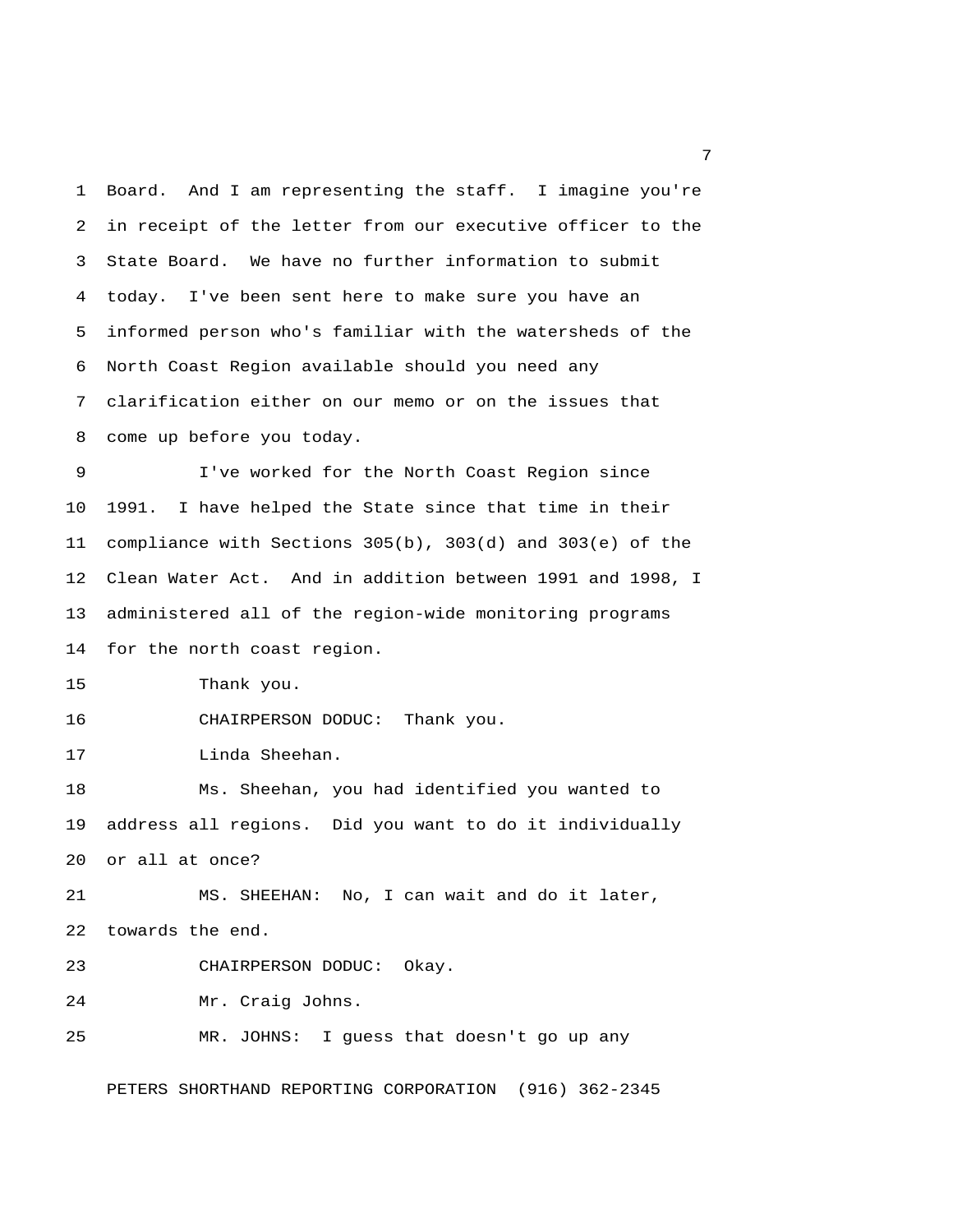Board. And I am representing the staff. I imagine you're in receipt of the letter from our executive officer to the State Board. We have no further information to submit today. I've been sent here to make sure you have an informed person who's familiar with the watersheds of the North Coast Region available should you need any clarification either on our memo or on the issues that come up before you today.

I've worked for the North Coast Region since 1991. I have helped the State since that time in their compliance with Sections 305(b), 303(d) and 303(e) of the Clean Water Act. And in addition between 1991 and 1998, I administered all of the region-wide monitoring programs for the north coast region.

Thank you.

CHAIRPERSON DODUC: Thank you.

Linda Sheehan.

Ms. Sheehan, you had identified you wanted to address all regions. Did you want to do it individually or all at once?

MS. SHEEHAN: No, I can wait and do it later, towards the end.

CHAIRPERSON DODUC: Okay.

Mr. Craig Johns.

MR. JOHNS: I guess that doesn't go up any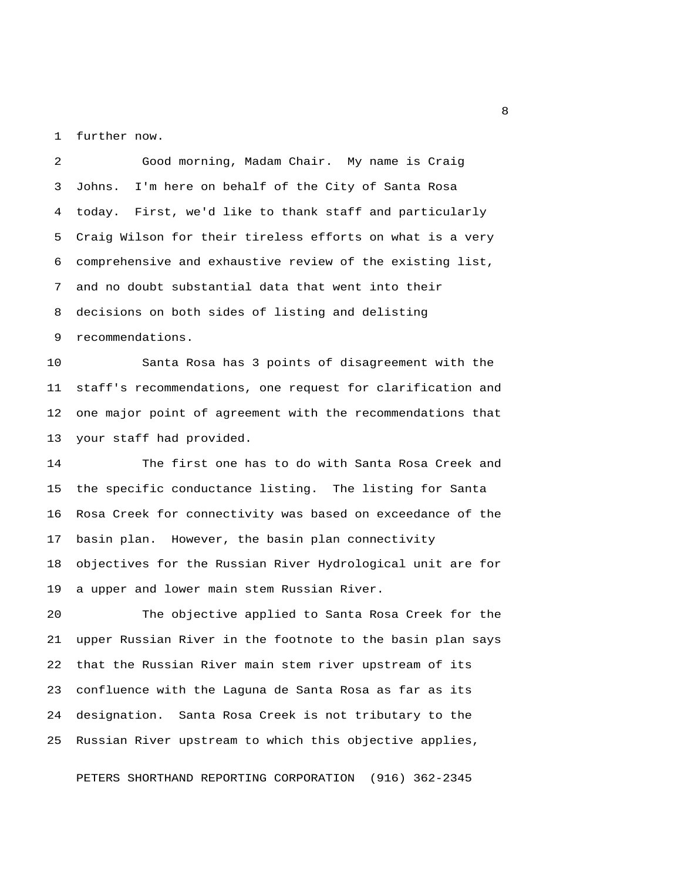further now.

Good morning, Madam Chair. My name is Craig Johns. I'm here on behalf of the City of Santa Rosa today. First, we'd like to thank staff and particularly Craig Wilson for their tireless efforts on what is a very comprehensive and exhaustive review of the existing list, and no doubt substantial data that went into their decisions on both sides of listing and delisting recommendations.

Santa Rosa has 3 points of disagreement with the staff's recommendations, one request for clarification and one major point of agreement with the recommendations that your staff had provided.

The first one has to do with Santa Rosa Creek and the specific conductance listing. The listing for Santa Rosa Creek for connectivity was based on exceedance of the basin plan. However, the basin plan connectivity objectives for the Russian River Hydrological unit are for a upper and lower main stem Russian River.

The objective applied to Santa Rosa Creek for the upper Russian River in the footnote to the basin plan says that the Russian River main stem river upstream of its confluence with the Laguna de Santa Rosa as far as its designation. Santa Rosa Creek is not tributary to the Russian River upstream to which this objective applies,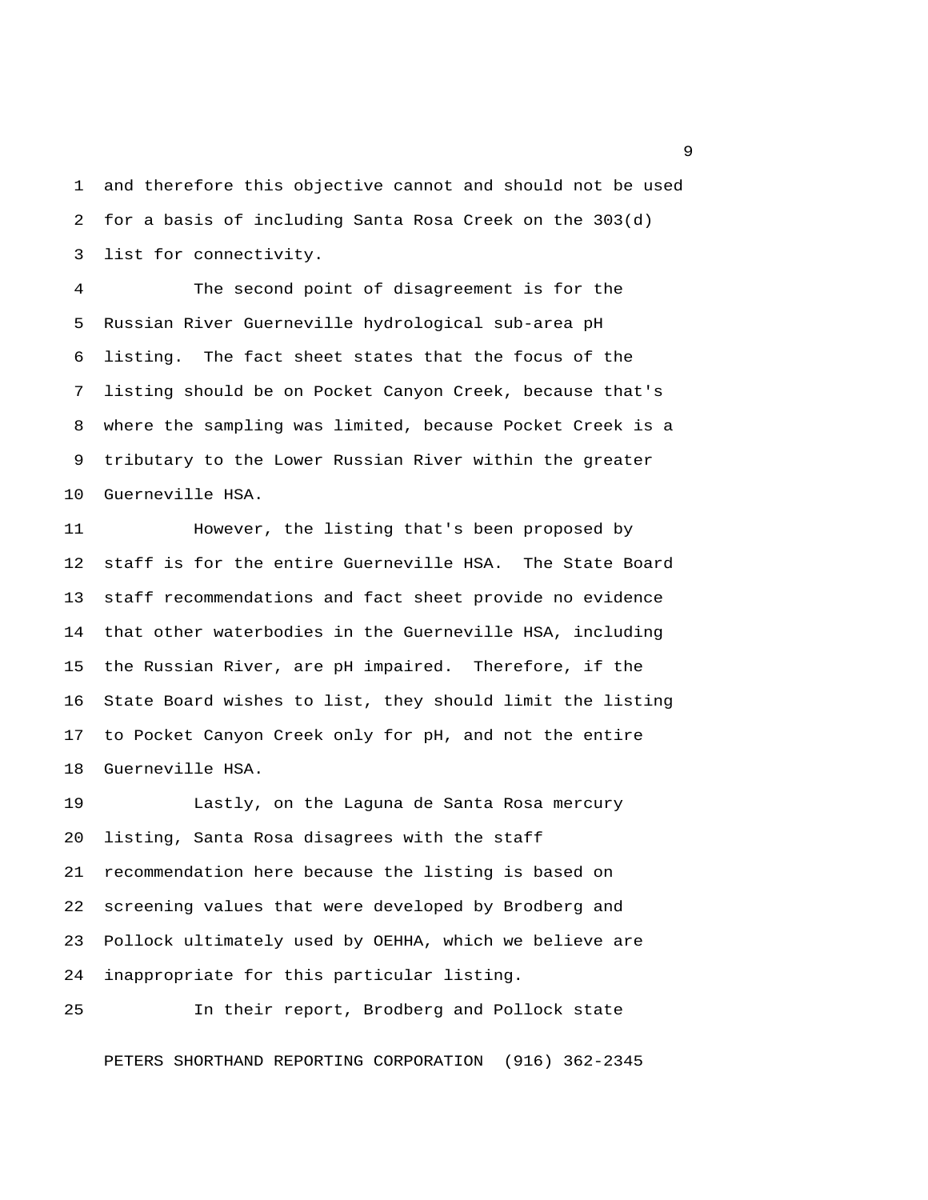and therefore this objective cannot and should not be used for a basis of including Santa Rosa Creek on the 303(d) list for connectivity.

The second point of disagreement is for the Russian River Guerneville hydrological sub-area pH listing. The fact sheet states that the focus of the listing should be on Pocket Canyon Creek, because that's where the sampling was limited, because Pocket Creek is a tributary to the Lower Russian River within the greater Guerneville HSA.

However, the listing that's been proposed by staff is for the entire Guerneville HSA. The State Board staff recommendations and fact sheet provide no evidence that other waterbodies in the Guerneville HSA, including the Russian River, are pH impaired. Therefore, if the State Board wishes to list, they should limit the listing to Pocket Canyon Creek only for pH, and not the entire Guerneville HSA.

Lastly, on the Laguna de Santa Rosa mercury listing, Santa Rosa disagrees with the staff recommendation here because the listing is based on screening values that were developed by Brodberg and Pollock ultimately used by OEHHA, which we believe are inappropriate for this particular listing.

In their report, Brodberg and Pollock state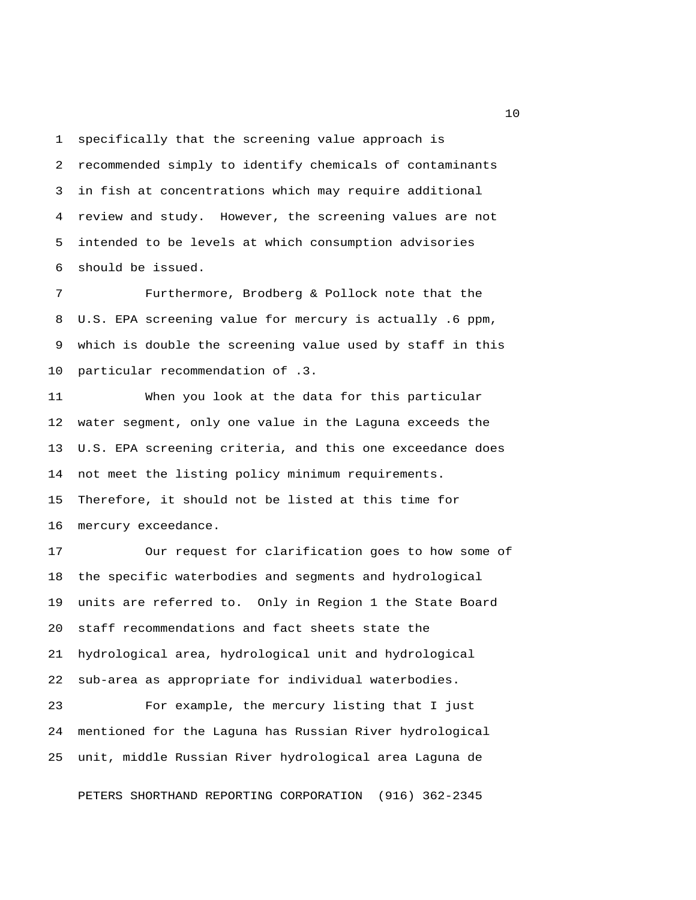specifically that the screening value approach is recommended simply to identify chemicals of contaminants in fish at concentrations which may require additional review and study. However, the screening values are not intended to be levels at which consumption advisories should be issued.

Furthermore, Brodberg & Pollock note that the U.S. EPA screening value for mercury is actually .6 ppm, which is double the screening value used by staff in this particular recommendation of .3.

When you look at the data for this particular water segment, only one value in the Laguna exceeds the U.S. EPA screening criteria, and this one exceedance does not meet the listing policy minimum requirements. Therefore, it should not be listed at this time for mercury exceedance.

Our request for clarification goes to how some of the specific waterbodies and segments and hydrological units are referred to. Only in Region 1 the State Board staff recommendations and fact sheets state the hydrological area, hydrological unit and hydrological sub-area as appropriate for individual waterbodies.

For example, the mercury listing that I just mentioned for the Laguna has Russian River hydrological unit, middle Russian River hydrological area Laguna de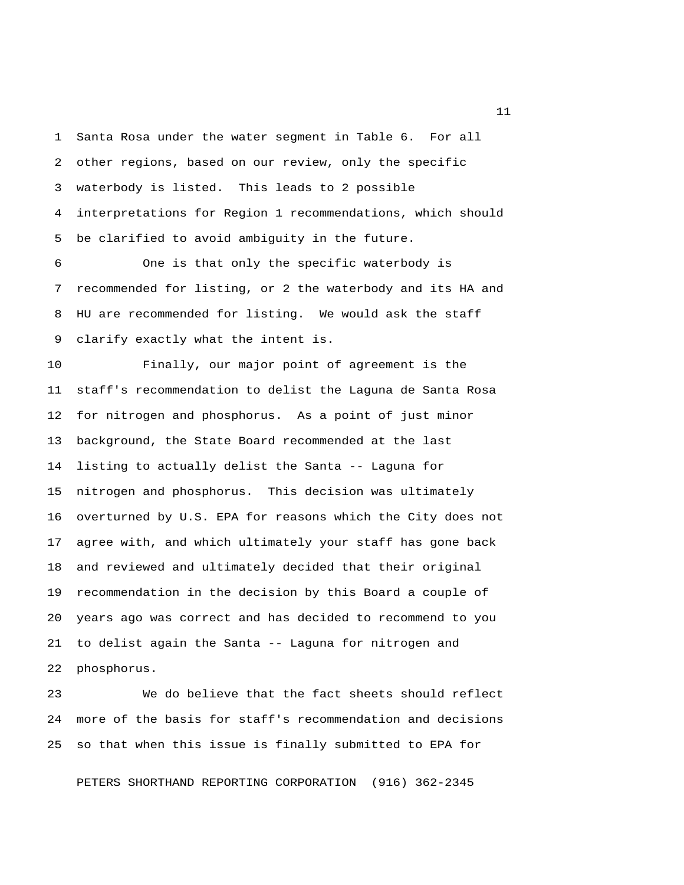Santa Rosa under the water segment in Table 6. For all other regions, based on our review, only the specific waterbody is listed. This leads to 2 possible interpretations for Region 1 recommendations, which should be clarified to avoid ambiguity in the future.

One is that only the specific waterbody is recommended for listing, or 2 the waterbody and its HA and HU are recommended for listing. We would ask the staff clarify exactly what the intent is.

Finally, our major point of agreement is the staff's recommendation to delist the Laguna de Santa Rosa for nitrogen and phosphorus. As a point of just minor background, the State Board recommended at the last listing to actually delist the Santa -- Laguna for nitrogen and phosphorus. This decision was ultimately overturned by U.S. EPA for reasons which the City does not agree with, and which ultimately your staff has gone back and reviewed and ultimately decided that their original recommendation in the decision by this Board a couple of years ago was correct and has decided to recommend to you to delist again the Santa -- Laguna for nitrogen and phosphorus.

We do believe that the fact sheets should reflect more of the basis for staff's recommendation and decisions so that when this issue is finally submitted to EPA for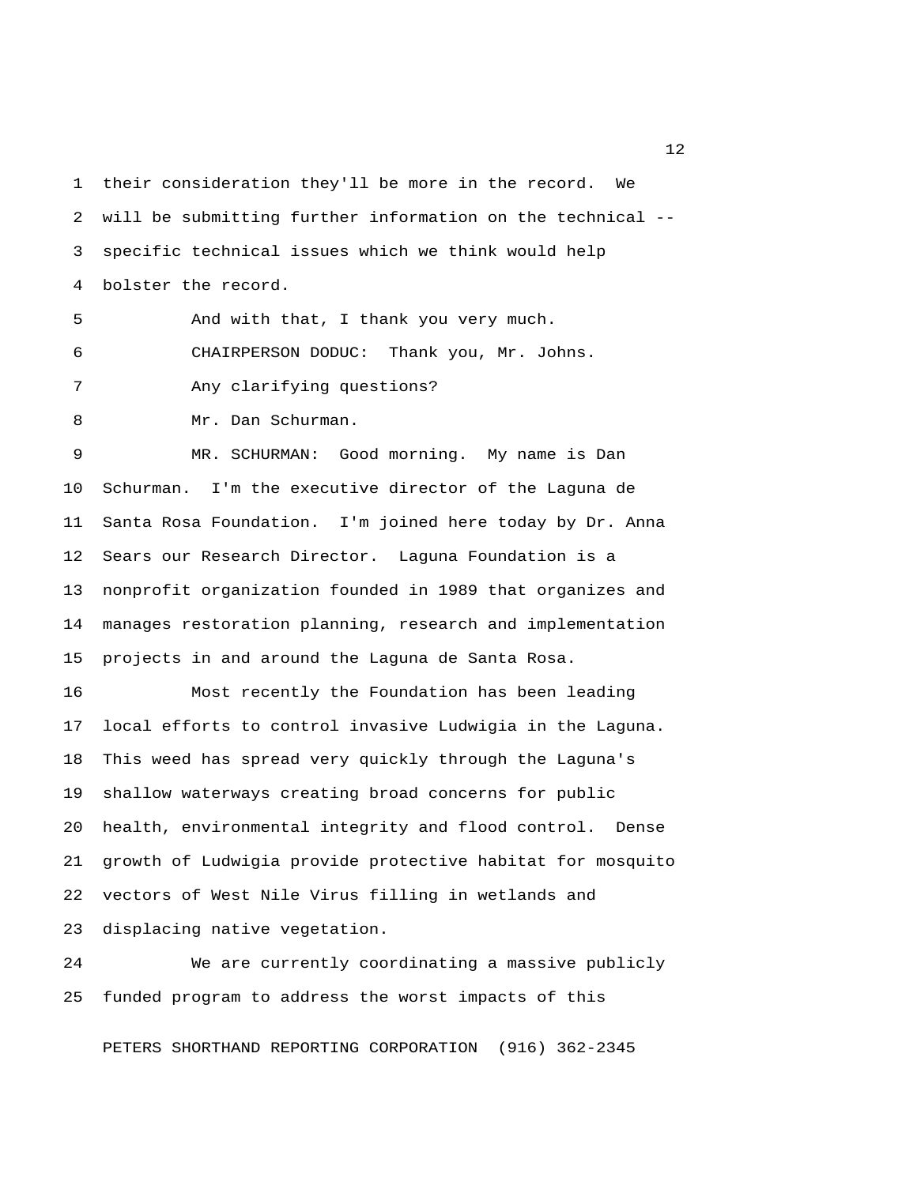their consideration they'll be more in the record. We will be submitting further information on the technical -- specific technical issues which we think would help bolster the record.

And with that, I thank you very much.

CHAIRPERSON DODUC: Thank you, Mr. Johns.

Any clarifying questions?

Mr. Dan Schurman.

MR. SCHURMAN: Good morning. My name is Dan Schurman. I'm the executive director of the Laguna de Santa Rosa Foundation. I'm joined here today by Dr. Anna Sears our Research Director. Laguna Foundation is a nonprofit organization founded in 1989 that organizes and manages restoration planning, research and implementation projects in and around the Laguna de Santa Rosa.

Most recently the Foundation has been leading local efforts to control invasive Ludwigia in the Laguna. This weed has spread very quickly through the Laguna's shallow waterways creating broad concerns for public health, environmental integrity and flood control. Dense growth of Ludwigia provide protective habitat for mosquito vectors of West Nile Virus filling in wetlands and displacing native vegetation.

We are currently coordinating a massive publicly funded program to address the worst impacts of this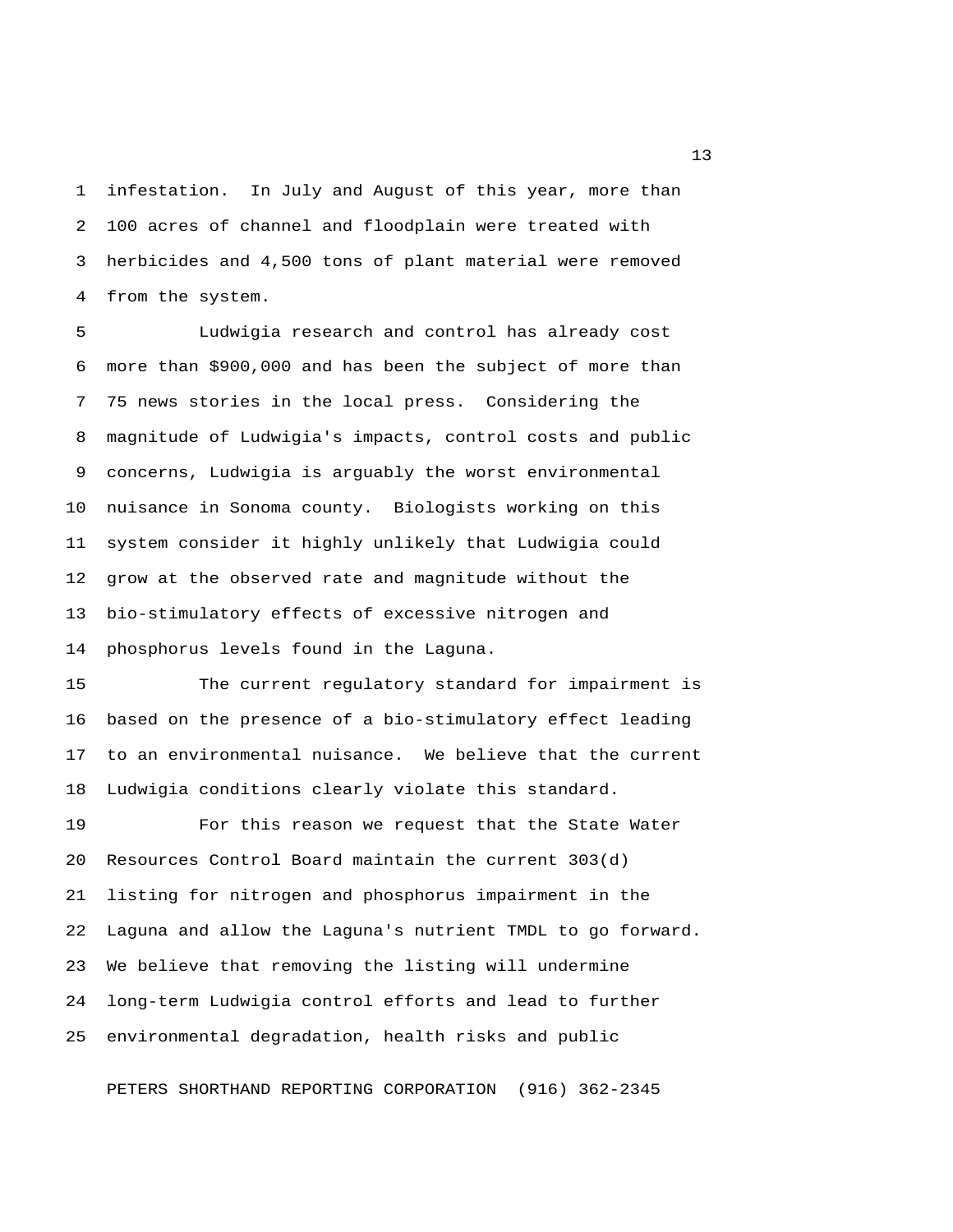infestation. In July and August of this year, more than 100 acres of channel and floodplain were treated with herbicides and 4,500 tons of plant material were removed from the system.

Ludwigia research and control has already cost more than $900,000 and has been the subject of more than 75 news stories in the local press. Considering the magnitude of Ludwigia's impacts, control costs and public concerns, Ludwigia is arguably the worst environmental nuisance in Sonoma county. Biologists working on this system consider it highly unlikely that Ludwigia could grow at the observed rate and magnitude without the bio-stimulatory effects of excessive nitrogen and phosphorus levels found in the Laguna.

The current regulatory standard for impairment is based on the presence of a bio-stimulatory effect leading to an environmental nuisance. We believe that the current Ludwigia conditions clearly violate this standard.

For this reason we request that the State Water Resources Control Board maintain the current 303(d) listing for nitrogen and phosphorus impairment in the Laguna and allow the Laguna's nutrient TMDL to go forward. We believe that removing the listing will undermine long-term Ludwigia control efforts and lead to further environmental degradation, health risks and public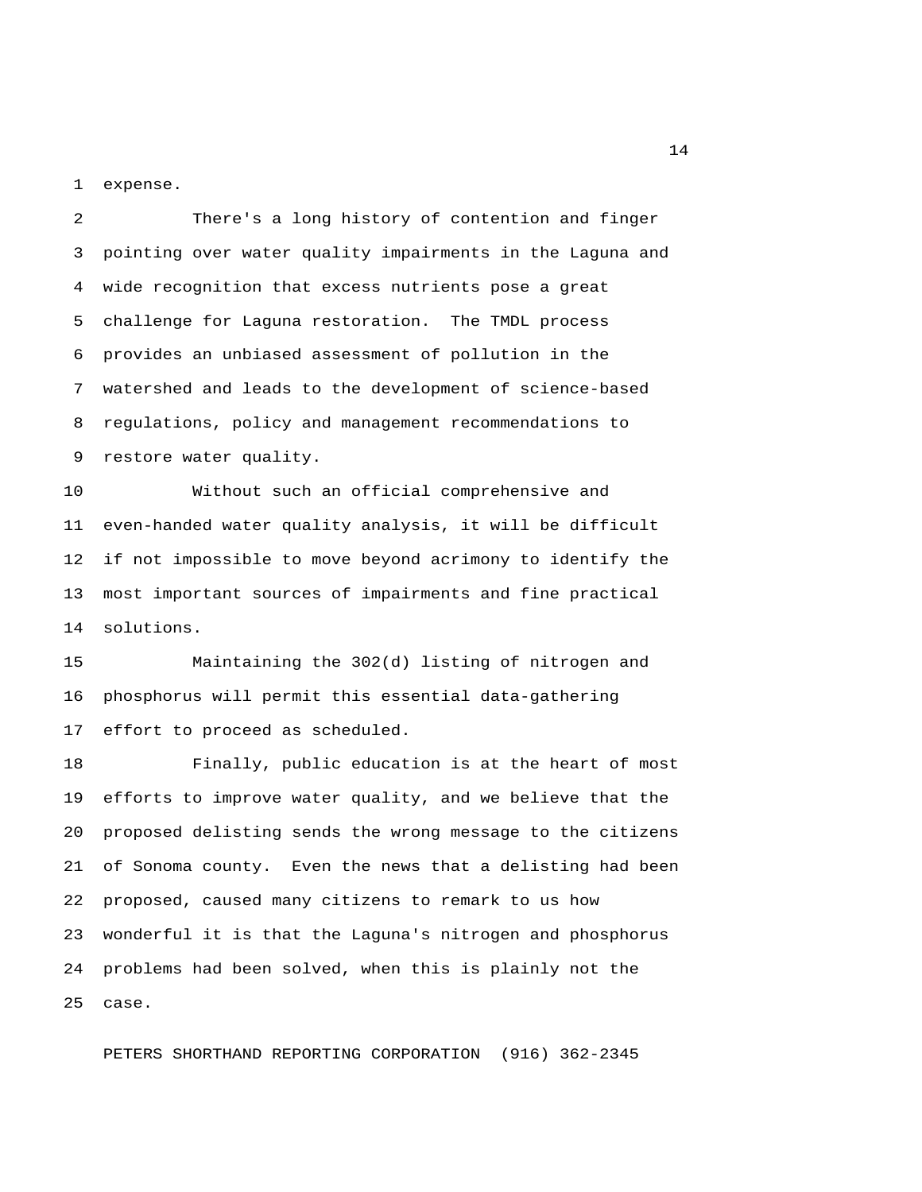expense.

There's a long history of contention and finger pointing over water quality impairments in the Laguna and wide recognition that excess nutrients pose a great challenge for Laguna restoration. The TMDL process provides an unbiased assessment of pollution in the watershed and leads to the development of science-based regulations, policy and management recommendations to restore water quality.

Without such an official comprehensive and even-handed water quality analysis, it will be difficult if not impossible to move beyond acrimony to identify the most important sources of impairments and fine practical solutions.

Maintaining the 302(d) listing of nitrogen and phosphorus will permit this essential data-gathering effort to proceed as scheduled.

Finally, public education is at the heart of most efforts to improve water quality, and we believe that the proposed delisting sends the wrong message to the citizens of Sonoma county. Even the news that a delisting had been proposed, caused many citizens to remark to us how wonderful it is that the Laguna's nitrogen and phosphorus problems had been solved, when this is plainly not the case.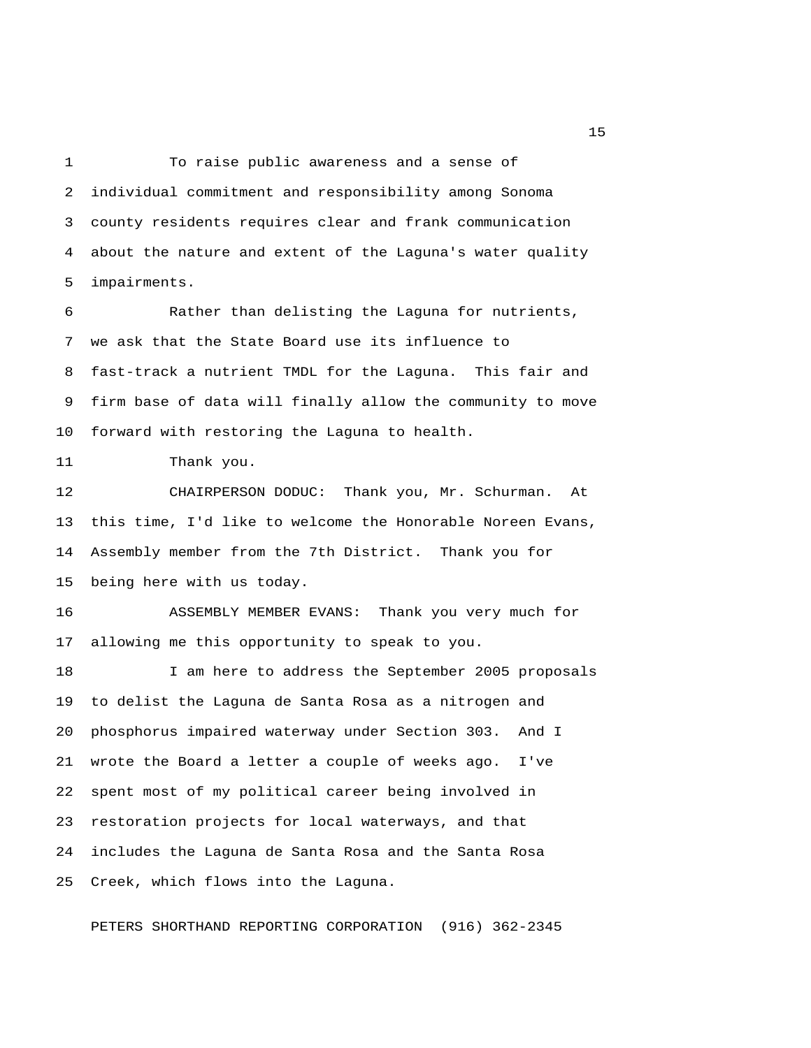To raise public awareness and a sense of individual commitment and responsibility among Sonoma county residents requires clear and frank communication about the nature and extent of the Laguna's water quality impairments.

Rather than delisting the Laguna for nutrients, we ask that the State Board use its influence to fast-track a nutrient TMDL for the Laguna. This fair and firm base of data will finally allow the community to move forward with restoring the Laguna to health.

Thank you.

CHAIRPERSON DODUC: Thank you, Mr. Schurman. At this time, I'd like to welcome the Honorable Noreen Evans, Assembly member from the 7th District. Thank you for being here with us today.

ASSEMBLY MEMBER EVANS: Thank you very much for allowing me this opportunity to speak to you.

I am here to address the September 2005 proposals to delist the Laguna de Santa Rosa as a nitrogen and phosphorus impaired waterway under Section 303. And I wrote the Board a letter a couple of weeks ago. I've spent most of my political career being involved in restoration projects for local waterways, and that includes the Laguna de Santa Rosa and the Santa Rosa Creek, which flows into the Laguna.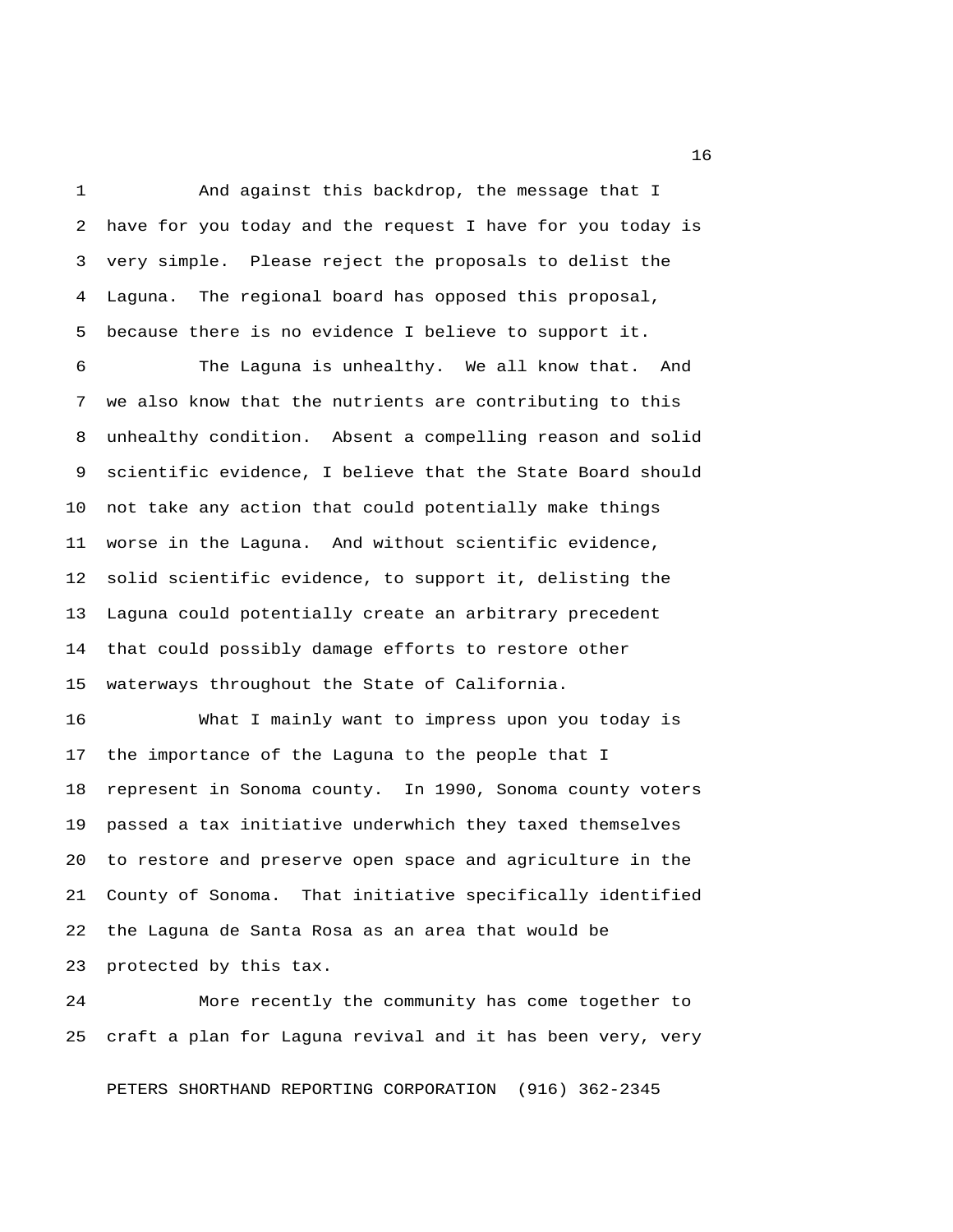And against this backdrop, the message that I have for you today and the request I have for you today is very simple. Please reject the proposals to delist the Laguna. The regional board has opposed this proposal, because there is no evidence I believe to support it.

The Laguna is unhealthy. We all know that. And we also know that the nutrients are contributing to this unhealthy condition. Absent a compelling reason and solid scientific evidence, I believe that the State Board should not take any action that could potentially make things worse in the Laguna. And without scientific evidence, solid scientific evidence, to support it, delisting the Laguna could potentially create an arbitrary precedent that could possibly damage efforts to restore other waterways throughout the State of California.

What I mainly want to impress upon you today is the importance of the Laguna to the people that I represent in Sonoma county. In 1990, Sonoma county voters passed a tax initiative underwhich they taxed themselves to restore and preserve open space and agriculture in the County of Sonoma. That initiative specifically identified the Laguna de Santa Rosa as an area that would be protected by this tax.

More recently the community has come together to craft a plan for Laguna revival and it has been very, very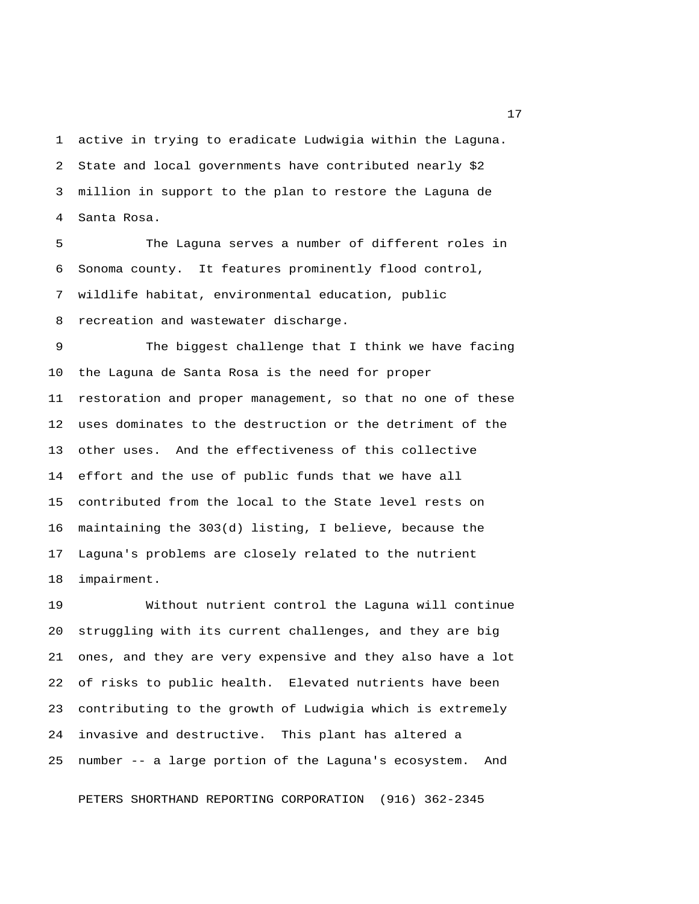active in trying to eradicate Ludwigia within the Laguna. State and local governments have contributed nearly $2 million in support to the plan to restore the Laguna de Santa Rosa.

The Laguna serves a number of different roles in Sonoma county. It features prominently flood control, wildlife habitat, environmental education, public recreation and wastewater discharge.

The biggest challenge that I think we have facing the Laguna de Santa Rosa is the need for proper restoration and proper management, so that no one of these uses dominates to the destruction or the detriment of the other uses. And the effectiveness of this collective effort and the use of public funds that we have all contributed from the local to the State level rests on maintaining the 303(d) listing, I believe, because the Laguna's problems are closely related to the nutrient impairment.

Without nutrient control the Laguna will continue struggling with its current challenges, and they are big ones, and they are very expensive and they also have a lot of risks to public health. Elevated nutrients have been contributing to the growth of Ludwigia which is extremely invasive and destructive. This plant has altered a number -- a large portion of the Laguna's ecosystem. And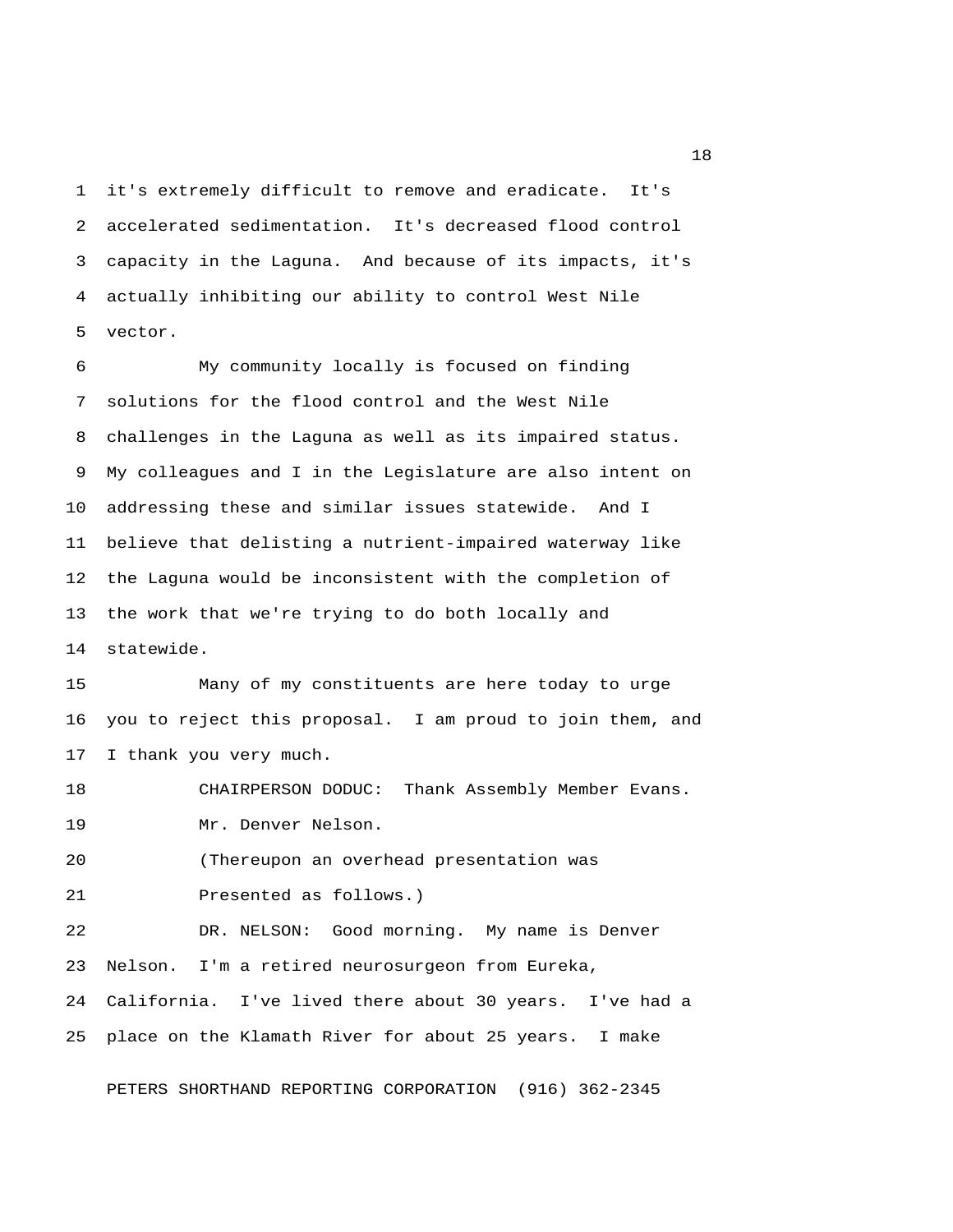it's extremely difficult to remove and eradicate. It's accelerated sedimentation. It's decreased flood control capacity in the Laguna. And because of its impacts, it's actually inhibiting our ability to control West Nile vector.

My community locally is focused on finding solutions for the flood control and the West Nile challenges in the Laguna as well as its impaired status. My colleagues and I in the Legislature are also intent on addressing these and similar issues statewide. And I believe that delisting a nutrient-impaired waterway like the Laguna would be inconsistent with the completion of the work that we're trying to do both locally and statewide.

Many of my constituents are here today to urge you to reject this proposal. I am proud to join them, and I thank you very much.

CHAIRPERSON DODUC: Thank Assembly Member Evans.

Mr. Denver Nelson.

(Thereupon an overhead presentation was Presented as follows.)

DR. NELSON: Good morning. My name is Denver Nelson. I'm a retired neurosurgeon from Eureka, California. I've lived there about 30 years. I've had a place on the Klamath River for about 25 years. I make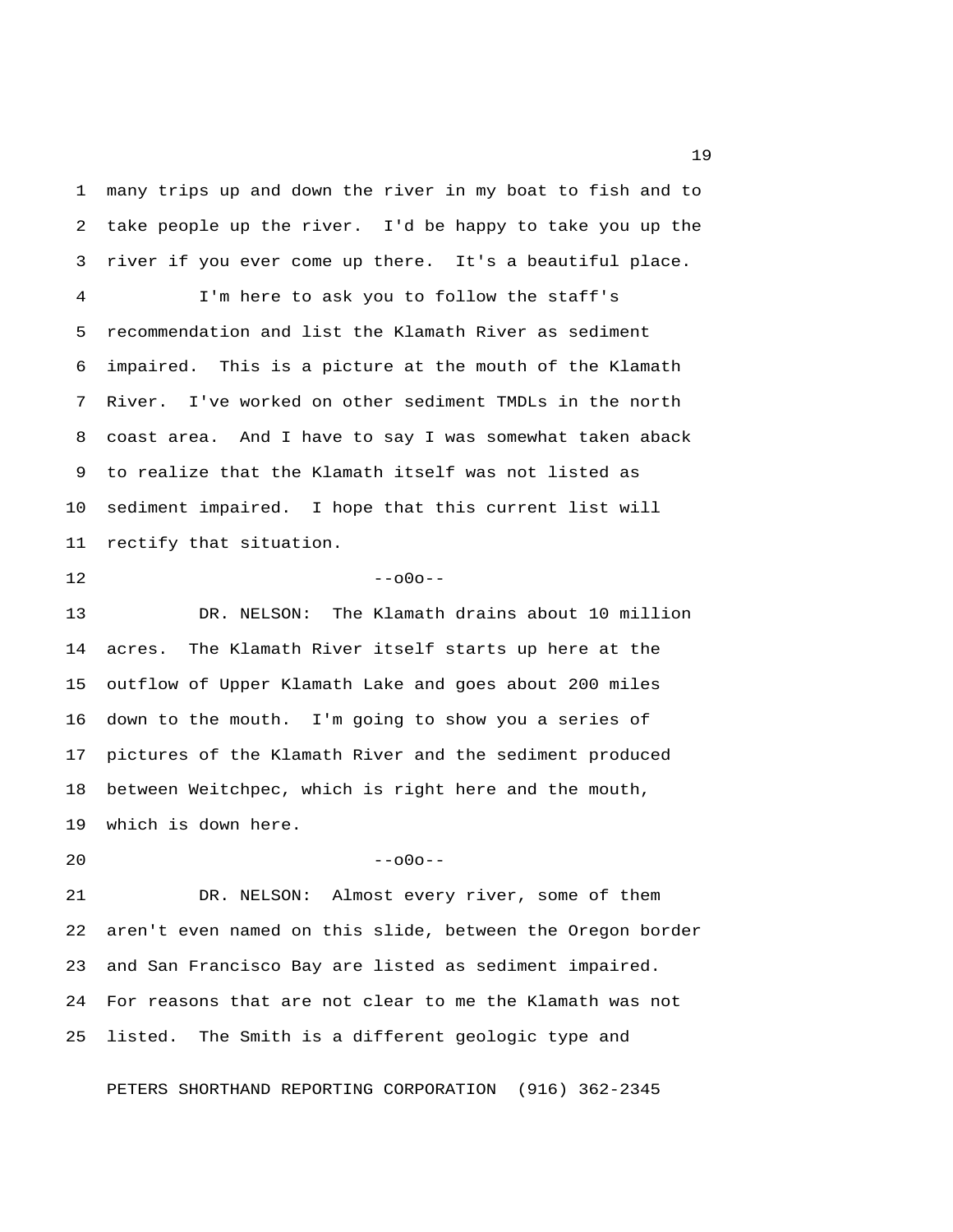many trips up and down the river in my boat to fish and to take people up the river. I'd be happy to take you up the river if you ever come up there. It's a beautiful place.

I'm here to ask you to follow the staff's recommendation and list the Klamath River as sediment impaired. This is a picture at the mouth of the Klamath River. I've worked on other sediment TMDLs in the north coast area. And I have to say I was somewhat taken aback to realize that the Klamath itself was not listed as sediment impaired. I hope that this current list will rectify that situation.

--o0o--

DR. NELSON: The Klamath drains about 10 million acres. The Klamath River itself starts up here at the outflow of Upper Klamath Lake and goes about 200 miles down to the mouth. I'm going to show you a series of pictures of the Klamath River and the sediment produced between Weitchpec, which is right here and the mouth, which is down here.

--o0o--

DR. NELSON: Almost every river, some of them aren't even named on this slide, between the Oregon border and San Francisco Bay are listed as sediment impaired. For reasons that are not clear to me the Klamath was not listed. The Smith is a different geologic type and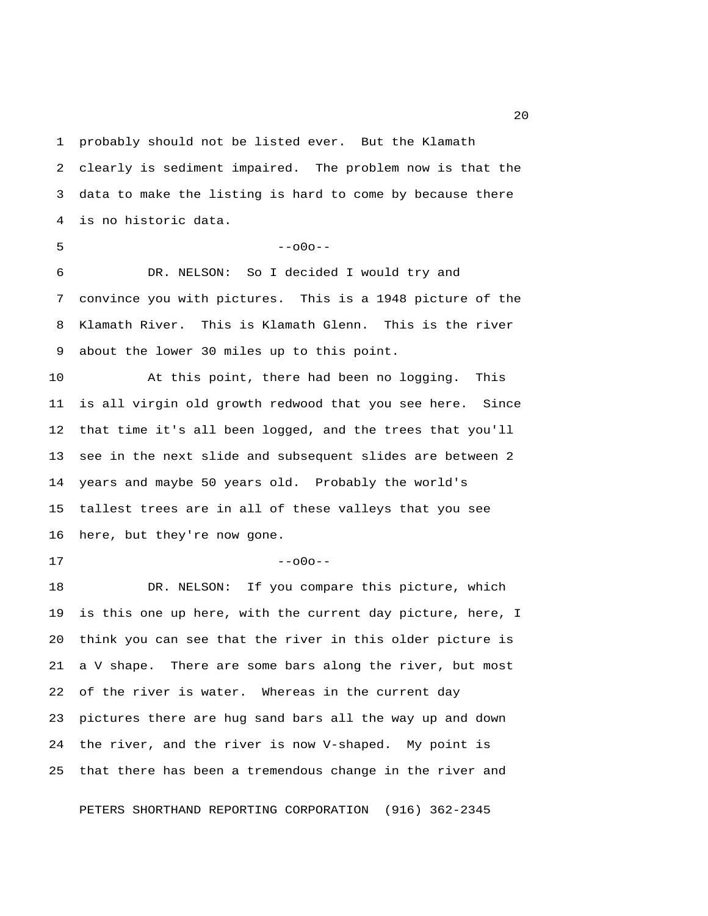probably should not be listed ever. But the Klamath clearly is sediment impaired. The problem now is that the data to make the listing is hard to come by because there is no historic data.

--o0o--

DR. NELSON: So I decided I would try and convince you with pictures. This is a 1948 picture of the Klamath River. This is Klamath Glenn. This is the river about the lower 30 miles up to this point.

At this point, there had been no logging. This is all virgin old growth redwood that you see here. Since that time it's all been logged, and the trees that you'll see in the next slide and subsequent slides are between 2 years and maybe 50 years old. Probably the world's tallest trees are in all of these valleys that you see here, but they're now gone.

--o0o--

DR. NELSON: If you compare this picture, which is this one up here, with the current day picture, here, I think you can see that the river in this older picture is a V shape. There are some bars along the river, but most of the river is water. Whereas in the current day pictures there are hug sand bars all the way up and down the river, and the river is now V-shaped. My point is that there has been a tremendous change in the river and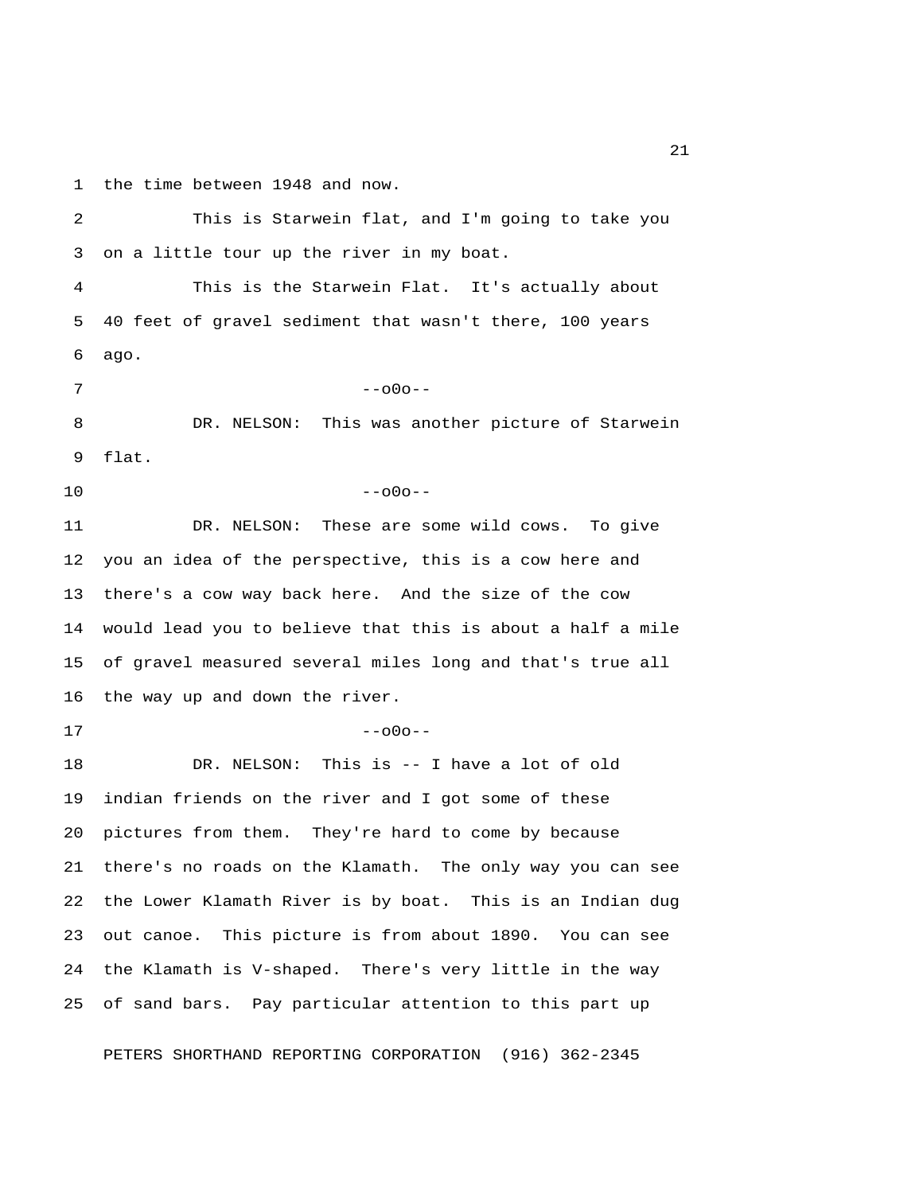the time between 1948 and now.

This is Starwein flat, and I'm going to take you on a little tour up the river in my boat.

This is the Starwein Flat. It's actually about 40 feet of gravel sediment that wasn't there, 100 years ago.

--o0o--

DR. NELSON: This was another picture of Starwein flat.

--o0o--

DR. NELSON: These are some wild cows. To give you an idea of the perspective, this is a cow here and there's a cow way back here. And the size of the cow would lead you to believe that this is about a half a mile of gravel measured several miles long and that's true all the way up and down the river.

--o0o--

DR. NELSON: This is -- I have a lot of old indian friends on the river and I got some of these pictures from them. They're hard to come by because there's no roads on the Klamath. The only way you can see the Lower Klamath River is by boat. This is an Indian dug out canoe. This picture is from about 1890. You can see the Klamath is V-shaped. There's very little in the way of sand bars. Pay particular attention to this part up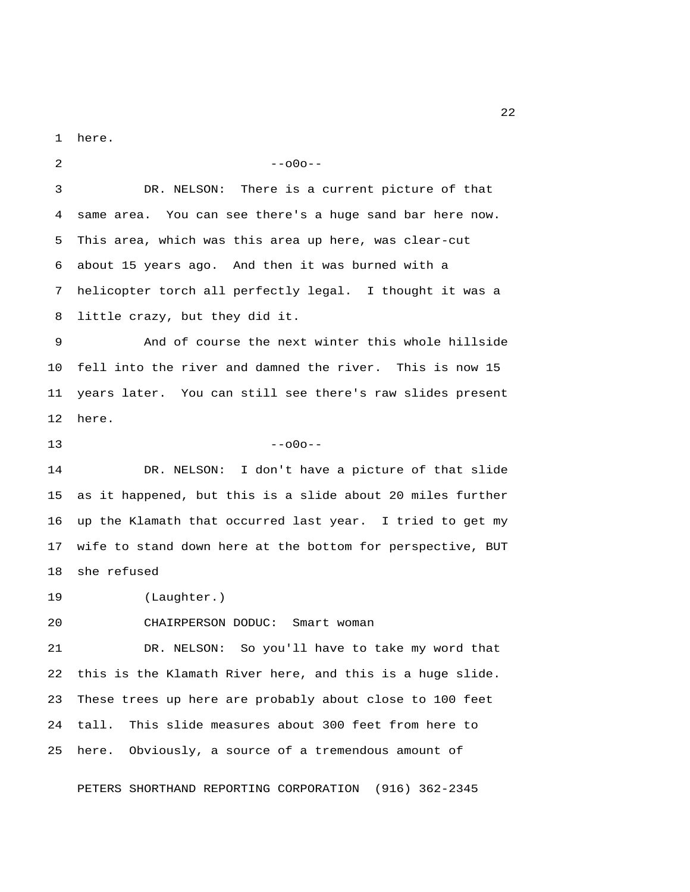here.

--o0o--

DR. NELSON: There is a current picture of that same area. You can see there's a huge sand bar here now. This area, which was this area up here, was clear-cut about 15 years ago. And then it was burned with a helicopter torch all perfectly legal. I thought it was a little crazy, but they did it.

And of course the next winter this whole hillside fell into the river and damned the river. This is now 15 years later. You can still see there's raw slides present here.

--o0o--

DR. NELSON: I don't have a picture of that slide as it happened, but this is a slide about 20 miles further up the Klamath that occurred last year. I tried to get my wife to stand down here at the bottom for perspective, BUT she refused

(Laughter.)

CHAIRPERSON DODUC: Smart woman

DR. NELSON: So you'll have to take my word that this is the Klamath River here, and this is a huge slide. These trees up here are probably about close to 100 feet tall. This slide measures about 300 feet from here to here. Obviously, a source of a tremendous amount of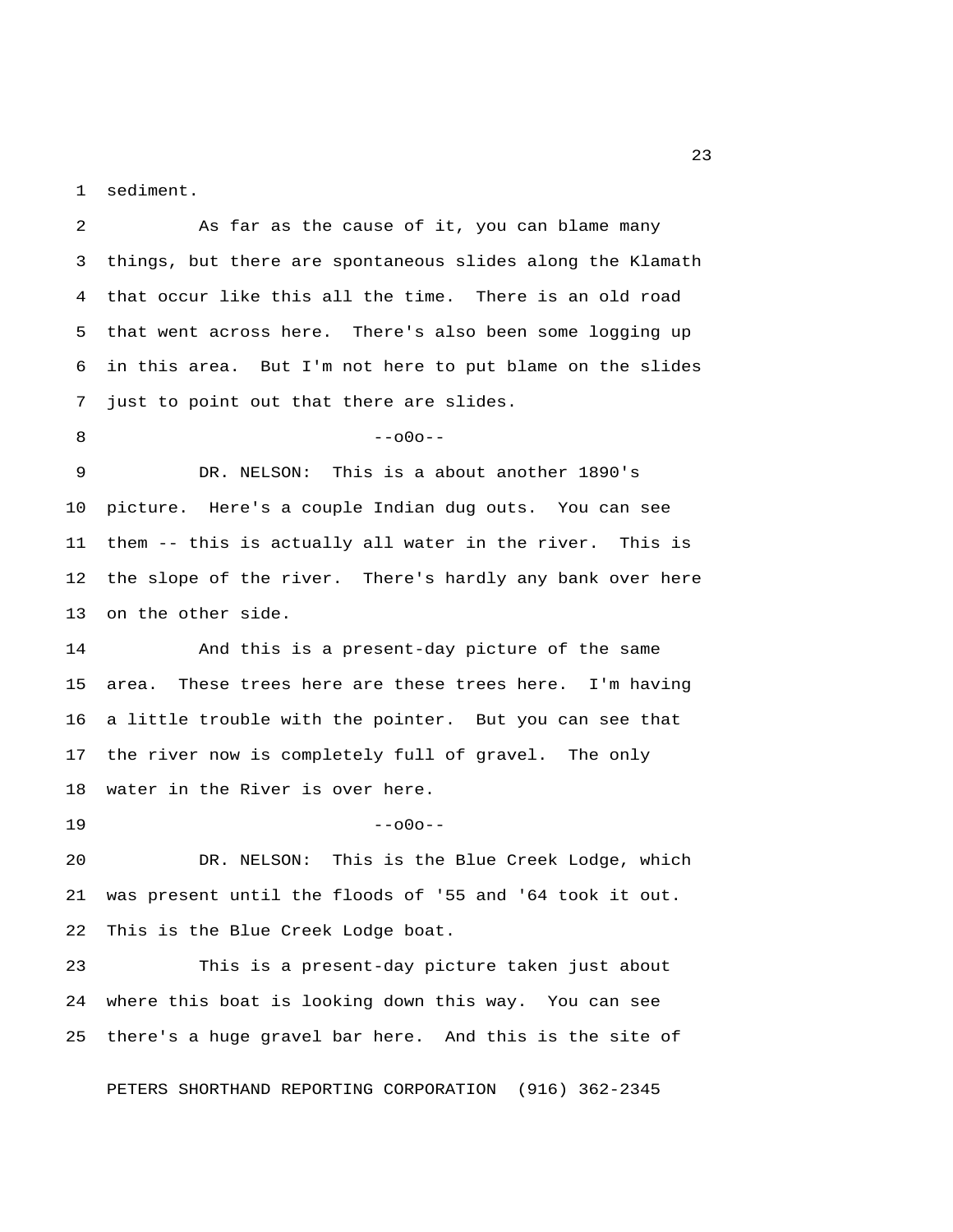sediment.

As far as the cause of it, you can blame many things, but there are spontaneous slides along the Klamath that occur like this all the time. There is an old road that went across here. There's also been some logging up in this area. But I'm not here to put blame on the slides just to point out that there are slides.

--o0o--

DR. NELSON: This is a about another 1890's picture. Here's a couple Indian dug outs. You can see them -- this is actually all water in the river. This is the slope of the river. There's hardly any bank over here on the other side.

And this is a present-day picture of the same area. These trees here are these trees here. I'm having a little trouble with the pointer. But you can see that the river now is completely full of gravel. The only water in the River is over here.

--o0o--

DR. NELSON: This is the Blue Creek Lodge, which was present until the floods of '55 and '64 took it out. This is the Blue Creek Lodge boat.

This is a present-day picture taken just about where this boat is looking down this way. You can see there's a huge gravel bar here. And this is the site of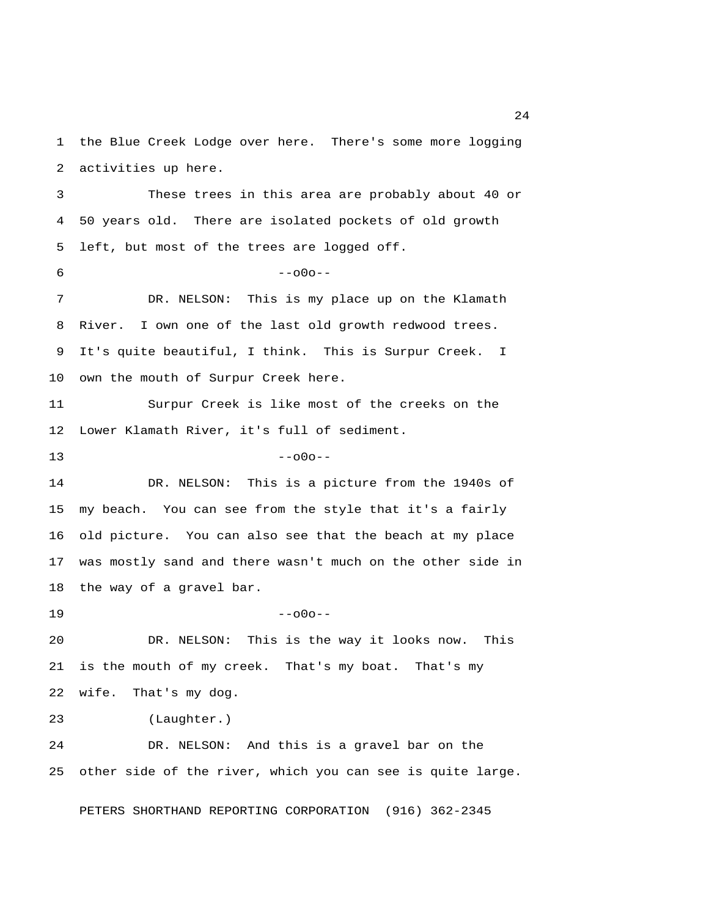the Blue Creek Lodge over here. There's some more logging activities up here.

These trees in this area are probably about 40 or 50 years old. There are isolated pockets of old growth left, but most of the trees are logged off.

--o0o--

DR. NELSON: This is my place up on the Klamath River. I own one of the last old growth redwood trees. It's quite beautiful, I think. This is Surpur Creek. I own the mouth of Surpur Creek here.

Surpur Creek is like most of the creeks on the Lower Klamath River, it's full of sediment.

--o0o--

DR. NELSON: This is a picture from the 1940s of my beach. You can see from the style that it's a fairly old picture. You can also see that the beach at my place was mostly sand and there wasn't much on the other side in the way of a gravel bar.

--o0o--

DR. NELSON: This is the way it looks now. This is the mouth of my creek. That's my boat. That's my wife. That's my dog.

(Laughter.)

DR. NELSON: And this is a gravel bar on the other side of the river, which you can see is quite large.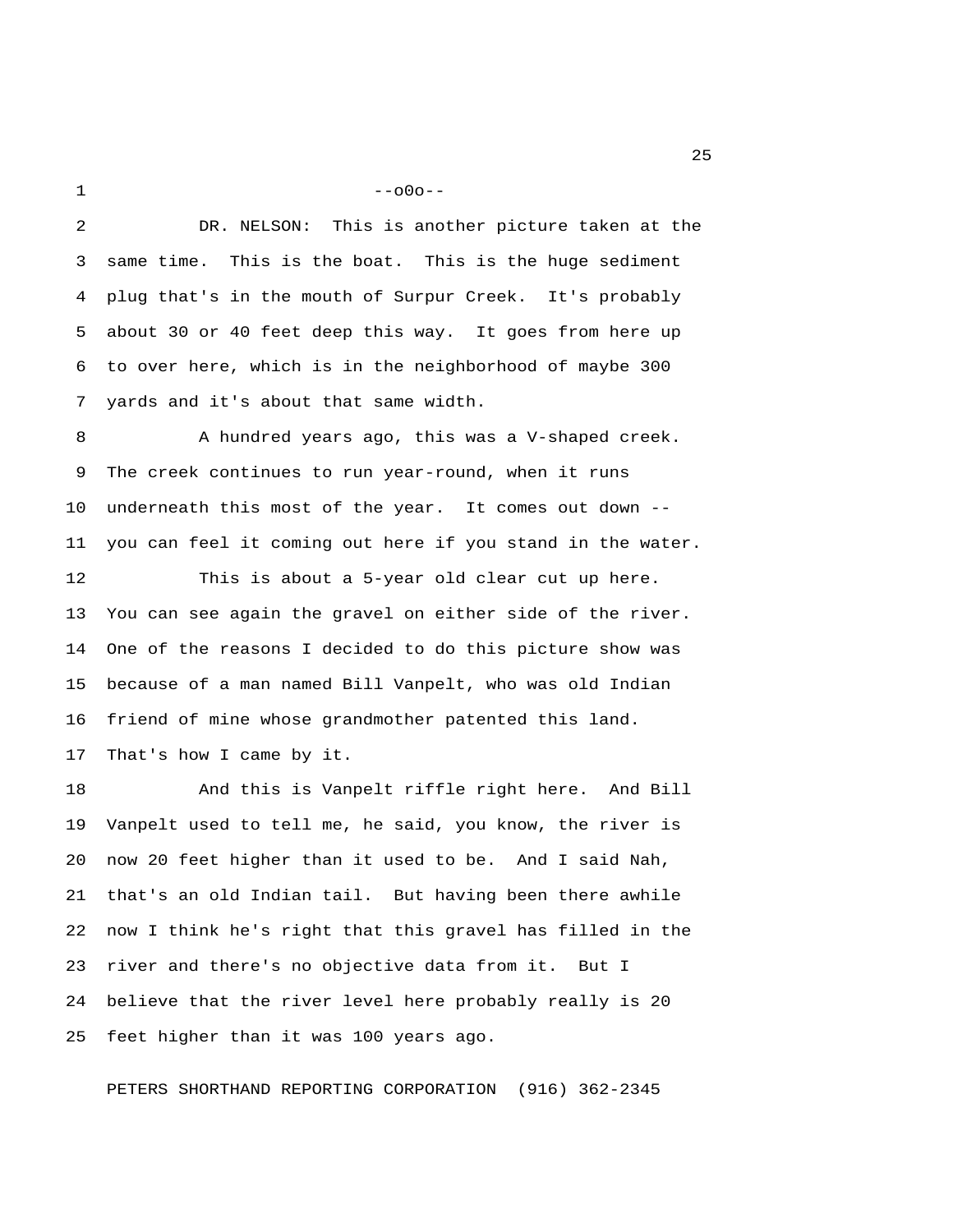--o0o--

DR. NELSON: This is another picture taken at the same time. This is the boat. This is the huge sediment plug that's in the mouth of Surpur Creek. It's probably about 30 or 40 feet deep this way. It goes from here up to over here, which is in the neighborhood of maybe 300 yards and it's about that same width.

A hundred years ago, this was a V-shaped creek. The creek continues to run year-round, when it runs underneath this most of the year. It comes out down -- you can feel it coming out here if you stand in the water.

This is about a 5-year old clear cut up here. You can see again the gravel on either side of the river. One of the reasons I decided to do this picture show was because of a man named Bill Vanpelt, who was old Indian friend of mine whose grandmother patented this land. That's how I came by it.

And this is Vanpelt riffle right here. And Bill Vanpelt used to tell me, he said, you know, the river is now 20 feet higher than it used to be. And I said Nah, that's an old Indian tail. But having been there awhile now I think he's right that this gravel has filled in the river and there's no objective data from it. But I believe that the river level here probably really is 20 feet higher than it was 100 years ago.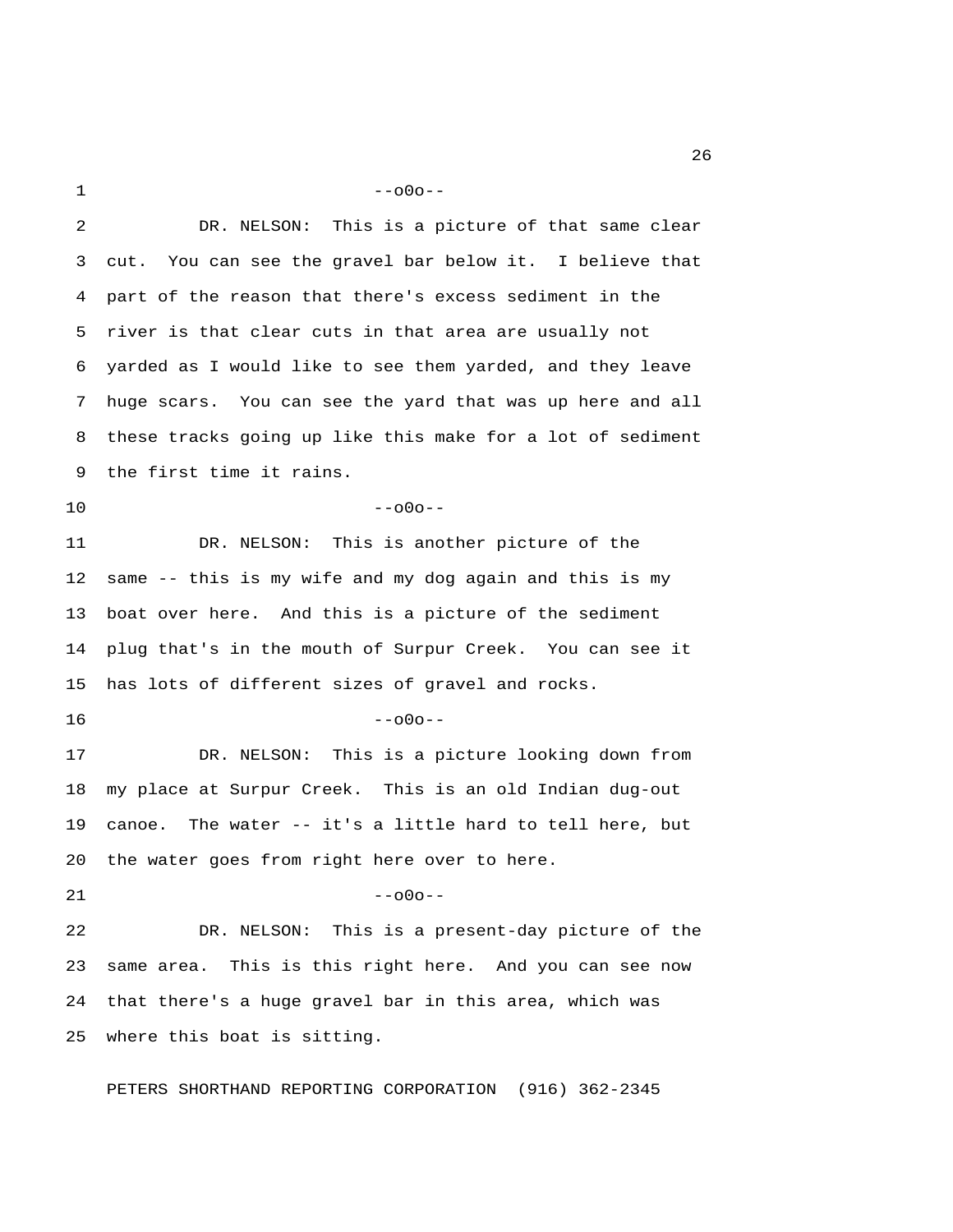--o0o--

DR. NELSON: This is a picture of that same clear cut. You can see the gravel bar below it. I believe that part of the reason that there's excess sediment in the river is that clear cuts in that area are usually not yarded as I would like to see them yarded, and they leave huge scars. You can see the yard that was up here and all these tracks going up like this make for a lot of sediment the first time it rains.

--o0o--

DR. NELSON: This is another picture of the same -- this is my wife and my dog again and this is my boat over here. And this is a picture of the sediment plug that's in the mouth of Surpur Creek. You can see it has lots of different sizes of gravel and rocks.

--o0o--

DR. NELSON: This is a picture looking down from my place at Surpur Creek. This is an old Indian dug-out canoe. The water -- it's a little hard to tell here, but the water goes from right here over to here.

--o0o--

DR. NELSON: This is a present-day picture of the same area. This is this right here. And you can see now that there's a huge gravel bar in this area, which was where this boat is sitting.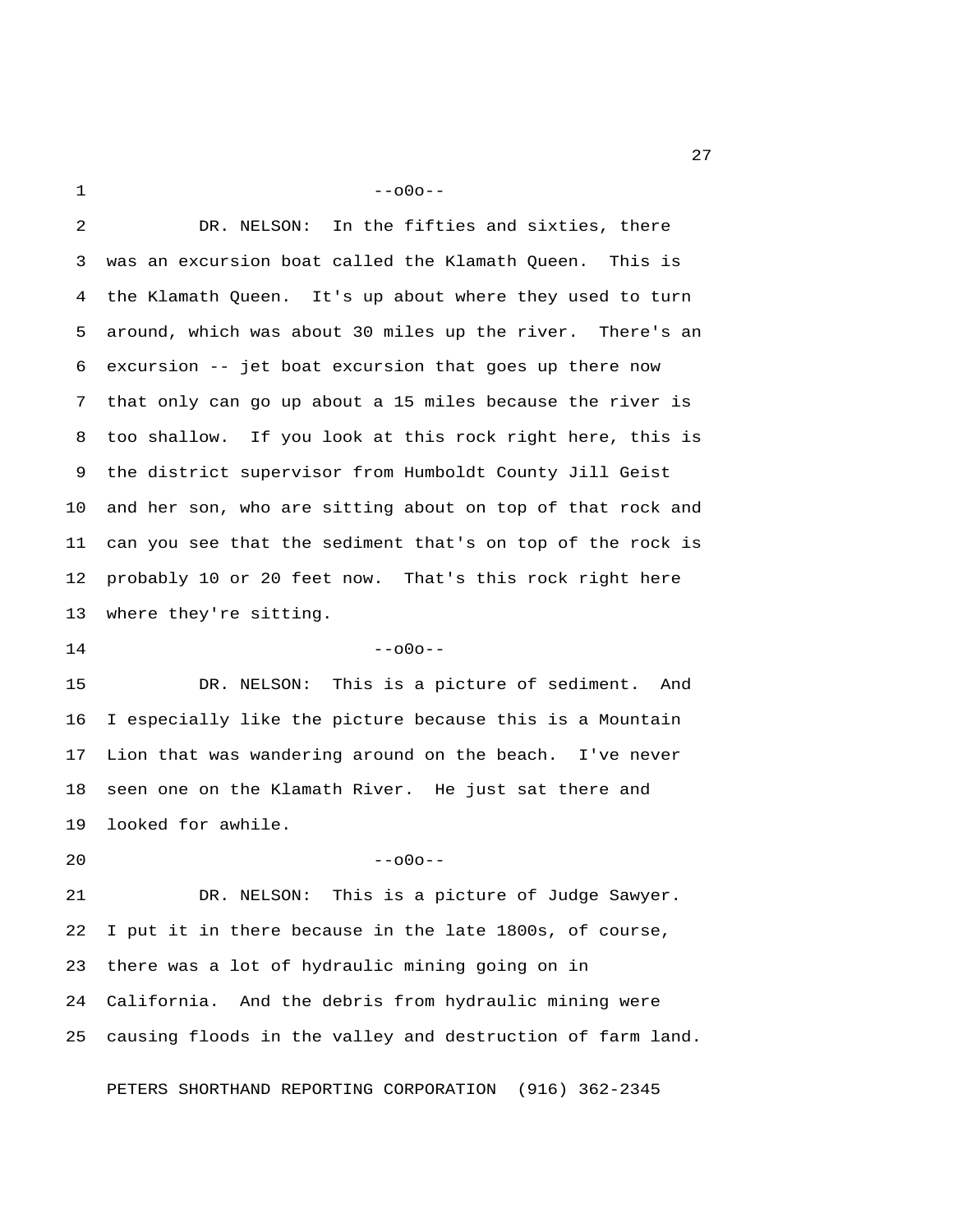--o0o--

DR. NELSON: In the fifties and sixties, there was an excursion boat called the Klamath Queen. This is the Klamath Queen. It's up about where they used to turn around, which was about 30 miles up the river. There's an excursion -- jet boat excursion that goes up there now that only can go up about a 15 miles because the river is too shallow. If you look at this rock right here, this is the district supervisor from Humboldt County Jill Geist and her son, who are sitting about on top of that rock and can you see that the sediment that's on top of the rock is probably 10 or 20 feet now. That's this rock right here where they're sitting.

--o0o--

DR. NELSON: This is a picture of sediment. And I especially like the picture because this is a Mountain Lion that was wandering around on the beach. I've never seen one on the Klamath River. He just sat there and looked for awhile.

--o0o--

DR. NELSON: This is a picture of Judge Sawyer. I put it in there because in the late 1800s, of course, there was a lot of hydraulic mining going on in California. And the debris from hydraulic mining were causing floods in the valley and destruction of farm land.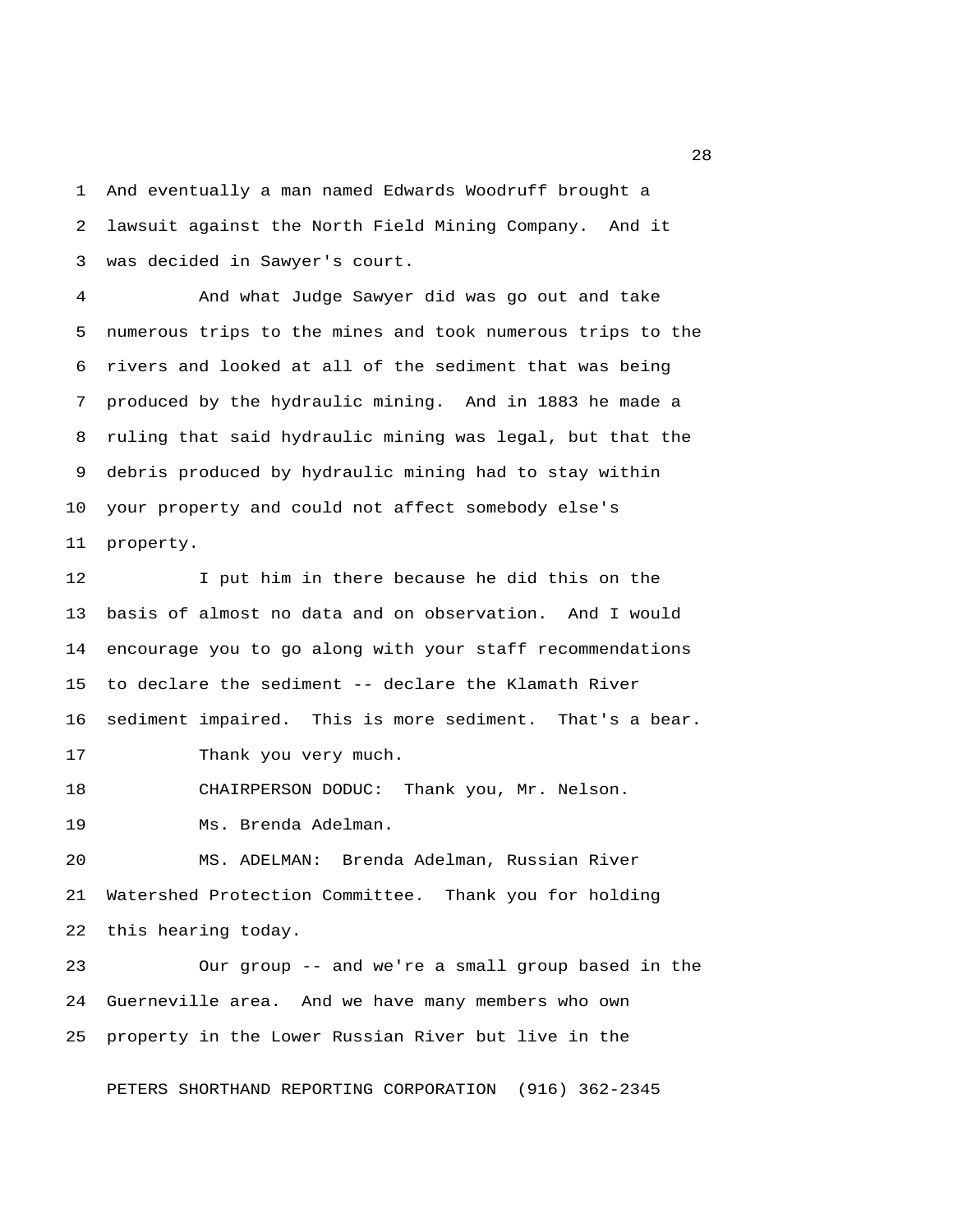And eventually a man named Edwards Woodruff brought a lawsuit against the North Field Mining Company. And it was decided in Sawyer's court.

And what Judge Sawyer did was go out and take numerous trips to the mines and took numerous trips to the rivers and looked at all of the sediment that was being produced by the hydraulic mining. And in 1883 he made a ruling that said hydraulic mining was legal, but that the debris produced by hydraulic mining had to stay within your property and could not affect somebody else's property.

I put him in there because he did this on the basis of almost no data and on observation. And I would encourage you to go along with your staff recommendations to declare the sediment -- declare the Klamath River sediment impaired. This is more sediment. That's a bear.

Thank you very much.

CHAIRPERSON DODUC: Thank you, Mr. Nelson.

Ms. Brenda Adelman.

MS. ADELMAN: Brenda Adelman, Russian River Watershed Protection Committee. Thank you for holding this hearing today.

Our group -- and we're a small group based in the Guerneville area. And we have many members who own property in the Lower Russian River but live in the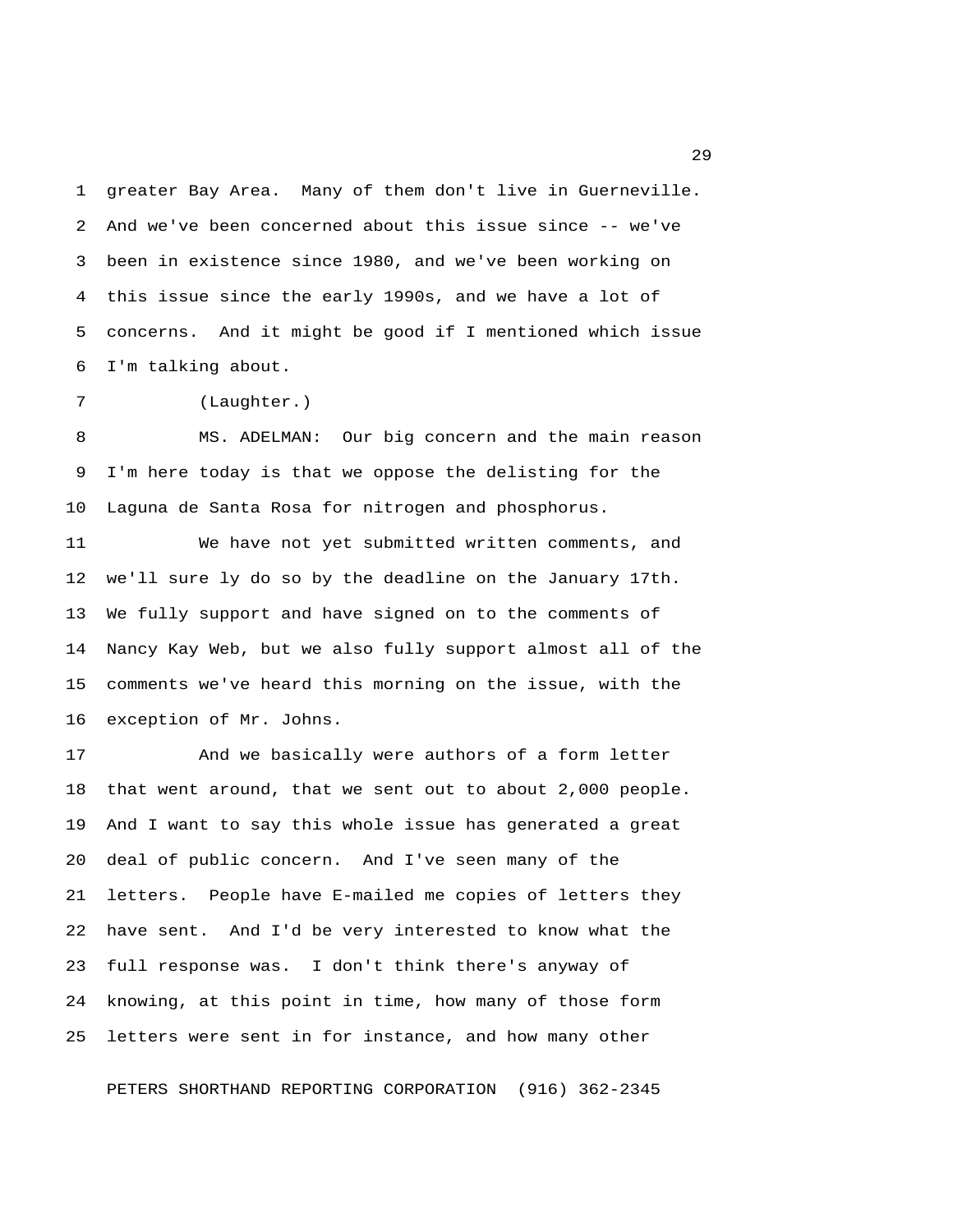greater Bay Area. Many of them don't live in Guerneville. And we've been concerned about this issue since -- we've been in existence since 1980, and we've been working on this issue since the early 1990s, and we have a lot of concerns. And it might be good if I mentioned which issue I'm talking about.

(Laughter.)

MS. ADELMAN: Our big concern and the main reason I'm here today is that we oppose the delisting for the Laguna de Santa Rosa for nitrogen and phosphorus.

We have not yet submitted written comments, and we'll sure ly do so by the deadline on the January 17th. We fully support and have signed on to the comments of Nancy Kay Web, but we also fully support almost all of the comments we've heard this morning on the issue, with the exception of Mr. Johns.

And we basically were authors of a form letter that went around, that we sent out to about 2,000 people. And I want to say this whole issue has generated a great deal of public concern. And I've seen many of the letters. People have E-mailed me copies of letters they have sent. And I'd be very interested to know what the full response was. I don't think there's anyway of knowing, at this point in time, how many of those form letters were sent in for instance, and how many other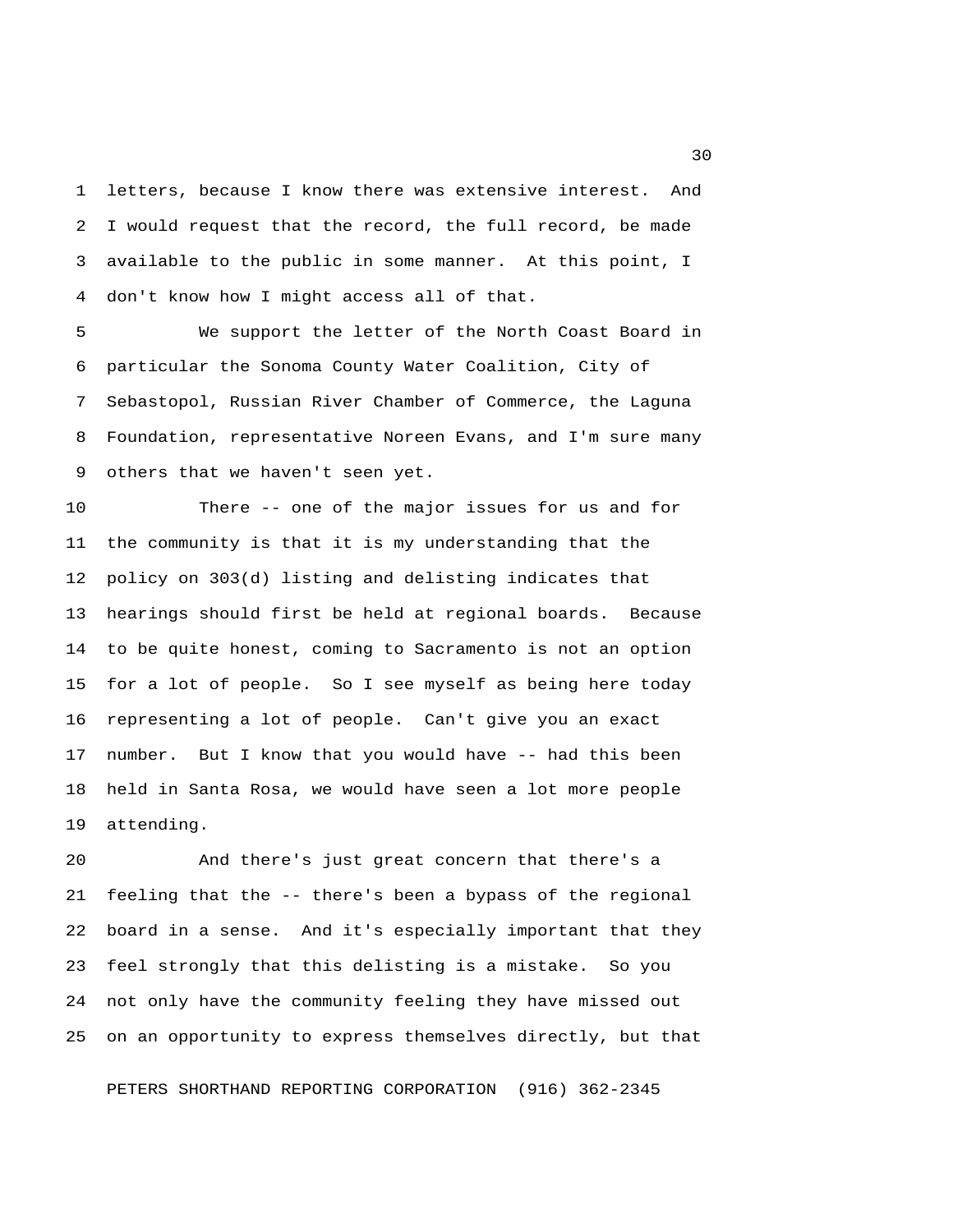letters, because I know there was extensive interest. And I would request that the record, the full record, be made available to the public in some manner. At this point, I don't know how I might access all of that.

We support the letter of the North Coast Board in particular the Sonoma County Water Coalition, City of Sebastopol, Russian River Chamber of Commerce, the Laguna Foundation, representative Noreen Evans, and I'm sure many others that we haven't seen yet.

There -- one of the major issues for us and for the community is that it is my understanding that the policy on 303(d) listing and delisting indicates that hearings should first be held at regional boards. Because to be quite honest, coming to Sacramento is not an option for a lot of people. So I see myself as being here today representing a lot of people. Can't give you an exact number. But I know that you would have -- had this been held in Santa Rosa, we would have seen a lot more people attending.

And there's just great concern that there's a feeling that the -- there's been a bypass of the regional board in a sense. And it's especially important that they feel strongly that this delisting is a mistake. So you not only have the community feeling they have missed out on an opportunity to express themselves directly, but that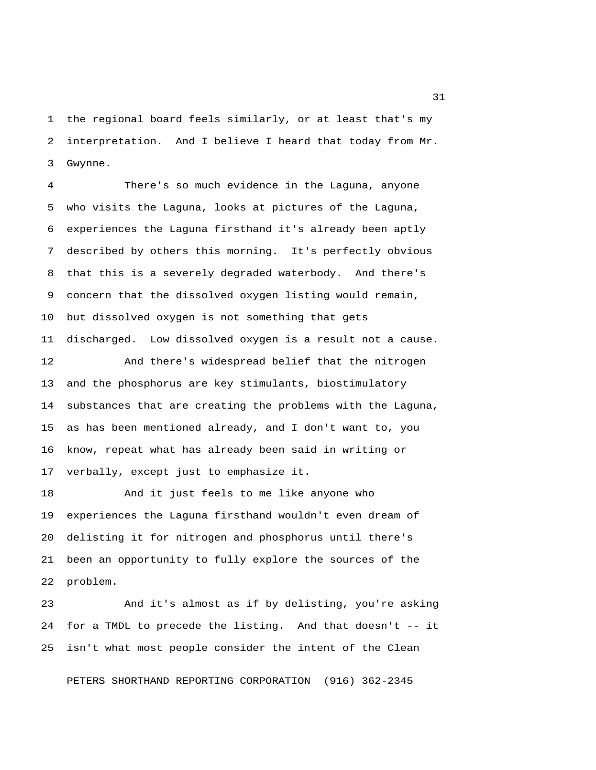the regional board feels similarly, or at least that's my interpretation. And I believe I heard that today from Mr. Gwynne.

There's so much evidence in the Laguna, anyone who visits the Laguna, looks at pictures of the Laguna, experiences the Laguna firsthand it's already been aptly described by others this morning. It's perfectly obvious that this is a severely degraded waterbody. And there's concern that the dissolved oxygen listing would remain, but dissolved oxygen is not something that gets discharged. Low dissolved oxygen is a result not a cause.

And there's widespread belief that the nitrogen and the phosphorus are key stimulants, biostimulatory substances that are creating the problems with the Laguna, as has been mentioned already, and I don't want to, you know, repeat what has already been said in writing or verbally, except just to emphasize it.

And it just feels to me like anyone who experiences the Laguna firsthand wouldn't even dream of delisting it for nitrogen and phosphorus until there's been an opportunity to fully explore the sources of the problem.

And it's almost as if by delisting, you're asking for a TMDL to precede the listing. And that doesn't -- it isn't what most people consider the intent of the Clean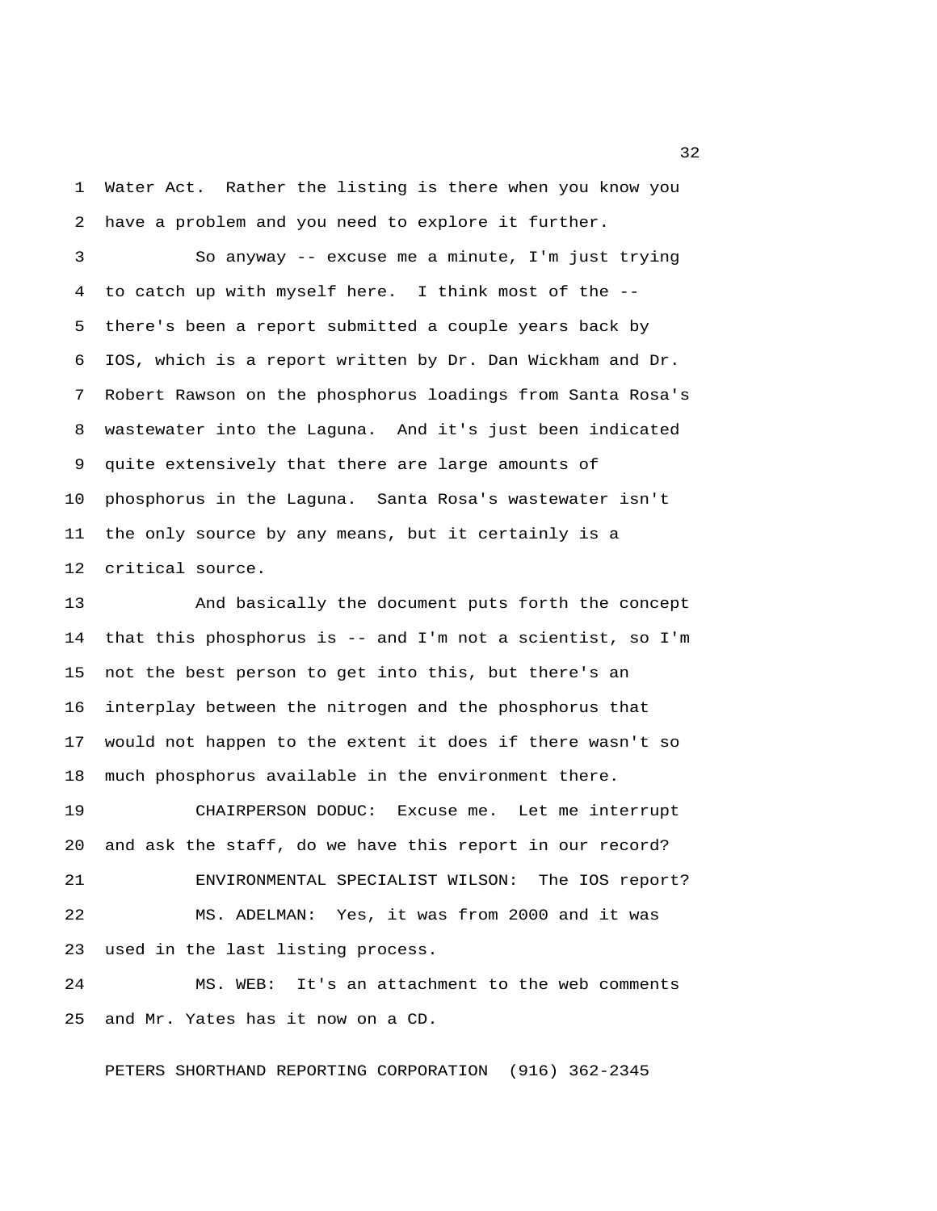Water Act. Rather the listing is there when you know you have a problem and you need to explore it further.

So anyway -- excuse me a minute, I'm just trying to catch up with myself here. I think most of the -- there's been a report submitted a couple years back by IOS, which is a report written by Dr. Dan Wickham and Dr. Robert Rawson on the phosphorus loadings from Santa Rosa's wastewater into the Laguna. And it's just been indicated quite extensively that there are large amounts of phosphorus in the Laguna. Santa Rosa's wastewater isn't the only source by any means, but it certainly is a critical source.

And basically the document puts forth the concept that this phosphorus is -- and I'm not a scientist, so I'm not the best person to get into this, but there's an interplay between the nitrogen and the phosphorus that would not happen to the extent it does if there wasn't so much phosphorus available in the environment there.

CHAIRPERSON DODUC: Excuse me. Let me interrupt and ask the staff, do we have this report in our record?

ENVIRONMENTAL SPECIALIST WILSON: The IOS report?

MS. ADELMAN: Yes, it was from 2000 and it was used in the last listing process.

MS. WEB: It's an attachment to the web comments and Mr. Yates has it now on a CD.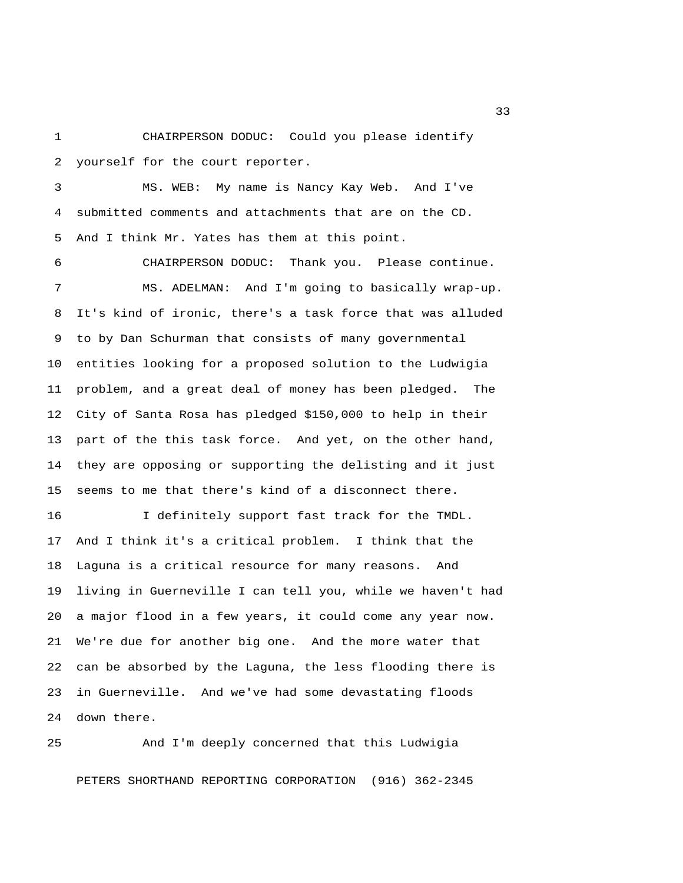CHAIRPERSON DODUC: Could you please identify yourself for the court reporter.

MS. WEB: My name is Nancy Kay Web. And I've submitted comments and attachments that are on the CD. And I think Mr. Yates has them at this point.

CHAIRPERSON DODUC: Thank you. Please continue.

MS. ADELMAN: And I'm going to basically wrap-up. It's kind of ironic, there's a task force that was alluded to by Dan Schurman that consists of many governmental entities looking for a proposed solution to the Ludwigia problem, and a great deal of money has been pledged. The City of Santa Rosa has pledged $150,000 to help in their part of the this task force. And yet, on the other hand, they are opposing or supporting the delisting and it just seems to me that there's kind of a disconnect there.

I definitely support fast track for the TMDL. And I think it's a critical problem. I think that the Laguna is a critical resource for many reasons. And living in Guerneville I can tell you, while we haven't had a major flood in a few years, it could come any year now. We're due for another big one. And the more water that can be absorbed by the Laguna, the less flooding there is in Guerneville. And we've had some devastating floods down there.

And I'm deeply concerned that this Ludwigia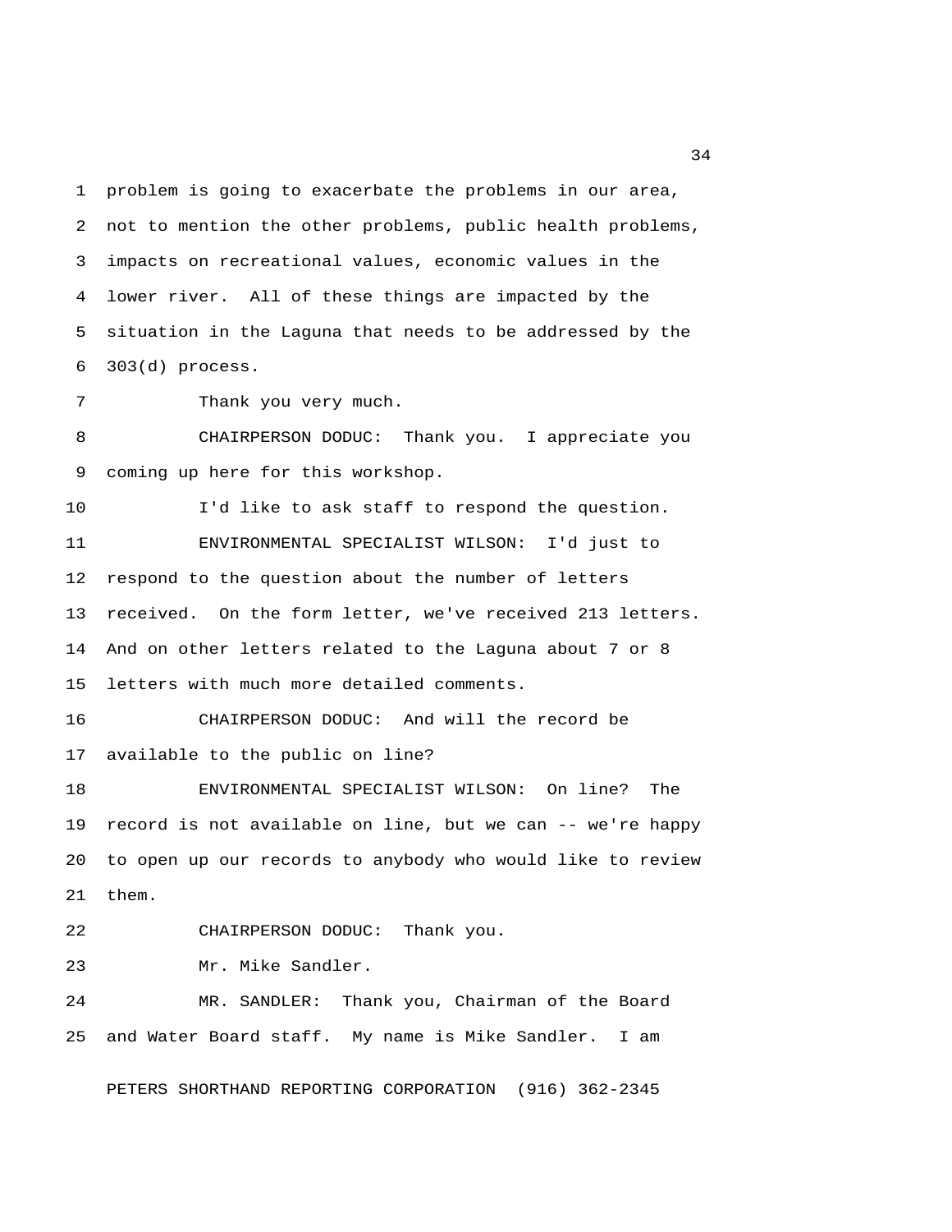problem is going to exacerbate the problems in our area, not to mention the other problems, public health problems, impacts on recreational values, economic values in the lower river. All of these things are impacted by the situation in the Laguna that needs to be addressed by the 303(d) process.

Thank you very much.

CHAIRPERSON DODUC: Thank you. I appreciate you coming up here for this workshop.

I'd like to ask staff to respond the question.

ENVIRONMENTAL SPECIALIST WILSON: I'd just to respond to the question about the number of letters received. On the form letter, we've received 213 letters. And on other letters related to the Laguna about 7 or 8 letters with much more detailed comments.

CHAIRPERSON DODUC: And will the record be available to the public on line?

ENVIRONMENTAL SPECIALIST WILSON: On line? The record is not available on line, but we can -- we're happy to open up our records to anybody who would like to review them.

CHAIRPERSON DODUC: Thank you.

Mr. Mike Sandler.

MR. SANDLER: Thank you, Chairman of the Board and Water Board staff. My name is Mike Sandler. I am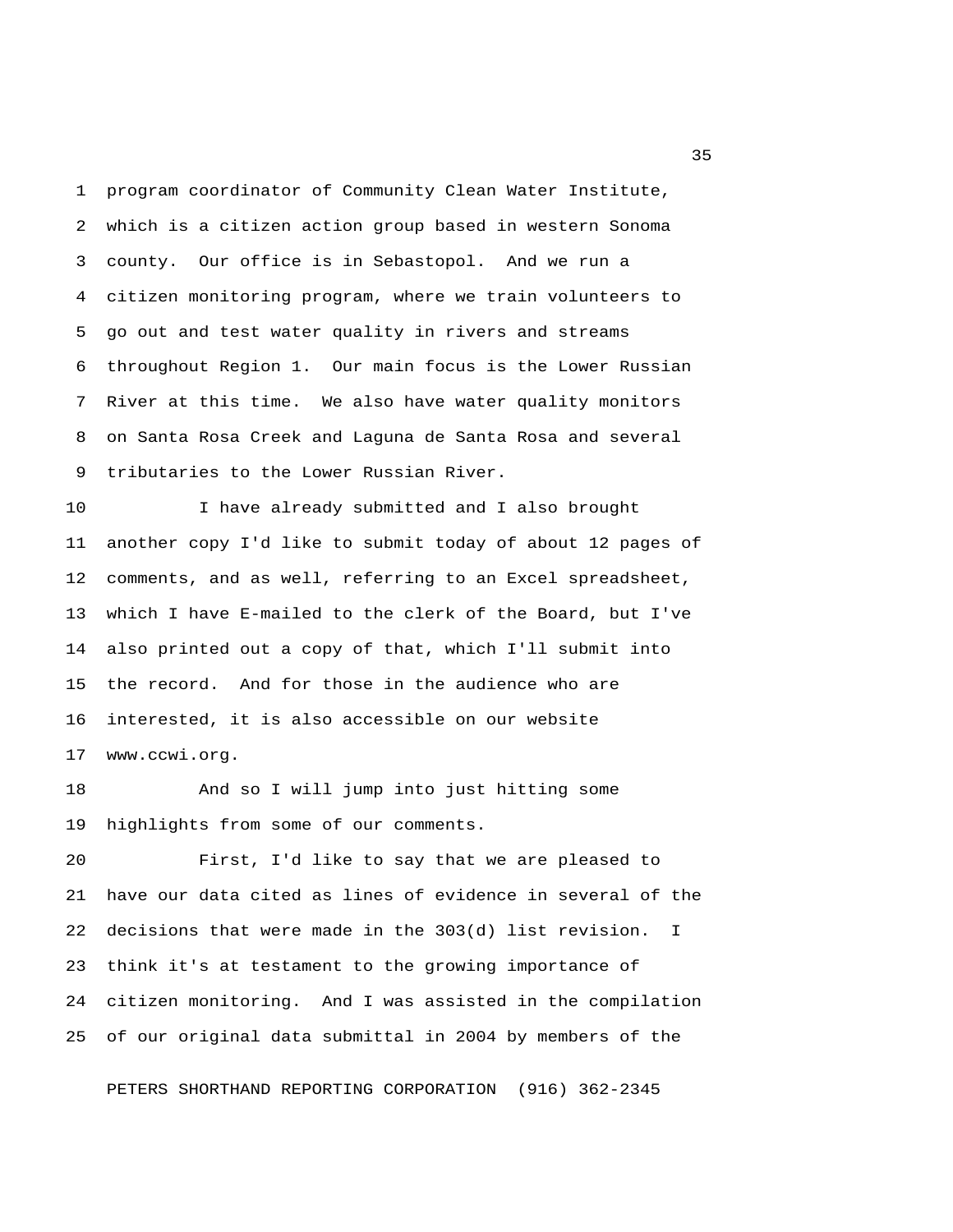program coordinator of Community Clean Water Institute, which is a citizen action group based in western Sonoma county. Our office is in Sebastopol. And we run a citizen monitoring program, where we train volunteers to go out and test water quality in rivers and streams throughout Region 1. Our main focus is the Lower Russian River at this time. We also have water quality monitors on Santa Rosa Creek and Laguna de Santa Rosa and several tributaries to the Lower Russian River.

I have already submitted and I also brought another copy I'd like to submit today of about 12 pages of comments, and as well, referring to an Excel spreadsheet, which I have E-mailed to the clerk of the Board, but I've also printed out a copy of that, which I'll submit into the record. And for those in the audience who are interested, it is also accessible on our website www.ccwi.org.

And so I will jump into just hitting some highlights from some of our comments.

First, I'd like to say that we are pleased to have our data cited as lines of evidence in several of the decisions that were made in the 303(d) list revision. I think it's at testament to the growing importance of citizen monitoring. And I was assisted in the compilation of our original data submittal in 2004 by members of the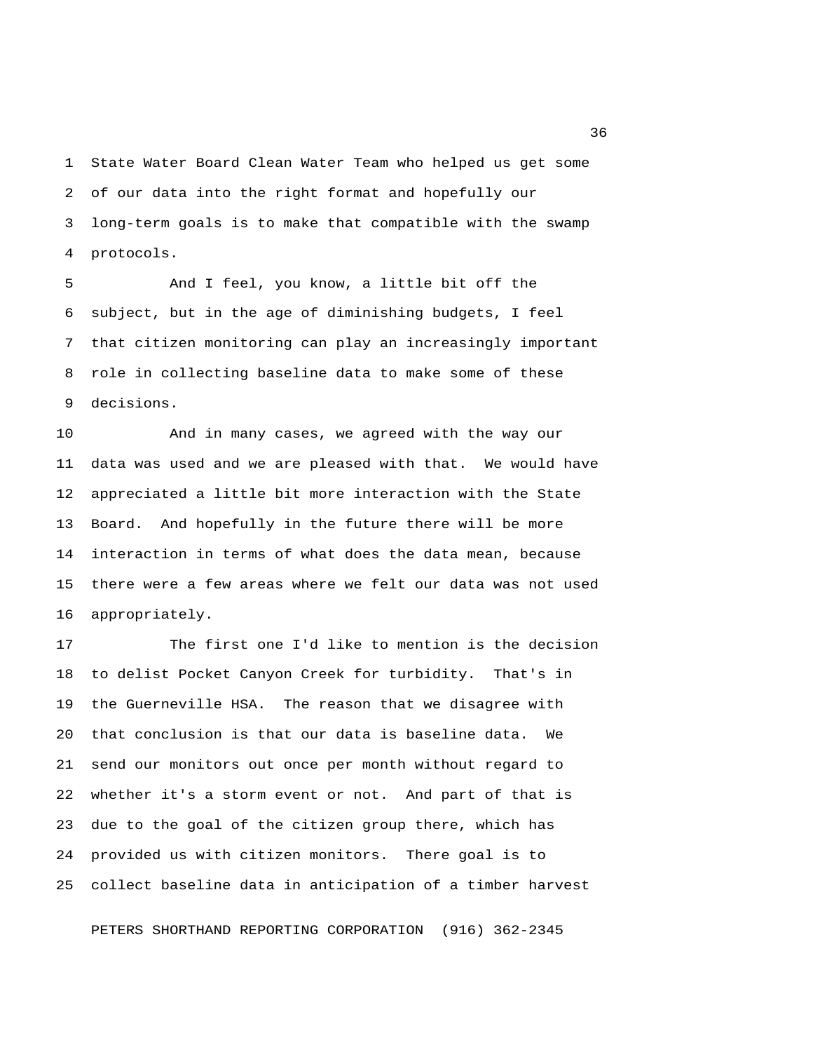State Water Board Clean Water Team who helped us get some of our data into the right format and hopefully our long-term goals is to make that compatible with the swamp protocols.

And I feel, you know, a little bit off the subject, but in the age of diminishing budgets, I feel that citizen monitoring can play an increasingly important role in collecting baseline data to make some of these decisions.

And in many cases, we agreed with the way our data was used and we are pleased with that. We would have appreciated a little bit more interaction with the State Board. And hopefully in the future there will be more interaction in terms of what does the data mean, because there were a few areas where we felt our data was not used appropriately.

The first one I'd like to mention is the decision to delist Pocket Canyon Creek for turbidity. That's in the Guerneville HSA. The reason that we disagree with that conclusion is that our data is baseline data. We send our monitors out once per month without regard to whether it's a storm event or not. And part of that is due to the goal of the citizen group there, which has provided us with citizen monitors. There goal is to collect baseline data in anticipation of a timber harvest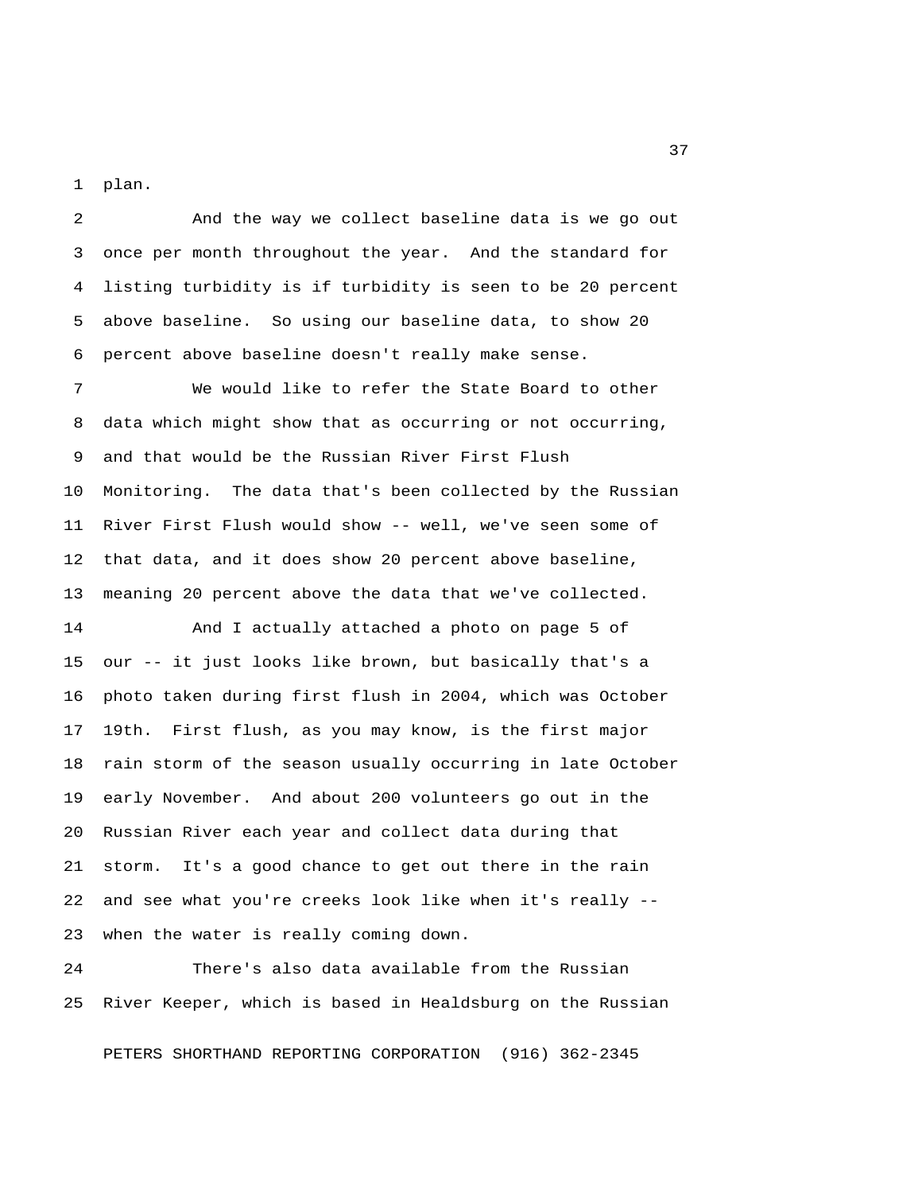plan.

And the way we collect baseline data is we go out once per month throughout the year. And the standard for listing turbidity is if turbidity is seen to be 20 percent above baseline. So using our baseline data, to show 20 percent above baseline doesn't really make sense.

We would like to refer the State Board to other data which might show that as occurring or not occurring, and that would be the Russian River First Flush Monitoring. The data that's been collected by the Russian River First Flush would show -- well, we've seen some of that data, and it does show 20 percent above baseline, meaning 20 percent above the data that we've collected.

And I actually attached a photo on page 5 of our -- it just looks like brown, but basically that's a photo taken during first flush in 2004, which was October 19th. First flush, as you may know, is the first major rain storm of the season usually occurring in late October early November. And about 200 volunteers go out in the Russian River each year and collect data during that storm. It's a good chance to get out there in the rain and see what you're creeks look like when it's really -- when the water is really coming down.

There's also data available from the Russian River Keeper, which is based in Healdsburg on the Russian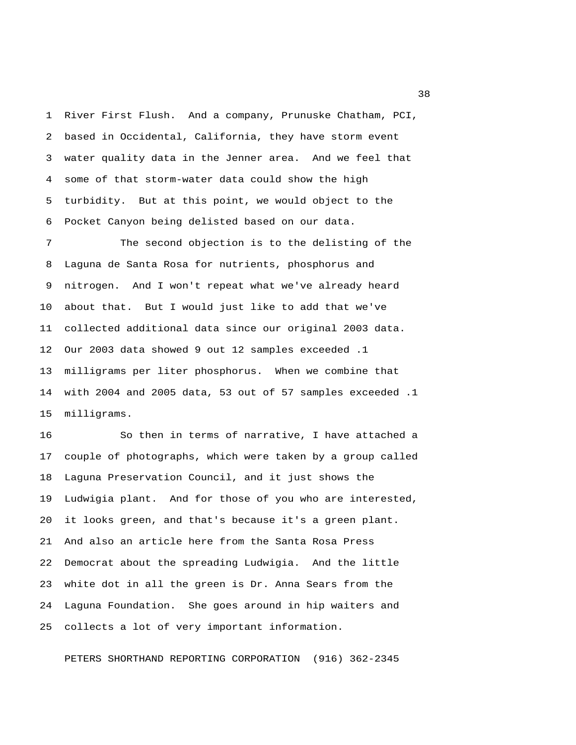River First Flush. And a company, Prunuske Chatham, PCI, based in Occidental, California, they have storm event water quality data in the Jenner area. And we feel that some of that storm-water data could show the high turbidity. But at this point, we would object to the Pocket Canyon being delisted based on our data.

The second objection is to the delisting of the Laguna de Santa Rosa for nutrients, phosphorus and nitrogen. And I won't repeat what we've already heard about that. But I would just like to add that we've collected additional data since our original 2003 data. Our 2003 data showed 9 out 12 samples exceeded .1 milligrams per liter phosphorus. When we combine that with 2004 and 2005 data, 53 out of 57 samples exceeded .1 milligrams.

So then in terms of narrative, I have attached a couple of photographs, which were taken by a group called Laguna Preservation Council, and it just shows the Ludwigia plant. And for those of you who are interested, it looks green, and that's because it's a green plant. And also an article here from the Santa Rosa Press Democrat about the spreading Ludwigia. And the little white dot in all the green is Dr. Anna Sears from the Laguna Foundation. She goes around in hip waiters and collects a lot of very important information.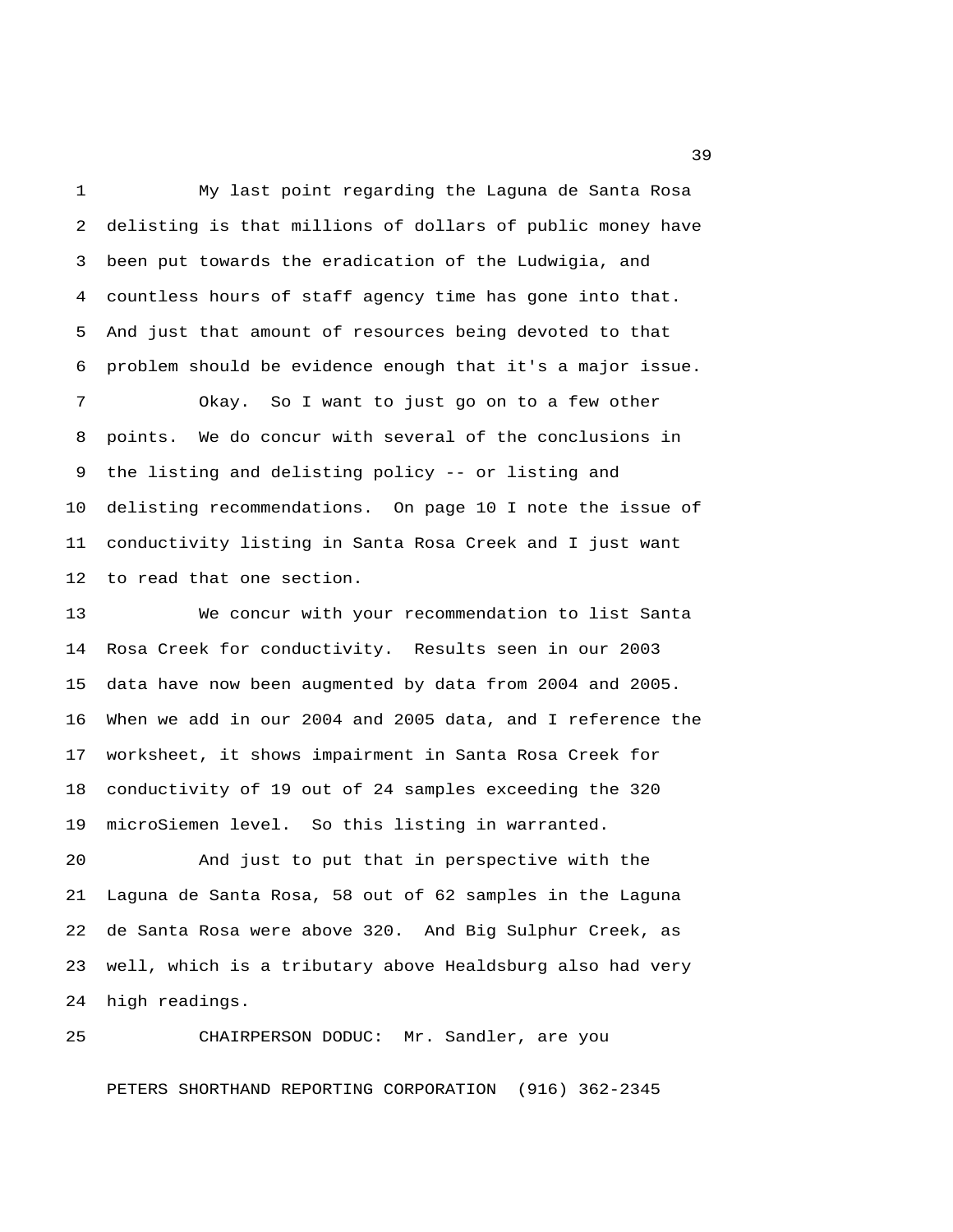My last point regarding the Laguna de Santa Rosa delisting is that millions of dollars of public money have been put towards the eradication of the Ludwigia, and countless hours of staff agency time has gone into that. And just that amount of resources being devoted to that problem should be evidence enough that it's a major issue.

Okay. So I want to just go on to a few other points. We do concur with several of the conclusions in the listing and delisting policy -- or listing and delisting recommendations. On page 10 I note the issue of conductivity listing in Santa Rosa Creek and I just want to read that one section.

We concur with your recommendation to list Santa Rosa Creek for conductivity. Results seen in our 2003 data have now been augmented by data from 2004 and 2005. When we add in our 2004 and 2005 data, and I reference the worksheet, it shows impairment in Santa Rosa Creek for conductivity of 19 out of 24 samples exceeding the 320 microSiemen level. So this listing in warranted.

And just to put that in perspective with the Laguna de Santa Rosa, 58 out of 62 samples in the Laguna de Santa Rosa were above 320. And Big Sulphur Creek, as well, which is a tributary above Healdsburg also had very high readings.

CHAIRPERSON DODUC: Mr. Sandler, are you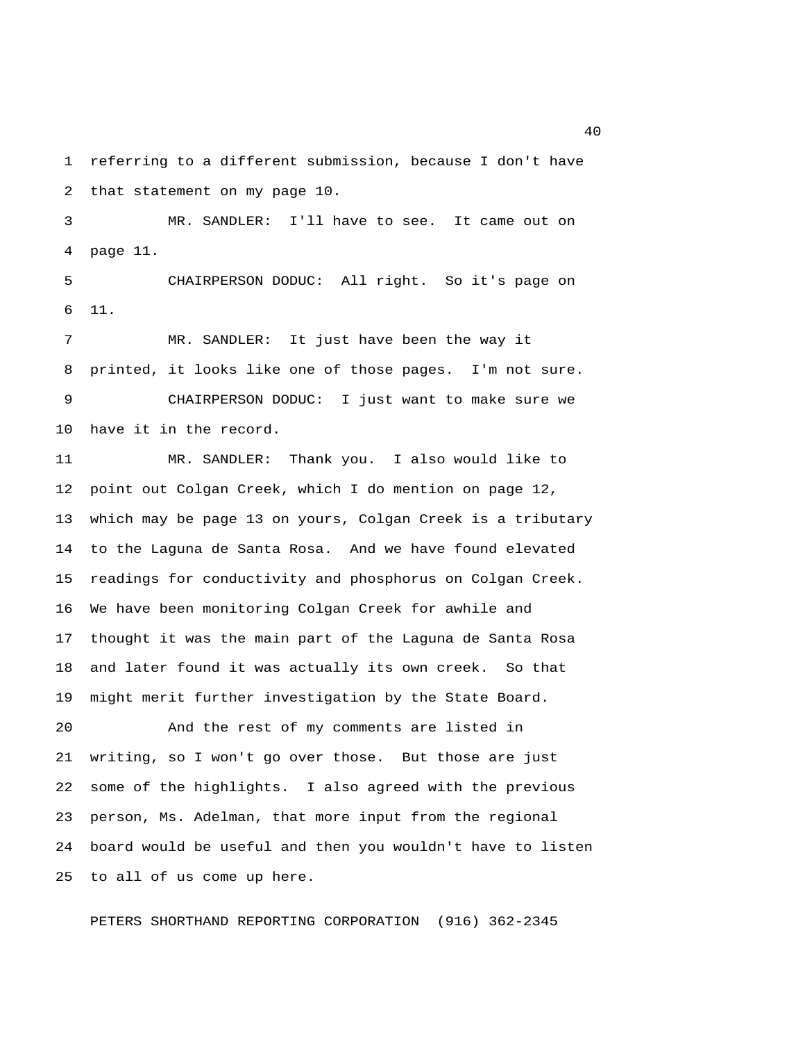referring to a different submission, because I don't have that statement on my page 10.

MR. SANDLER: I'll have to see. It came out on page 11.

CHAIRPERSON DODUC: All right. So it's page on 11.

MR. SANDLER: It just have been the way it printed, it looks like one of those pages. I'm not sure.

CHAIRPERSON DODUC: I just want to make sure we have it in the record.

MR. SANDLER: Thank you. I also would like to point out Colgan Creek, which I do mention on page 12, which may be page 13 on yours, Colgan Creek is a tributary to the Laguna de Santa Rosa. And we have found elevated readings for conductivity and phosphorus on Colgan Creek. We have been monitoring Colgan Creek for awhile and thought it was the main part of the Laguna de Santa Rosa and later found it was actually its own creek. So that might merit further investigation by the State Board.

And the rest of my comments are listed in writing, so I won't go over those. But those are just some of the highlights. I also agreed with the previous person, Ms. Adelman, that more input from the regional board would be useful and then you wouldn't have to listen to all of us come up here.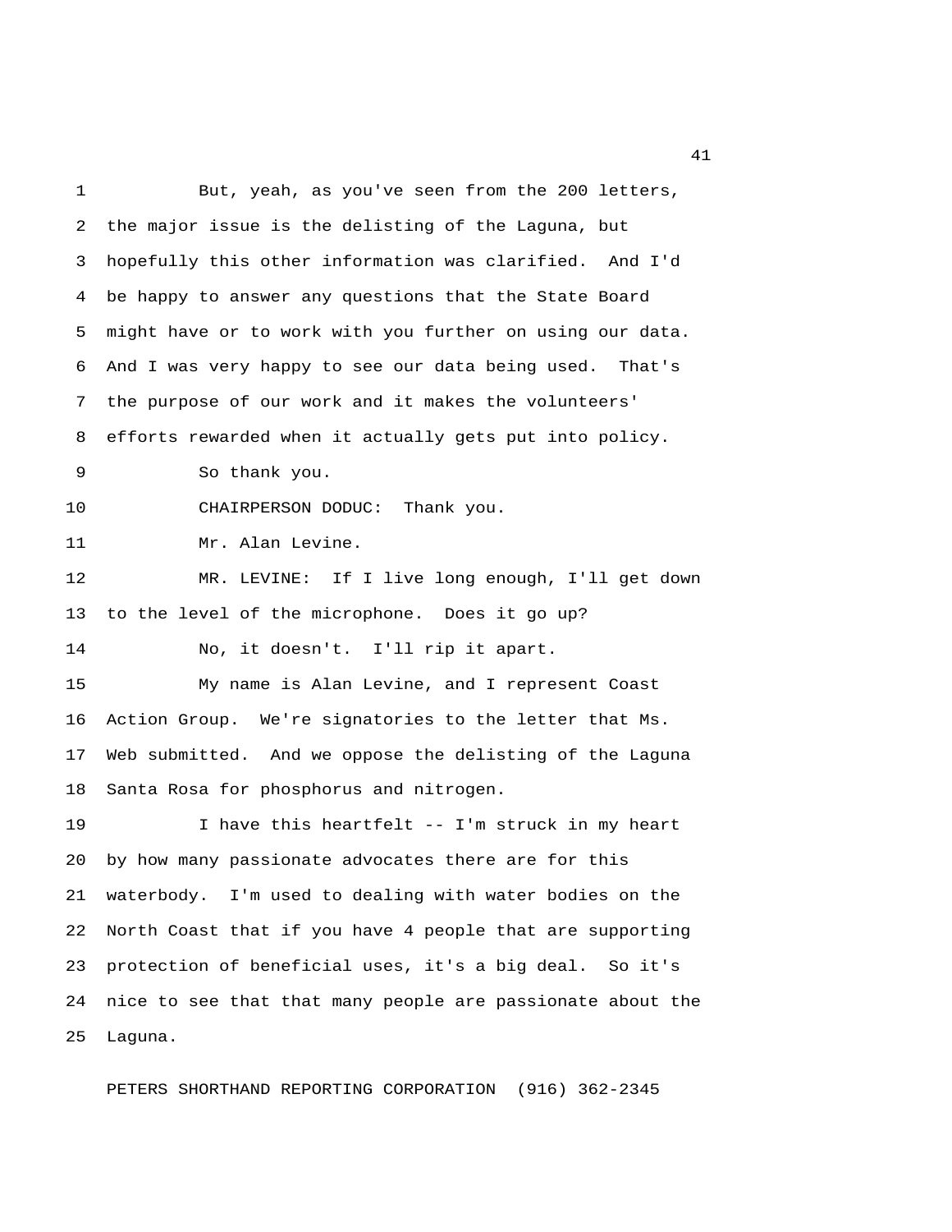But, yeah, as you've seen from the 200 letters, the major issue is the delisting of the Laguna, but hopefully this other information was clarified. And I'd be happy to answer any questions that the State Board might have or to work with you further on using our data. And I was very happy to see our data being used. That's the purpose of our work and it makes the volunteers' efforts rewarded when it actually gets put into policy.

So thank you.

CHAIRPERSON DODUC: Thank you.

Mr. Alan Levine.

MR. LEVINE: If I live long enough, I'll get down to the level of the microphone. Does it go up?

No, it doesn't. I'll rip it apart.

My name is Alan Levine, and I represent Coast Action Group. We're signatories to the letter that Ms. Web submitted. And we oppose the delisting of the Laguna Santa Rosa for phosphorus and nitrogen.

I have this heartfelt -- I'm struck in my heart by how many passionate advocates there are for this waterbody. I'm used to dealing with water bodies on the North Coast that if you have 4 people that are supporting protection of beneficial uses, it's a big deal. So it's nice to see that that many people are passionate about the Laguna.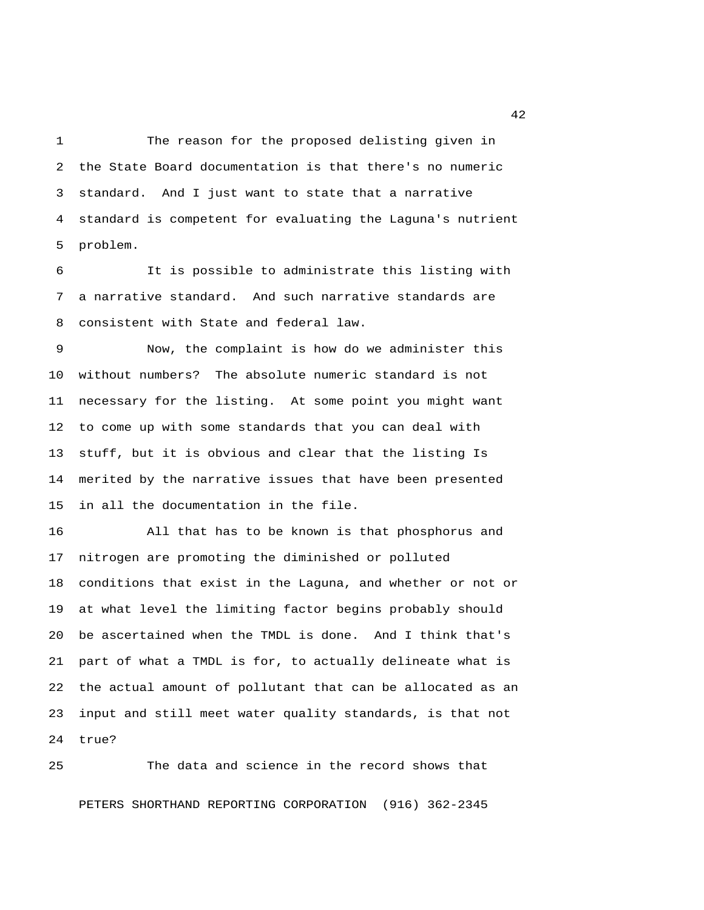The reason for the proposed delisting given in the State Board documentation is that there's no numeric standard. And I just want to state that a narrative standard is competent for evaluating the Laguna's nutrient problem.

It is possible to administrate this listing with a narrative standard. And such narrative standards are consistent with State and federal law.

Now, the complaint is how do we administer this without numbers? The absolute numeric standard is not necessary for the listing. At some point you might want to come up with some standards that you can deal with stuff, but it is obvious and clear that the listing Is merited by the narrative issues that have been presented in all the documentation in the file.

All that has to be known is that phosphorus and nitrogen are promoting the diminished or polluted conditions that exist in the Laguna, and whether or not or at what level the limiting factor begins probably should be ascertained when the TMDL is done. And I think that's part of what a TMDL is for, to actually delineate what is the actual amount of pollutant that can be allocated as an input and still meet water quality standards, is that not true?

The data and science in the record shows that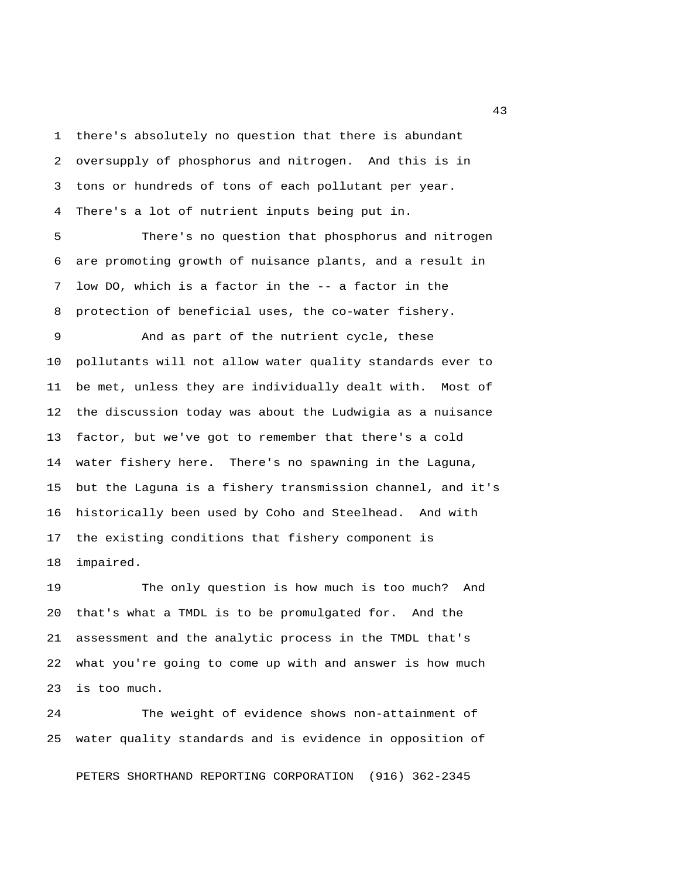there's absolutely no question that there is abundant oversupply of phosphorus and nitrogen. And this is in tons or hundreds of tons of each pollutant per year. There's a lot of nutrient inputs being put in.

There's no question that phosphorus and nitrogen are promoting growth of nuisance plants, and a result in low DO, which is a factor in the -- a factor in the protection of beneficial uses, the co-water fishery.

And as part of the nutrient cycle, these pollutants will not allow water quality standards ever to be met, unless they are individually dealt with. Most of the discussion today was about the Ludwigia as a nuisance factor, but we've got to remember that there's a cold water fishery here. There's no spawning in the Laguna, but the Laguna is a fishery transmission channel, and it's historically been used by Coho and Steelhead. And with the existing conditions that fishery component is impaired.

The only question is how much is too much? And that's what a TMDL is to be promulgated for. And the assessment and the analytic process in the TMDL that's what you're going to come up with and answer is how much is too much.

The weight of evidence shows non-attainment of water quality standards and is evidence in opposition of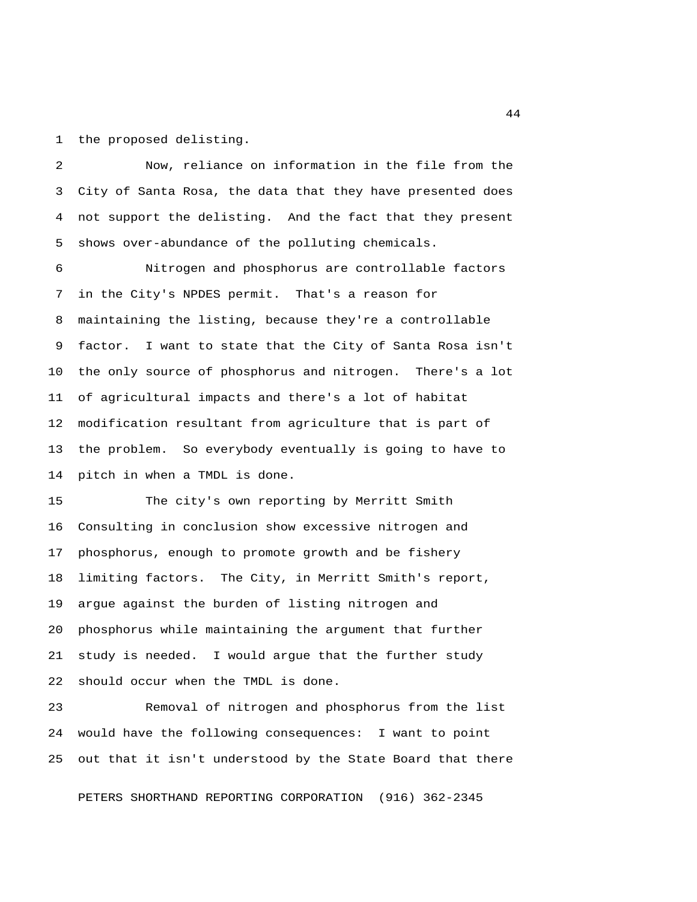the proposed delisting.

Now, reliance on information in the file from the City of Santa Rosa, the data that they have presented does not support the delisting. And the fact that they present shows over-abundance of the polluting chemicals.

Nitrogen and phosphorus are controllable factors in the City's NPDES permit. That's a reason for maintaining the listing, because they're a controllable factor. I want to state that the City of Santa Rosa isn't the only source of phosphorus and nitrogen. There's a lot of agricultural impacts and there's a lot of habitat modification resultant from agriculture that is part of the problem. So everybody eventually is going to have to pitch in when a TMDL is done.

The city's own reporting by Merritt Smith Consulting in conclusion show excessive nitrogen and phosphorus, enough to promote growth and be fishery limiting factors. The City, in Merritt Smith's report, argue against the burden of listing nitrogen and phosphorus while maintaining the argument that further study is needed. I would argue that the further study should occur when the TMDL is done.

Removal of nitrogen and phosphorus from the list would have the following consequences: I want to point out that it isn't understood by the State Board that there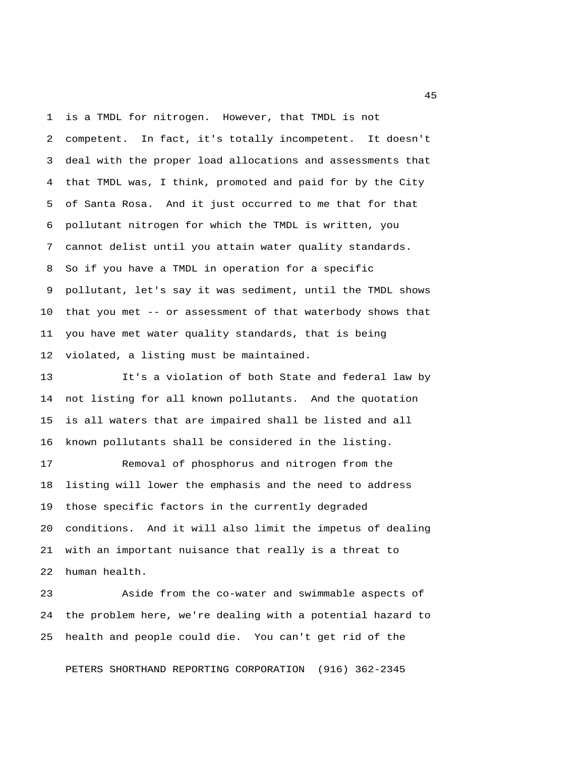is a TMDL for nitrogen. However, that TMDL is not competent. In fact, it's totally incompetent. It doesn't deal with the proper load allocations and assessments that that TMDL was, I think, promoted and paid for by the City of Santa Rosa. And it just occurred to me that for that pollutant nitrogen for which the TMDL is written, you cannot delist until you attain water quality standards. So if you have a TMDL in operation for a specific pollutant, let's say it was sediment, until the TMDL shows that you met -- or assessment of that waterbody shows that you have met water quality standards, that is being violated, a listing must be maintained.

It's a violation of both State and federal law by not listing for all known pollutants. And the quotation is all waters that are impaired shall be listed and all known pollutants shall be considered in the listing.

Removal of phosphorus and nitrogen from the listing will lower the emphasis and the need to address those specific factors in the currently degraded conditions. And it will also limit the impetus of dealing with an important nuisance that really is a threat to human health.

Aside from the co-water and swimmable aspects of the problem here, we're dealing with a potential hazard to health and people could die. You can't get rid of the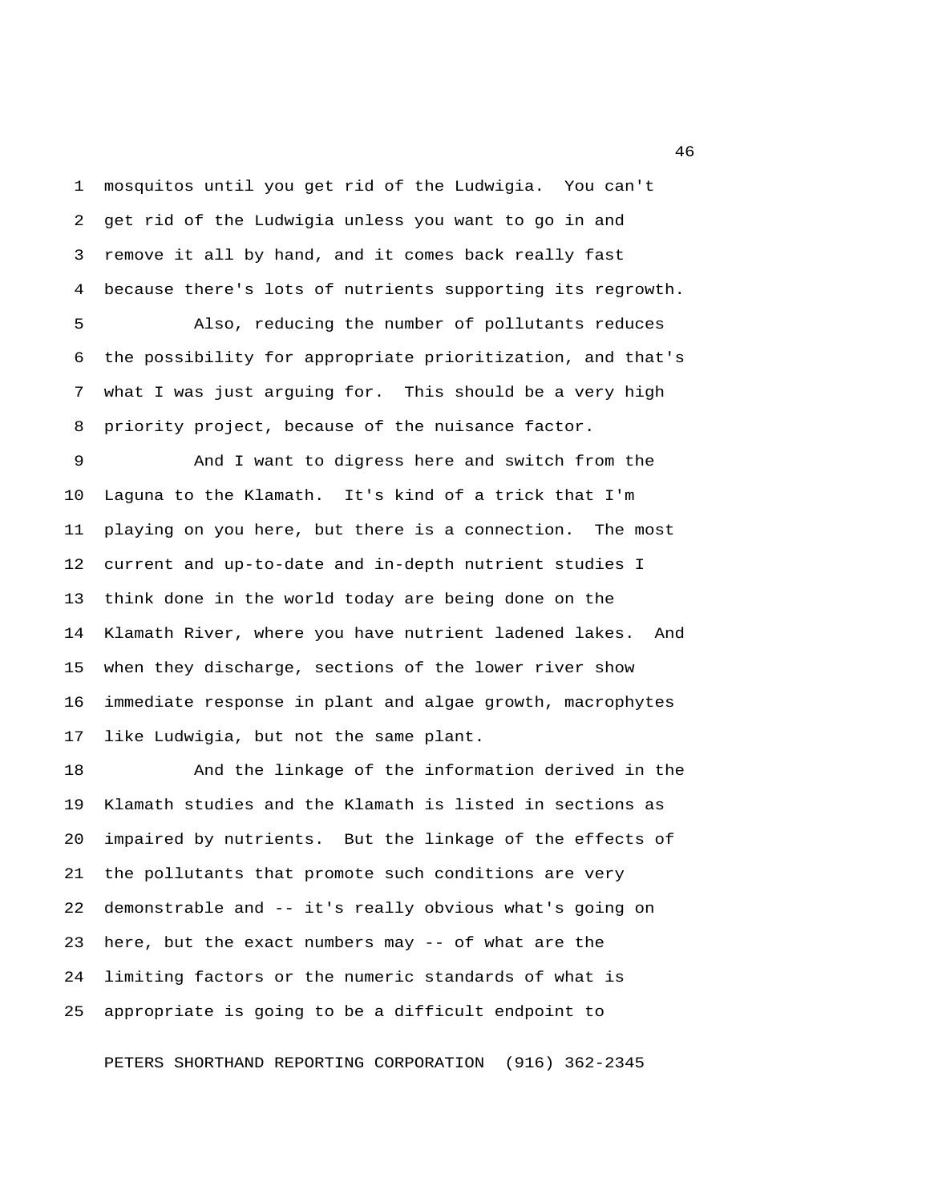mosquitos until you get rid of the Ludwigia. You can't get rid of the Ludwigia unless you want to go in and remove it all by hand, and it comes back really fast because there's lots of nutrients supporting its regrowth.

Also, reducing the number of pollutants reduces the possibility for appropriate prioritization, and that's what I was just arguing for. This should be a very high priority project, because of the nuisance factor.

And I want to digress here and switch from the Laguna to the Klamath. It's kind of a trick that I'm playing on you here, but there is a connection. The most current and up-to-date and in-depth nutrient studies I think done in the world today are being done on the Klamath River, where you have nutrient ladened lakes. And when they discharge, sections of the lower river show immediate response in plant and algae growth, macrophytes like Ludwigia, but not the same plant.

And the linkage of the information derived in the Klamath studies and the Klamath is listed in sections as impaired by nutrients. But the linkage of the effects of the pollutants that promote such conditions are very demonstrable and -- it's really obvious what's going on here, but the exact numbers may -- of what are the limiting factors or the numeric standards of what is appropriate is going to be a difficult endpoint to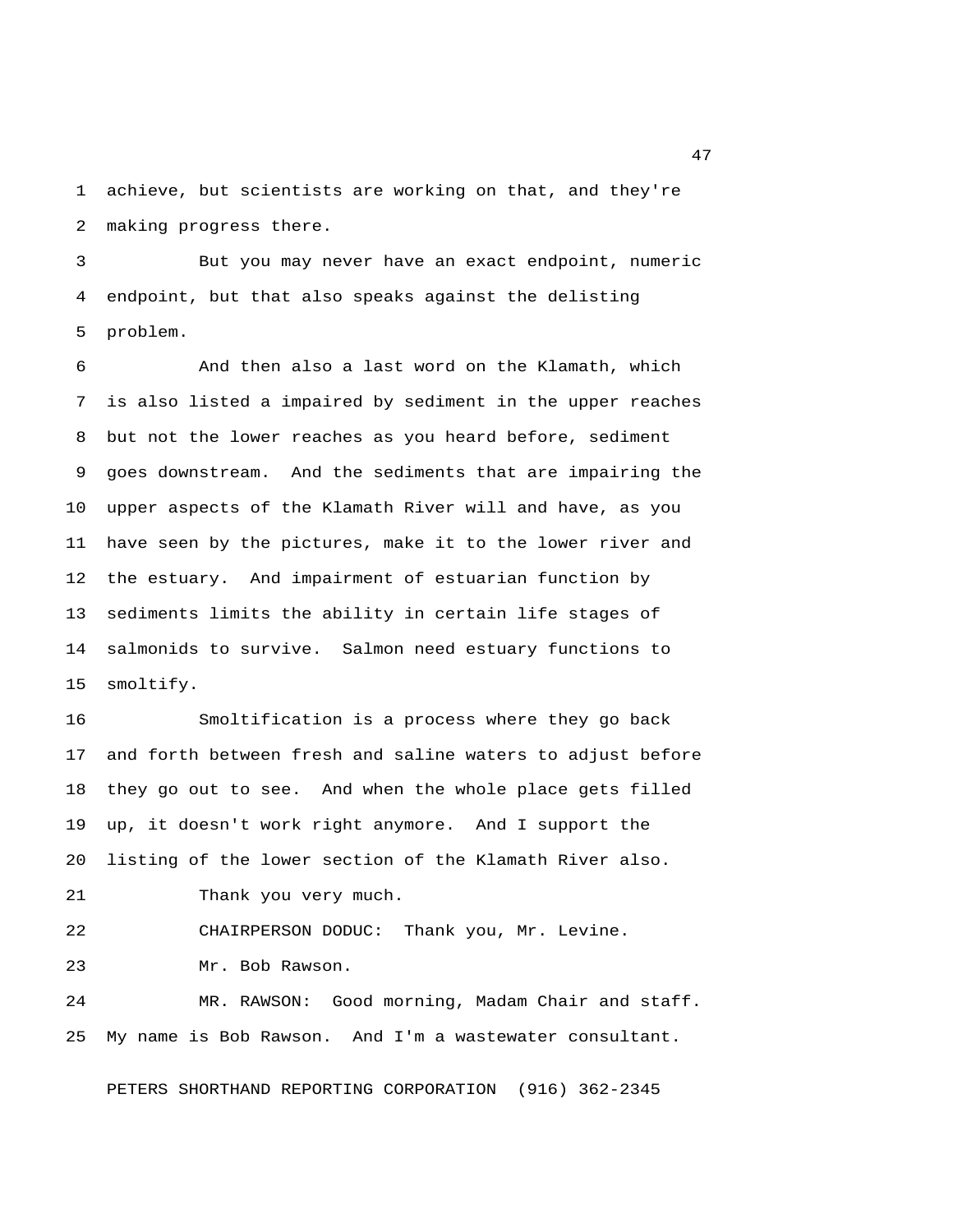achieve, but scientists are working on that, and they're making progress there.

But you may never have an exact endpoint, numeric endpoint, but that also speaks against the delisting problem.

And then also a last word on the Klamath, which is also listed a impaired by sediment in the upper reaches but not the lower reaches as you heard before, sediment goes downstream. And the sediments that are impairing the upper aspects of the Klamath River will and have, as you have seen by the pictures, make it to the lower river and the estuary. And impairment of estuarian function by sediments limits the ability in certain life stages of salmonids to survive. Salmon need estuary functions to smoltify.

Smoltification is a process where they go back and forth between fresh and saline waters to adjust before they go out to see. And when the whole place gets filled up, it doesn't work right anymore. And I support the listing of the lower section of the Klamath River also.

Thank you very much.

CHAIRPERSON DODUC: Thank you, Mr. Levine.

Mr. Bob Rawson.

MR. RAWSON: Good morning, Madam Chair and staff. My name is Bob Rawson. And I'm a wastewater consultant.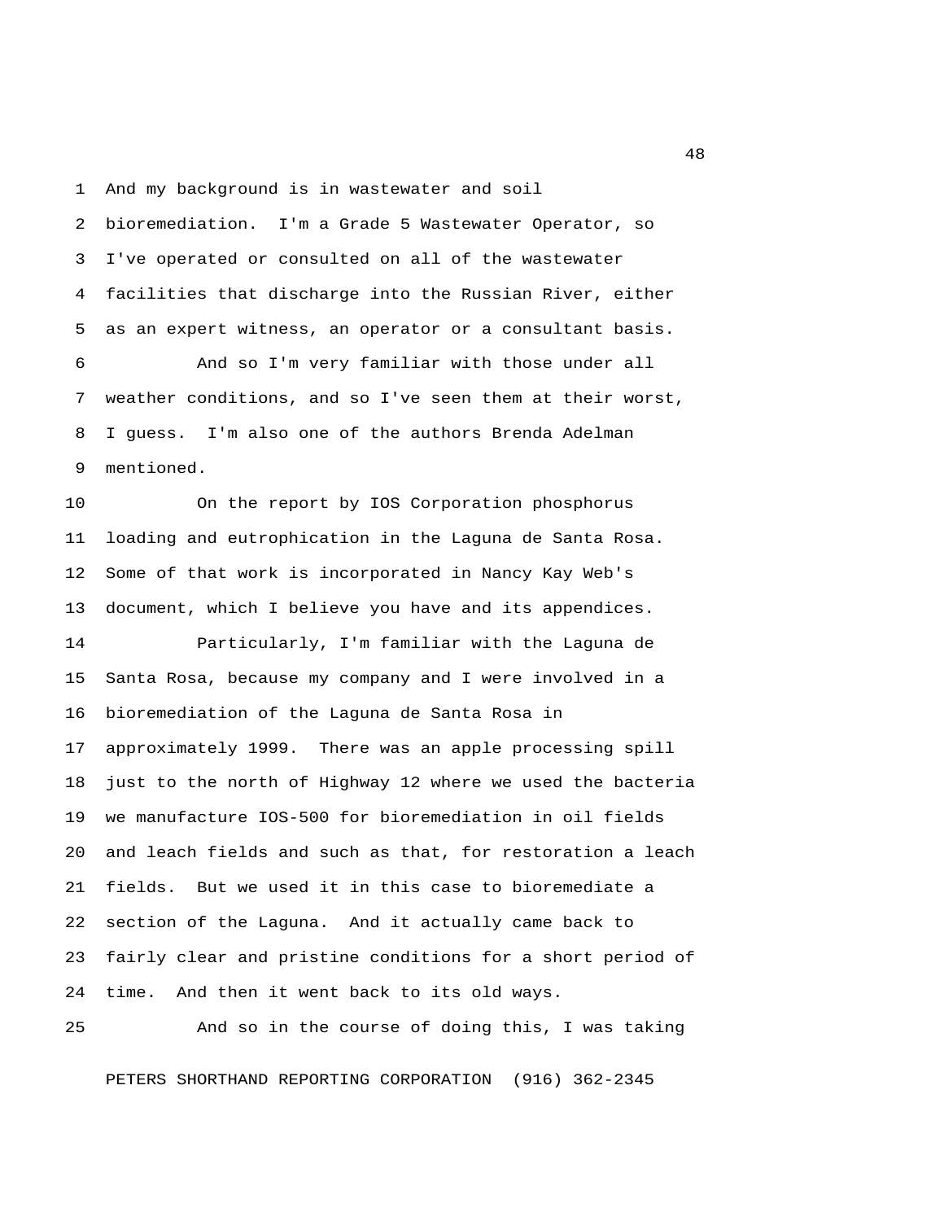And my background is in wastewater and soil bioremediation. I'm a Grade 5 Wastewater Operator, so I've operated or consulted on all of the wastewater facilities that discharge into the Russian River, either as an expert witness, an operator or a consultant basis.

And so I'm very familiar with those under all weather conditions, and so I've seen them at their worst, I guess. I'm also one of the authors Brenda Adelman mentioned.

On the report by IOS Corporation phosphorus loading and eutrophication in the Laguna de Santa Rosa. Some of that work is incorporated in Nancy Kay Web's document, which I believe you have and its appendices.

Particularly, I'm familiar with the Laguna de Santa Rosa, because my company and I were involved in a bioremediation of the Laguna de Santa Rosa in approximately 1999. There was an apple processing spill just to the north of Highway 12 where we used the bacteria we manufacture IOS-500 for bioremediation in oil fields and leach fields and such as that, for restoration a leach fields. But we used it in this case to bioremediate a section of the Laguna. And it actually came back to fairly clear and pristine conditions for a short period of time. And then it went back to its old ways.

And so in the course of doing this, I was taking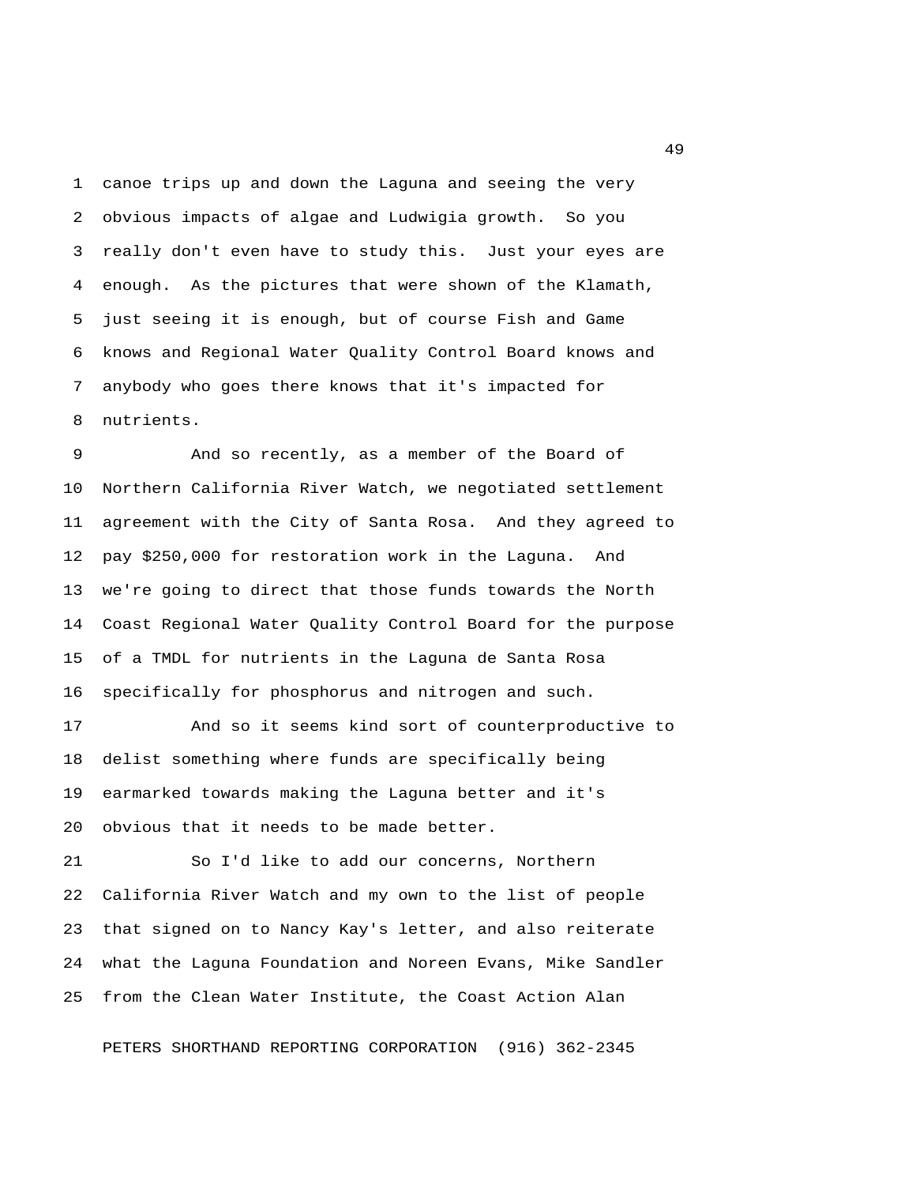canoe trips up and down the Laguna and seeing the very obvious impacts of algae and Ludwigia growth. So you really don't even have to study this. Just your eyes are enough. As the pictures that were shown of the Klamath, just seeing it is enough, but of course Fish and Game knows and Regional Water Quality Control Board knows and anybody who goes there knows that it's impacted for nutrients.

And so recently, as a member of the Board of Northern California River Watch, we negotiated settlement agreement with the City of Santa Rosa. And they agreed to pay $250,000 for restoration work in the Laguna. And we're going to direct that those funds towards the North Coast Regional Water Quality Control Board for the purpose of a TMDL for nutrients in the Laguna de Santa Rosa specifically for phosphorus and nitrogen and such.

And so it seems kind sort of counterproductive to delist something where funds are specifically being earmarked towards making the Laguna better and it's obvious that it needs to be made better.

So I'd like to add our concerns, Northern California River Watch and my own to the list of people that signed on to Nancy Kay's letter, and also reiterate what the Laguna Foundation and Noreen Evans, Mike Sandler from the Clean Water Institute, the Coast Action Alan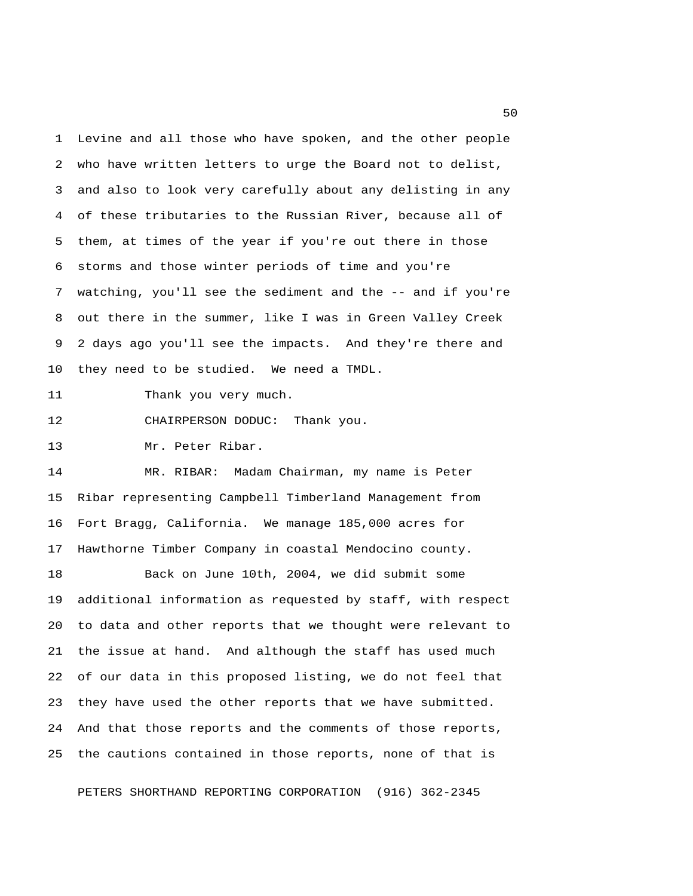Levine and all those who have spoken, and the other people who have written letters to urge the Board not to delist, and also to look very carefully about any delisting in any of these tributaries to the Russian River, because all of them, at times of the year if you're out there in those storms and those winter periods of time and you're watching, you'll see the sediment and the -- and if you're out there in the summer, like I was in Green Valley Creek 2 days ago you'll see the impacts. And they're there and they need to be studied. We need a TMDL.

Thank you very much.

CHAIRPERSON DODUC: Thank you.

Mr. Peter Ribar.

MR. RIBAR: Madam Chairman, my name is Peter Ribar representing Campbell Timberland Management from Fort Bragg, California. We manage 185,000 acres for Hawthorne Timber Company in coastal Mendocino county.

Back on June 10th, 2004, we did submit some additional information as requested by staff, with respect to data and other reports that we thought were relevant to the issue at hand. And although the staff has used much of our data in this proposed listing, we do not feel that they have used the other reports that we have submitted. And that those reports and the comments of those reports, the cautions contained in those reports, none of that is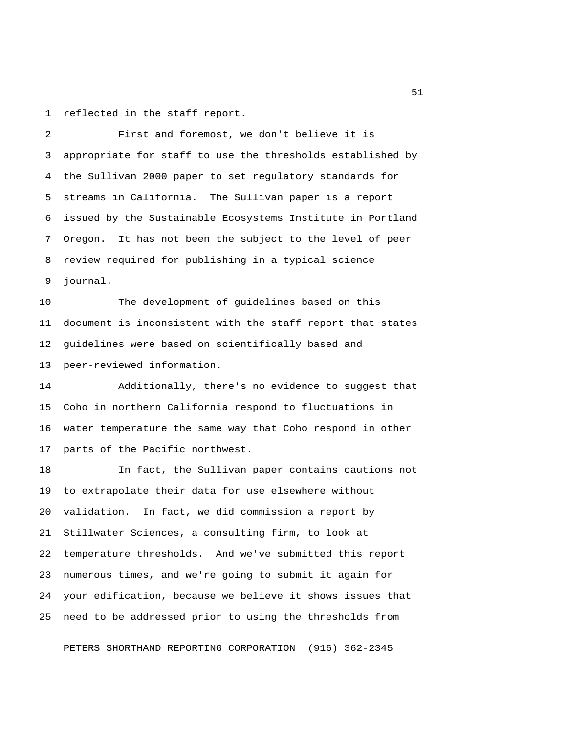reflected in the staff report.

First and foremost, we don't believe it is appropriate for staff to use the thresholds established by the Sullivan 2000 paper to set regulatory standards for streams in California. The Sullivan paper is a report issued by the Sustainable Ecosystems Institute in Portland Oregon. It has not been the subject to the level of peer review required for publishing in a typical science journal.

The development of guidelines based on this document is inconsistent with the staff report that states guidelines were based on scientifically based and peer-reviewed information.

Additionally, there's no evidence to suggest that Coho in northern California respond to fluctuations in water temperature the same way that Coho respond in other parts of the Pacific northwest.

In fact, the Sullivan paper contains cautions not to extrapolate their data for use elsewhere without validation. In fact, we did commission a report by Stillwater Sciences, a consulting firm, to look at temperature thresholds. And we've submitted this report numerous times, and we're going to submit it again for your edification, because we believe it shows issues that need to be addressed prior to using the thresholds from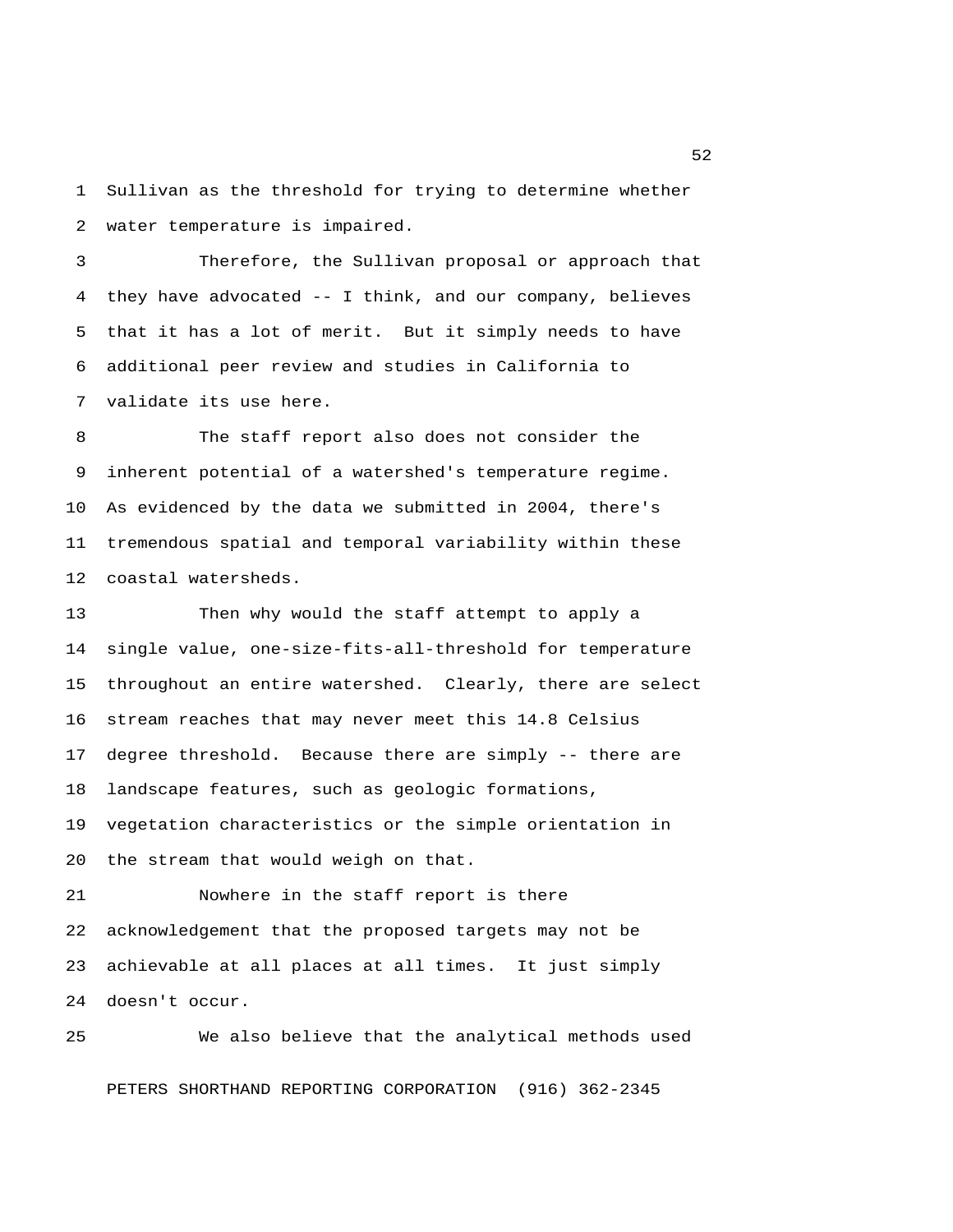Sullivan as the threshold for trying to determine whether water temperature is impaired.

Therefore, the Sullivan proposal or approach that they have advocated -- I think, and our company, believes that it has a lot of merit. But it simply needs to have additional peer review and studies in California to validate its use here.

The staff report also does not consider the inherent potential of a watershed's temperature regime. As evidenced by the data we submitted in 2004, there's tremendous spatial and temporal variability within these coastal watersheds.

Then why would the staff attempt to apply a single value, one-size-fits-all-threshold for temperature throughout an entire watershed. Clearly, there are select stream reaches that may never meet this 14.8 Celsius degree threshold. Because there are simply -- there are landscape features, such as geologic formations, vegetation characteristics or the simple orientation in the stream that would weigh on that.

Nowhere in the staff report is there acknowledgement that the proposed targets may not be achievable at all places at all times. It just simply doesn't occur.

We also believe that the analytical methods used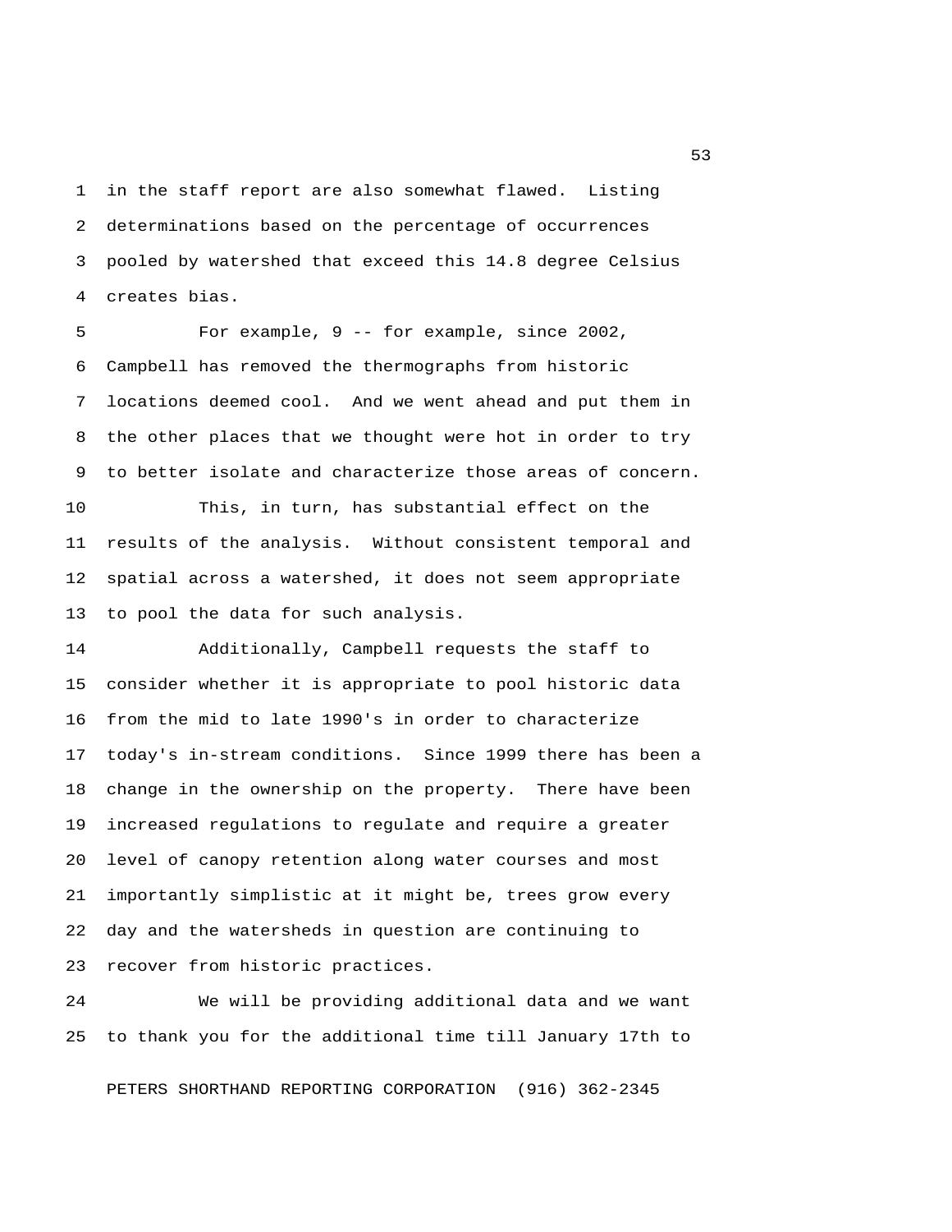in the staff report are also somewhat flawed. Listing determinations based on the percentage of occurrences pooled by watershed that exceed this 14.8 degree Celsius creates bias.

For example, 9 -- for example, since 2002, Campbell has removed the thermographs from historic locations deemed cool. And we went ahead and put them in the other places that we thought were hot in order to try to better isolate and characterize those areas of concern.

This, in turn, has substantial effect on the results of the analysis. Without consistent temporal and spatial across a watershed, it does not seem appropriate to pool the data for such analysis.

Additionally, Campbell requests the staff to consider whether it is appropriate to pool historic data from the mid to late 1990's in order to characterize today's in-stream conditions. Since 1999 there has been a change in the ownership on the property. There have been increased regulations to regulate and require a greater level of canopy retention along water courses and most importantly simplistic at it might be, trees grow every day and the watersheds in question are continuing to recover from historic practices.

We will be providing additional data and we want to thank you for the additional time till January 17th to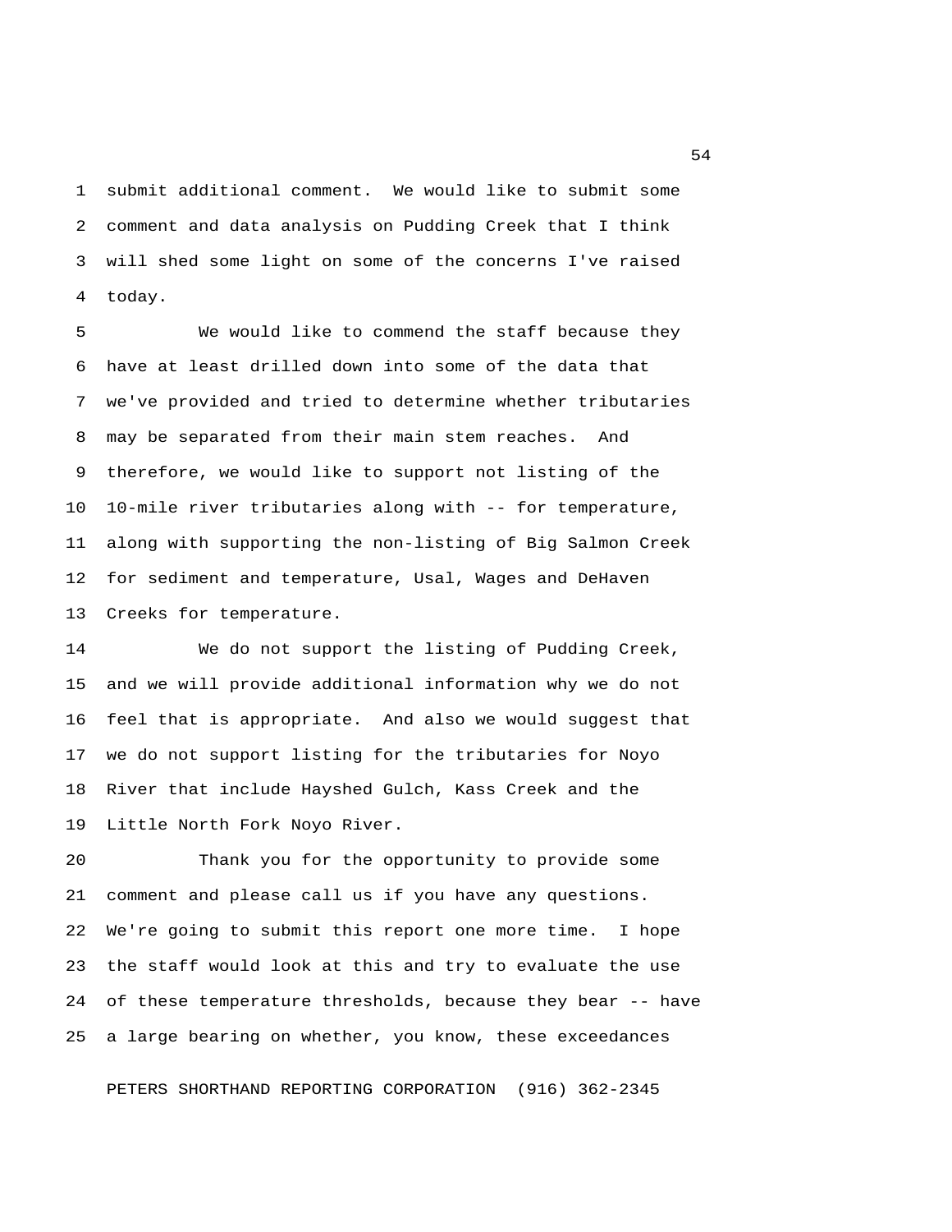submit additional comment. We would like to submit some comment and data analysis on Pudding Creek that I think will shed some light on some of the concerns I've raised today.

We would like to commend the staff because they have at least drilled down into some of the data that we've provided and tried to determine whether tributaries may be separated from their main stem reaches. And therefore, we would like to support not listing of the 10-mile river tributaries along with -- for temperature, along with supporting the non-listing of Big Salmon Creek for sediment and temperature, Usal, Wages and DeHaven Creeks for temperature.

We do not support the listing of Pudding Creek, and we will provide additional information why we do not feel that is appropriate. And also we would suggest that we do not support listing for the tributaries for Noyo River that include Hayshed Gulch, Kass Creek and the Little North Fork Noyo River.

Thank you for the opportunity to provide some comment and please call us if you have any questions. We're going to submit this report one more time. I hope the staff would look at this and try to evaluate the use of these temperature thresholds, because they bear -- have a large bearing on whether, you know, these exceedances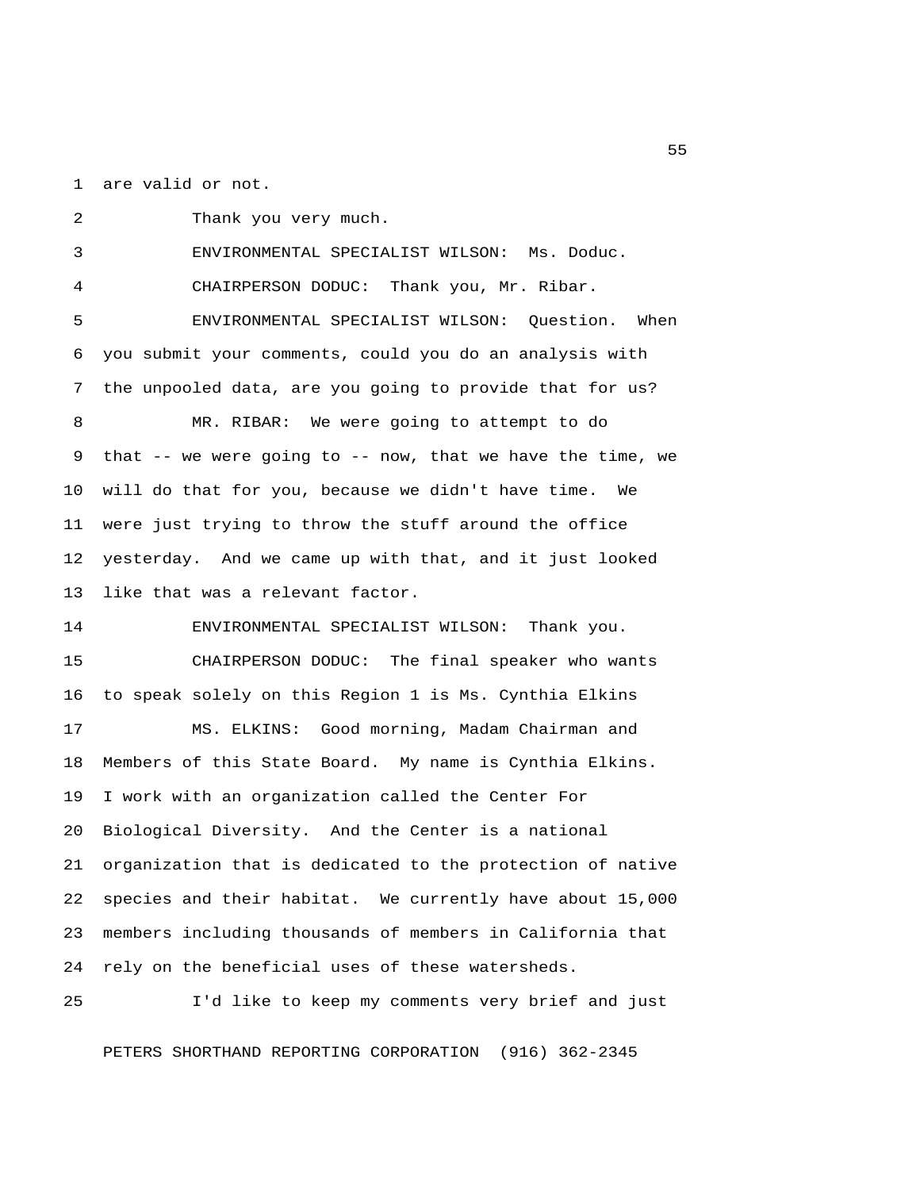are valid or not.

Thank you very much.

ENVIRONMENTAL SPECIALIST WILSON: Ms. Doduc.

CHAIRPERSON DODUC: Thank you, Mr. Ribar.

ENVIRONMENTAL SPECIALIST WILSON: Question. When you submit your comments, could you do an analysis with the unpooled data, are you going to provide that for us?

MR. RIBAR: We were going to attempt to do that -- we were going to -- now, that we have the time, we will do that for you, because we didn't have time. We were just trying to throw the stuff around the office yesterday. And we came up with that, and it just looked like that was a relevant factor.

ENVIRONMENTAL SPECIALIST WILSON: Thank you.

CHAIRPERSON DODUC: The final speaker who wants to speak solely on this Region 1 is Ms. Cynthia Elkins

MS. ELKINS: Good morning, Madam Chairman and Members of this State Board. My name is Cynthia Elkins. I work with an organization called the Center For Biological Diversity. And the Center is a national organization that is dedicated to the protection of native species and their habitat. We currently have about 15,000 members including thousands of members in California that rely on the beneficial uses of these watersheds.

I'd like to keep my comments very brief and just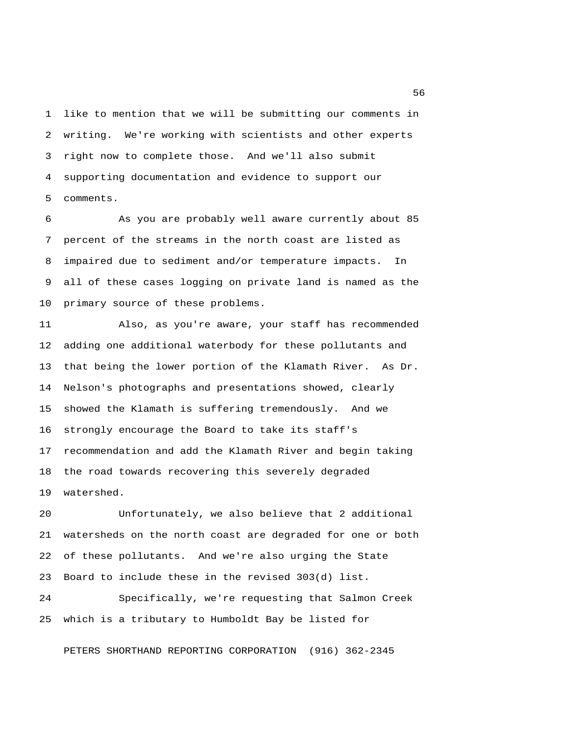like to mention that we will be submitting our comments in writing. We're working with scientists and other experts right now to complete those. And we'll also submit supporting documentation and evidence to support our comments.

As you are probably well aware currently about 85 percent of the streams in the north coast are listed as impaired due to sediment and/or temperature impacts. In all of these cases logging on private land is named as the primary source of these problems.

Also, as you're aware, your staff has recommended adding one additional waterbody for these pollutants and that being the lower portion of the Klamath River. As Dr. Nelson's photographs and presentations showed, clearly showed the Klamath is suffering tremendously. And we strongly encourage the Board to take its staff's recommendation and add the Klamath River and begin taking the road towards recovering this severely degraded watershed.

Unfortunately, we also believe that 2 additional watersheds on the north coast are degraded for one or both of these pollutants. And we're also urging the State Board to include these in the revised 303(d) list.

Specifically, we're requesting that Salmon Creek which is a tributary to Humboldt Bay be listed for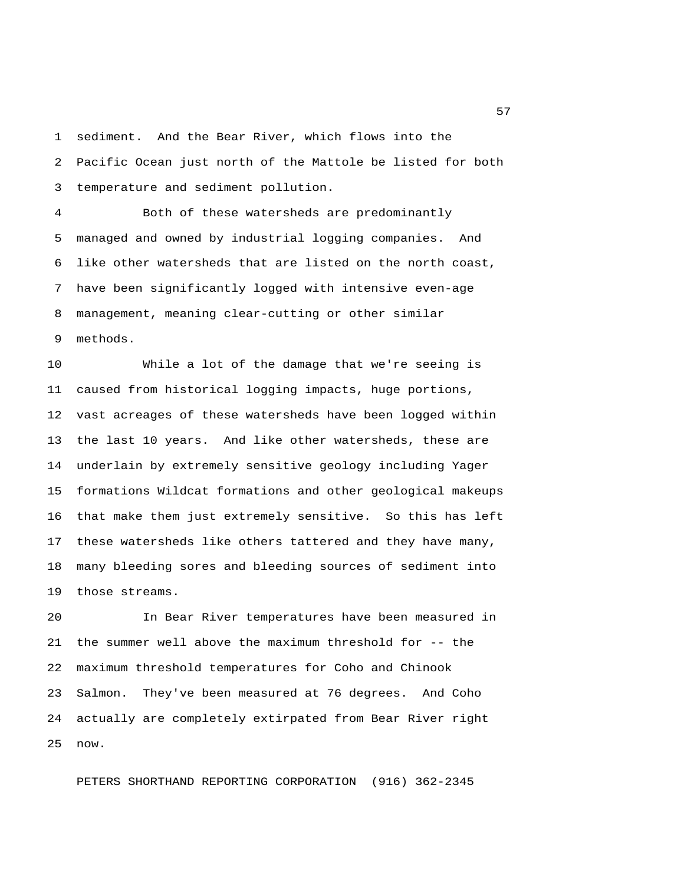sediment. And the Bear River, which flows into the Pacific Ocean just north of the Mattole be listed for both temperature and sediment pollution.

Both of these watersheds are predominantly managed and owned by industrial logging companies. And like other watersheds that are listed on the north coast, have been significantly logged with intensive even-age management, meaning clear-cutting or other similar methods.

While a lot of the damage that we're seeing is caused from historical logging impacts, huge portions, vast acreages of these watersheds have been logged within the last 10 years. And like other watersheds, these are underlain by extremely sensitive geology including Yager formations Wildcat formations and other geological makeups that make them just extremely sensitive. So this has left these watersheds like others tattered and they have many, many bleeding sores and bleeding sources of sediment into those streams.

In Bear River temperatures have been measured in the summer well above the maximum threshold for -- the maximum threshold temperatures for Coho and Chinook Salmon. They've been measured at 76 degrees. And Coho actually are completely extirpated from Bear River right now.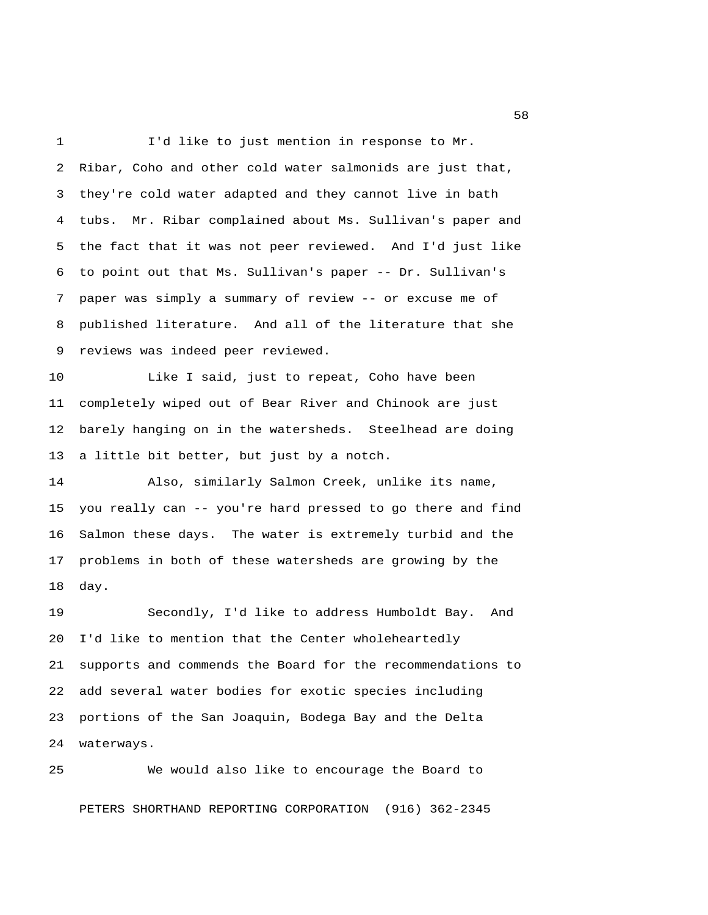I'd like to just mention in response to Mr. Ribar, Coho and other cold water salmonids are just that, they're cold water adapted and they cannot live in bath tubs. Mr. Ribar complained about Ms. Sullivan's paper and the fact that it was not peer reviewed. And I'd just like to point out that Ms. Sullivan's paper -- Dr. Sullivan's paper was simply a summary of review -- or excuse me of published literature. And all of the literature that she reviews was indeed peer reviewed.

Like I said, just to repeat, Coho have been completely wiped out of Bear River and Chinook are just barely hanging on in the watersheds. Steelhead are doing a little bit better, but just by a notch.

Also, similarly Salmon Creek, unlike its name, you really can -- you're hard pressed to go there and find Salmon these days. The water is extremely turbid and the problems in both of these watersheds are growing by the day.

Secondly, I'd like to address Humboldt Bay. And I'd like to mention that the Center wholeheartedly supports and commends the Board for the recommendations to add several water bodies for exotic species including portions of the San Joaquin, Bodega Bay and the Delta waterways.

We would also like to encourage the Board to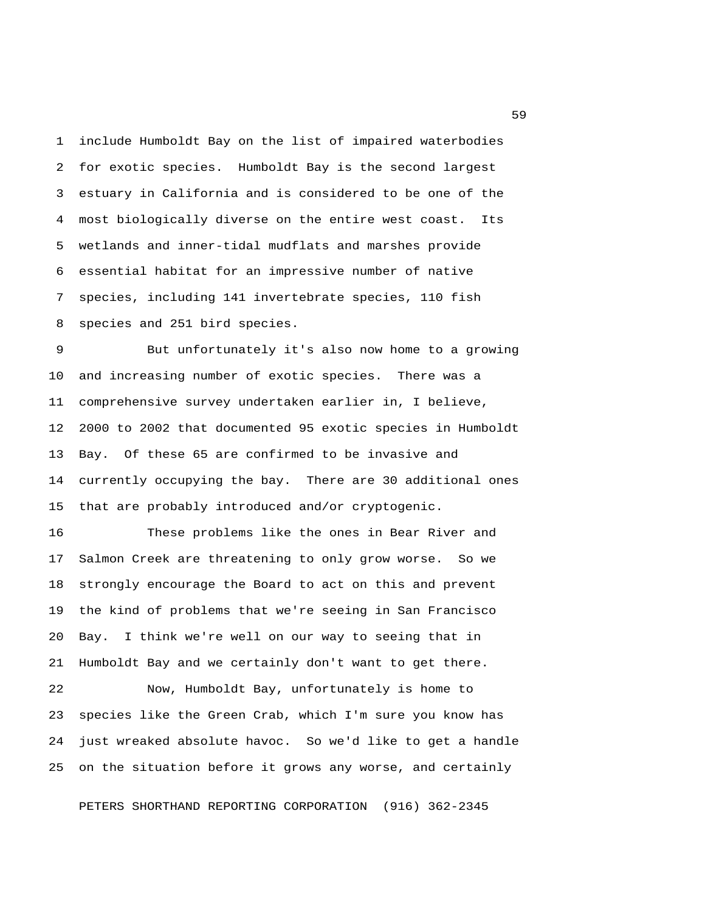include Humboldt Bay on the list of impaired waterbodies for exotic species. Humboldt Bay is the second largest estuary in California and is considered to be one of the most biologically diverse on the entire west coast. Its wetlands and inner-tidal mudflats and marshes provide essential habitat for an impressive number of native species, including 141 invertebrate species, 110 fish species and 251 bird species.

But unfortunately it's also now home to a growing and increasing number of exotic species. There was a comprehensive survey undertaken earlier in, I believe, 2000 to 2002 that documented 95 exotic species in Humboldt Bay. Of these 65 are confirmed to be invasive and currently occupying the bay. There are 30 additional ones that are probably introduced and/or cryptogenic.

These problems like the ones in Bear River and Salmon Creek are threatening to only grow worse. So we strongly encourage the Board to act on this and prevent the kind of problems that we're seeing in San Francisco Bay. I think we're well on our way to seeing that in Humboldt Bay and we certainly don't want to get there.

Now, Humboldt Bay, unfortunately is home to species like the Green Crab, which I'm sure you know has just wreaked absolute havoc. So we'd like to get a handle on the situation before it grows any worse, and certainly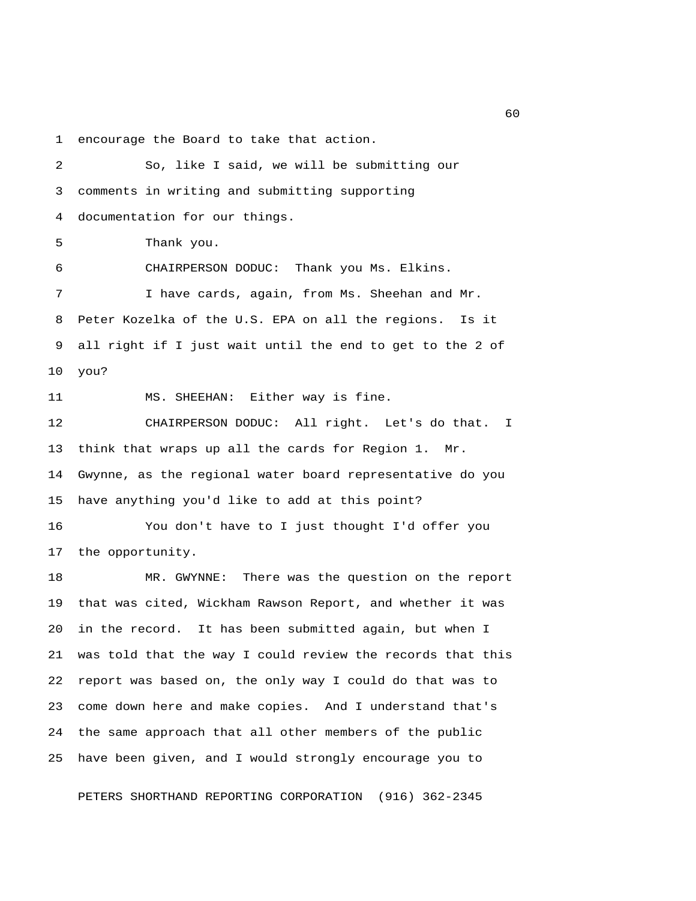encourage the Board to take that action.

So, like I said, we will be submitting our comments in writing and submitting supporting documentation for our things.

Thank you.

CHAIRPERSON DODUC: Thank you Ms. Elkins.

I have cards, again, from Ms. Sheehan and Mr. Peter Kozelka of the U.S. EPA on all the regions. Is it all right if I just wait until the end to get to the 2 of you?

MS. SHEEHAN: Either way is fine.

CHAIRPERSON DODUC: All right. Let's do that. I think that wraps up all the cards for Region 1. Mr. Gwynne, as the regional water board representative do you have anything you'd like to add at this point?

You don't have to I just thought I'd offer you the opportunity.

MR. GWYNNE: There was the question on the report that was cited, Wickham Rawson Report, and whether it was in the record. It has been submitted again, but when I was told that the way I could review the records that this report was based on, the only way I could do that was to come down here and make copies. And I understand that's the same approach that all other members of the public have been given, and I would strongly encourage you to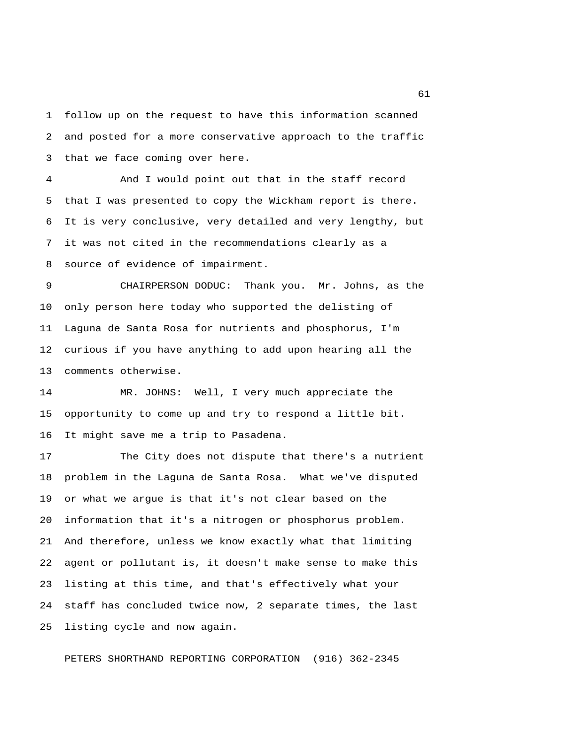follow up on the request to have this information scanned and posted for a more conservative approach to the traffic that we face coming over here.

And I would point out that in the staff record that I was presented to copy the Wickham report is there. It is very conclusive, very detailed and very lengthy, but it was not cited in the recommendations clearly as a source of evidence of impairment.

CHAIRPERSON DODUC: Thank you. Mr. Johns, as the only person here today who supported the delisting of Laguna de Santa Rosa for nutrients and phosphorus, I'm curious if you have anything to add upon hearing all the comments otherwise.

MR. JOHNS: Well, I very much appreciate the opportunity to come up and try to respond a little bit. It might save me a trip to Pasadena.

The City does not dispute that there's a nutrient problem in the Laguna de Santa Rosa. What we've disputed or what we argue is that it's not clear based on the information that it's a nitrogen or phosphorus problem. And therefore, unless we know exactly what that limiting agent or pollutant is, it doesn't make sense to make this listing at this time, and that's effectively what your staff has concluded twice now, 2 separate times, the last listing cycle and now again.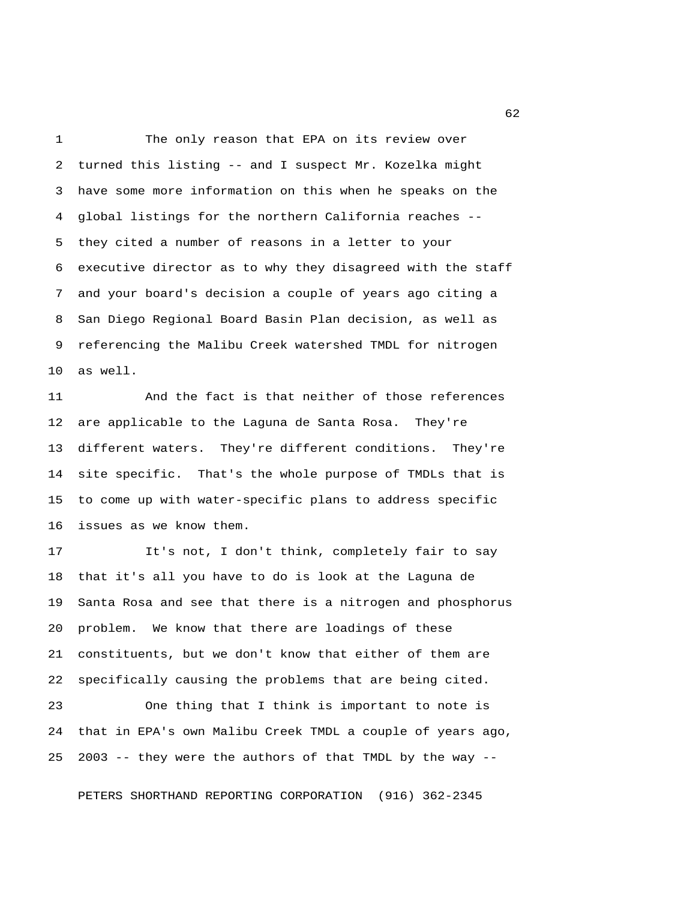The only reason that EPA on its review over turned this listing -- and I suspect Mr. Kozelka might have some more information on this when he speaks on the global listings for the northern California reaches -- they cited a number of reasons in a letter to your executive director as to why they disagreed with the staff and your board's decision a couple of years ago citing a San Diego Regional Board Basin Plan decision, as well as referencing the Malibu Creek watershed TMDL for nitrogen as well.

And the fact is that neither of those references are applicable to the Laguna de Santa Rosa. They're different waters. They're different conditions. They're site specific. That's the whole purpose of TMDLs that is to come up with water-specific plans to address specific issues as we know them.

It's not, I don't think, completely fair to say that it's all you have to do is look at the Laguna de Santa Rosa and see that there is a nitrogen and phosphorus problem. We know that there are loadings of these constituents, but we don't know that either of them are specifically causing the problems that are being cited.

One thing that I think is important to note is that in EPA's own Malibu Creek TMDL a couple of years ago, 2003 -- they were the authors of that TMDL by the way --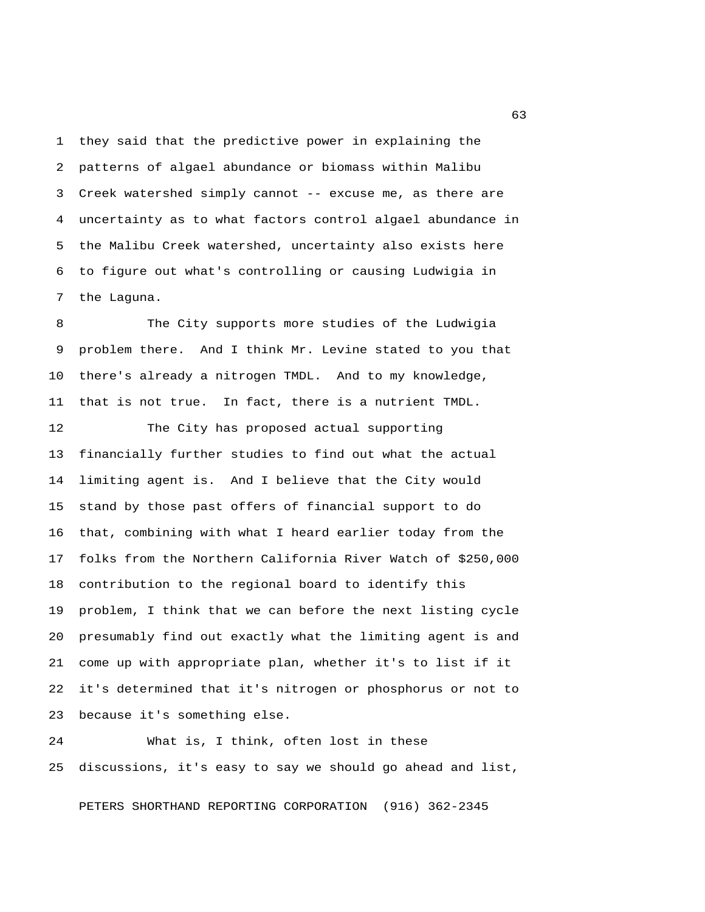they said that the predictive power in explaining the patterns of algael abundance or biomass within Malibu Creek watershed simply cannot -- excuse me, as there are uncertainty as to what factors control algael abundance in the Malibu Creek watershed, uncertainty also exists here to figure out what's controlling or causing Ludwigia in the Laguna.

The City supports more studies of the Ludwigia problem there. And I think Mr. Levine stated to you that there's already a nitrogen TMDL. And to my knowledge, that is not true. In fact, there is a nutrient TMDL.

The City has proposed actual supporting financially further studies to find out what the actual limiting agent is. And I believe that the City would stand by those past offers of financial support to do that, combining with what I heard earlier today from the folks from the Northern California River Watch of $250,000 contribution to the regional board to identify this problem, I think that we can before the next listing cycle presumably find out exactly what the limiting agent is and come up with appropriate plan, whether it's to list if it it's determined that it's nitrogen or phosphorus or not to because it's something else.

What is, I think, often lost in these discussions, it's easy to say we should go ahead and list,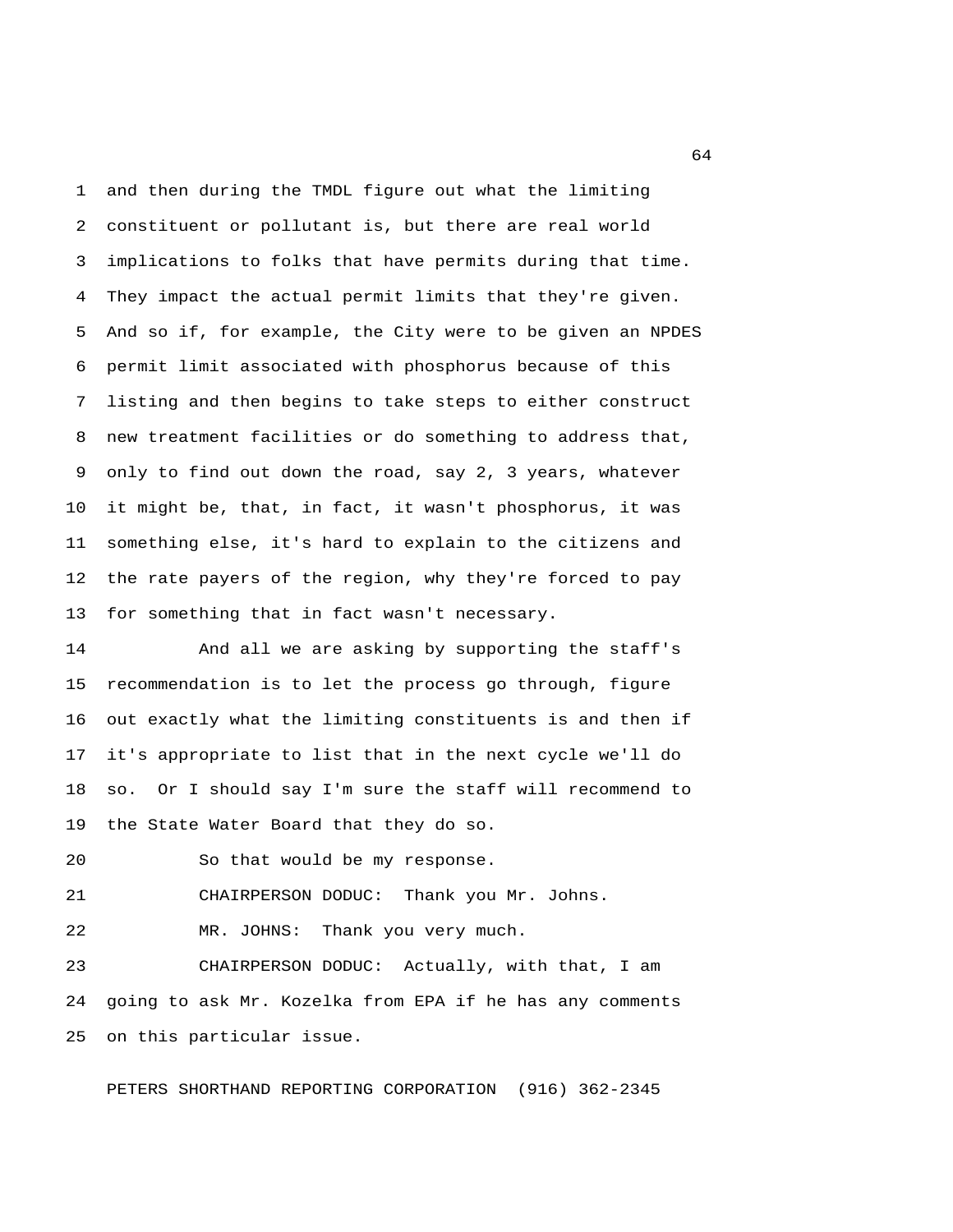and then during the TMDL figure out what the limiting constituent or pollutant is, but there are real world implications to folks that have permits during that time. They impact the actual permit limits that they're given. And so if, for example, the City were to be given an NPDES permit limit associated with phosphorus because of this listing and then begins to take steps to either construct new treatment facilities or do something to address that, only to find out down the road, say 2, 3 years, whatever it might be, that, in fact, it wasn't phosphorus, it was something else, it's hard to explain to the citizens and the rate payers of the region, why they're forced to pay for something that in fact wasn't necessary.

And all we are asking by supporting the staff's recommendation is to let the process go through, figure out exactly what the limiting constituents is and then if it's appropriate to list that in the next cycle we'll do so. Or I should say I'm sure the staff will recommend to the State Water Board that they do so.

So that would be my response.

CHAIRPERSON DODUC: Thank you Mr. Johns.

MR. JOHNS: Thank you very much.

CHAIRPERSON DODUC: Actually, with that, I am going to ask Mr. Kozelka from EPA if he has any comments on this particular issue.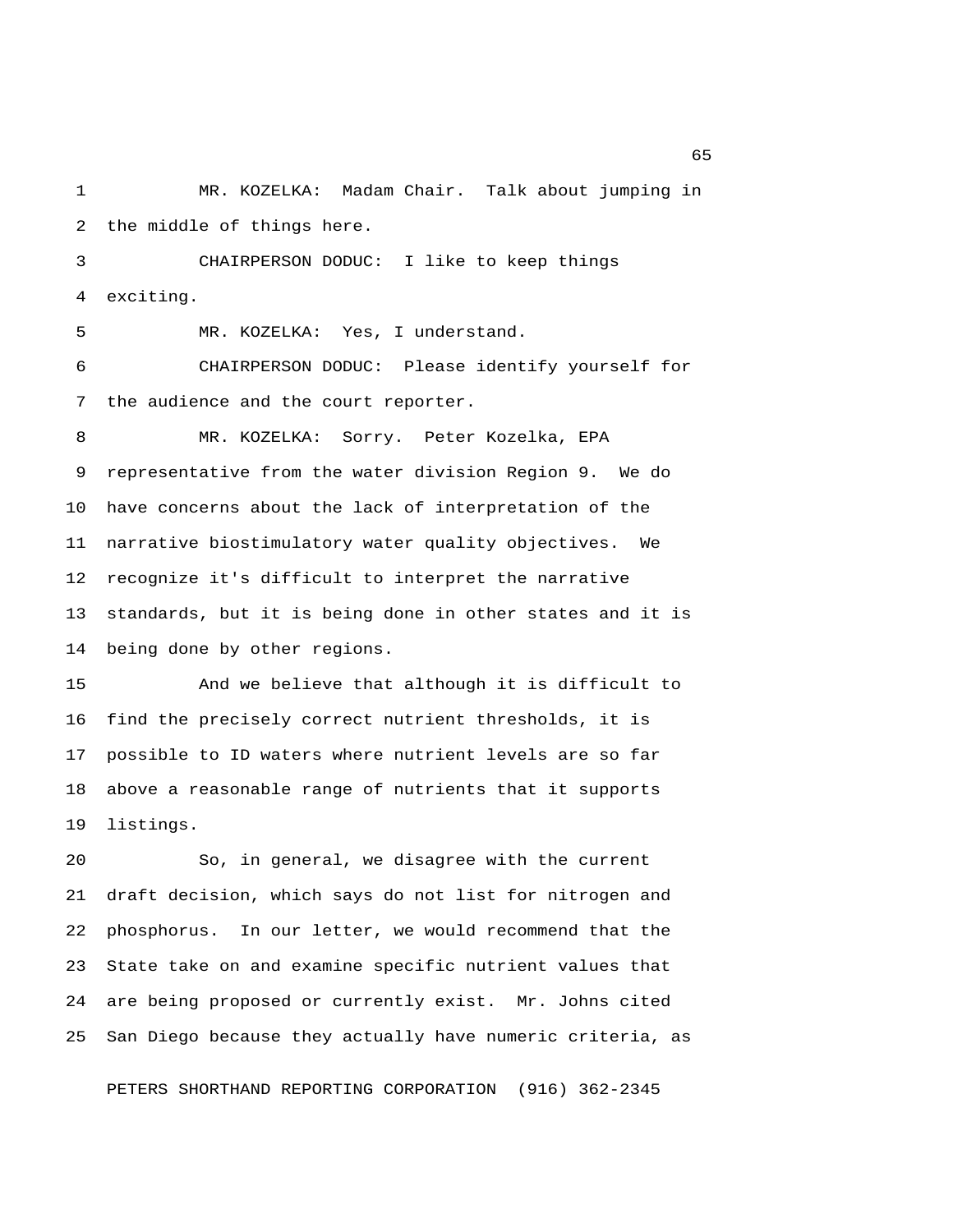MR. KOZELKA: Madam Chair. Talk about jumping in the middle of things here.

CHAIRPERSON DODUC: I like to keep things exciting.

MR. KOZELKA: Yes, I understand.

CHAIRPERSON DODUC: Please identify yourself for the audience and the court reporter.

MR. KOZELKA: Sorry. Peter Kozelka, EPA representative from the water division Region 9. We do have concerns about the lack of interpretation of the narrative biostimulatory water quality objectives. We recognize it's difficult to interpret the narrative standards, but it is being done in other states and it is being done by other regions.

And we believe that although it is difficult to find the precisely correct nutrient thresholds, it is possible to ID waters where nutrient levels are so far above a reasonable range of nutrients that it supports listings.

So, in general, we disagree with the current draft decision, which says do not list for nitrogen and phosphorus. In our letter, we would recommend that the State take on and examine specific nutrient values that are being proposed or currently exist. Mr. Johns cited San Diego because they actually have numeric criteria, as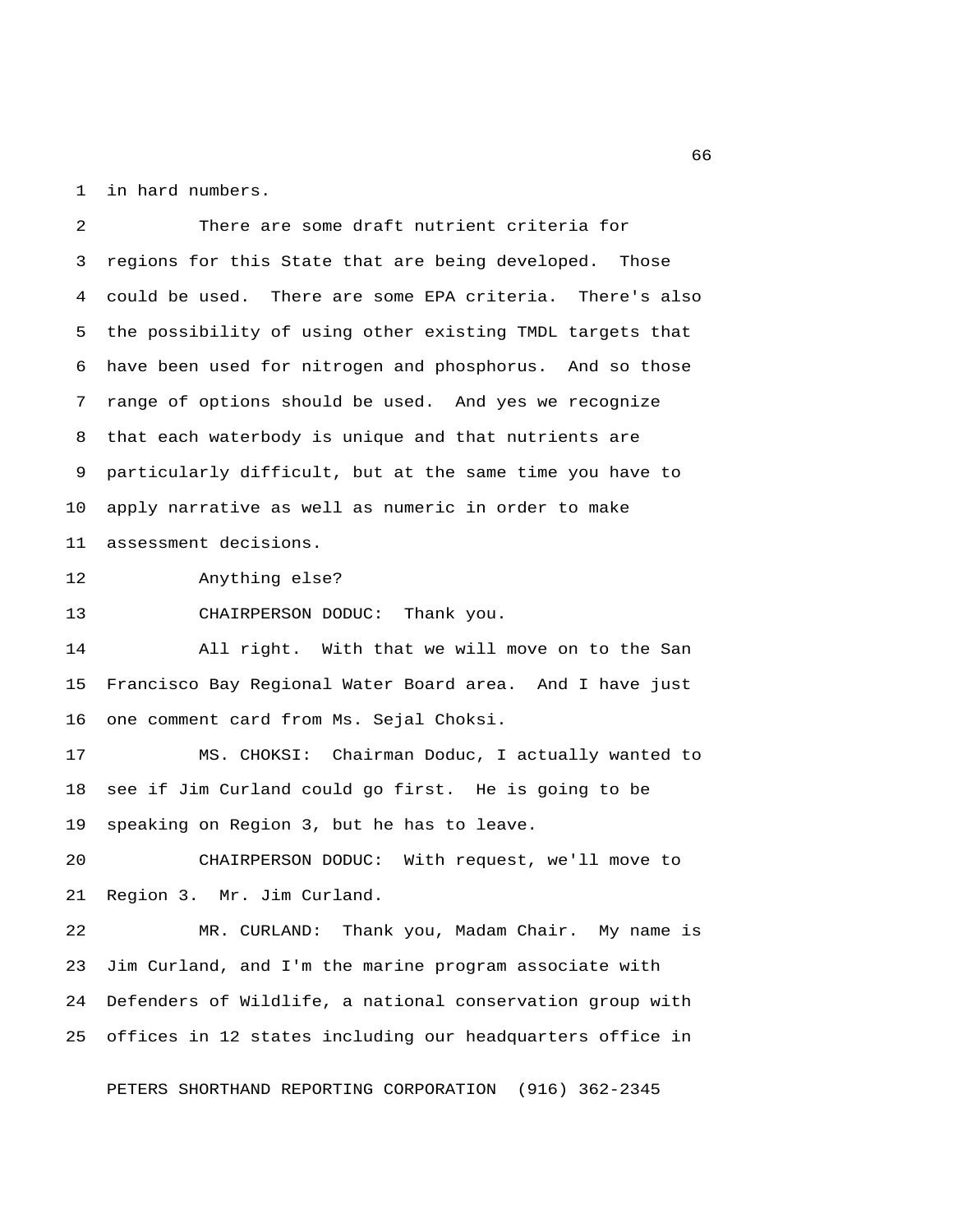in hard numbers.

There are some draft nutrient criteria for regions for this State that are being developed. Those could be used. There are some EPA criteria. There's also the possibility of using other existing TMDL targets that have been used for nitrogen and phosphorus. And so those range of options should be used. And yes we recognize that each waterbody is unique and that nutrients are particularly difficult, but at the same time you have to apply narrative as well as numeric in order to make assessment decisions.

Anything else?

CHAIRPERSON DODUC: Thank you.

All right. With that we will move on to the San Francisco Bay Regional Water Board area. And I have just one comment card from Ms. Sejal Choksi.

MS. CHOKSI: Chairman Doduc, I actually wanted to see if Jim Curland could go first. He is going to be speaking on Region 3, but he has to leave.

CHAIRPERSON DODUC: With request, we'll move to Region 3. Mr. Jim Curland.

MR. CURLAND: Thank you, Madam Chair. My name is Jim Curland, and I'm the marine program associate with Defenders of Wildlife, a national conservation group with offices in 12 states including our headquarters office in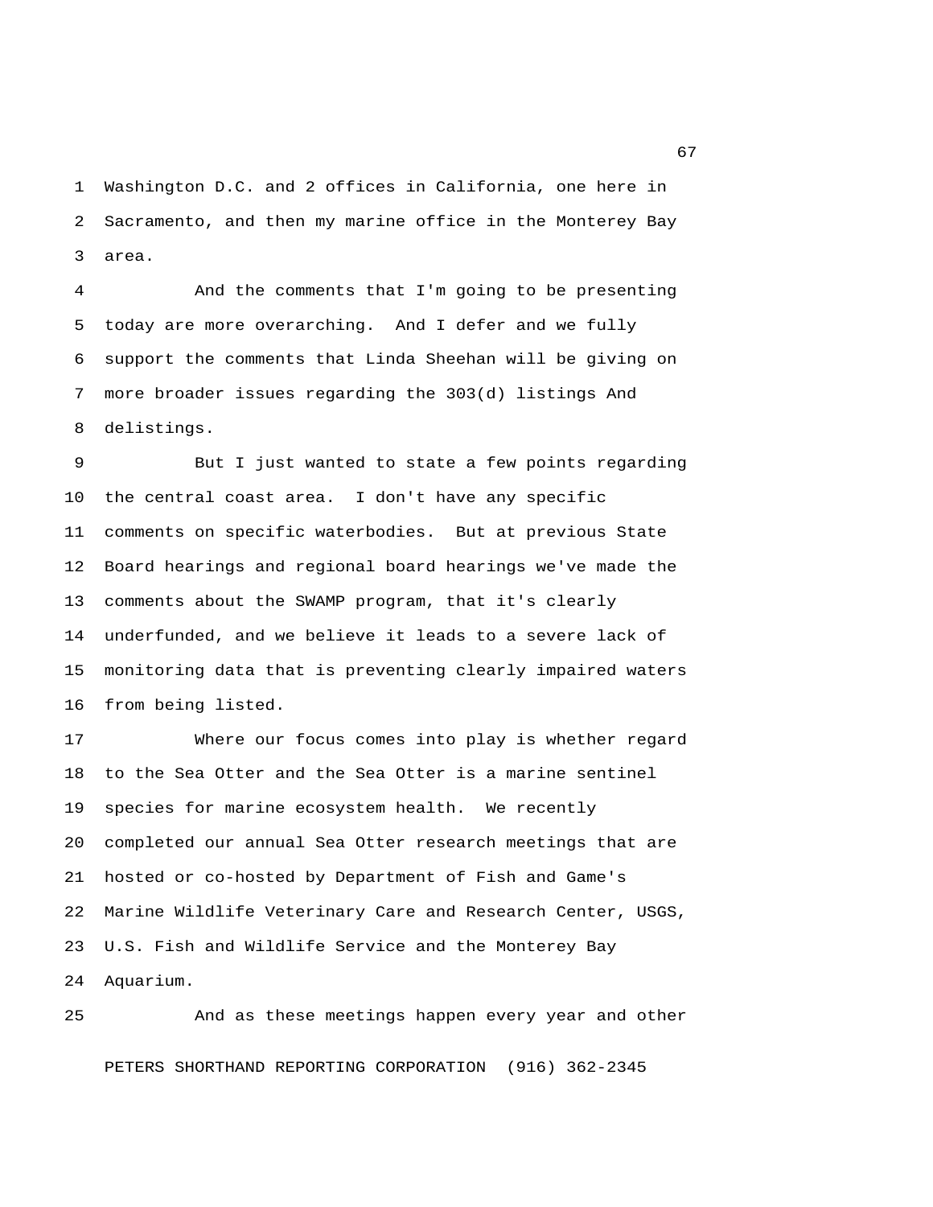Washington D.C. and 2 offices in California, one here in Sacramento, and then my marine office in the Monterey Bay area.

And the comments that I'm going to be presenting today are more overarching. And I defer and we fully support the comments that Linda Sheehan will be giving on more broader issues regarding the 303(d) listings And delistings.

But I just wanted to state a few points regarding the central coast area. I don't have any specific comments on specific waterbodies. But at previous State Board hearings and regional board hearings we've made the comments about the SWAMP program, that it's clearly underfunded, and we believe it leads to a severe lack of monitoring data that is preventing clearly impaired waters from being listed.

Where our focus comes into play is whether regard to the Sea Otter and the Sea Otter is a marine sentinel species for marine ecosystem health. We recently completed our annual Sea Otter research meetings that are hosted or co-hosted by Department of Fish and Game's Marine Wildlife Veterinary Care and Research Center, USGS, U.S. Fish and Wildlife Service and the Monterey Bay Aquarium.

And as these meetings happen every year and other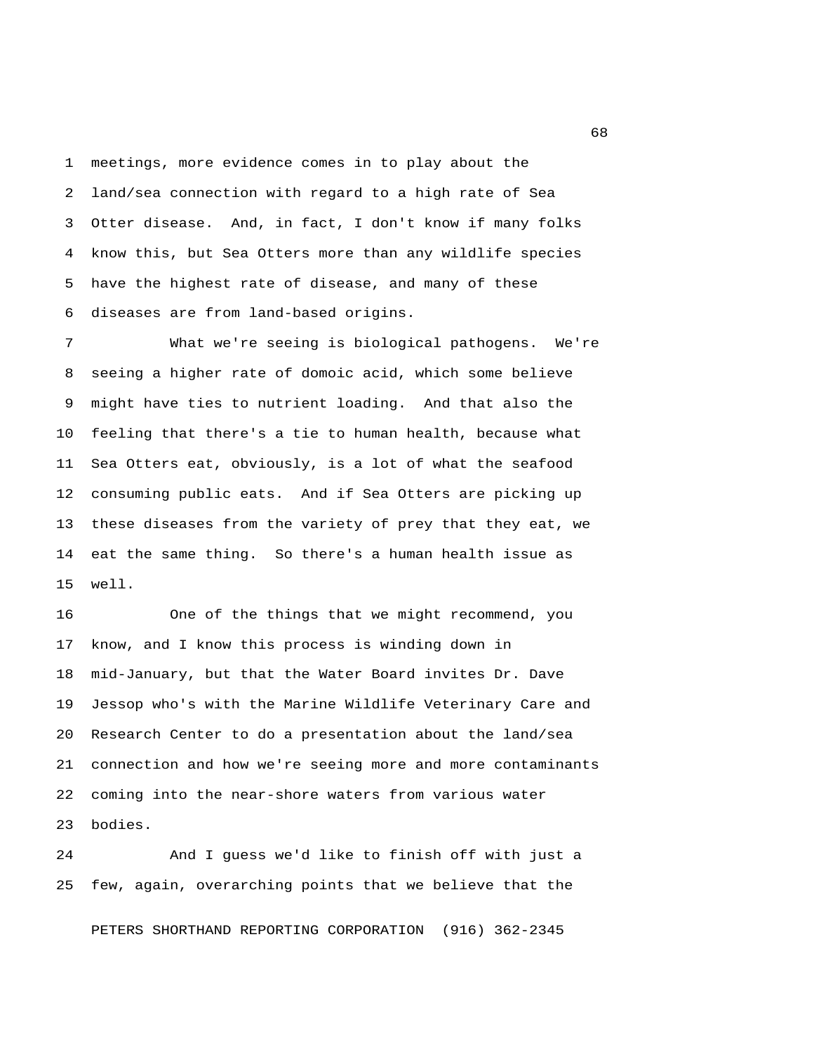meetings, more evidence comes in to play about the land/sea connection with regard to a high rate of Sea Otter disease. And, in fact, I don't know if many folks know this, but Sea Otters more than any wildlife species have the highest rate of disease, and many of these diseases are from land-based origins.

What we're seeing is biological pathogens. We're seeing a higher rate of domoic acid, which some believe might have ties to nutrient loading. And that also the feeling that there's a tie to human health, because what Sea Otters eat, obviously, is a lot of what the seafood consuming public eats. And if Sea Otters are picking up these diseases from the variety of prey that they eat, we eat the same thing. So there's a human health issue as well.

One of the things that we might recommend, you know, and I know this process is winding down in mid-January, but that the Water Board invites Dr. Dave Jessop who's with the Marine Wildlife Veterinary Care and Research Center to do a presentation about the land/sea connection and how we're seeing more and more contaminants coming into the near-shore waters from various water bodies.

And I guess we'd like to finish off with just a few, again, overarching points that we believe that the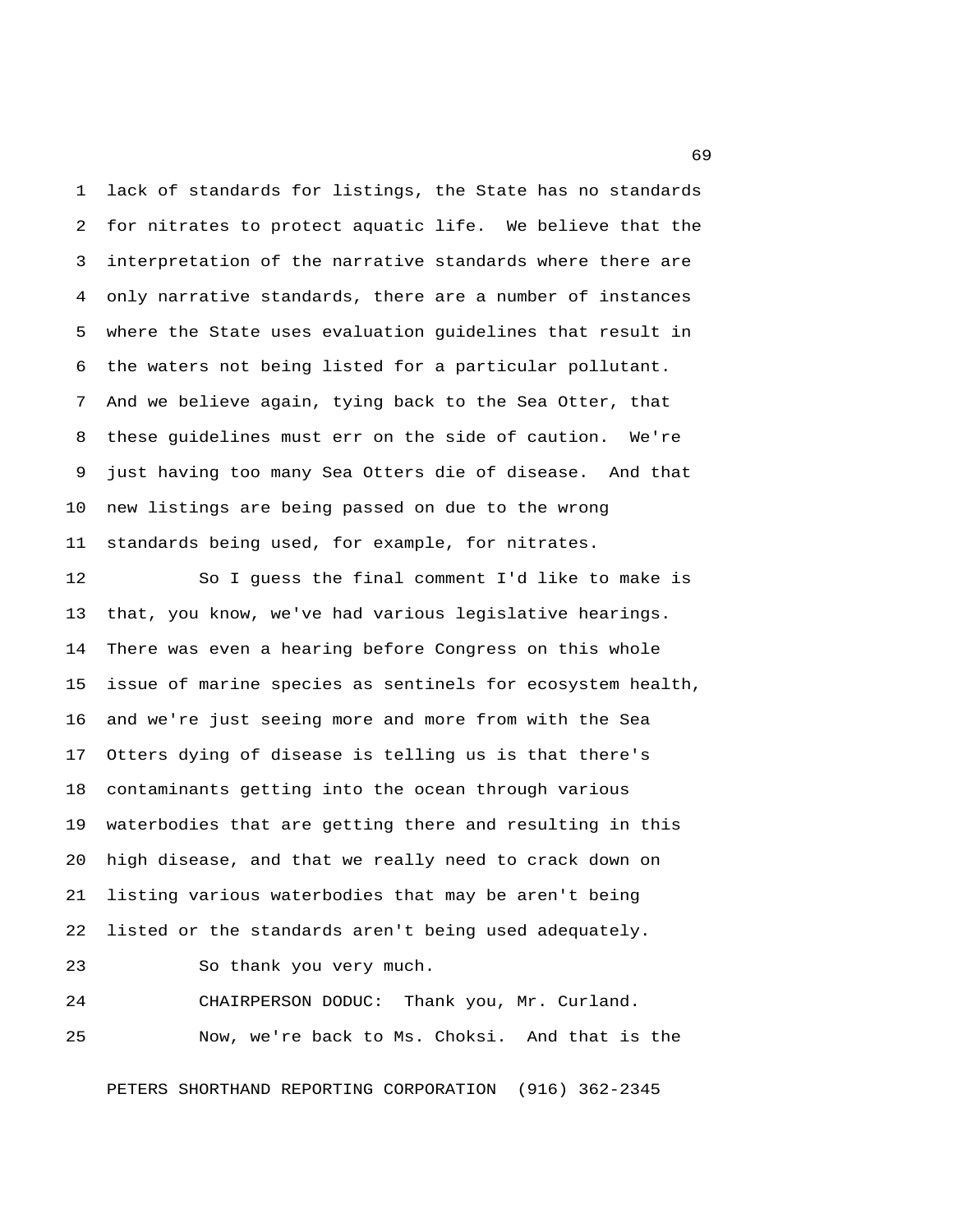lack of standards for listings, the State has no standards for nitrates to protect aquatic life. We believe that the interpretation of the narrative standards where there are only narrative standards, there are a number of instances where the State uses evaluation guidelines that result in the waters not being listed for a particular pollutant. And we believe again, tying back to the Sea Otter, that these guidelines must err on the side of caution. We're just having too many Sea Otters die of disease. And that new listings are being passed on due to the wrong standards being used, for example, for nitrates.

So I guess the final comment I'd like to make is that, you know, we've had various legislative hearings. There was even a hearing before Congress on this whole issue of marine species as sentinels for ecosystem health, and we're just seeing more and more from with the Sea Otters dying of disease is telling us is that there's contaminants getting into the ocean through various waterbodies that are getting there and resulting in this high disease, and that we really need to crack down on listing various waterbodies that may be aren't being listed or the standards aren't being used adequately.

So thank you very much.

CHAIRPERSON DODUC: Thank you, Mr. Curland.

Now, we're back to Ms. Choksi. And that is the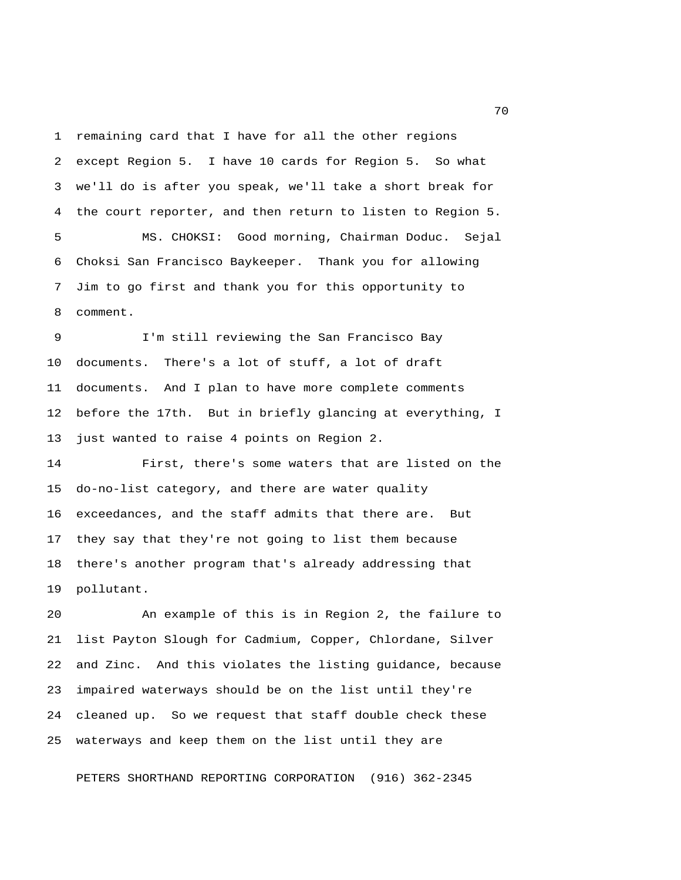remaining card that I have for all the other regions except Region 5. I have 10 cards for Region 5. So what we'll do is after you speak, we'll take a short break for the court reporter, and then return to listen to Region 5.

MS. CHOKSI: Good morning, Chairman Doduc. Sejal Choksi San Francisco Baykeeper. Thank you for allowing Jim to go first and thank you for this opportunity to comment.

I'm still reviewing the San Francisco Bay documents. There's a lot of stuff, a lot of draft documents. And I plan to have more complete comments before the 17th. But in briefly glancing at everything, I just wanted to raise 4 points on Region 2.

First, there's some waters that are listed on the do-no-list category, and there are water quality exceedances, and the staff admits that there are. But they say that they're not going to list them because there's another program that's already addressing that pollutant.

An example of this is in Region 2, the failure to list Payton Slough for Cadmium, Copper, Chlordane, Silver and Zinc. And this violates the listing guidance, because impaired waterways should be on the list until they're cleaned up. So we request that staff double check these waterways and keep them on the list until they are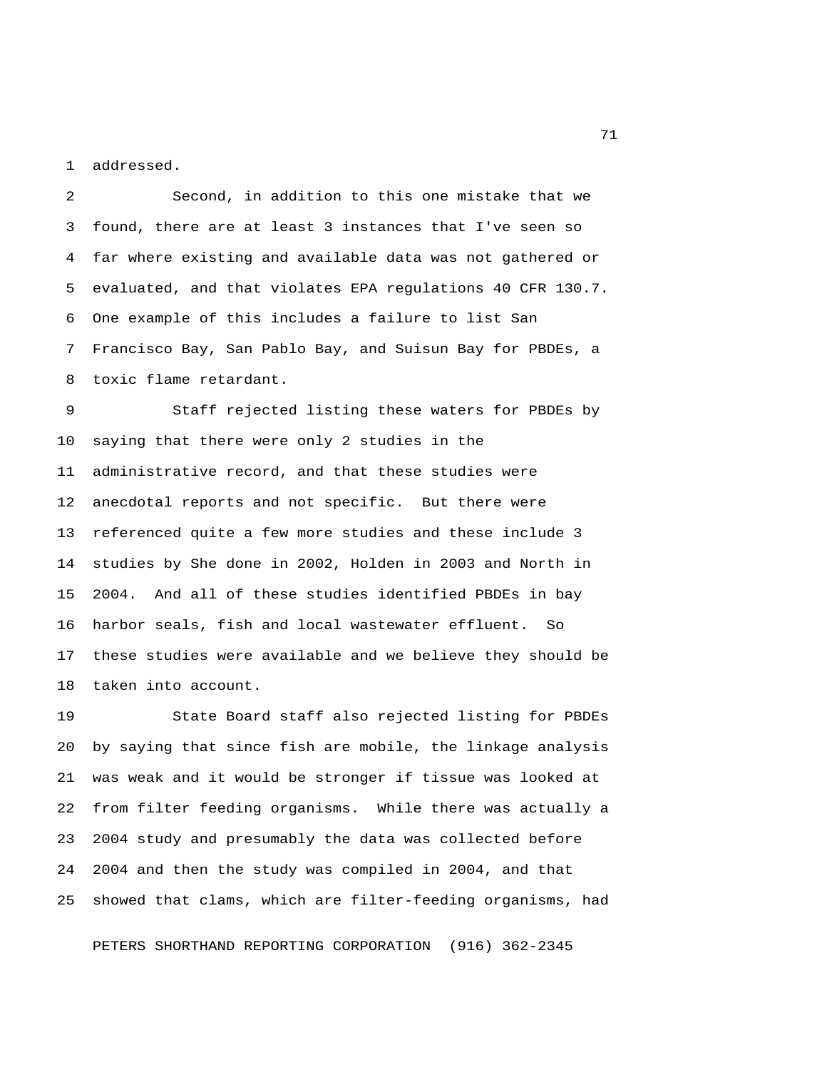addressed.

Second, in addition to this one mistake that we found, there are at least 3 instances that I've seen so far where existing and available data was not gathered or evaluated, and that violates EPA regulations 40 CFR 130.7. One example of this includes a failure to list San Francisco Bay, San Pablo Bay, and Suisun Bay for PBDEs, a toxic flame retardant.

Staff rejected listing these waters for PBDEs by saying that there were only 2 studies in the administrative record, and that these studies were anecdotal reports and not specific. But there were referenced quite a few more studies and these include 3 studies by She done in 2002, Holden in 2003 and North in 2004. And all of these studies identified PBDEs in bay harbor seals, fish and local wastewater effluent. So these studies were available and we believe they should be taken into account.

State Board staff also rejected listing for PBDEs by saying that since fish are mobile, the linkage analysis was weak and it would be stronger if tissue was looked at from filter feeding organisms. While there was actually a 2004 study and presumably the data was collected before 2004 and then the study was compiled in 2004, and that showed that clams, which are filter-feeding organisms, had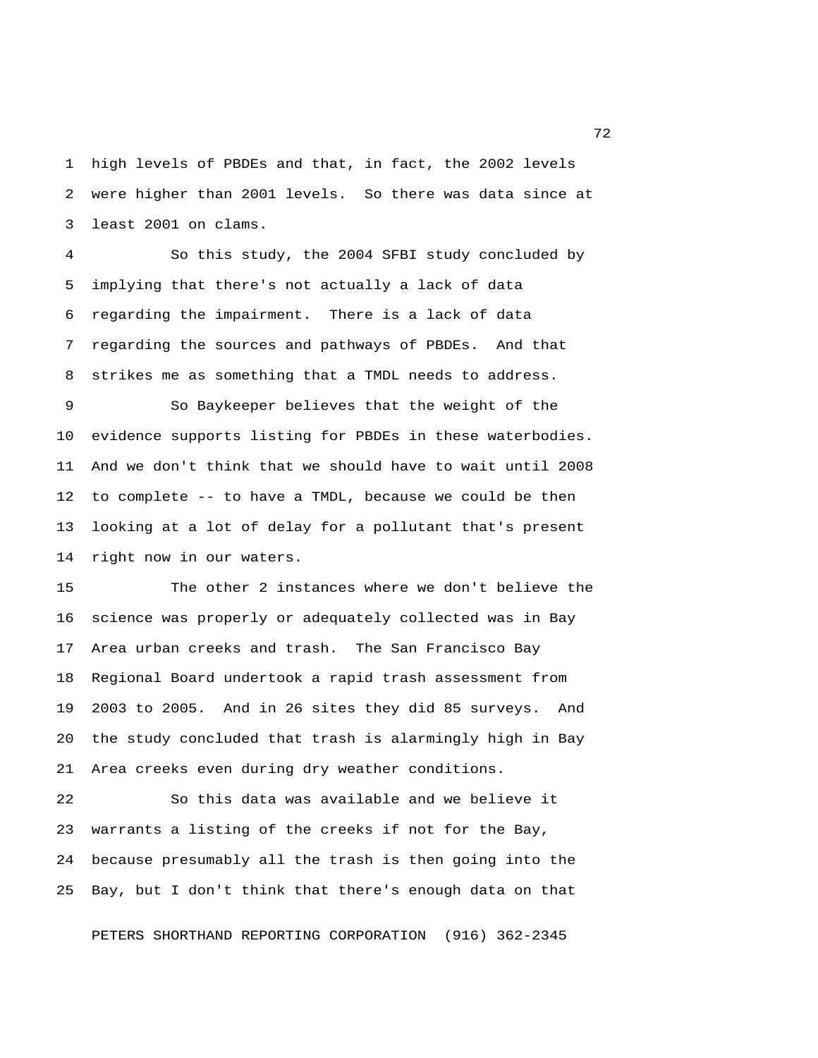high levels of PBDEs and that, in fact, the 2002 levels were higher than 2001 levels. So there was data since at least 2001 on clams.

So this study, the 2004 SFBI study concluded by implying that there's not actually a lack of data regarding the impairment. There is a lack of data regarding the sources and pathways of PBDEs. And that strikes me as something that a TMDL needs to address.

So Baykeeper believes that the weight of the evidence supports listing for PBDEs in these waterbodies. And we don't think that we should have to wait until 2008 to complete -- to have a TMDL, because we could be then looking at a lot of delay for a pollutant that's present right now in our waters.

The other 2 instances where we don't believe the science was properly or adequately collected was in Bay Area urban creeks and trash. The San Francisco Bay Regional Board undertook a rapid trash assessment from 2003 to 2005. And in 26 sites they did 85 surveys. And the study concluded that trash is alarmingly high in Bay Area creeks even during dry weather conditions.

So this data was available and we believe it warrants a listing of the creeks if not for the Bay, because presumably all the trash is then going into the Bay, but I don't think that there's enough data on that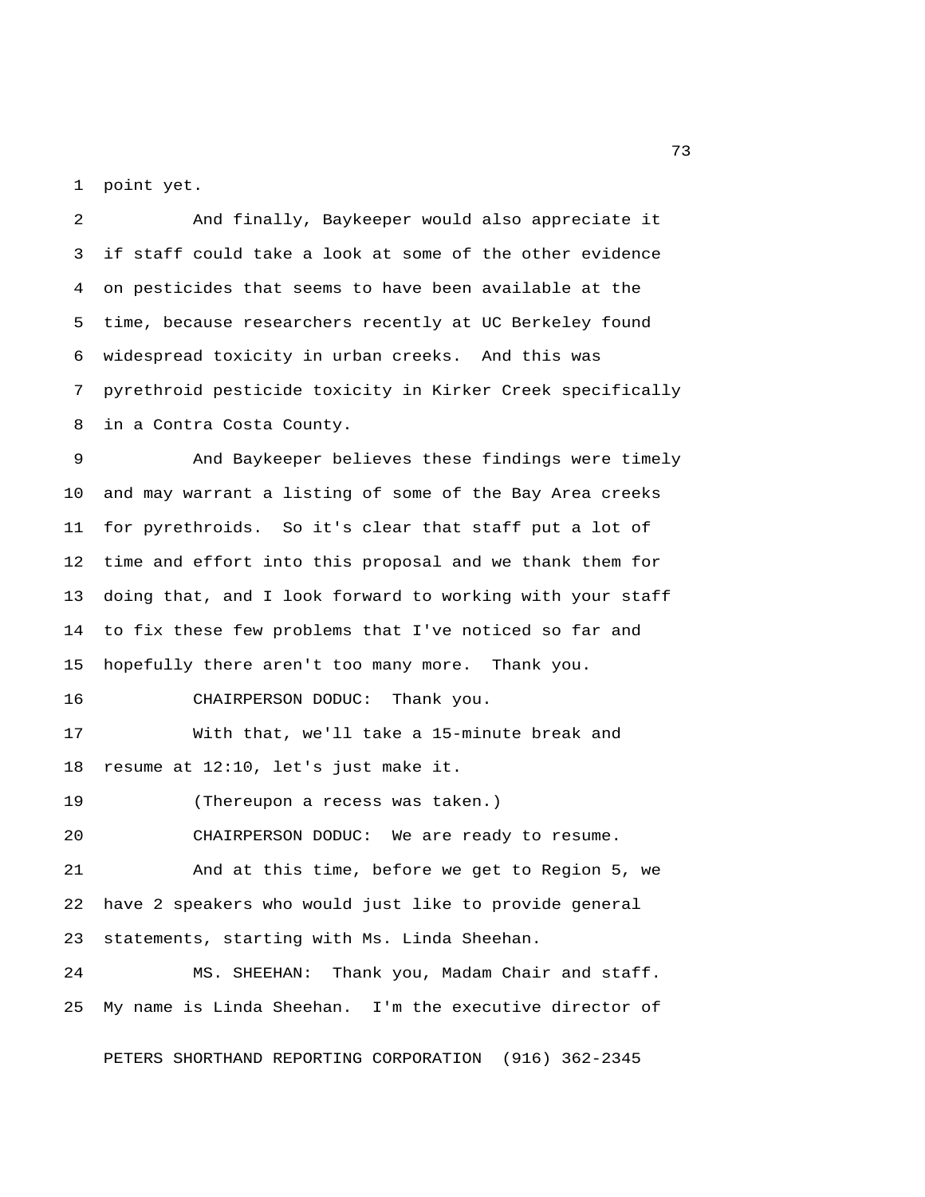point yet.

And finally, Baykeeper would also appreciate it if staff could take a look at some of the other evidence on pesticides that seems to have been available at the time, because researchers recently at UC Berkeley found widespread toxicity in urban creeks. And this was pyrethroid pesticide toxicity in Kirker Creek specifically in a Contra Costa County.

And Baykeeper believes these findings were timely and may warrant a listing of some of the Bay Area creeks for pyrethroids. So it's clear that staff put a lot of time and effort into this proposal and we thank them for doing that, and I look forward to working with your staff to fix these few problems that I've noticed so far and hopefully there aren't too many more. Thank you.

CHAIRPERSON DODUC: Thank you.

With that, we'll take a 15-minute break and resume at 12:10, let's just make it.

(Thereupon a recess was taken.)

CHAIRPERSON DODUC: We are ready to resume.

And at this time, before we get to Region 5, we have 2 speakers who would just like to provide general statements, starting with Ms. Linda Sheehan.

MS. SHEEHAN: Thank you, Madam Chair and staff. My name is Linda Sheehan. I'm the executive director of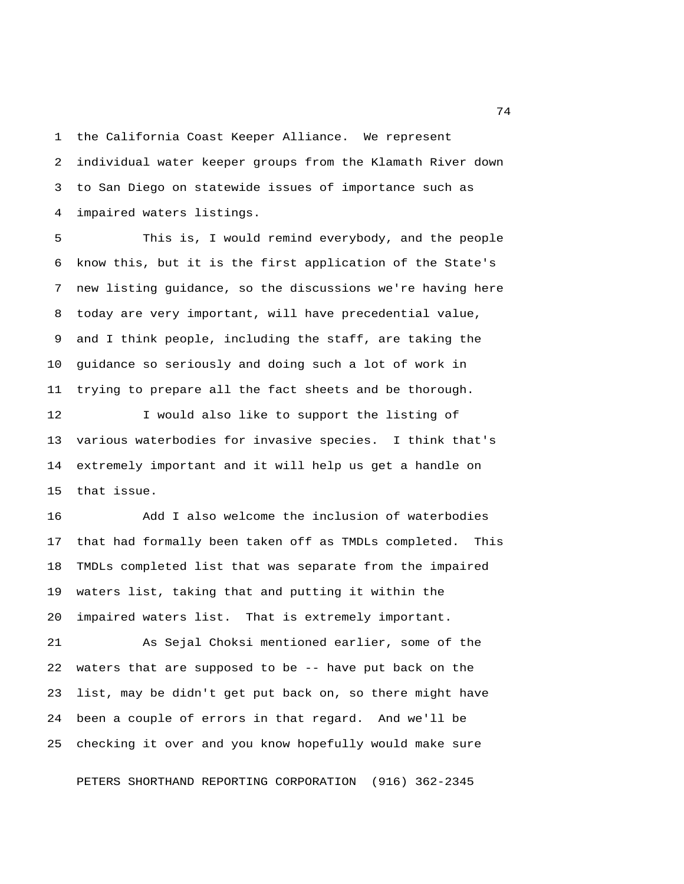the California Coast Keeper Alliance. We represent individual water keeper groups from the Klamath River down to San Diego on statewide issues of importance such as impaired waters listings.

This is, I would remind everybody, and the people know this, but it is the first application of the State's new listing guidance, so the discussions we're having here today are very important, will have precedential value, and I think people, including the staff, are taking the guidance so seriously and doing such a lot of work in trying to prepare all the fact sheets and be thorough.

I would also like to support the listing of various waterbodies for invasive species. I think that's extremely important and it will help us get a handle on that issue.

Add I also welcome the inclusion of waterbodies that had formally been taken off as TMDLs completed. This TMDLs completed list that was separate from the impaired waters list, taking that and putting it within the impaired waters list. That is extremely important.

As Sejal Choksi mentioned earlier, some of the waters that are supposed to be -- have put back on the list, may be didn't get put back on, so there might have been a couple of errors in that regard. And we'll be checking it over and you know hopefully would make sure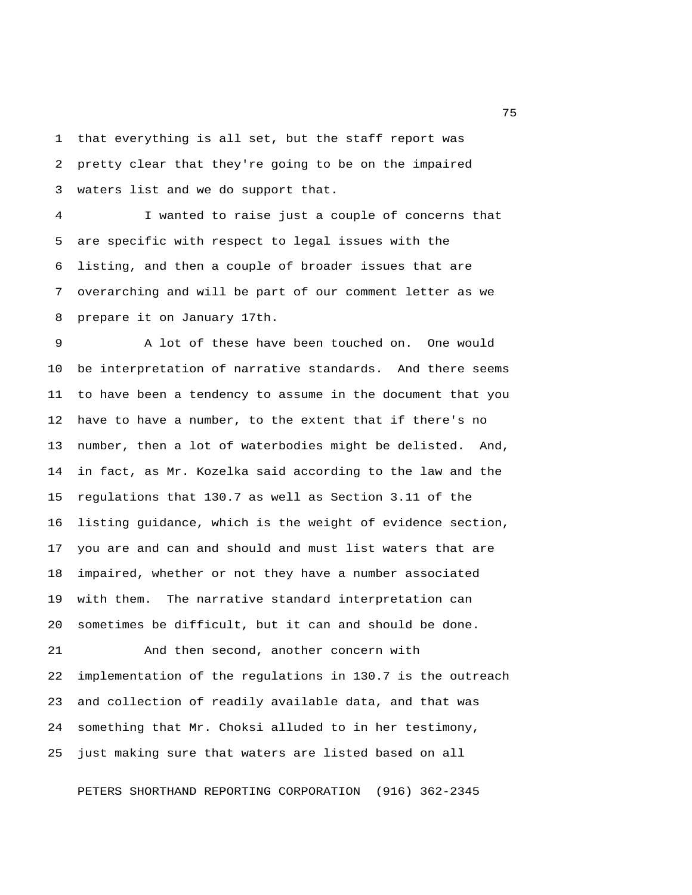that everything is all set, but the staff report was pretty clear that they're going to be on the impaired waters list and we do support that.

I wanted to raise just a couple of concerns that are specific with respect to legal issues with the listing, and then a couple of broader issues that are overarching and will be part of our comment letter as we prepare it on January 17th.

A lot of these have been touched on. One would be interpretation of narrative standards. And there seems to have been a tendency to assume in the document that you have to have a number, to the extent that if there's no number, then a lot of waterbodies might be delisted. And, in fact, as Mr. Kozelka said according to the law and the regulations that 130.7 as well as Section 3.11 of the listing guidance, which is the weight of evidence section, you are and can and should and must list waters that are impaired, whether or not they have a number associated with them. The narrative standard interpretation can sometimes be difficult, but it can and should be done.

And then second, another concern with implementation of the regulations in 130.7 is the outreach and collection of readily available data, and that was something that Mr. Choksi alluded to in her testimony, just making sure that waters are listed based on all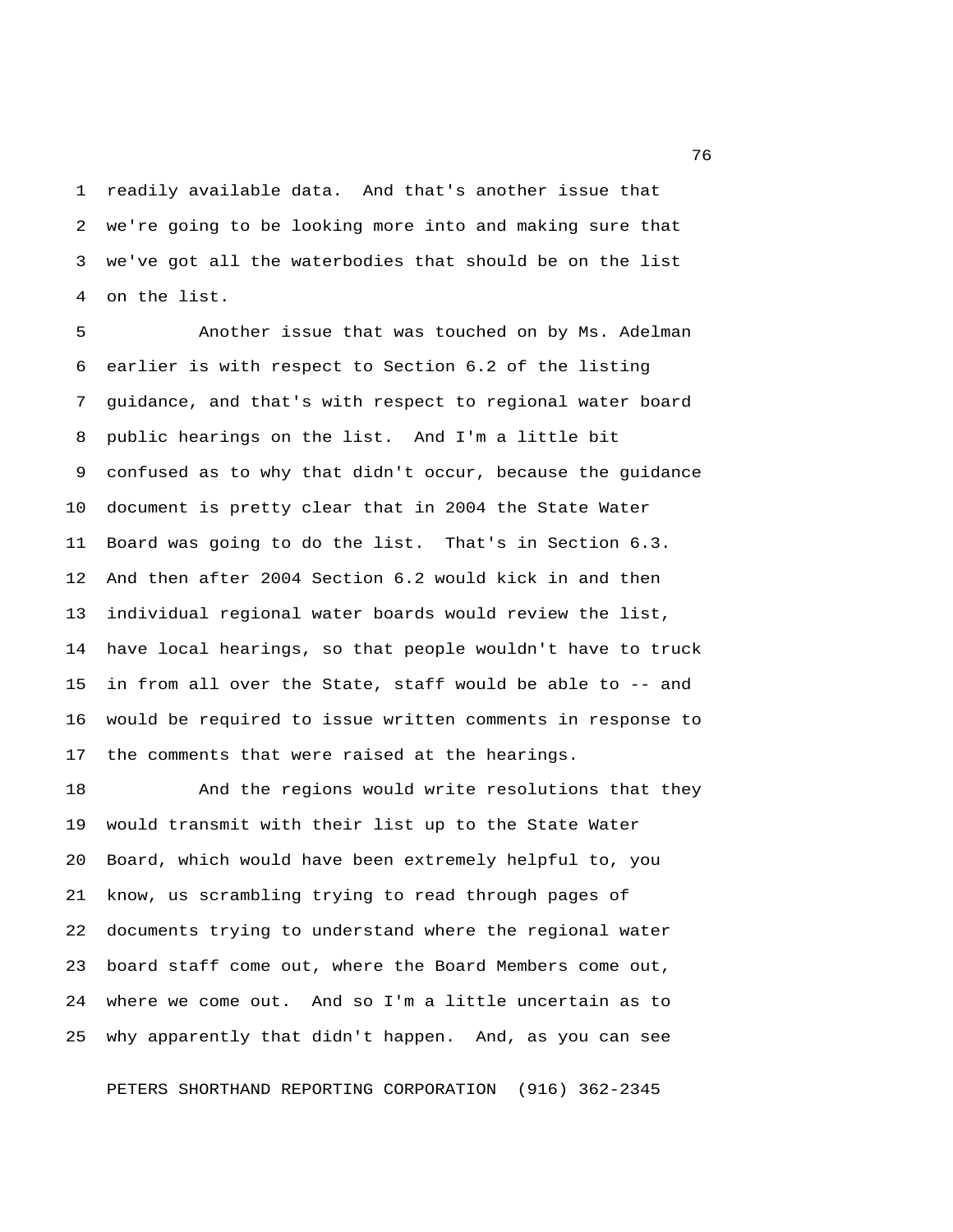readily available data. And that's another issue that we're going to be looking more into and making sure that we've got all the waterbodies that should be on the list on the list.

Another issue that was touched on by Ms. Adelman earlier is with respect to Section 6.2 of the listing guidance, and that's with respect to regional water board public hearings on the list. And I'm a little bit confused as to why that didn't occur, because the guidance document is pretty clear that in 2004 the State Water Board was going to do the list. That's in Section 6.3. And then after 2004 Section 6.2 would kick in and then individual regional water boards would review the list, have local hearings, so that people wouldn't have to truck in from all over the State, staff would be able to -- and would be required to issue written comments in response to the comments that were raised at the hearings.

And the regions would write resolutions that they would transmit with their list up to the State Water Board, which would have been extremely helpful to, you know, us scrambling trying to read through pages of documents trying to understand where the regional water board staff come out, where the Board Members come out, where we come out. And so I'm a little uncertain as to why apparently that didn't happen. And, as you can see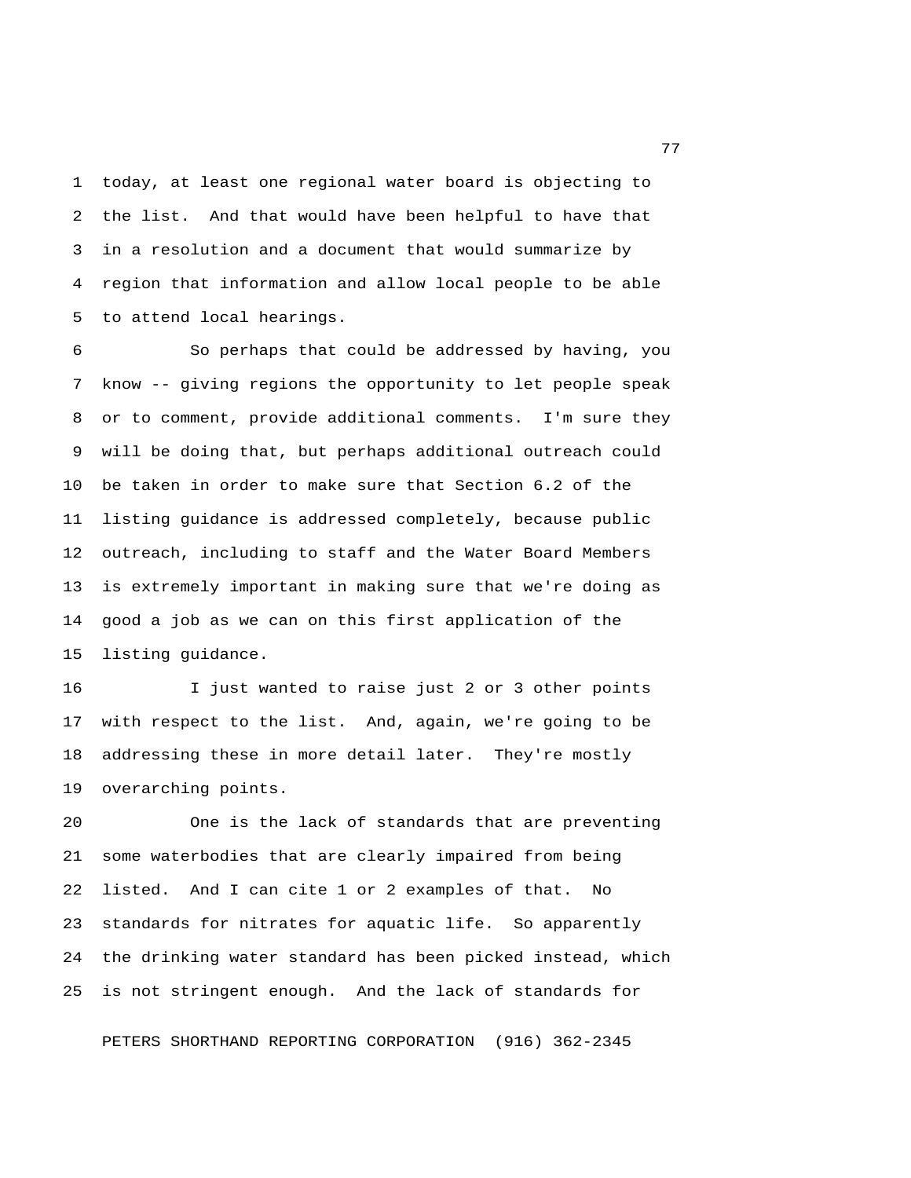today, at least one regional water board is objecting to the list. And that would have been helpful to have that in a resolution and a document that would summarize by region that information and allow local people to be able to attend local hearings.

So perhaps that could be addressed by having, you know -- giving regions the opportunity to let people speak or to comment, provide additional comments. I'm sure they will be doing that, but perhaps additional outreach could be taken in order to make sure that Section 6.2 of the listing guidance is addressed completely, because public outreach, including to staff and the Water Board Members is extremely important in making sure that we're doing as good a job as we can on this first application of the listing guidance.

I just wanted to raise just 2 or 3 other points with respect to the list. And, again, we're going to be addressing these in more detail later. They're mostly overarching points.

One is the lack of standards that are preventing some waterbodies that are clearly impaired from being listed. And I can cite 1 or 2 examples of that. No standards for nitrates for aquatic life. So apparently the drinking water standard has been picked instead, which is not stringent enough. And the lack of standards for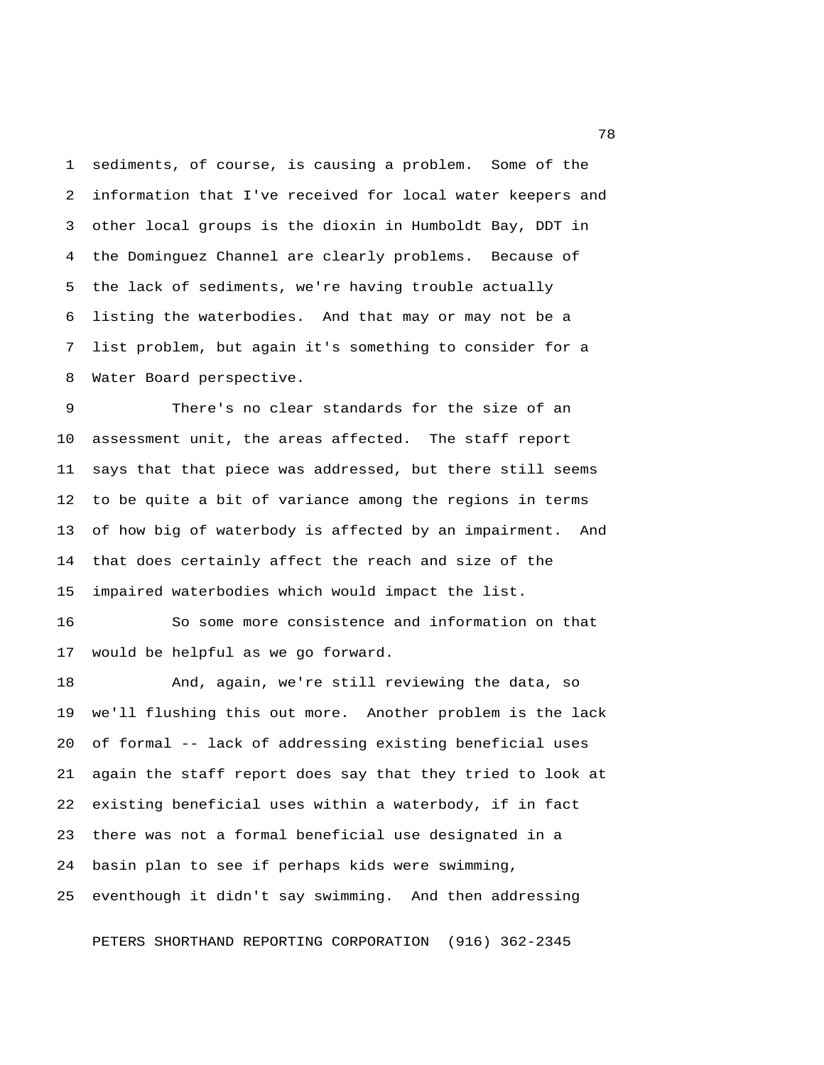sediments, of course, is causing a problem. Some of the information that I've received for local water keepers and other local groups is the dioxin in Humboldt Bay, DDT in the Dominguez Channel are clearly problems. Because of the lack of sediments, we're having trouble actually listing the waterbodies. And that may or may not be a list problem, but again it's something to consider for a Water Board perspective.

There's no clear standards for the size of an assessment unit, the areas affected. The staff report says that that piece was addressed, but there still seems to be quite a bit of variance among the regions in terms of how big of waterbody is affected by an impairment. And that does certainly affect the reach and size of the impaired waterbodies which would impact the list.

So some more consistence and information on that would be helpful as we go forward.

And, again, we're still reviewing the data, so we'll flushing this out more. Another problem is the lack of formal -- lack of addressing existing beneficial uses again the staff report does say that they tried to look at existing beneficial uses within a waterbody, if in fact there was not a formal beneficial use designated in a basin plan to see if perhaps kids were swimming, eventhough it didn't say swimming. And then addressing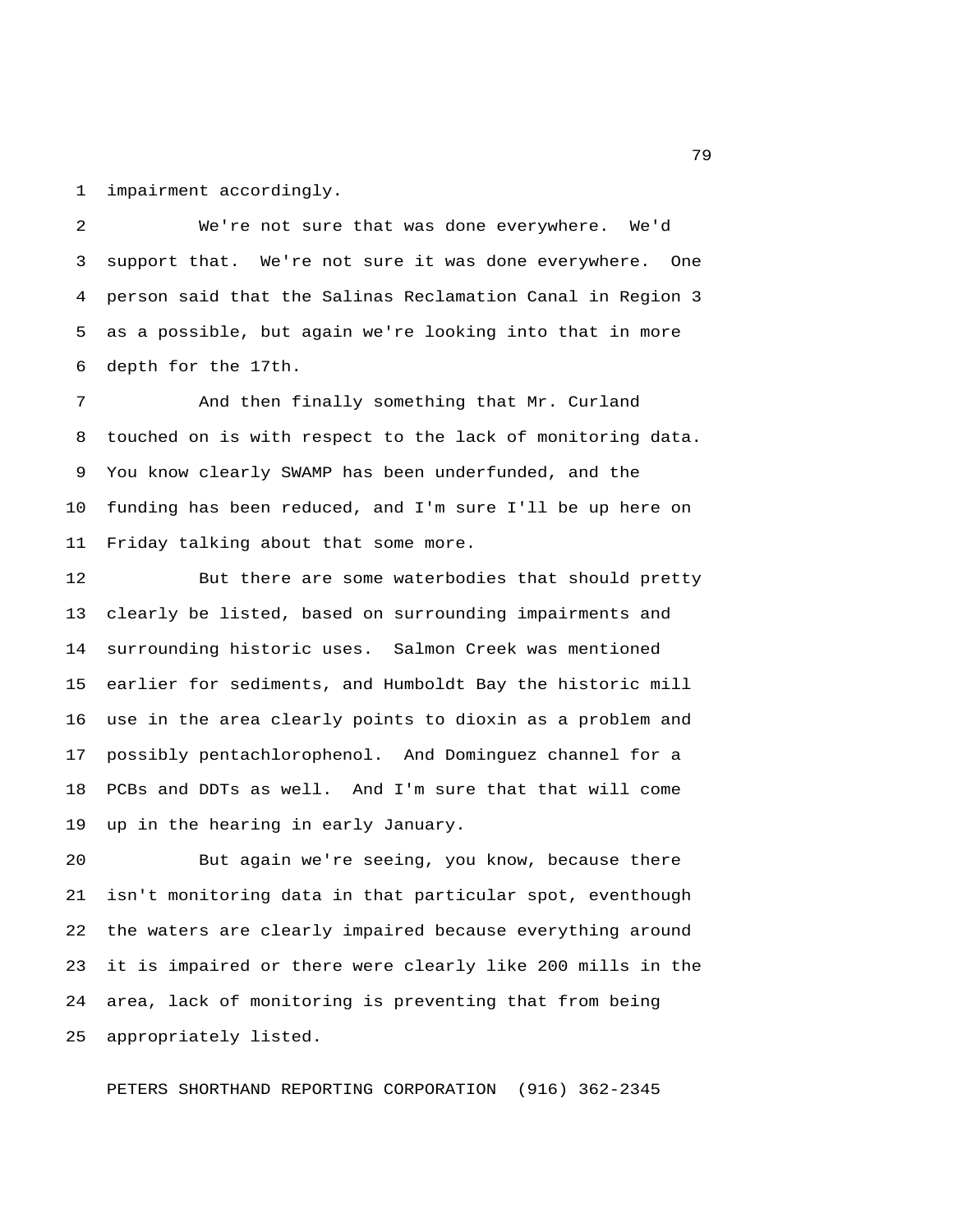impairment accordingly.

We're not sure that was done everywhere. We'd support that. We're not sure it was done everywhere. One person said that the Salinas Reclamation Canal in Region 3 as a possible, but again we're looking into that in more depth for the 17th.

And then finally something that Mr. Curland touched on is with respect to the lack of monitoring data. You know clearly SWAMP has been underfunded, and the funding has been reduced, and I'm sure I'll be up here on Friday talking about that some more.

But there are some waterbodies that should pretty clearly be listed, based on surrounding impairments and surrounding historic uses. Salmon Creek was mentioned earlier for sediments, and Humboldt Bay the historic mill use in the area clearly points to dioxin as a problem and possibly pentachlorophenol. And Dominguez channel for a PCBs and DDTs as well. And I'm sure that that will come up in the hearing in early January.

But again we're seeing, you know, because there isn't monitoring data in that particular spot, eventhough the waters are clearly impaired because everything around it is impaired or there were clearly like 200 mills in the area, lack of monitoring is preventing that from being appropriately listed.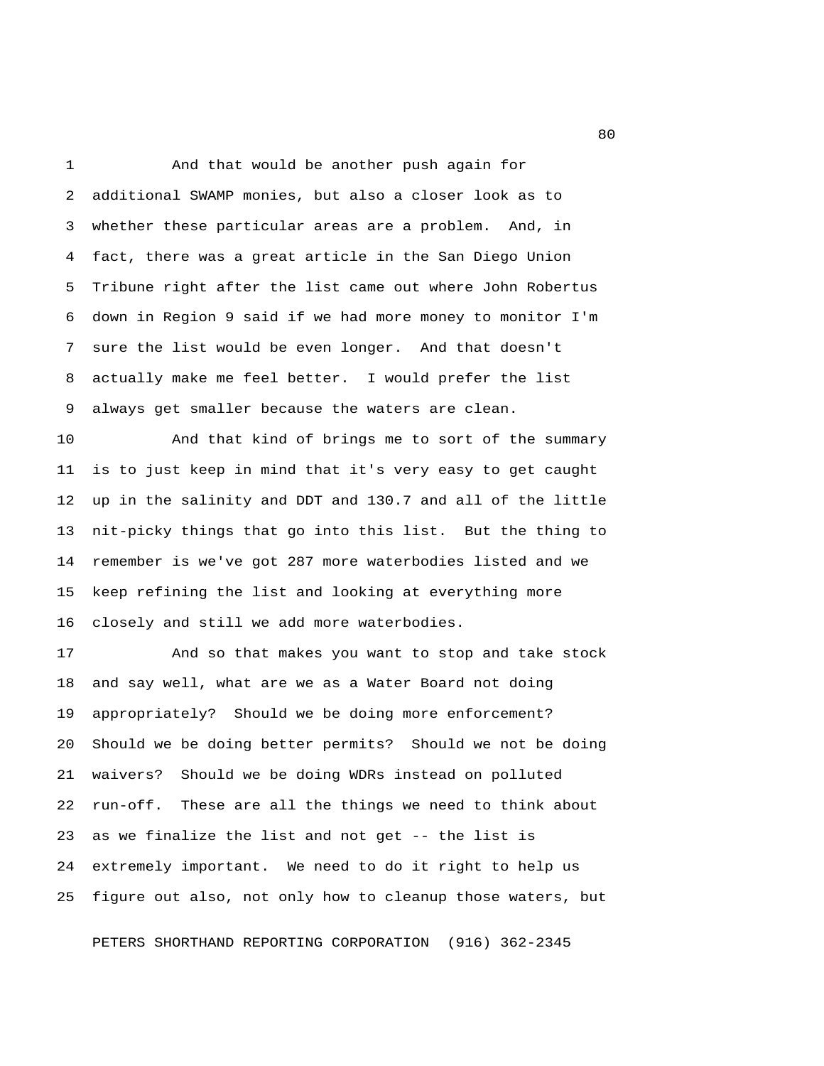And that would be another push again for additional SWAMP monies, but also a closer look as to whether these particular areas are a problem. And, in fact, there was a great article in the San Diego Union Tribune right after the list came out where John Robertus down in Region 9 said if we had more money to monitor I'm sure the list would be even longer. And that doesn't actually make me feel better. I would prefer the list always get smaller because the waters are clean.

And that kind of brings me to sort of the summary is to just keep in mind that it's very easy to get caught up in the salinity and DDT and 130.7 and all of the little nit-picky things that go into this list. But the thing to remember is we've got 287 more waterbodies listed and we keep refining the list and looking at everything more closely and still we add more waterbodies.

And so that makes you want to stop and take stock and say well, what are we as a Water Board not doing appropriately? Should we be doing more enforcement? Should we be doing better permits? Should we not be doing waivers? Should we be doing WDRs instead on polluted run-off. These are all the things we need to think about as we finalize the list and not get -- the list is extremely important. We need to do it right to help us figure out also, not only how to cleanup those waters, but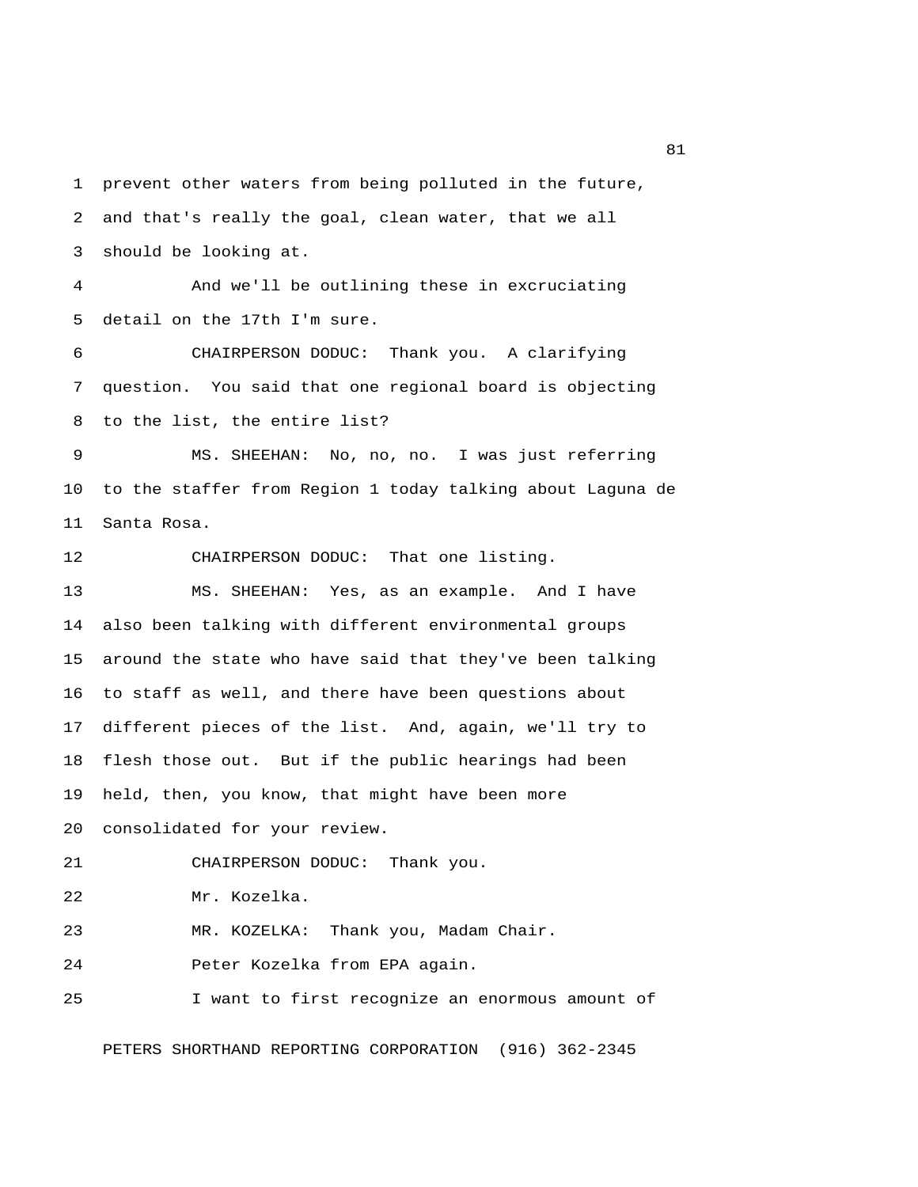prevent other waters from being polluted in the future, and that's really the goal, clean water, that we all should be looking at.

And we'll be outlining these in excruciating detail on the 17th I'm sure.

CHAIRPERSON DODUC: Thank you. A clarifying question. You said that one regional board is objecting to the list, the entire list?

MS. SHEEHAN: No, no, no. I was just referring to the staffer from Region 1 today talking about Laguna de Santa Rosa.

CHAIRPERSON DODUC: That one listing.

MS. SHEEHAN: Yes, as an example. And I have also been talking with different environmental groups around the state who have said that they've been talking to staff as well, and there have been questions about different pieces of the list. And, again, we'll try to flesh those out. But if the public hearings had been held, then, you know, that might have been more consolidated for your review.

CHAIRPERSON DODUC: Thank you.

Mr. Kozelka.

MR. KOZELKA: Thank you, Madam Chair.

Peter Kozelka from EPA again.

I want to first recognize an enormous amount of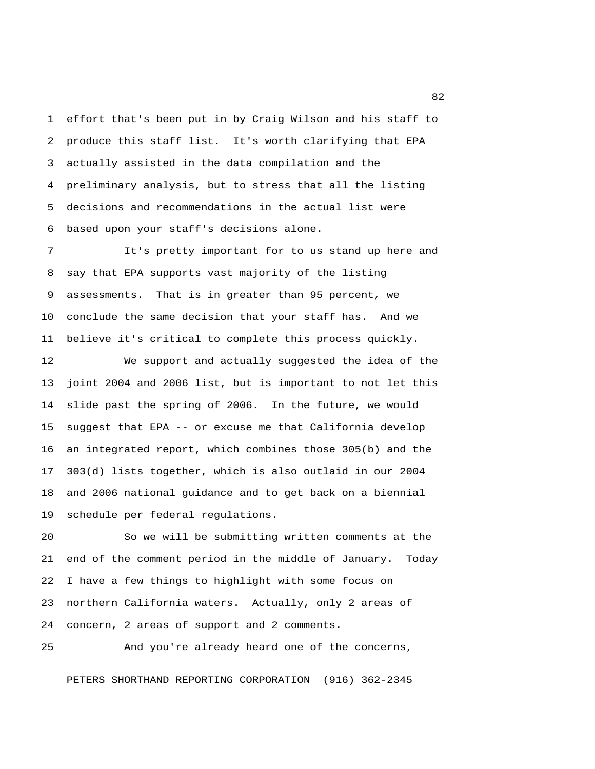effort that's been put in by Craig Wilson and his staff to produce this staff list. It's worth clarifying that EPA actually assisted in the data compilation and the preliminary analysis, but to stress that all the listing decisions and recommendations in the actual list were based upon your staff's decisions alone.

It's pretty important for to us stand up here and say that EPA supports vast majority of the listing assessments. That is in greater than 95 percent, we conclude the same decision that your staff has. And we believe it's critical to complete this process quickly.

We support and actually suggested the idea of the joint 2004 and 2006 list, but is important to not let this slide past the spring of 2006. In the future, we would suggest that EPA -- or excuse me that California develop an integrated report, which combines those 305(b) and the 303(d) lists together, which is also outlaid in our 2004 and 2006 national guidance and to get back on a biennial schedule per federal regulations.

So we will be submitting written comments at the end of the comment period in the middle of January. Today I have a few things to highlight with some focus on northern California waters. Actually, only 2 areas of concern, 2 areas of support and 2 comments.

And you're already heard one of the concerns,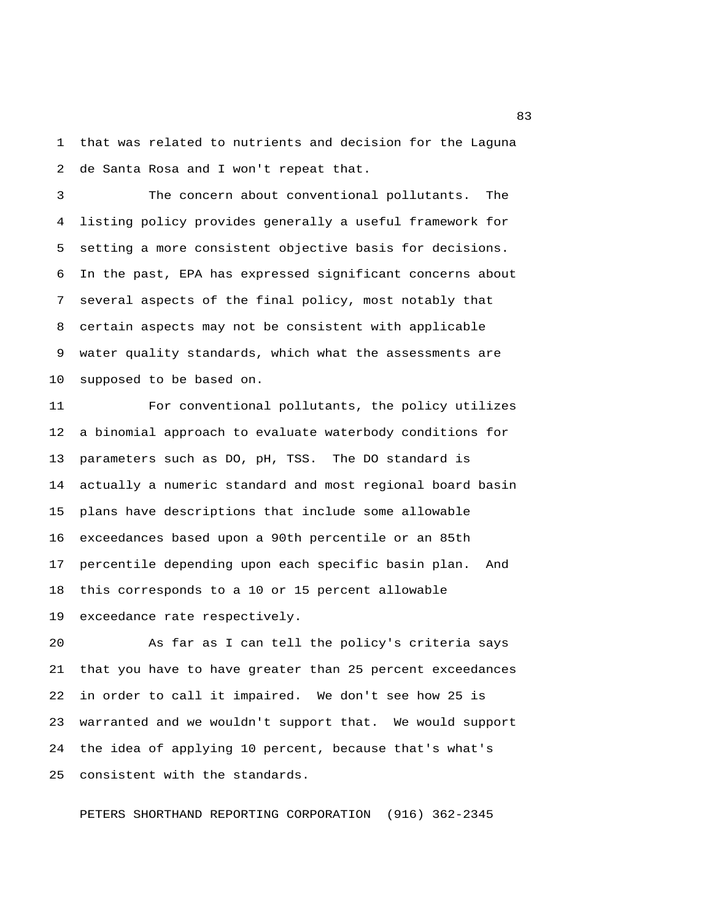that was related to nutrients and decision for the Laguna de Santa Rosa and I won't repeat that.

The concern about conventional pollutants. The listing policy provides generally a useful framework for setting a more consistent objective basis for decisions. In the past, EPA has expressed significant concerns about several aspects of the final policy, most notably that certain aspects may not be consistent with applicable water quality standards, which what the assessments are supposed to be based on.

For conventional pollutants, the policy utilizes a binomial approach to evaluate waterbody conditions for parameters such as DO, pH, TSS. The DO standard is actually a numeric standard and most regional board basin plans have descriptions that include some allowable exceedances based upon a 90th percentile or an 85th percentile depending upon each specific basin plan. And this corresponds to a 10 or 15 percent allowable exceedance rate respectively.

As far as I can tell the policy's criteria says that you have to have greater than 25 percent exceedances in order to call it impaired. We don't see how 25 is warranted and we wouldn't support that. We would support the idea of applying 10 percent, because that's what's consistent with the standards.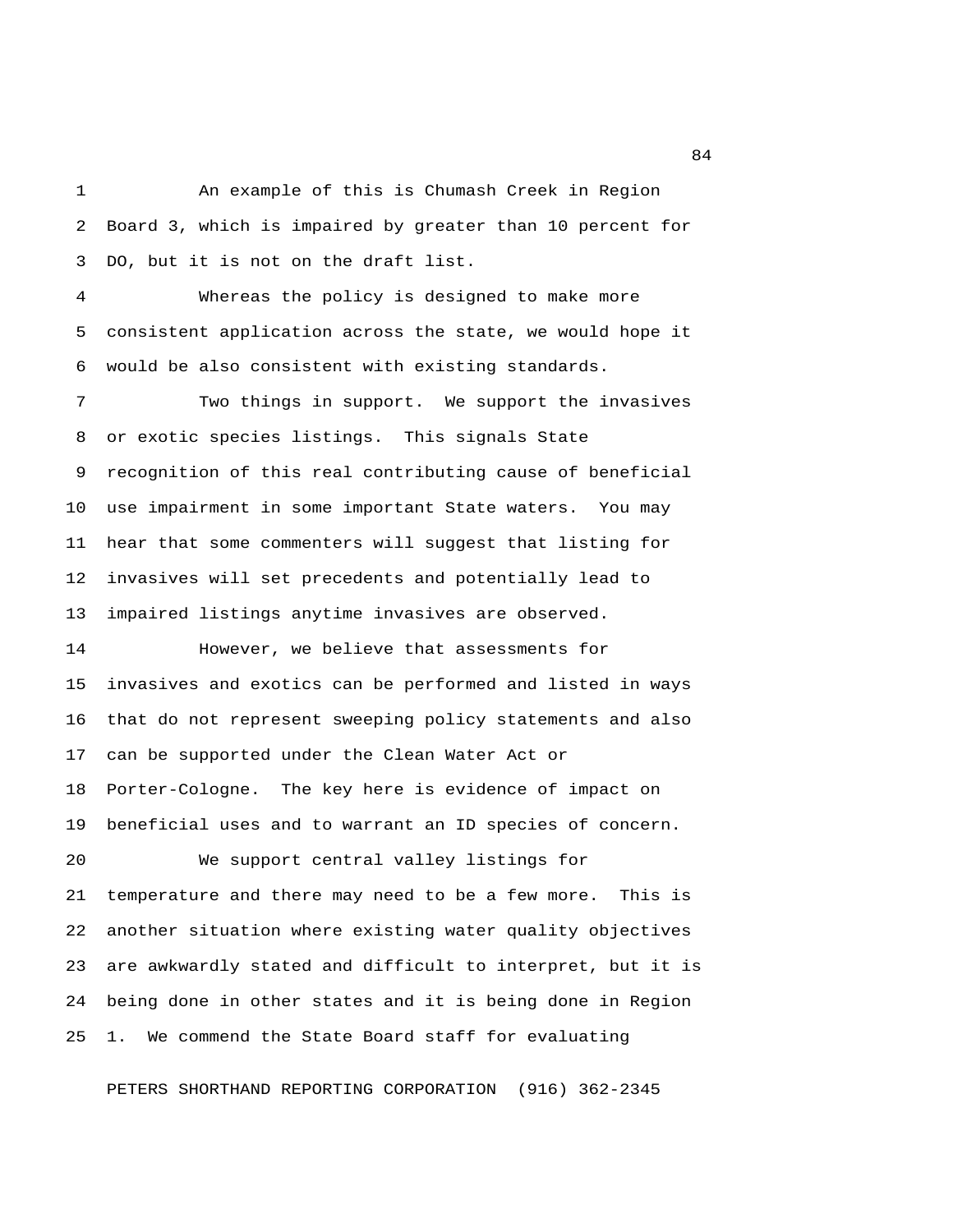An example of this is Chumash Creek in Region Board 3, which is impaired by greater than 10 percent for DO, but it is not on the draft list.

Whereas the policy is designed to make more consistent application across the state, we would hope it would be also consistent with existing standards.

Two things in support. We support the invasives or exotic species listings. This signals State recognition of this real contributing cause of beneficial use impairment in some important State waters. You may hear that some commenters will suggest that listing for invasives will set precedents and potentially lead to impaired listings anytime invasives are observed.

However, we believe that assessments for invasives and exotics can be performed and listed in ways that do not represent sweeping policy statements and also can be supported under the Clean Water Act or Porter-Cologne. The key here is evidence of impact on beneficial uses and to warrant an ID species of concern.

We support central valley listings for temperature and there may need to be a few more. This is another situation where existing water quality objectives are awkwardly stated and difficult to interpret, but it is being done in other states and it is being done in Region 1. We commend the State Board staff for evaluating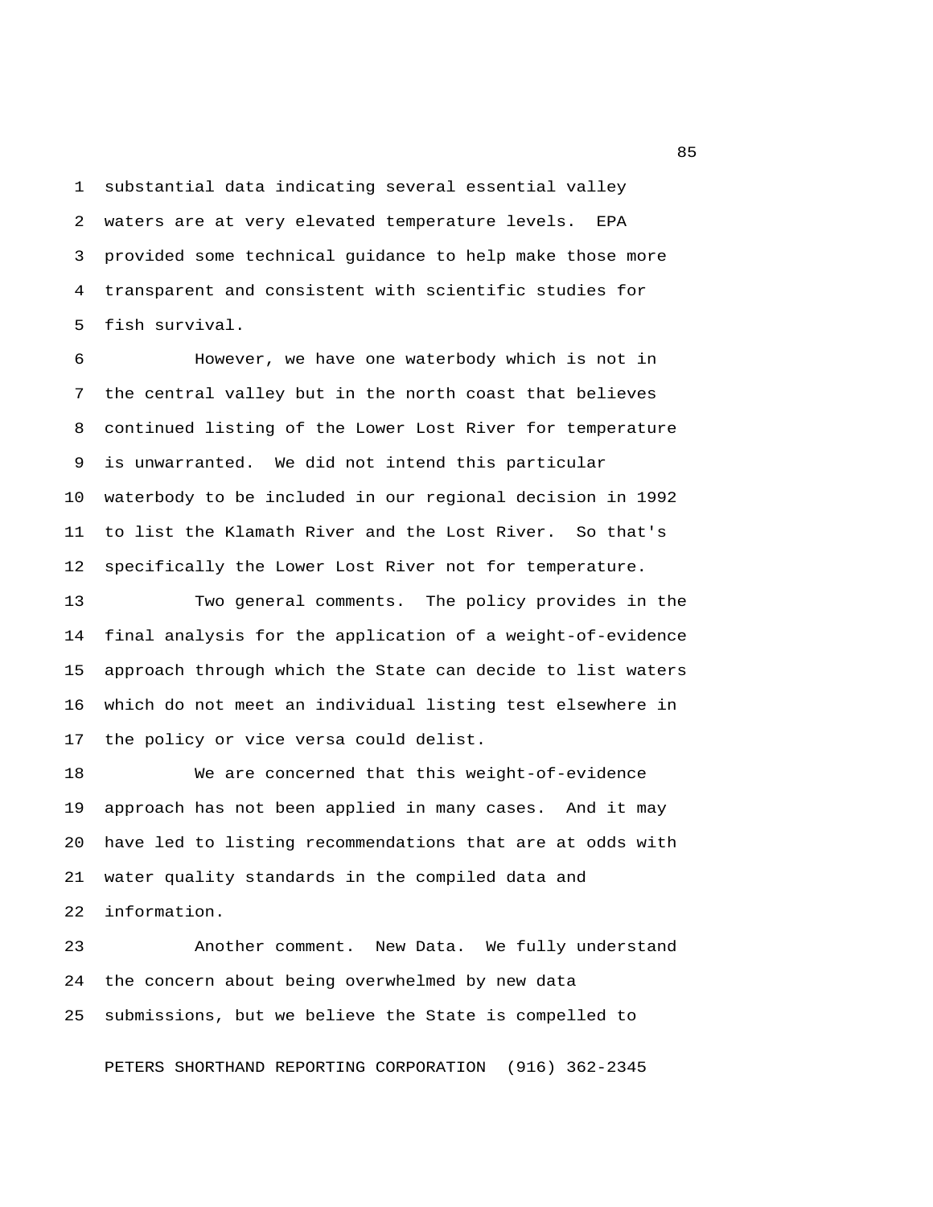substantial data indicating several essential valley waters are at very elevated temperature levels. EPA provided some technical guidance to help make those more transparent and consistent with scientific studies for fish survival.

However, we have one waterbody which is not in the central valley but in the north coast that believes continued listing of the Lower Lost River for temperature is unwarranted. We did not intend this particular waterbody to be included in our regional decision in 1992 to list the Klamath River and the Lost River. So that's specifically the Lower Lost River not for temperature.

Two general comments. The policy provides in the final analysis for the application of a weight-of-evidence approach through which the State can decide to list waters which do not meet an individual listing test elsewhere in the policy or vice versa could delist.

We are concerned that this weight-of-evidence approach has not been applied in many cases. And it may have led to listing recommendations that are at odds with water quality standards in the compiled data and information.

Another comment. New Data. We fully understand the concern about being overwhelmed by new data submissions, but we believe the State is compelled to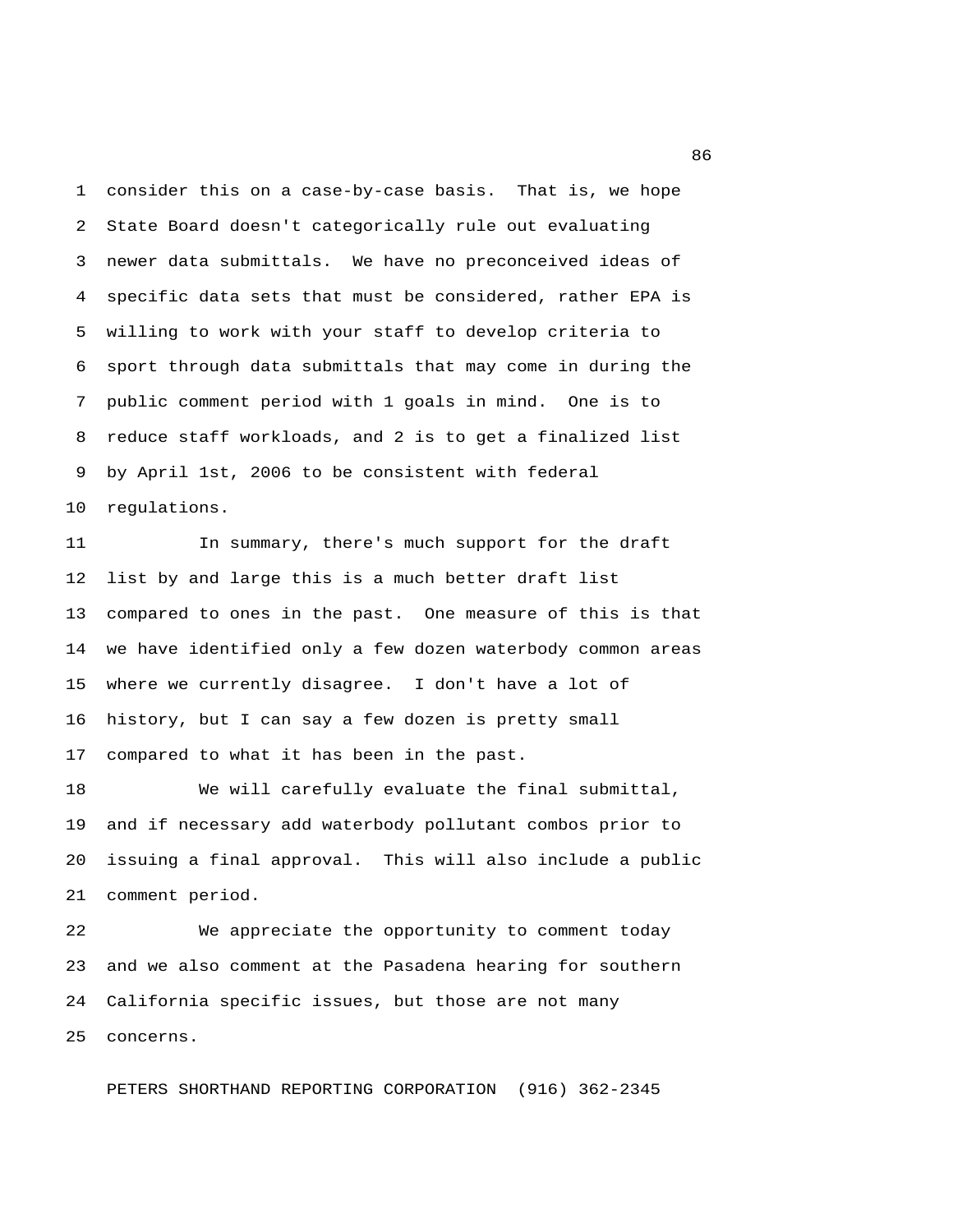consider this on a case-by-case basis. That is, we hope State Board doesn't categorically rule out evaluating newer data submittals. We have no preconceived ideas of specific data sets that must be considered, rather EPA is willing to work with your staff to develop criteria to sport through data submittals that may come in during the public comment period with 1 goals in mind. One is to reduce staff workloads, and 2 is to get a finalized list by April 1st, 2006 to be consistent with federal regulations.

In summary, there's much support for the draft list by and large this is a much better draft list compared to ones in the past. One measure of this is that we have identified only a few dozen waterbody common areas where we currently disagree. I don't have a lot of history, but I can say a few dozen is pretty small compared to what it has been in the past.

We will carefully evaluate the final submittal, and if necessary add waterbody pollutant combos prior to issuing a final approval. This will also include a public comment period.

We appreciate the opportunity to comment today and we also comment at the Pasadena hearing for southern California specific issues, but those are not many concerns.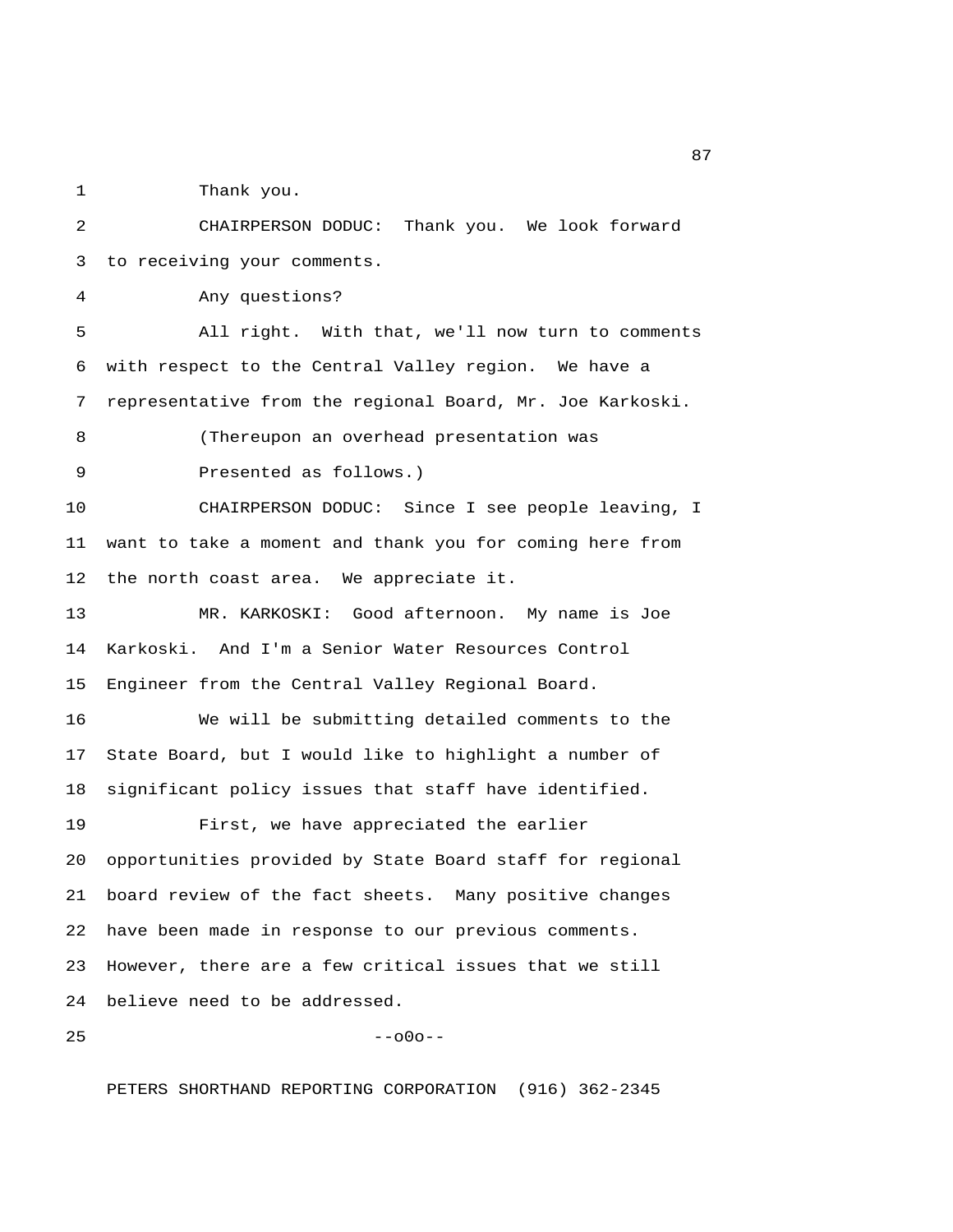Thank you.

CHAIRPERSON DODUC: Thank you. We look forward to receiving your comments.

Any questions?

All right. With that, we'll now turn to comments with respect to the Central Valley region. We have a representative from the regional Board, Mr. Joe Karkoski.

(Thereupon an overhead presentation was Presented as follows.)

CHAIRPERSON DODUC: Since I see people leaving, I want to take a moment and thank you for coming here from the north coast area. We appreciate it.

MR. KARKOSKI: Good afternoon. My name is Joe Karkoski. And I'm a Senior Water Resources Control Engineer from the Central Valley Regional Board.

We will be submitting detailed comments to the State Board, but I would like to highlight a number of significant policy issues that staff have identified.

First, we have appreciated the earlier opportunities provided by State Board staff for regional board review of the fact sheets. Many positive changes have been made in response to our previous comments. However, there are a few critical issues that we still believe need to be addressed.

--o0o--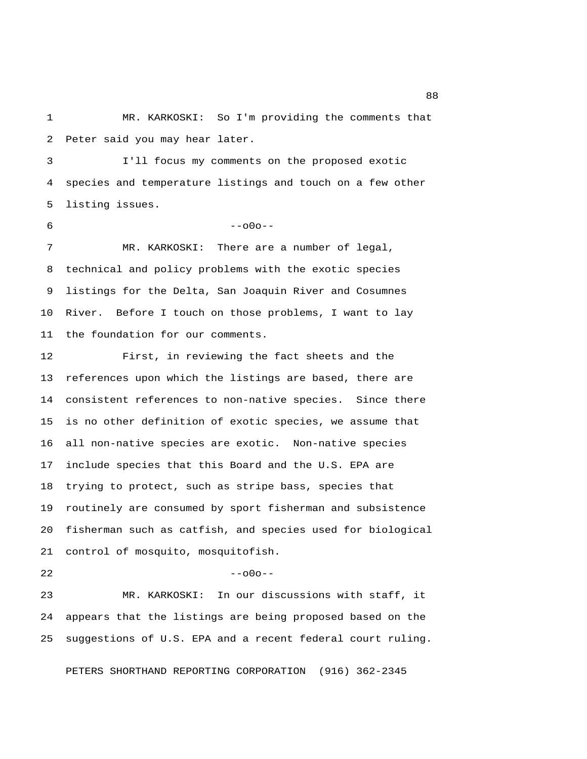MR. KARKOSKI: So I'm providing the comments that Peter said you may hear later.

I'll focus my comments on the proposed exotic species and temperature listings and touch on a few other listing issues.

--o0o--

MR. KARKOSKI: There are a number of legal, technical and policy problems with the exotic species listings for the Delta, San Joaquin River and Cosumnes River. Before I touch on those problems, I want to lay the foundation for our comments.

First, in reviewing the fact sheets and the references upon which the listings are based, there are consistent references to non-native species. Since there is no other definition of exotic species, we assume that all non-native species are exotic. Non-native species include species that this Board and the U.S. EPA are trying to protect, such as stripe bass, species that routinely are consumed by sport fisherman and subsistence fisherman such as catfish, and species used for biological control of mosquito, mosquitofish.

--o0o--

MR. KARKOSKI: In our discussions with staff, it appears that the listings are being proposed based on the suggestions of U.S. EPA and a recent federal court ruling.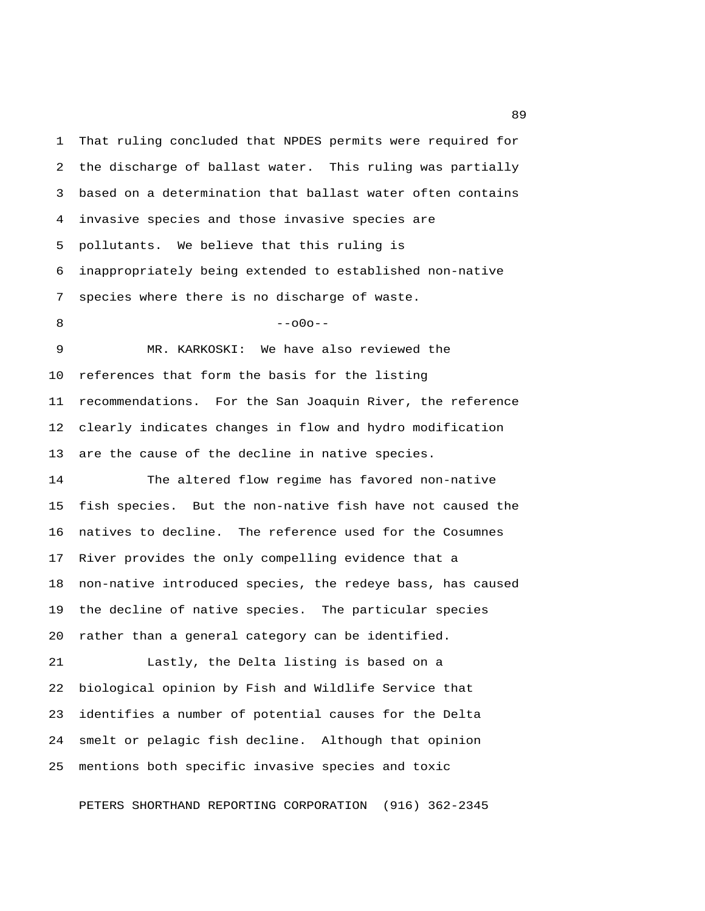That ruling concluded that NPDES permits were required for the discharge of ballast water. This ruling was partially based on a determination that ballast water often contains invasive species and those invasive species are pollutants. We believe that this ruling is inappropriately being extended to established non-native species where there is no discharge of waste.

--o0o--

MR. KARKOSKI: We have also reviewed the references that form the basis for the listing recommendations. For the San Joaquin River, the reference clearly indicates changes in flow and hydro modification are the cause of the decline in native species.

The altered flow regime has favored non-native fish species. But the non-native fish have not caused the natives to decline. The reference used for the Cosumnes River provides the only compelling evidence that a non-native introduced species, the redeye bass, has caused the decline of native species. The particular species rather than a general category can be identified.

Lastly, the Delta listing is based on a biological opinion by Fish and Wildlife Service that identifies a number of potential causes for the Delta smelt or pelagic fish decline. Although that opinion mentions both specific invasive species and toxic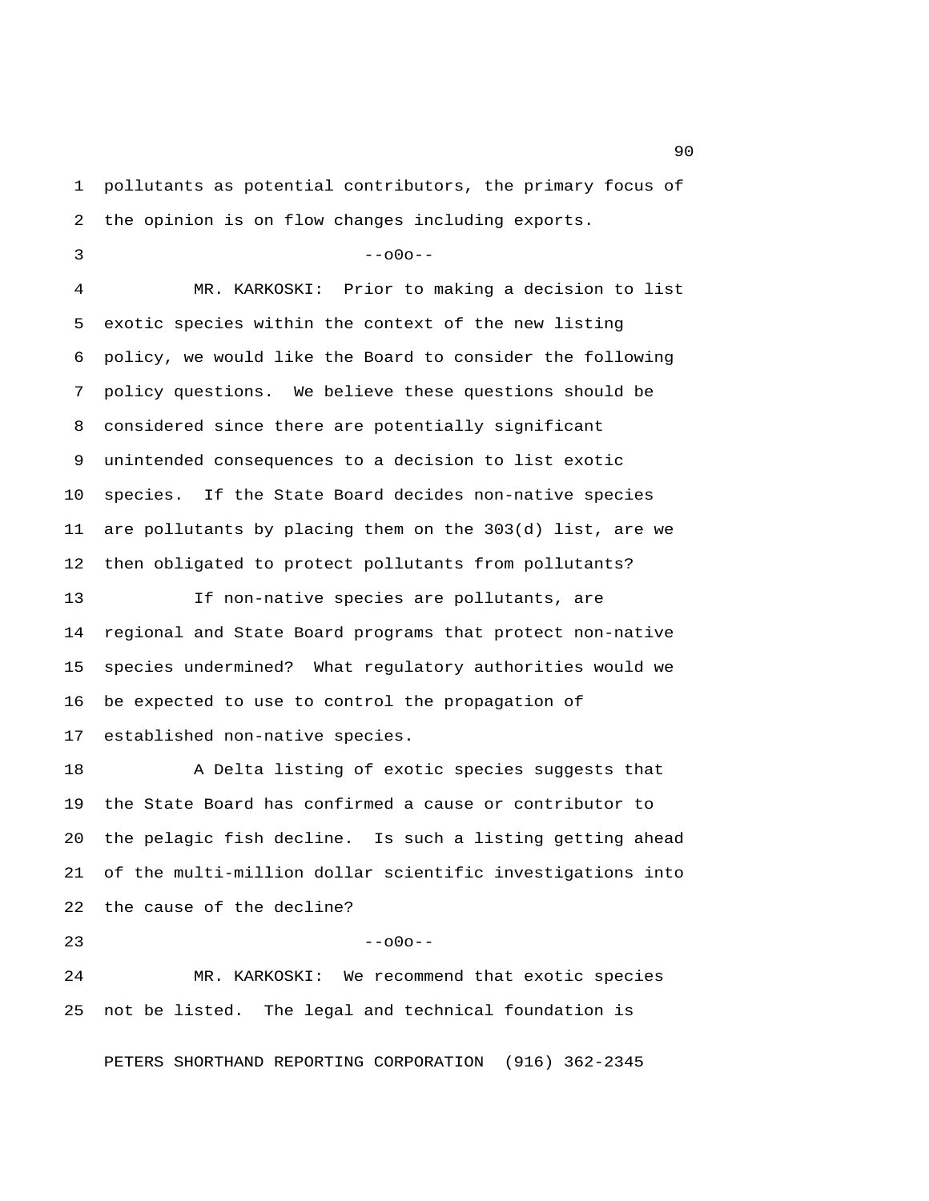pollutants as potential contributors, the primary focus of the opinion is on flow changes including exports.

--o0o--

MR. KARKOSKI: Prior to making a decision to list exotic species within the context of the new listing policy, we would like the Board to consider the following policy questions. We believe these questions should be considered since there are potentially significant unintended consequences to a decision to list exotic species. If the State Board decides non-native species are pollutants by placing them on the 303(d) list, are we then obligated to protect pollutants from pollutants?

If non-native species are pollutants, are regional and State Board programs that protect non-native species undermined? What regulatory authorities would we be expected to use to control the propagation of established non-native species.

A Delta listing of exotic species suggests that the State Board has confirmed a cause or contributor to the pelagic fish decline. Is such a listing getting ahead of the multi-million dollar scientific investigations into the cause of the decline?

--o0o--

MR. KARKOSKI: We recommend that exotic species not be listed. The legal and technical foundation is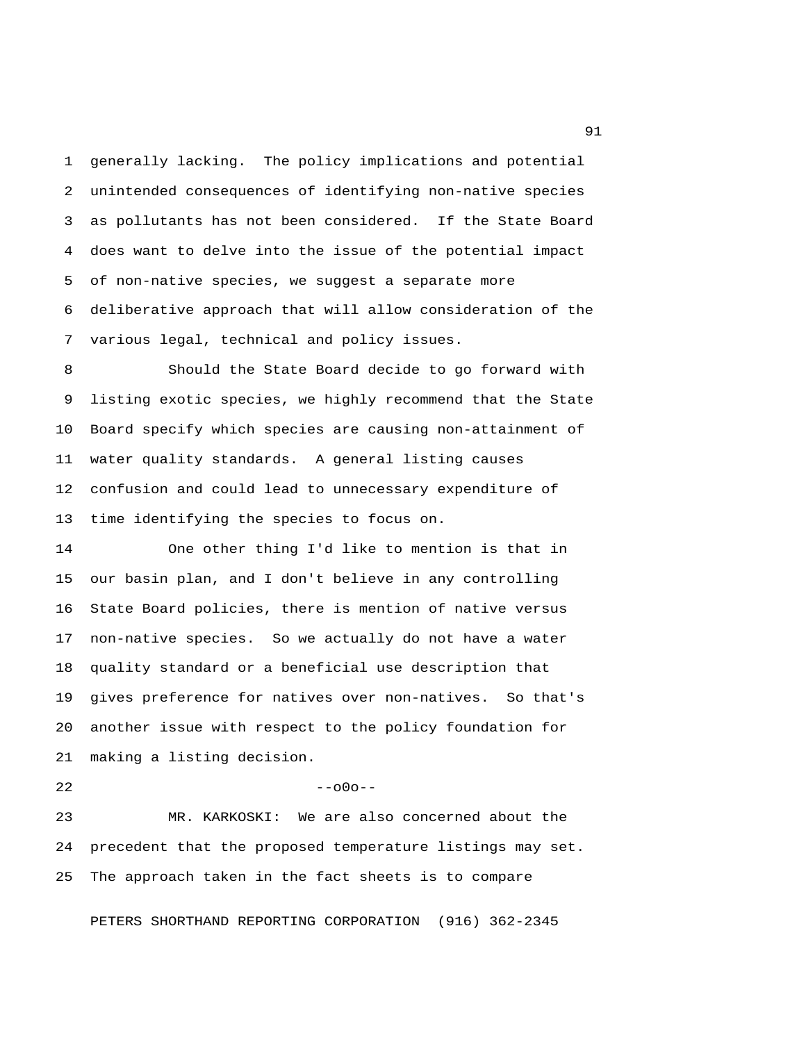generally lacking. The policy implications and potential unintended consequences of identifying non-native species as pollutants has not been considered. If the State Board does want to delve into the issue of the potential impact of non-native species, we suggest a separate more deliberative approach that will allow consideration of the various legal, technical and policy issues.

Should the State Board decide to go forward with listing exotic species, we highly recommend that the State Board specify which species are causing non-attainment of water quality standards. A general listing causes confusion and could lead to unnecessary expenditure of time identifying the species to focus on.

One other thing I'd like to mention is that in our basin plan, and I don't believe in any controlling State Board policies, there is mention of native versus non-native species. So we actually do not have a water quality standard or a beneficial use description that gives preference for natives over non-natives. So that's another issue with respect to the policy foundation for making a listing decision.

--o0o--

MR. KARKOSKI: We are also concerned about the precedent that the proposed temperature listings may set. The approach taken in the fact sheets is to compare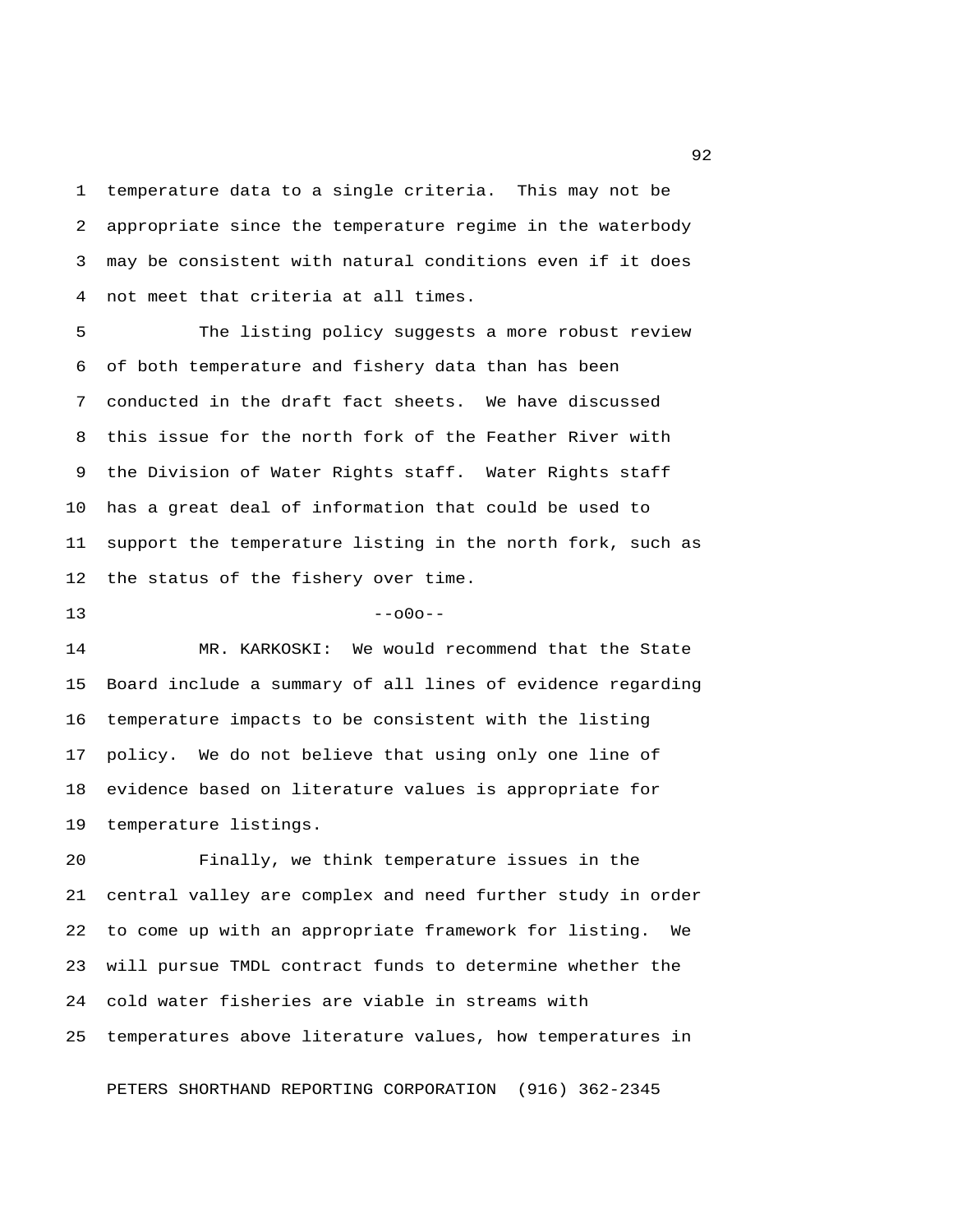temperature data to a single criteria. This may not be appropriate since the temperature regime in the waterbody may be consistent with natural conditions even if it does not meet that criteria at all times.

The listing policy suggests a more robust review of both temperature and fishery data than has been conducted in the draft fact sheets. We have discussed this issue for the north fork of the Feather River with the Division of Water Rights staff. Water Rights staff has a great deal of information that could be used to support the temperature listing in the north fork, such as the status of the fishery over time.

--o0o--

MR. KARKOSKI: We would recommend that the State Board include a summary of all lines of evidence regarding temperature impacts to be consistent with the listing policy. We do not believe that using only one line of evidence based on literature values is appropriate for temperature listings.

Finally, we think temperature issues in the central valley are complex and need further study in order to come up with an appropriate framework for listing. We will pursue TMDL contract funds to determine whether the cold water fisheries are viable in streams with temperatures above literature values, how temperatures in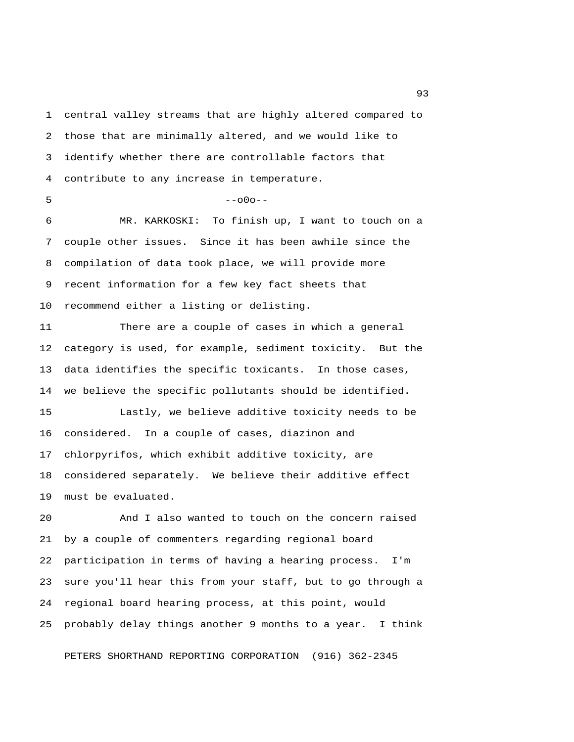central valley streams that are highly altered compared to those that are minimally altered, and we would like to identify whether there are controllable factors that contribute to any increase in temperature.

--o0o--

MR. KARKOSKI: To finish up, I want to touch on a couple other issues. Since it has been awhile since the compilation of data took place, we will provide more recent information for a few key fact sheets that recommend either a listing or delisting.

There are a couple of cases in which a general category is used, for example, sediment toxicity. But the data identifies the specific toxicants. In those cases, we believe the specific pollutants should be identified.

Lastly, we believe additive toxicity needs to be considered. In a couple of cases, diazinon and chlorpyrifos, which exhibit additive toxicity, are considered separately. We believe their additive effect must be evaluated.

And I also wanted to touch on the concern raised by a couple of commenters regarding regional board participation in terms of having a hearing process. I'm sure you'll hear this from your staff, but to go through a regional board hearing process, at this point, would probably delay things another 9 months to a year. I think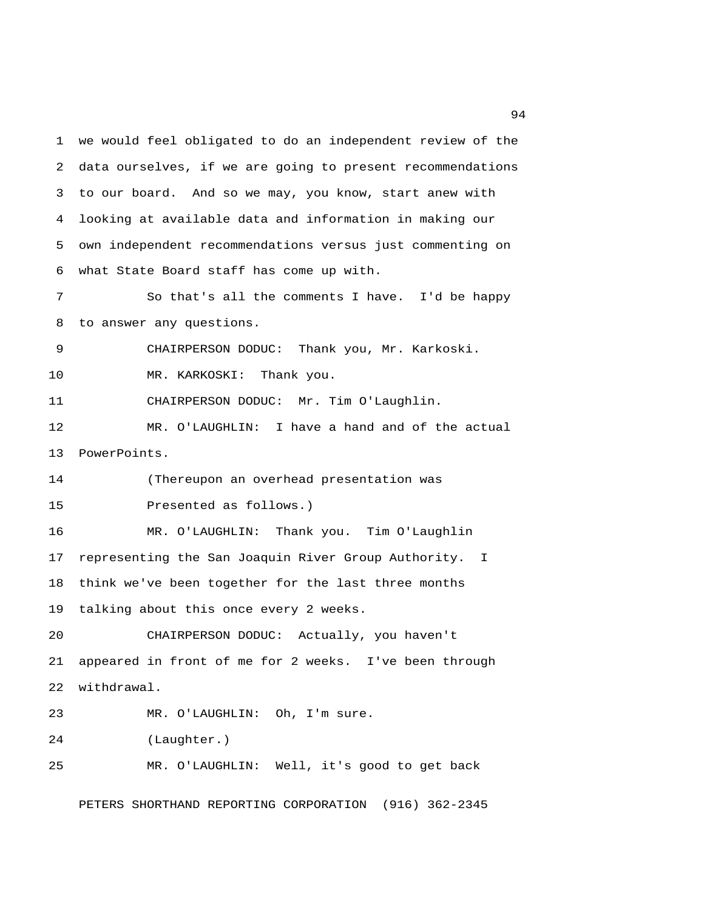1 we would feel obligated to do an independent review of the
2 data ourselves, if we are going to present recommendations
3 to our board. And so we may, you know, start anew with
4 looking at available data and information in making our
5 own independent recommendations versus just commenting on
6 what State Board staff has come up with.

7 So that's all the comments I have. I'd be happy
8 to answer any questions.

9 CHAIRPERSON DODUC: Thank you, Mr. Karkoski.

10 MR. KARKOSKI: Thank you.

11 CHAIRPERSON DODUC: Mr. Tim O'Laughlin.

12 MR. O'LAUGHLIN: I have a hand and of the actual
13 PowerPoints.

14 (Thereupon an overhead presentation was
15 Presented as follows.)

16 MR. O'LAUGHLIN: Thank you. Tim O'Laughlin
17 representing the San Joaquin River Group Authority. I
18 think we've been together for the last three months
19 talking about this once every 2 weeks.

20 CHAIRPERSON DODUC: Actually, you haven't
21 appeared in front of me for 2 weeks. I've been through
22 withdrawal.

23 MR. O'LAUGHLIN: Oh, I'm sure.

24 (Laughter.)

25 MR. O'LAUGHLIN: Well, it's good to get back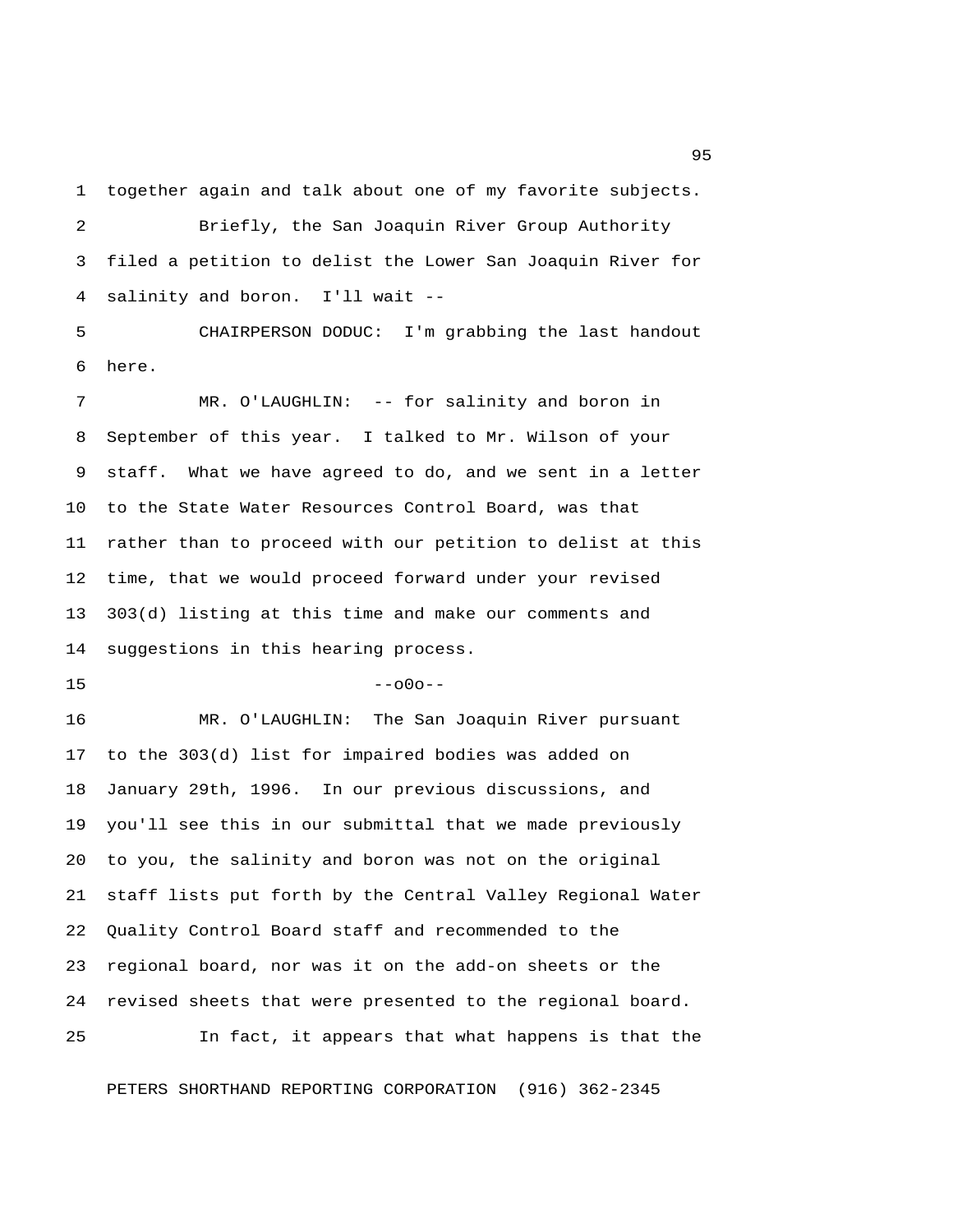together again and talk about one of my favorite subjects.

Briefly, the San Joaquin River Group Authority filed a petition to delist the Lower San Joaquin River for salinity and boron. I'll wait --

CHAIRPERSON DODUC: I'm grabbing the last handout here.

MR. O'LAUGHLIN: -- for salinity and boron in September of this year. I talked to Mr. Wilson of your staff. What we have agreed to do, and we sent in a letter to the State Water Resources Control Board, was that rather than to proceed with our petition to delist at this time, that we would proceed forward under your revised 303(d) listing at this time and make our comments and suggestions in this hearing process.

--o0o--

MR. O'LAUGHLIN: The San Joaquin River pursuant to the 303(d) list for impaired bodies was added on January 29th, 1996. In our previous discussions, and you'll see this in our submittal that we made previously to you, the salinity and boron was not on the original staff lists put forth by the Central Valley Regional Water Quality Control Board staff and recommended to the regional board, nor was it on the add-on sheets or the revised sheets that were presented to the regional board.

In fact, it appears that what happens is that the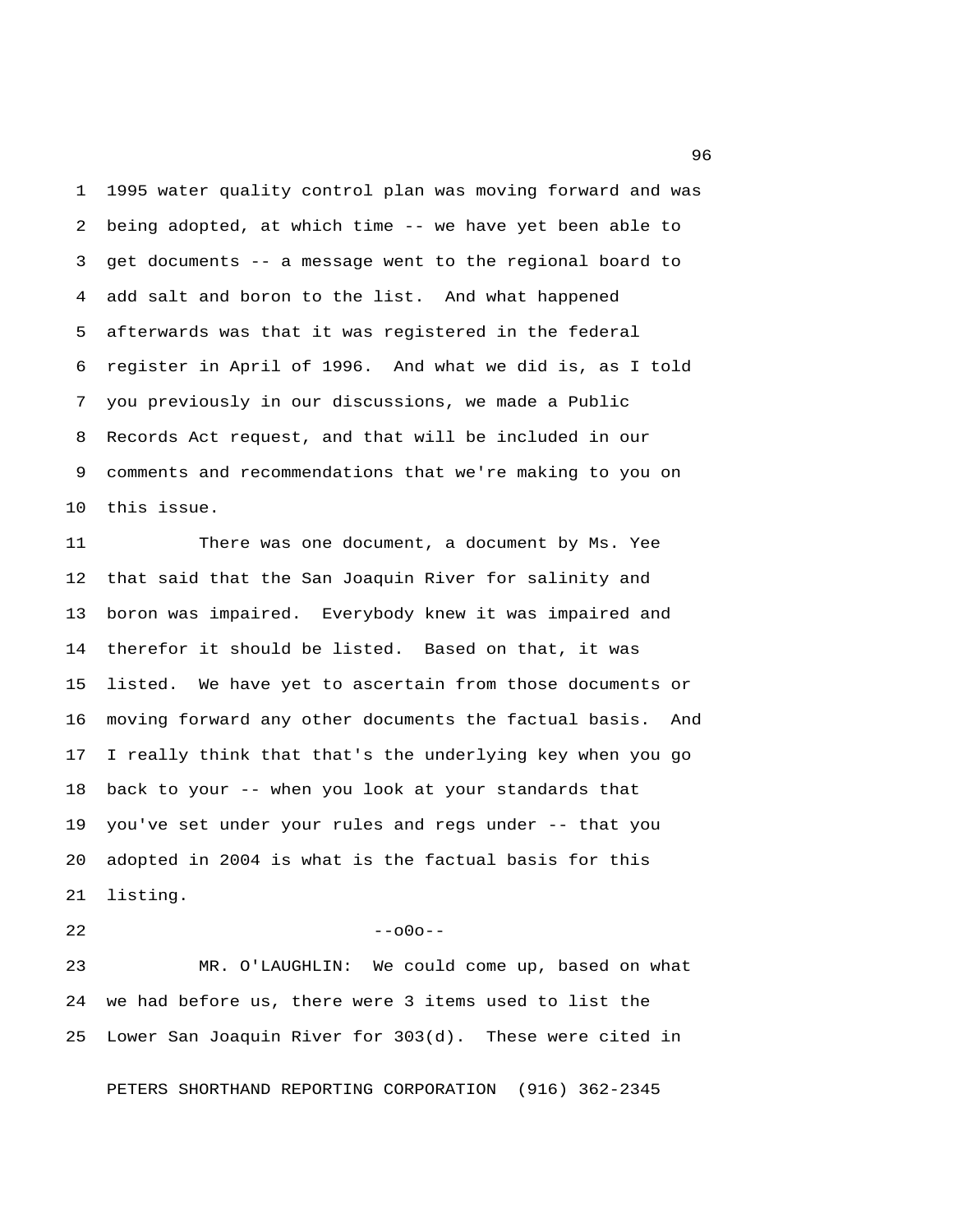1995 water quality control plan was moving forward and was being adopted, at which time -- we have yet been able to get documents -- a message went to the regional board to add salt and boron to the list. And what happened afterwards was that it was registered in the federal register in April of 1996. And what we did is, as I told you previously in our discussions, we made a Public Records Act request, and that will be included in our comments and recommendations that we're making to you on this issue.

There was one document, a document by Ms. Yee that said that the San Joaquin River for salinity and boron was impaired. Everybody knew it was impaired and therefor it should be listed. Based on that, it was listed. We have yet to ascertain from those documents or moving forward any other documents the factual basis. And I really think that that's the underlying key when you go back to your -- when you look at your standards that you've set under your rules and regs under -- that you adopted in 2004 is what is the factual basis for this listing.

--o0o--

MR. O'LAUGHLIN: We could come up, based on what we had before us, there were 3 items used to list the Lower San Joaquin River for 303(d). These were cited in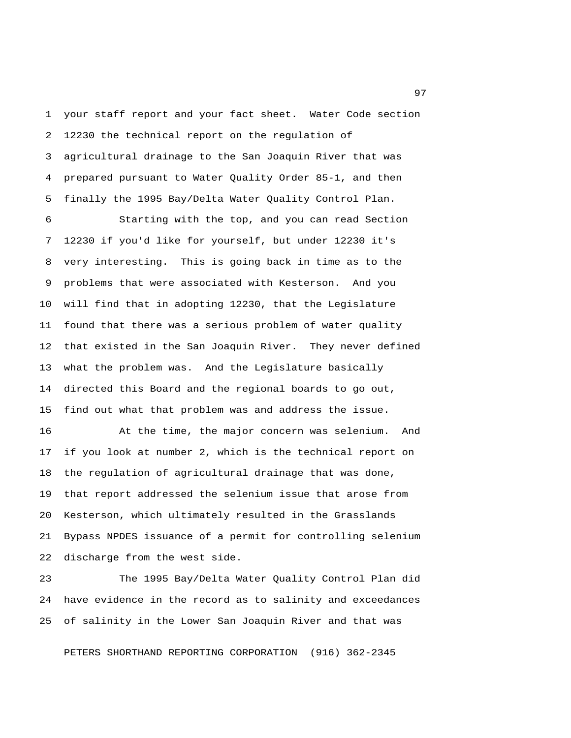your staff report and your fact sheet. Water Code section 12230 the technical report on the regulation of agricultural drainage to the San Joaquin River that was prepared pursuant to Water Quality Order 85-1, and then finally the 1995 Bay/Delta Water Quality Control Plan.

Starting with the top, and you can read Section 12230 if you'd like for yourself, but under 12230 it's very interesting. This is going back in time as to the problems that were associated with Kesterson. And you will find that in adopting 12230, that the Legislature found that there was a serious problem of water quality that existed in the San Joaquin River. They never defined what the problem was. And the Legislature basically directed this Board and the regional boards to go out, find out what that problem was and address the issue.

At the time, the major concern was selenium. And if you look at number 2, which is the technical report on the regulation of agricultural drainage that was done, that report addressed the selenium issue that arose from Kesterson, which ultimately resulted in the Grasslands Bypass NPDES issuance of a permit for controlling selenium discharge from the west side.

The 1995 Bay/Delta Water Quality Control Plan did have evidence in the record as to salinity and exceedances of salinity in the Lower San Joaquin River and that was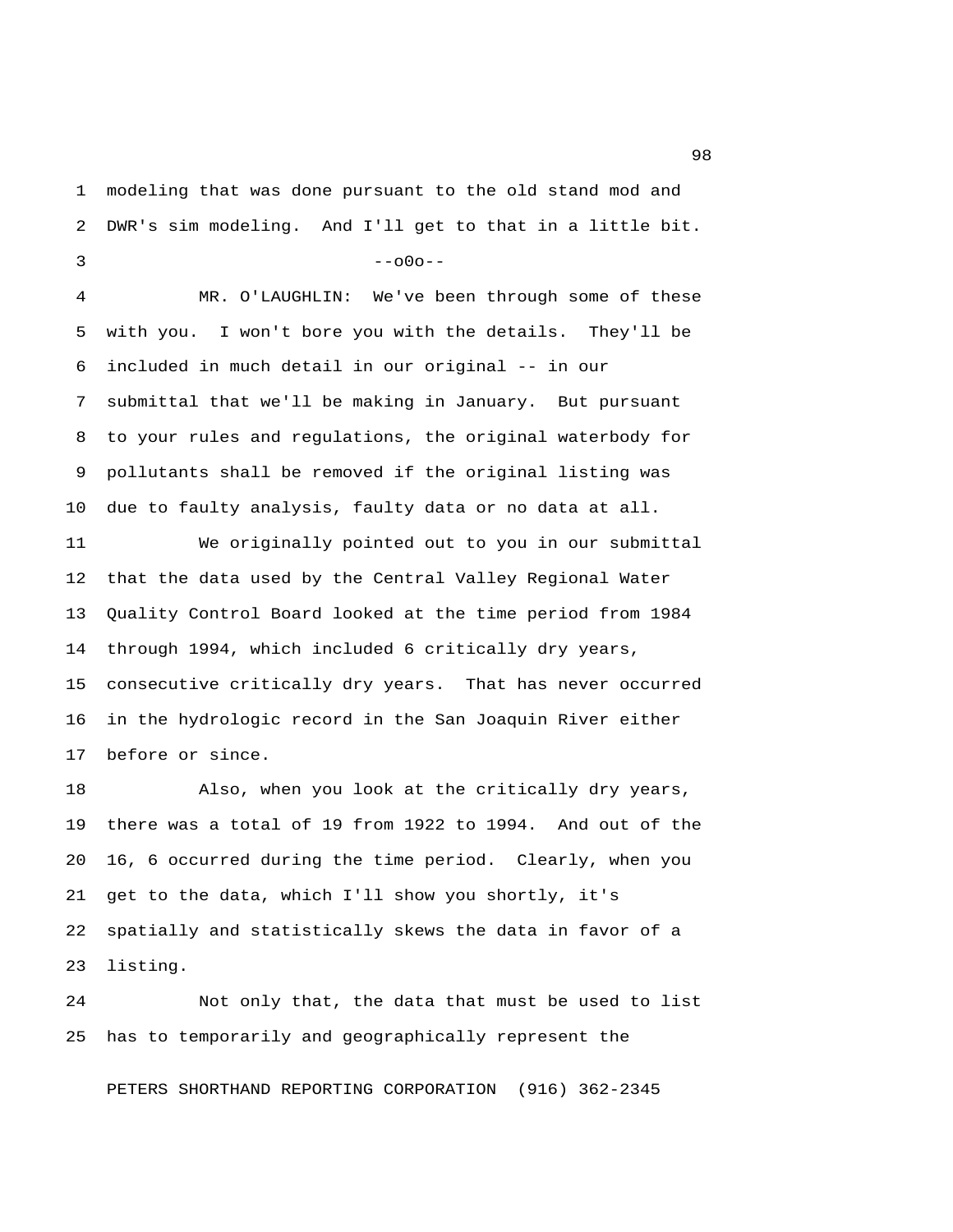modeling that was done pursuant to the old stand mod and DWR's sim modeling. And I'll get to that in a little bit.

--o0o--

MR. O'LAUGHLIN: We've been through some of these with you. I won't bore you with the details. They'll be included in much detail in our original -- in our submittal that we'll be making in January. But pursuant to your rules and regulations, the original waterbody for pollutants shall be removed if the original listing was due to faulty analysis, faulty data or no data at all.

We originally pointed out to you in our submittal that the data used by the Central Valley Regional Water Quality Control Board looked at the time period from 1984 through 1994, which included 6 critically dry years, consecutive critically dry years. That has never occurred in the hydrologic record in the San Joaquin River either before or since.

Also, when you look at the critically dry years, there was a total of 19 from 1922 to 1994. And out of the 16, 6 occurred during the time period. Clearly, when you get to the data, which I'll show you shortly, it's spatially and statistically skews the data in favor of a listing.

Not only that, the data that must be used to list has to temporarily and geographically represent the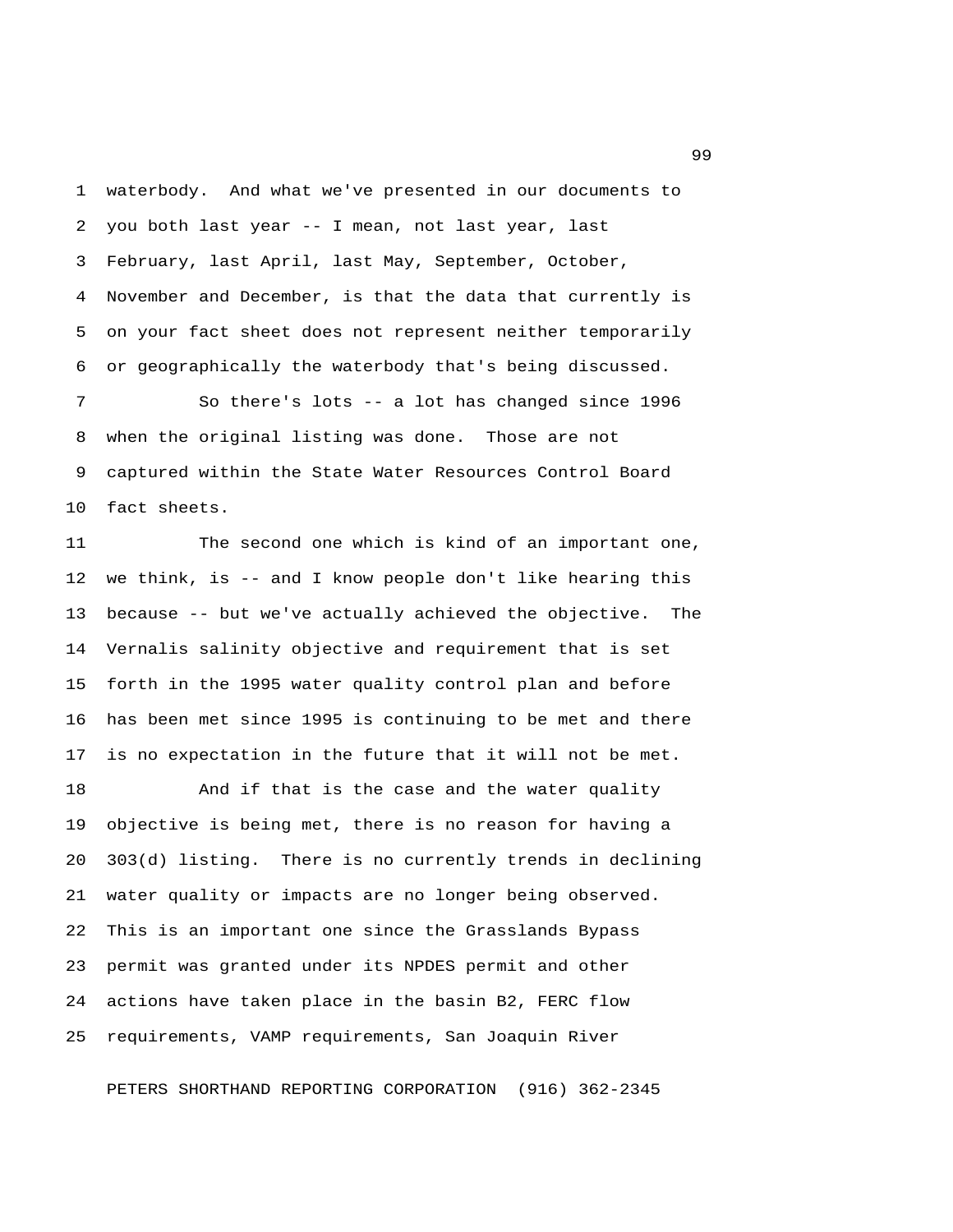waterbody. And what we've presented in our documents to you both last year -- I mean, not last year, last February, last April, last May, September, October, November and December, is that the data that currently is on your fact sheet does not represent neither temporarily or geographically the waterbody that's being discussed.

So there's lots -- a lot has changed since 1996 when the original listing was done. Those are not captured within the State Water Resources Control Board fact sheets.

The second one which is kind of an important one, we think, is -- and I know people don't like hearing this because -- but we've actually achieved the objective. The Vernalis salinity objective and requirement that is set forth in the 1995 water quality control plan and before has been met since 1995 is continuing to be met and there is no expectation in the future that it will not be met.

And if that is the case and the water quality objective is being met, there is no reason for having a 303(d) listing. There is no currently trends in declining water quality or impacts are no longer being observed. This is an important one since the Grasslands Bypass permit was granted under its NPDES permit and other actions have taken place in the basin B2, FERC flow requirements, VAMP requirements, San Joaquin River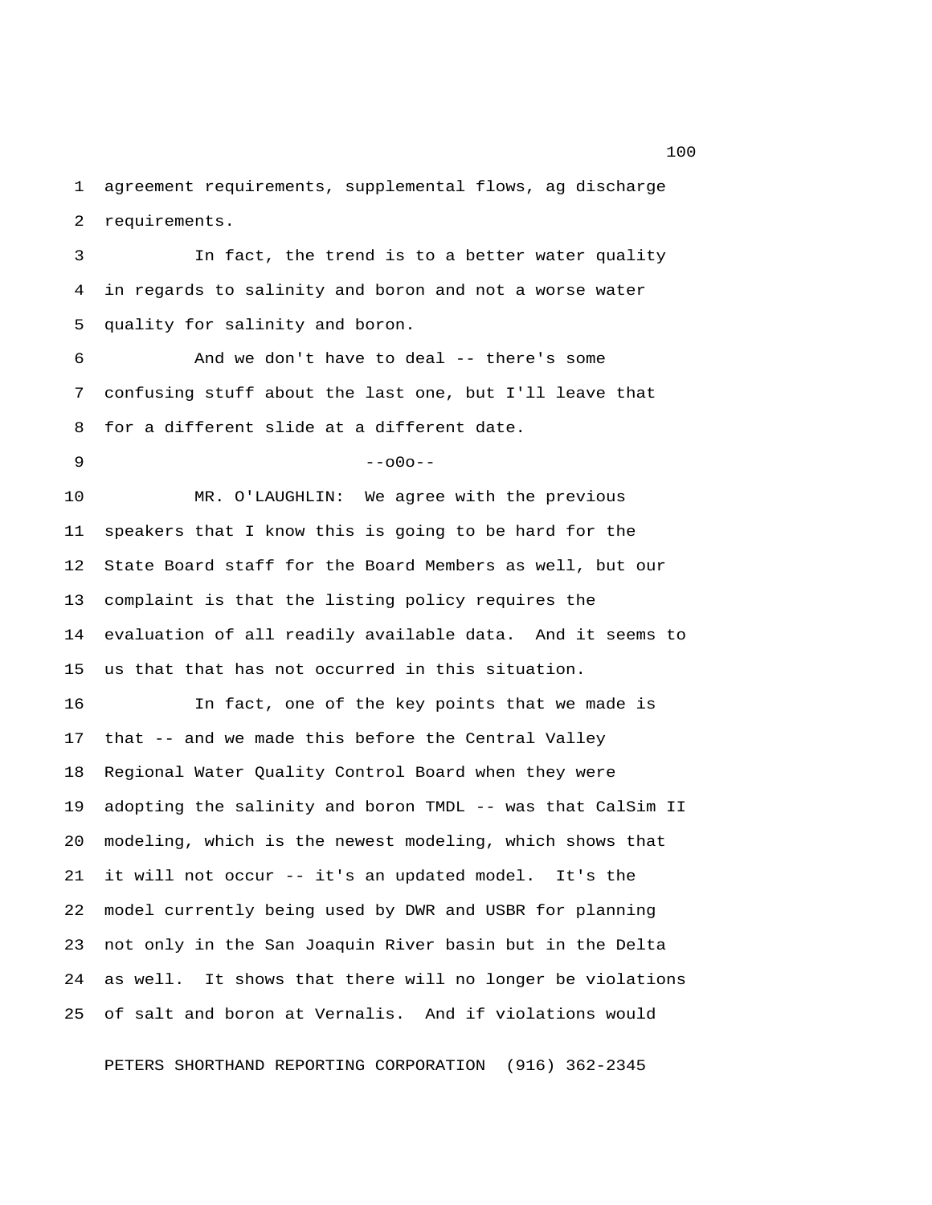agreement requirements, supplemental flows, ag discharge requirements.

In fact, the trend is to a better water quality in regards to salinity and boron and not a worse water quality for salinity and boron.

And we don't have to deal -- there's some confusing stuff about the last one, but I'll leave that for a different slide at a different date.

--o0o--

MR. O'LAUGHLIN: We agree with the previous speakers that I know this is going to be hard for the State Board staff for the Board Members as well, but our complaint is that the listing policy requires the evaluation of all readily available data. And it seems to us that that has not occurred in this situation.

In fact, one of the key points that we made is that -- and we made this before the Central Valley Regional Water Quality Control Board when they were adopting the salinity and boron TMDL -- was that CalSim II modeling, which is the newest modeling, which shows that it will not occur -- it's an updated model. It's the model currently being used by DWR and USBR for planning not only in the San Joaquin River basin but in the Delta as well. It shows that there will no longer be violations of salt and boron at Vernalis. And if violations would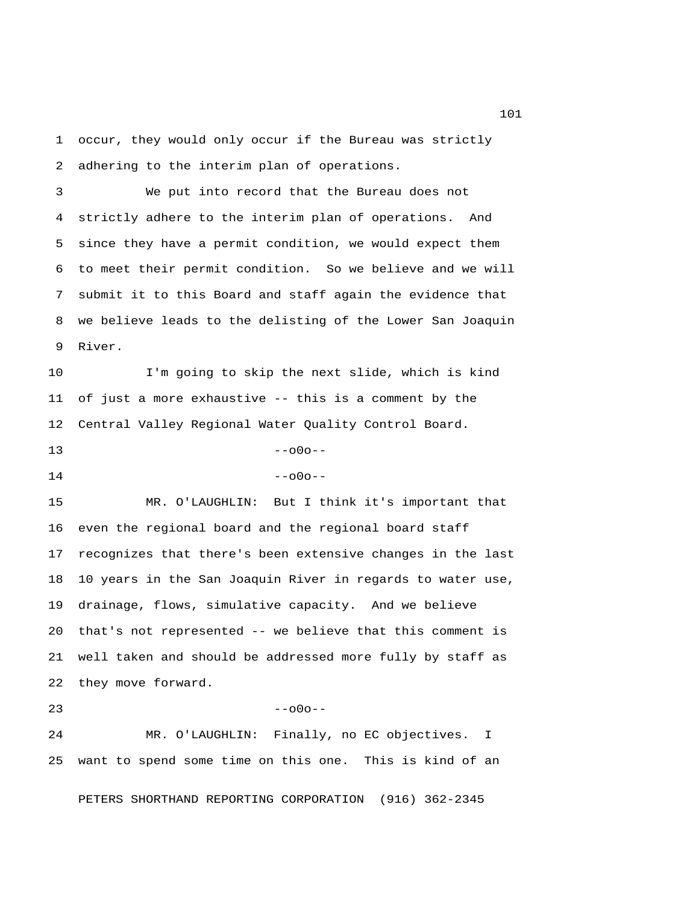occur, they would only occur if the Bureau was strictly adhering to the interim plan of operations.

We put into record that the Bureau does not strictly adhere to the interim plan of operations. And since they have a permit condition, we would expect them to meet their permit condition. So we believe and we will submit it to this Board and staff again the evidence that we believe leads to the delisting of the Lower San Joaquin River.

I'm going to skip the next slide, which is kind of just a more exhaustive -- this is a comment by the Central Valley Regional Water Quality Control Board.

--o0o--

--o0o--

MR. O'LAUGHLIN: But I think it's important that even the regional board and the regional board staff recognizes that there's been extensive changes in the last 10 years in the San Joaquin River in regards to water use, drainage, flows, simulative capacity. And we believe that's not represented -- we believe that this comment is well taken and should be addressed more fully by staff as they move forward.

--o0o--

MR. O'LAUGHLIN: Finally, no EC objectives. I want to spend some time on this one. This is kind of an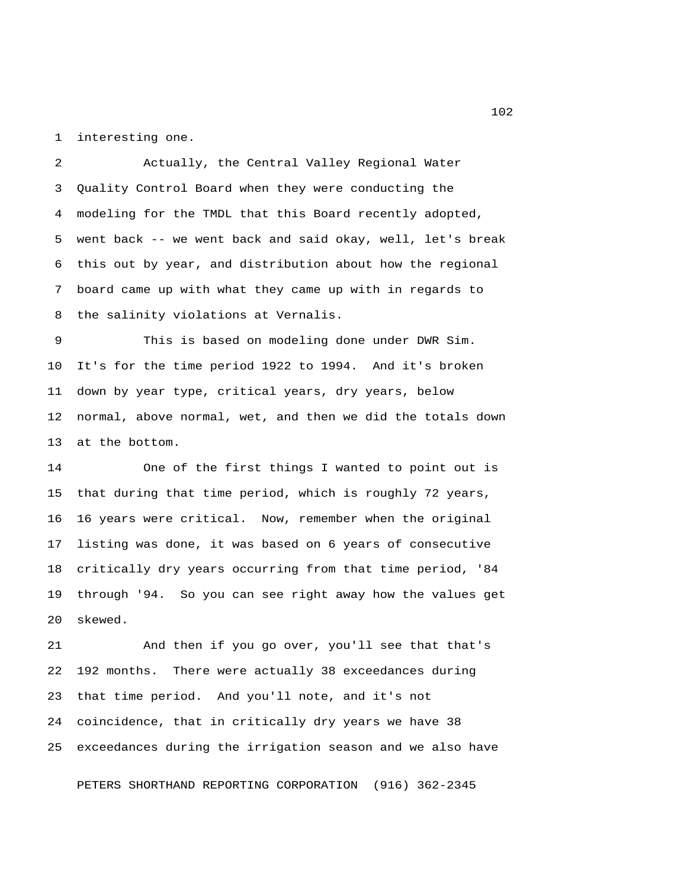interesting one.

Actually, the Central Valley Regional Water Quality Control Board when they were conducting the modeling for the TMDL that this Board recently adopted, went back -- we went back and said okay, well, let's break this out by year, and distribution about how the regional board came up with what they came up with in regards to the salinity violations at Vernalis.

This is based on modeling done under DWR Sim. It's for the time period 1922 to 1994. And it's broken down by year type, critical years, dry years, below normal, above normal, wet, and then we did the totals down at the bottom.

One of the first things I wanted to point out is that during that time period, which is roughly 72 years, 16 years were critical. Now, remember when the original listing was done, it was based on 6 years of consecutive critically dry years occurring from that time period, '84 through '94. So you can see right away how the values get skewed.

And then if you go over, you'll see that that's 192 months. There were actually 38 exceedances during that time period. And you'll note, and it's not coincidence, that in critically dry years we have 38 exceedances during the irrigation season and we also have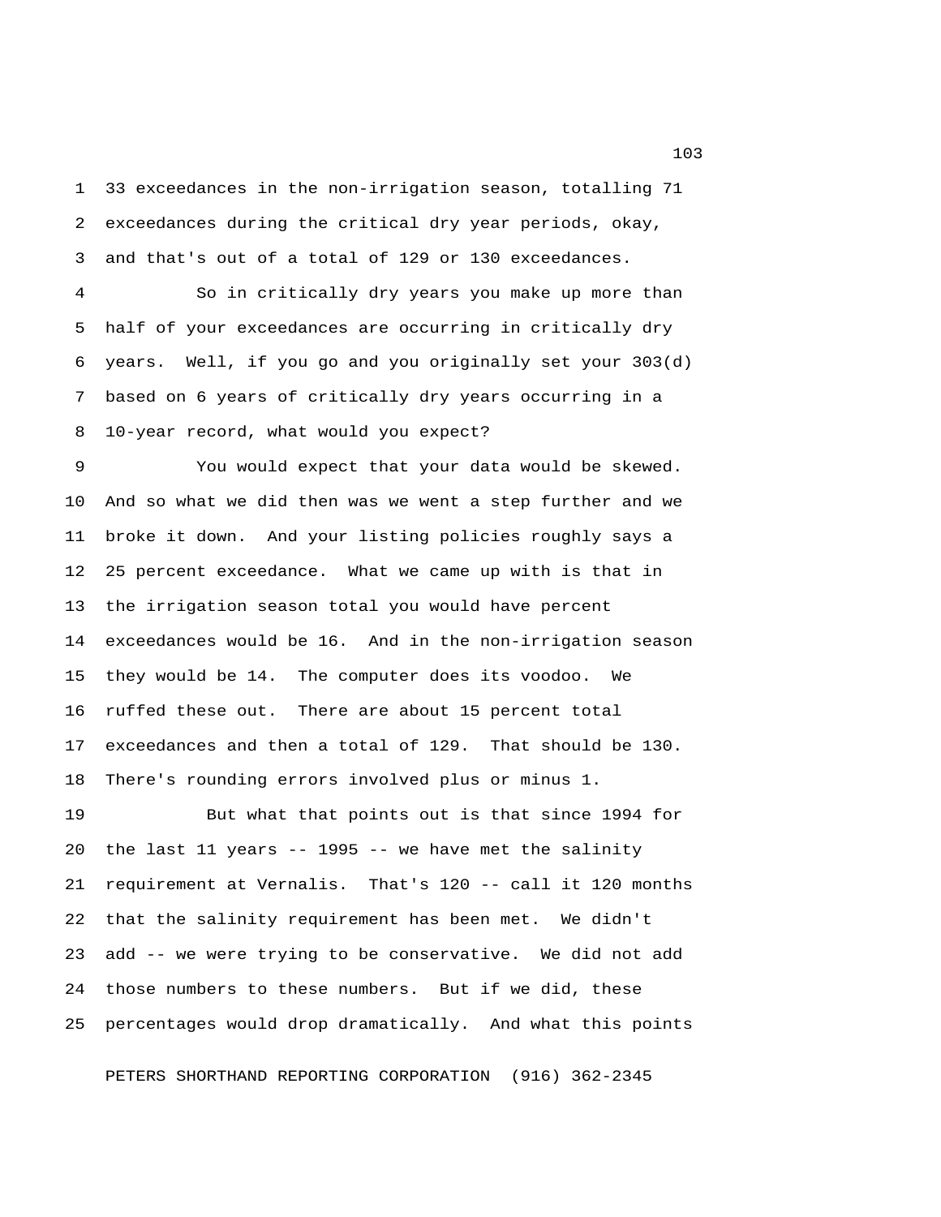33 exceedances in the non-irrigation season, totalling 71 exceedances during the critical dry year periods, okay, and that's out of a total of 129 or 130 exceedances.

So in critically dry years you make up more than half of your exceedances are occurring in critically dry years. Well, if you go and you originally set your 303(d) based on 6 years of critically dry years occurring in a 10-year record, what would you expect?

You would expect that your data would be skewed. And so what we did then was we went a step further and we broke it down. And your listing policies roughly says a 25 percent exceedance. What we came up with is that in the irrigation season total you would have percent exceedances would be 16. And in the non-irrigation season they would be 14. The computer does its voodoo. We ruffed these out. There are about 15 percent total exceedances and then a total of 129. That should be 130. There's rounding errors involved plus or minus 1.

But what that points out is that since 1994 for the last 11 years -- 1995 -- we have met the salinity requirement at Vernalis. That's 120 -- call it 120 months that the salinity requirement has been met. We didn't add -- we were trying to be conservative. We did not add those numbers to these numbers. But if we did, these percentages would drop dramatically. And what this points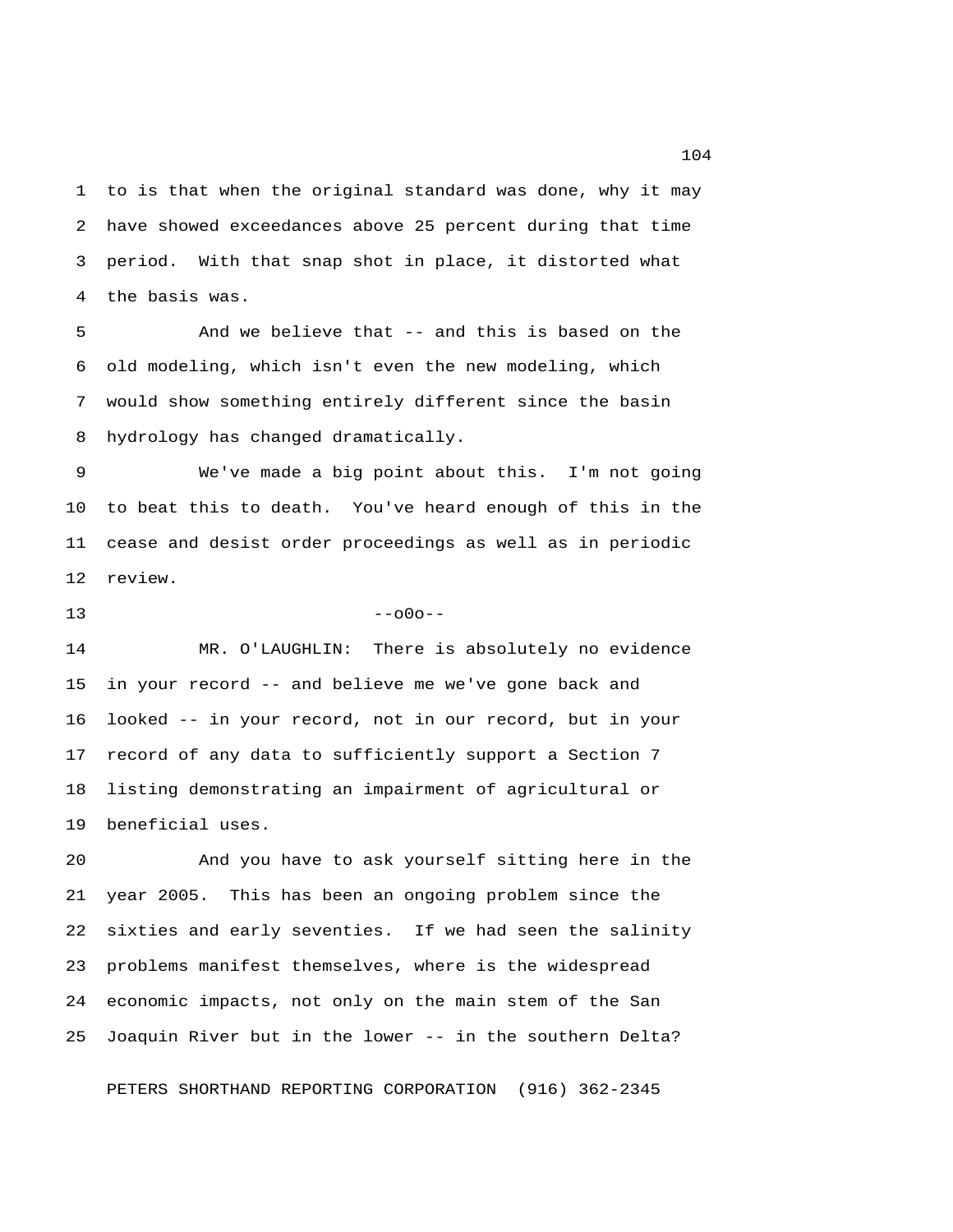to is that when the original standard was done, why it may have showed exceedances above 25 percent during that time period. With that snap shot in place, it distorted what the basis was.

And we believe that -- and this is based on the old modeling, which isn't even the new modeling, which would show something entirely different since the basin hydrology has changed dramatically.

We've made a big point about this. I'm not going to beat this to death. You've heard enough of this in the cease and desist order proceedings as well as in periodic review.

--o0o--

MR. O'LAUGHLIN: There is absolutely no evidence in your record -- and believe me we've gone back and looked -- in your record, not in our record, but in your record of any data to sufficiently support a Section 7 listing demonstrating an impairment of agricultural or beneficial uses.

And you have to ask yourself sitting here in the year 2005. This has been an ongoing problem since the sixties and early seventies. If we had seen the salinity problems manifest themselves, where is the widespread economic impacts, not only on the main stem of the San Joaquin River but in the lower -- in the southern Delta?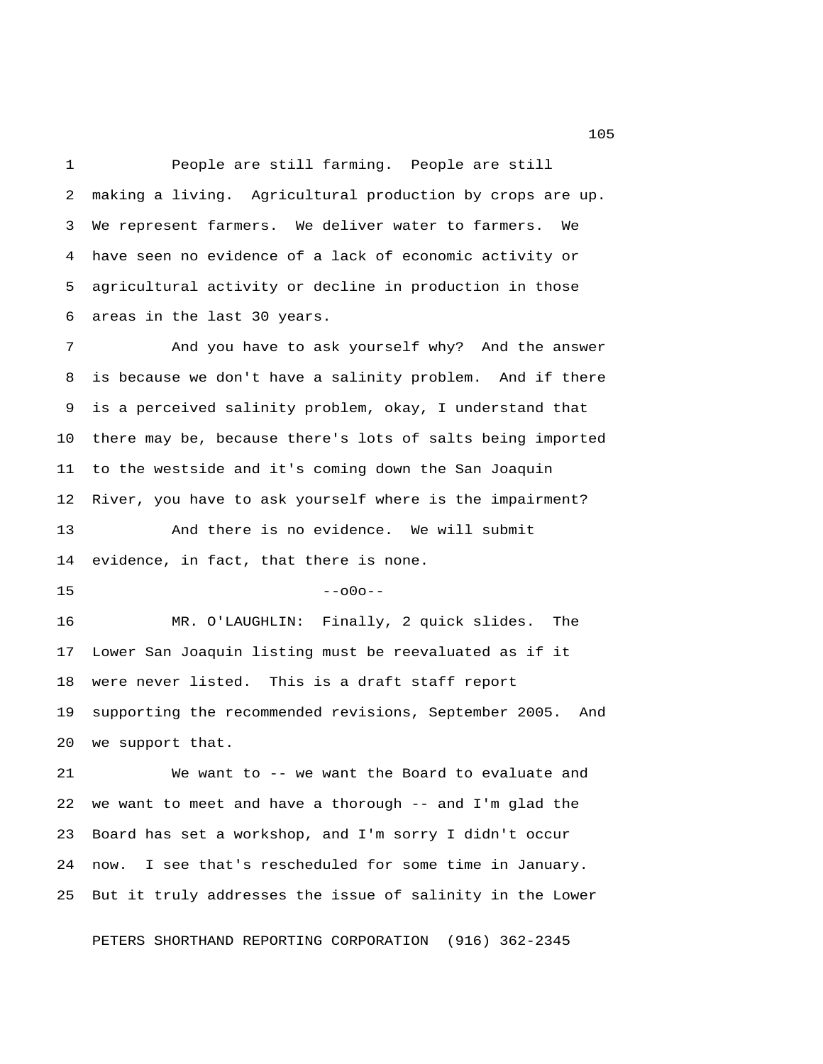People are still farming. People are still making a living. Agricultural production by crops are up. We represent farmers. We deliver water to farmers. We have seen no evidence of a lack of economic activity or agricultural activity or decline in production in those areas in the last 30 years.

And you have to ask yourself why? And the answer is because we don't have a salinity problem. And if there is a perceived salinity problem, okay, I understand that there may be, because there's lots of salts being imported to the westside and it's coming down the San Joaquin River, you have to ask yourself where is the impairment?

And there is no evidence. We will submit evidence, in fact, that there is none.

--o0o--

MR. O'LAUGHLIN: Finally, 2 quick slides. The Lower San Joaquin listing must be reevaluated as if it were never listed. This is a draft staff report supporting the recommended revisions, September 2005. And we support that.

We want to -- we want the Board to evaluate and we want to meet and have a thorough -- and I'm glad the Board has set a workshop, and I'm sorry I didn't occur now. I see that's rescheduled for some time in January. But it truly addresses the issue of salinity in the Lower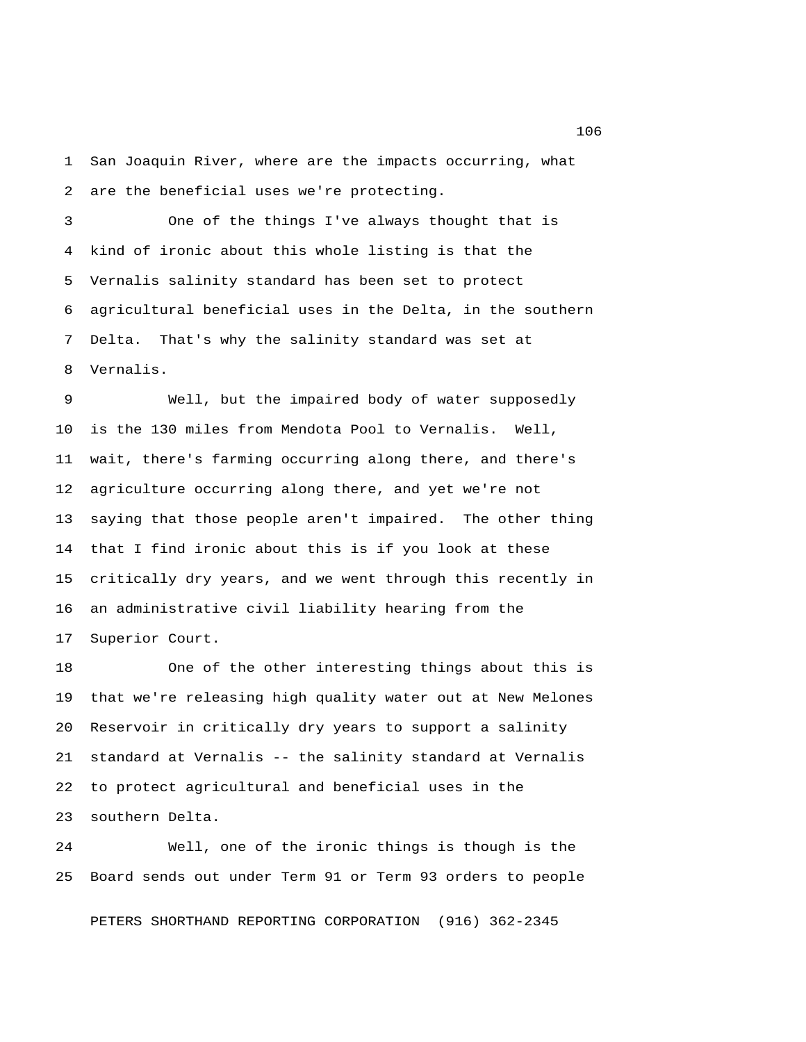San Joaquin River, where are the impacts occurring, what are the beneficial uses we're protecting.

One of the things I've always thought that is kind of ironic about this whole listing is that the Vernalis salinity standard has been set to protect agricultural beneficial uses in the Delta, in the southern Delta. That's why the salinity standard was set at Vernalis.

Well, but the impaired body of water supposedly is the 130 miles from Mendota Pool to Vernalis. Well, wait, there's farming occurring along there, and there's agriculture occurring along there, and yet we're not saying that those people aren't impaired. The other thing that I find ironic about this is if you look at these critically dry years, and we went through this recently in an administrative civil liability hearing from the Superior Court.

One of the other interesting things about this is that we're releasing high quality water out at New Melones Reservoir in critically dry years to support a salinity standard at Vernalis -- the salinity standard at Vernalis to protect agricultural and beneficial uses in the southern Delta.

Well, one of the ironic things is though is the Board sends out under Term 91 or Term 93 orders to people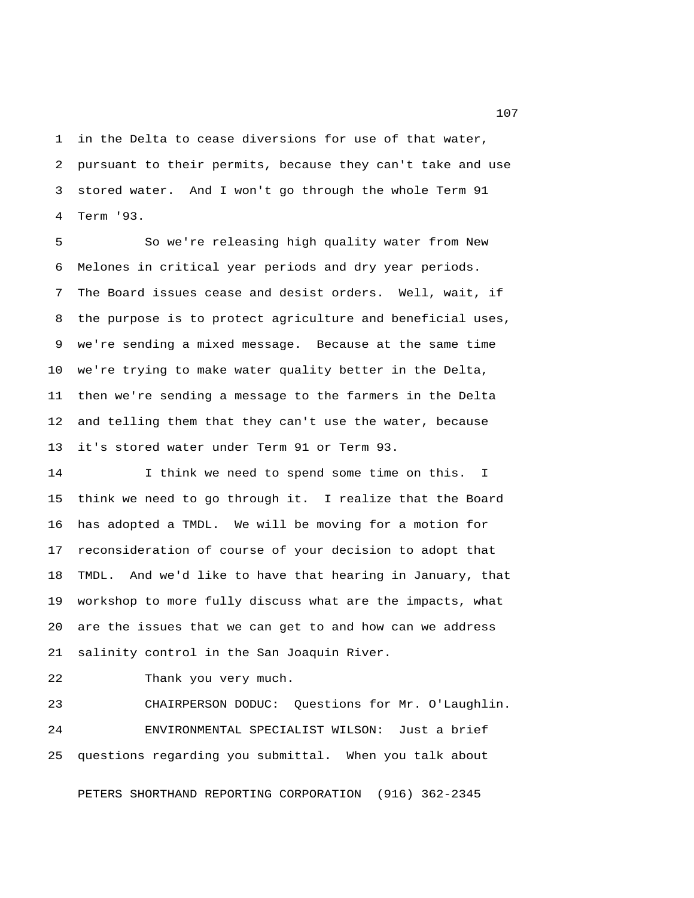in the Delta to cease diversions for use of that water, pursuant to their permits, because they can't take and use stored water. And I won't go through the whole Term 91 Term '93.

So we're releasing high quality water from New Melones in critical year periods and dry year periods. The Board issues cease and desist orders. Well, wait, if the purpose is to protect agriculture and beneficial uses, we're sending a mixed message. Because at the same time we're trying to make water quality better in the Delta, then we're sending a message to the farmers in the Delta and telling them that they can't use the water, because it's stored water under Term 91 or Term 93.

I think we need to spend some time on this. I think we need to go through it. I realize that the Board has adopted a TMDL. We will be moving for a motion for reconsideration of course of your decision to adopt that TMDL. And we'd like to have that hearing in January, that workshop to more fully discuss what are the impacts, what are the issues that we can get to and how can we address salinity control in the San Joaquin River.

Thank you very much.

CHAIRPERSON DODUC: Questions for Mr. O'Laughlin.

ENVIRONMENTAL SPECIALIST WILSON: Just a brief questions regarding you submittal. When you talk about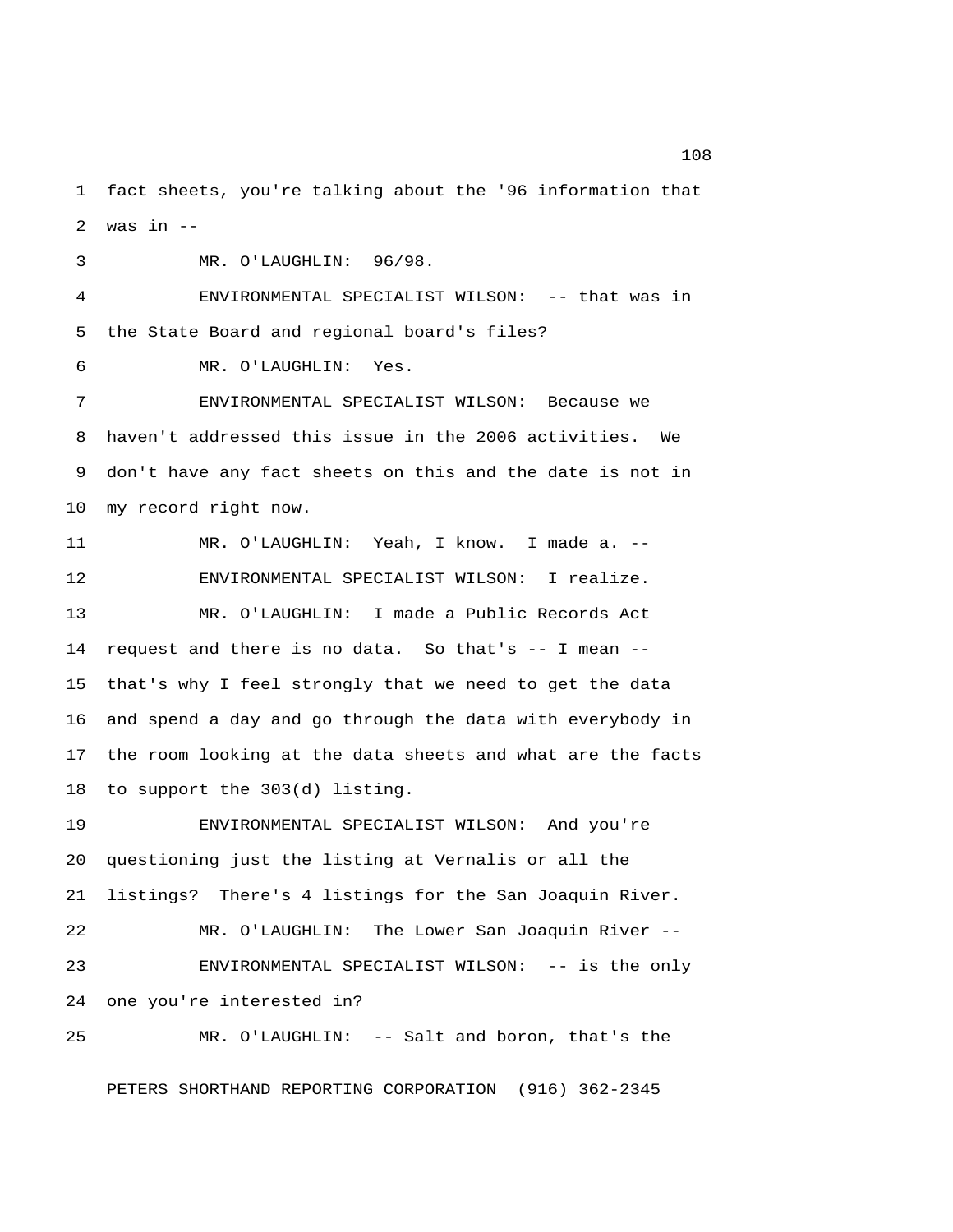fact sheets, you're talking about the '96 information that was in --

MR. O'LAUGHLIN: 96/98.

ENVIRONMENTAL SPECIALIST WILSON: -- that was in the State Board and regional board's files?

MR. O'LAUGHLIN: Yes.

ENVIRONMENTAL SPECIALIST WILSON: Because we haven't addressed this issue in the 2006 activities. We don't have any fact sheets on this and the date is not in my record right now.

MR. O'LAUGHLIN: Yeah, I know. I made a. --

ENVIRONMENTAL SPECIALIST WILSON: I realize.

MR. O'LAUGHLIN: I made a Public Records Act request and there is no data. So that's -- I mean -- that's why I feel strongly that we need to get the data and spend a day and go through the data with everybody in the room looking at the data sheets and what are the facts to support the 303(d) listing.

ENVIRONMENTAL SPECIALIST WILSON: And you're questioning just the listing at Vernalis or all the listings? There's 4 listings for the San Joaquin River.

MR. O'LAUGHLIN: The Lower San Joaquin River --

ENVIRONMENTAL SPECIALIST WILSON: -- is the only one you're interested in?

MR. O'LAUGHLIN: -- Salt and boron, that's the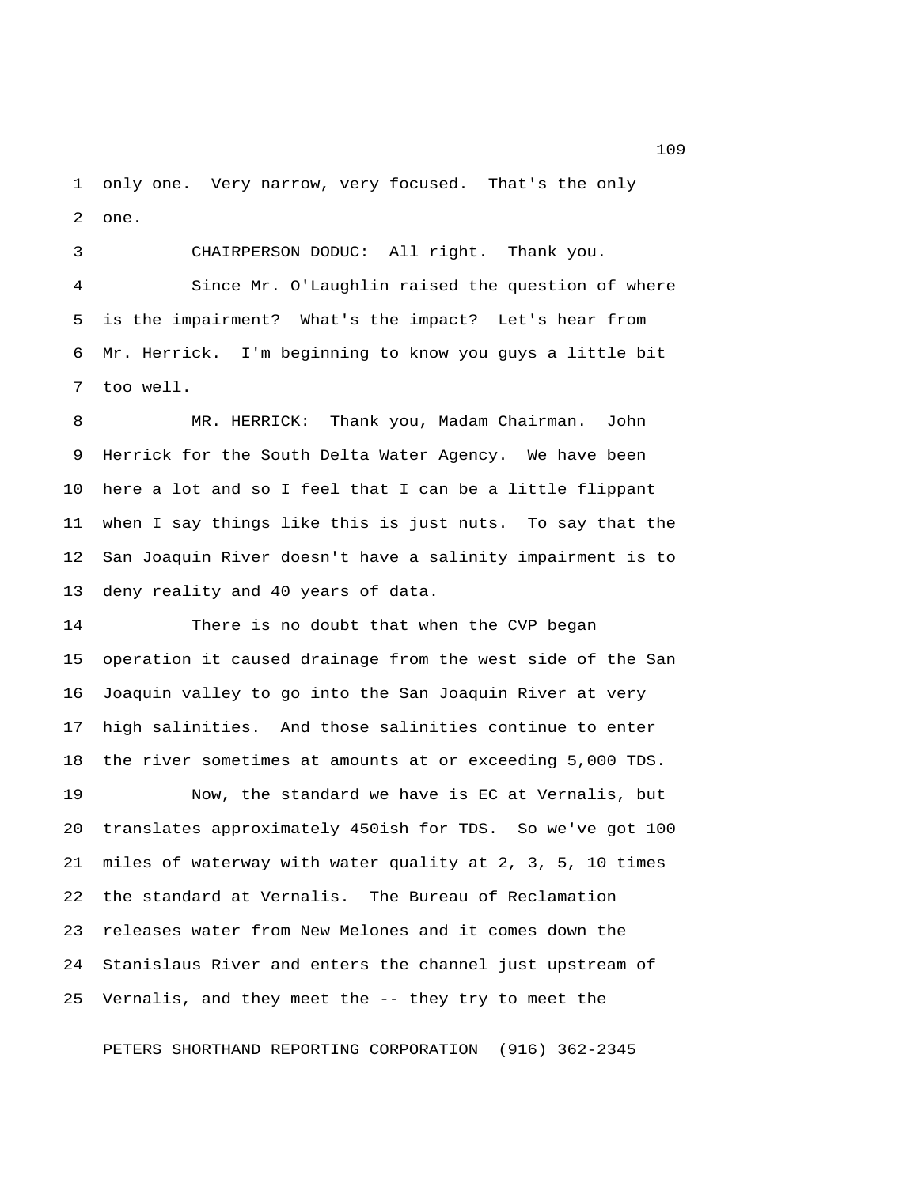only one. Very narrow, very focused. That's the only one.

CHAIRPERSON DODUC: All right. Thank you.

Since Mr. O'Laughlin raised the question of where is the impairment? What's the impact? Let's hear from Mr. Herrick. I'm beginning to know you guys a little bit too well.

MR. HERRICK: Thank you, Madam Chairman. John Herrick for the South Delta Water Agency. We have been here a lot and so I feel that I can be a little flippant when I say things like this is just nuts. To say that the San Joaquin River doesn't have a salinity impairment is to deny reality and 40 years of data.

There is no doubt that when the CVP began operation it caused drainage from the west side of the San Joaquin valley to go into the San Joaquin River at very high salinities. And those salinities continue to enter the river sometimes at amounts at or exceeding 5,000 TDS.

Now, the standard we have is EC at Vernalis, but translates approximately 450ish for TDS. So we've got 100 miles of waterway with water quality at 2, 3, 5, 10 times the standard at Vernalis. The Bureau of Reclamation releases water from New Melones and it comes down the Stanislaus River and enters the channel just upstream of Vernalis, and they meet the -- they try to meet the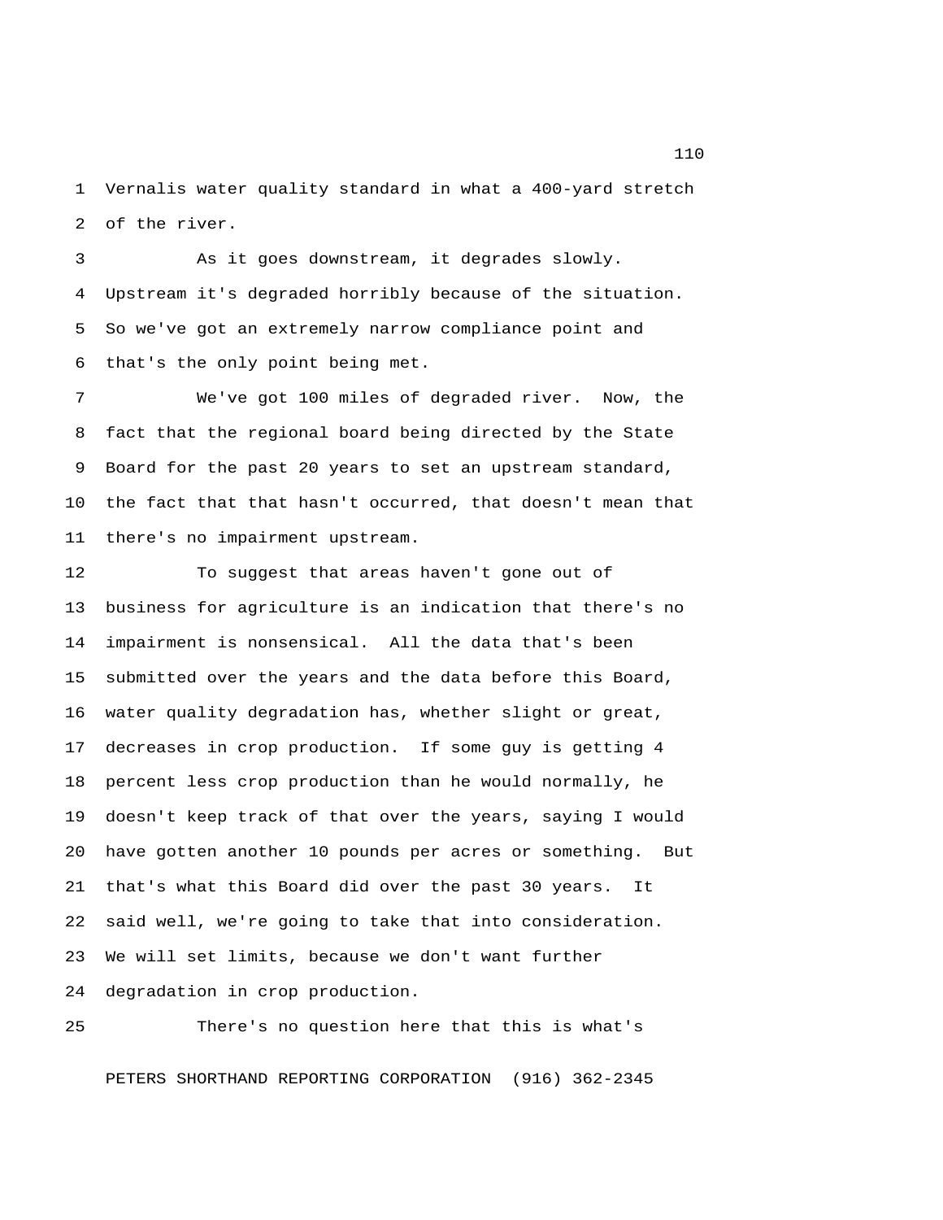Vernalis water quality standard in what a 400-yard stretch of the river.

As it goes downstream, it degrades slowly. Upstream it's degraded horribly because of the situation. So we've got an extremely narrow compliance point and that's the only point being met.

We've got 100 miles of degraded river. Now, the fact that the regional board being directed by the State Board for the past 20 years to set an upstream standard, the fact that that hasn't occurred, that doesn't mean that there's no impairment upstream.

To suggest that areas haven't gone out of business for agriculture is an indication that there's no impairment is nonsensical. All the data that's been submitted over the years and the data before this Board, water quality degradation has, whether slight or great, decreases in crop production. If some guy is getting 4 percent less crop production than he would normally, he doesn't keep track of that over the years, saying I would have gotten another 10 pounds per acres or something. But that's what this Board did over the past 30 years. It said well, we're going to take that into consideration. We will set limits, because we don't want further degradation in crop production.

There's no question here that this is what's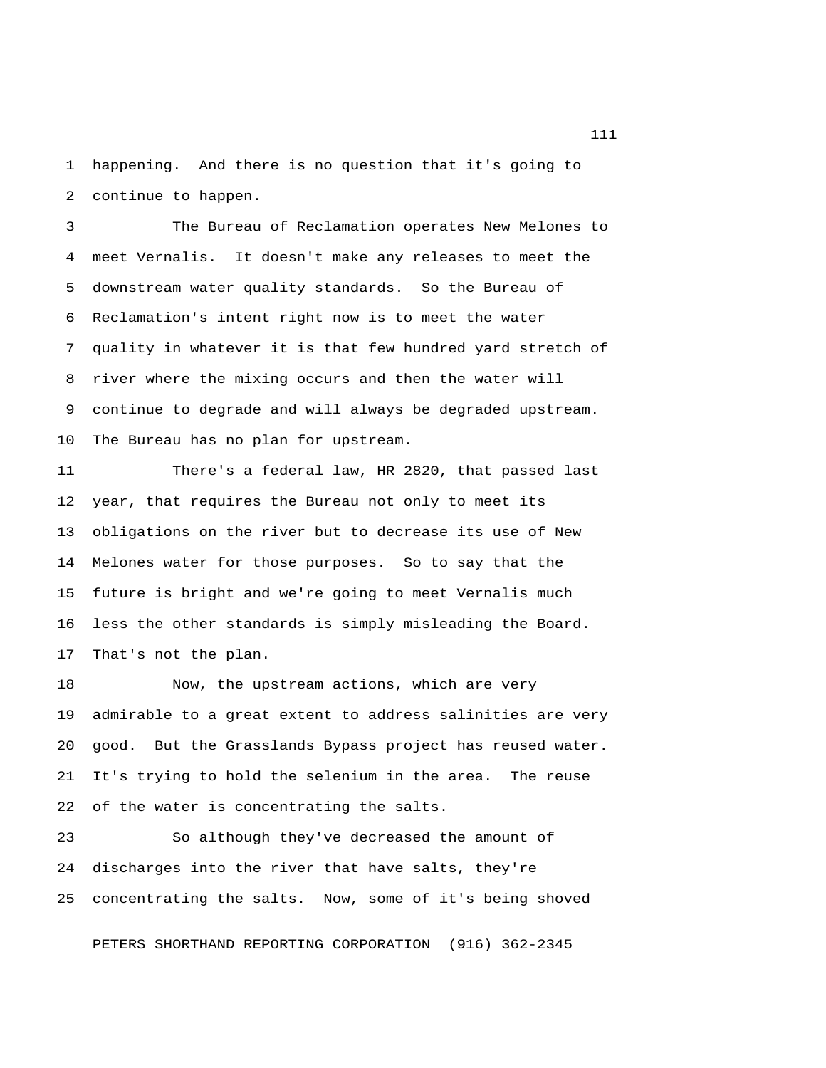happening. And there is no question that it's going to continue to happen.

The Bureau of Reclamation operates New Melones to meet Vernalis. It doesn't make any releases to meet the downstream water quality standards. So the Bureau of Reclamation's intent right now is to meet the water quality in whatever it is that few hundred yard stretch of river where the mixing occurs and then the water will continue to degrade and will always be degraded upstream. The Bureau has no plan for upstream.

There's a federal law, HR 2820, that passed last year, that requires the Bureau not only to meet its obligations on the river but to decrease its use of New Melones water for those purposes. So to say that the future is bright and we're going to meet Vernalis much less the other standards is simply misleading the Board. That's not the plan.

Now, the upstream actions, which are very admirable to a great extent to address salinities are very good. But the Grasslands Bypass project has reused water. It's trying to hold the selenium in the area. The reuse of the water is concentrating the salts.

So although they've decreased the amount of discharges into the river that have salts, they're concentrating the salts. Now, some of it's being shoved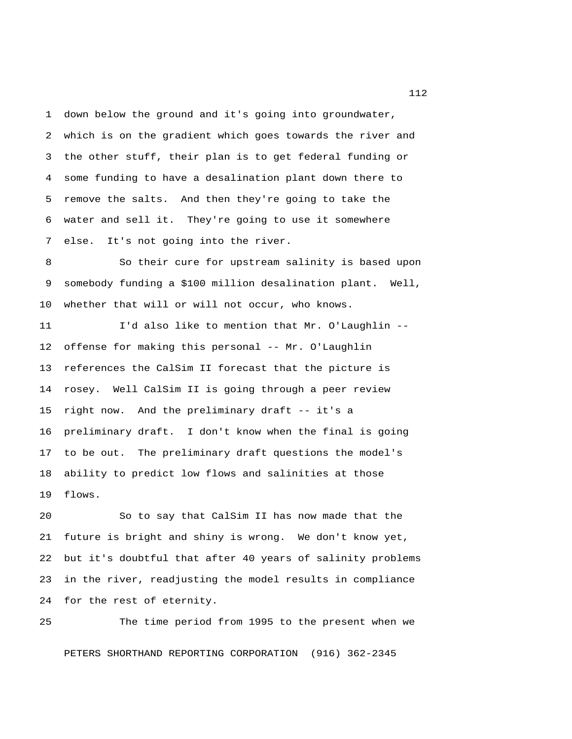down below the ground and it's going into groundwater, which is on the gradient which goes towards the river and the other stuff, their plan is to get federal funding or some funding to have a desalination plant down there to remove the salts. And then they're going to take the water and sell it. They're going to use it somewhere else. It's not going into the river.

So their cure for upstream salinity is based upon somebody funding a $100 million desalination plant. Well, whether that will or will not occur, who knows.

I'd also like to mention that Mr. O'Laughlin -- offense for making this personal -- Mr. O'Laughlin references the CalSim II forecast that the picture is rosey. Well CalSim II is going through a peer review right now. And the preliminary draft -- it's a preliminary draft. I don't know when the final is going to be out. The preliminary draft questions the model's ability to predict low flows and salinities at those flows.

So to say that CalSim II has now made that the future is bright and shiny is wrong. We don't know yet, but it's doubtful that after 40 years of salinity problems in the river, readjusting the model results in compliance for the rest of eternity.

The time period from 1995 to the present when we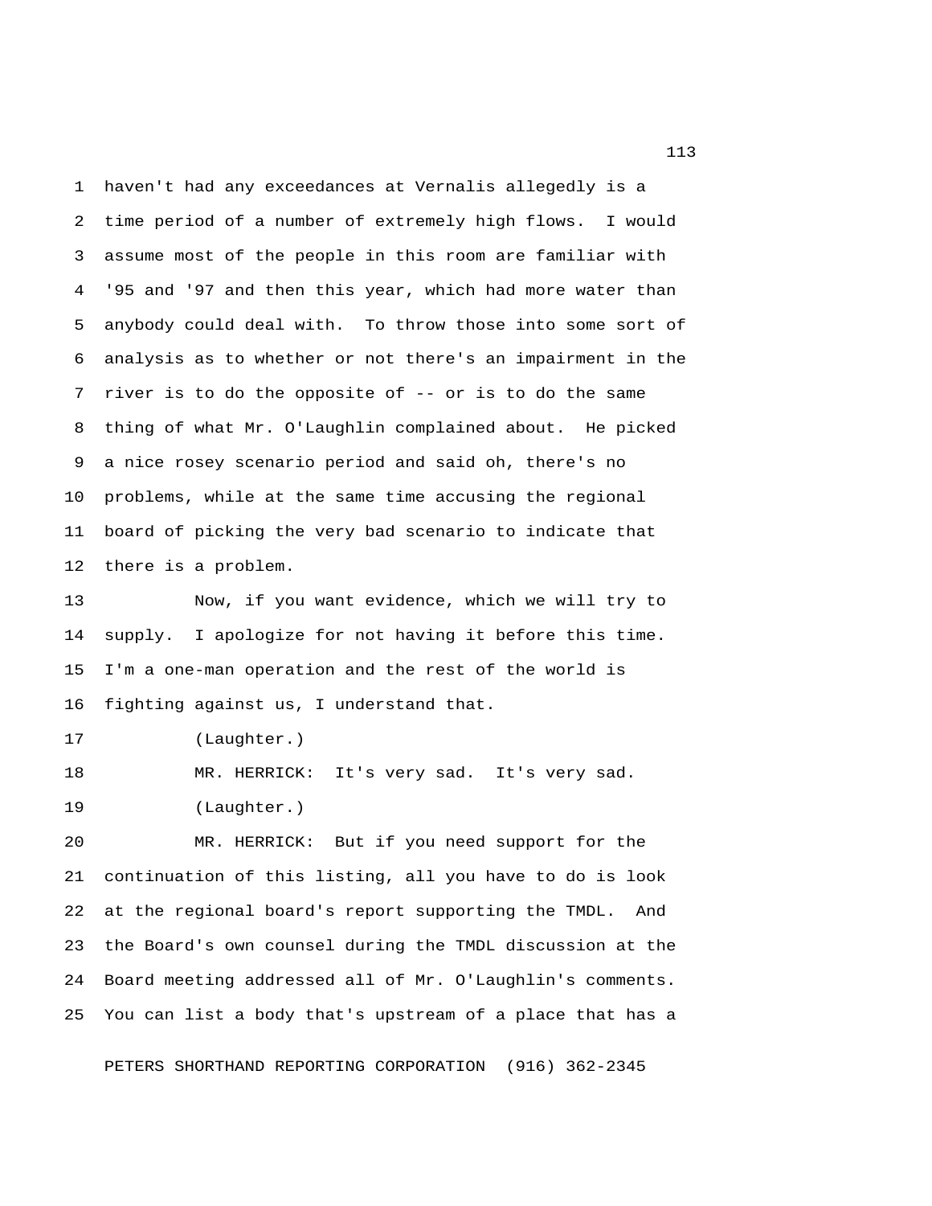haven't had any exceedances at Vernalis allegedly is a time period of a number of extremely high flows. I would assume most of the people in this room are familiar with '95 and '97 and then this year, which had more water than anybody could deal with. To throw those into some sort of analysis as to whether or not there's an impairment in the river is to do the opposite of -- or is to do the same thing of what Mr. O'Laughlin complained about. He picked a nice rosey scenario period and said oh, there's no problems, while at the same time accusing the regional board of picking the very bad scenario to indicate that there is a problem.

Now, if you want evidence, which we will try to supply. I apologize for not having it before this time. I'm a one-man operation and the rest of the world is fighting against us, I understand that.

(Laughter.)

MR. HERRICK: It's very sad. It's very sad.

(Laughter.)

MR. HERRICK: But if you need support for the continuation of this listing, all you have to do is look at the regional board's report supporting the TMDL. And the Board's own counsel during the TMDL discussion at the Board meeting addressed all of Mr. O'Laughlin's comments. You can list a body that's upstream of a place that has a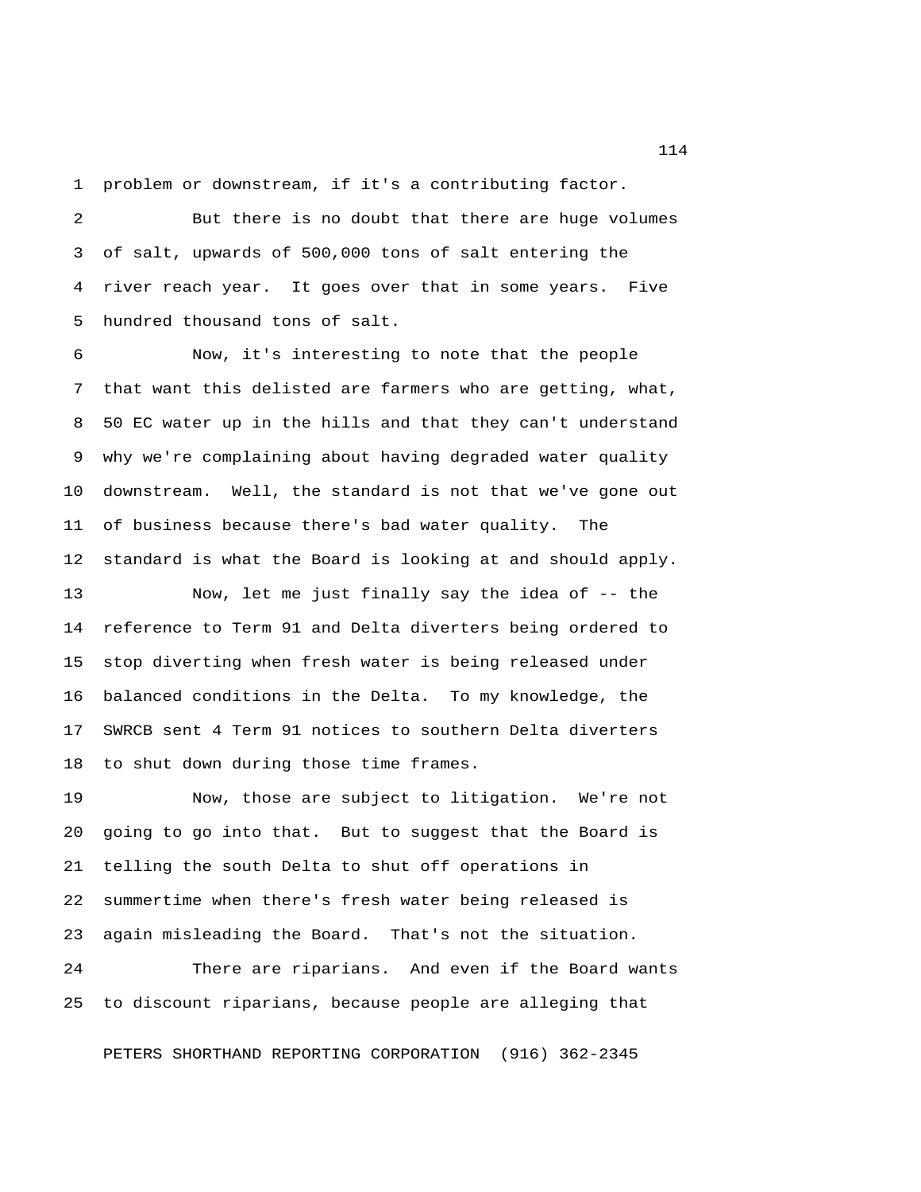problem or downstream, if it's a contributing factor.

But there is no doubt that there are huge volumes of salt, upwards of 500,000 tons of salt entering the river reach year. It goes over that in some years. Five hundred thousand tons of salt.

Now, it's interesting to note that the people that want this delisted are farmers who are getting, what, 50 EC water up in the hills and that they can't understand why we're complaining about having degraded water quality downstream. Well, the standard is not that we've gone out of business because there's bad water quality. The standard is what the Board is looking at and should apply.

Now, let me just finally say the idea of -- the reference to Term 91 and Delta diverters being ordered to stop diverting when fresh water is being released under balanced conditions in the Delta. To my knowledge, the SWRCB sent 4 Term 91 notices to southern Delta diverters to shut down during those time frames.

Now, those are subject to litigation. We're not going to go into that. But to suggest that the Board is telling the south Delta to shut off operations in summertime when there's fresh water being released is again misleading the Board. That's not the situation.

There are riparians. And even if the Board wants to discount riparians, because people are alleging that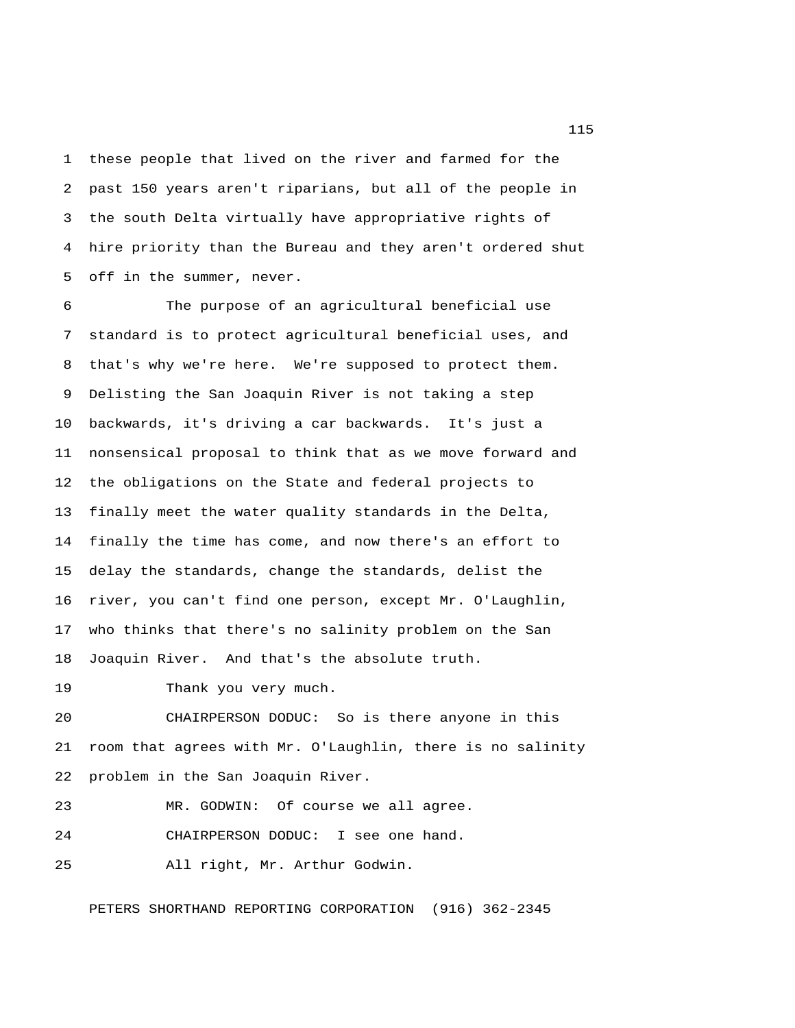these people that lived on the river and farmed for the past 150 years aren't riparians, but all of the people in the south Delta virtually have appropriative rights of hire priority than the Bureau and they aren't ordered shut off in the summer, never.

The purpose of an agricultural beneficial use standard is to protect agricultural beneficial uses, and that's why we're here. We're supposed to protect them. Delisting the San Joaquin River is not taking a step backwards, it's driving a car backwards. It's just a nonsensical proposal to think that as we move forward and the obligations on the State and federal projects to finally meet the water quality standards in the Delta, finally the time has come, and now there's an effort to delay the standards, change the standards, delist the river, you can't find one person, except Mr. O'Laughlin, who thinks that there's no salinity problem on the San Joaquin River. And that's the absolute truth.

Thank you very much.

CHAIRPERSON DODUC: So is there anyone in this room that agrees with Mr. O'Laughlin, there is no salinity problem in the San Joaquin River.

MR. GODWIN: Of course we all agree.

CHAIRPERSON DODUC: I see one hand.

All right, Mr. Arthur Godwin.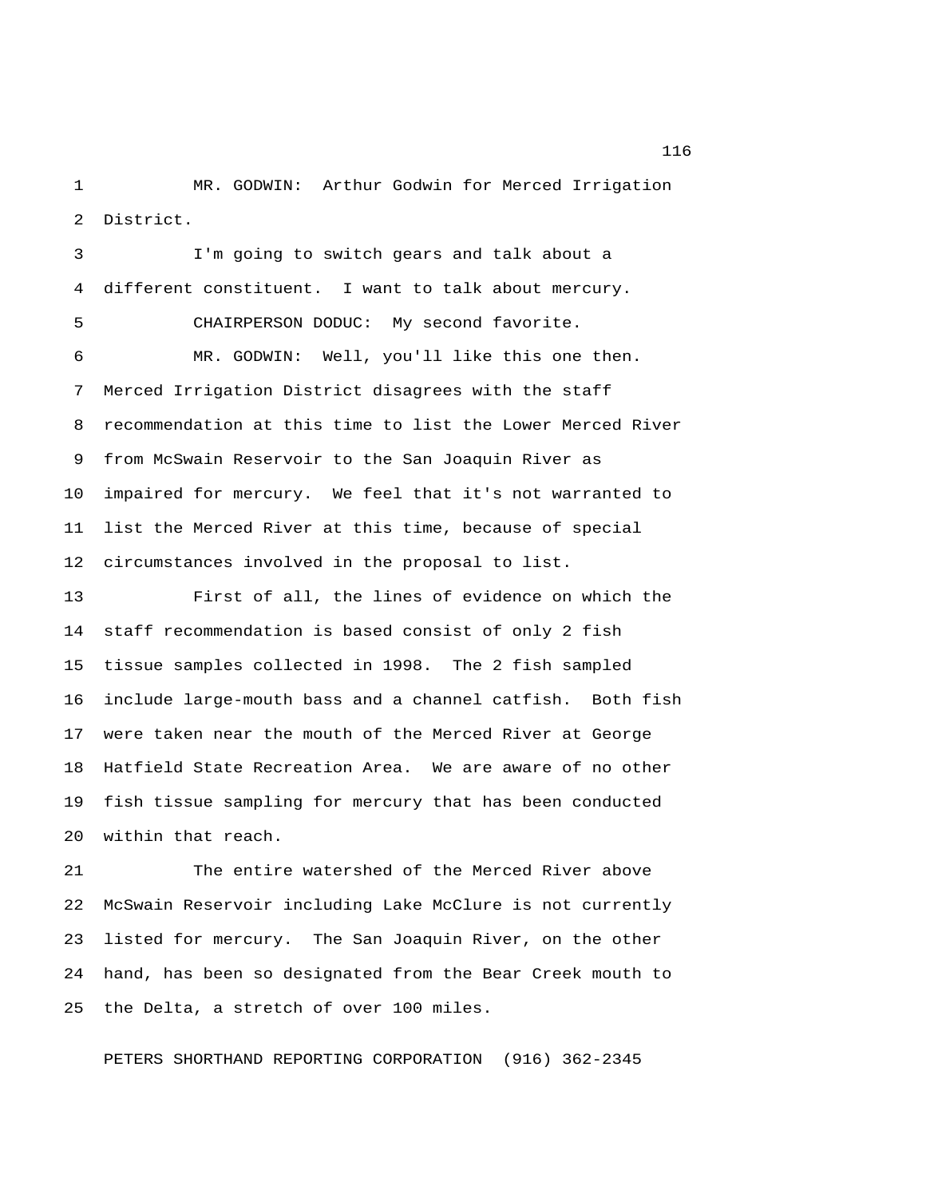MR. GODWIN: Arthur Godwin for Merced Irrigation District.

I'm going to switch gears and talk about a different constituent. I want to talk about mercury.

CHAIRPERSON DODUC: My second favorite.

MR. GODWIN: Well, you'll like this one then. Merced Irrigation District disagrees with the staff recommendation at this time to list the Lower Merced River from McSwain Reservoir to the San Joaquin River as impaired for mercury. We feel that it's not warranted to list the Merced River at this time, because of special circumstances involved in the proposal to list.

First of all, the lines of evidence on which the staff recommendation is based consist of only 2 fish tissue samples collected in 1998. The 2 fish sampled include large-mouth bass and a channel catfish. Both fish were taken near the mouth of the Merced River at George Hatfield State Recreation Area. We are aware of no other fish tissue sampling for mercury that has been conducted within that reach.

The entire watershed of the Merced River above McSwain Reservoir including Lake McClure is not currently listed for mercury. The San Joaquin River, on the other hand, has been so designated from the Bear Creek mouth to the Delta, a stretch of over 100 miles.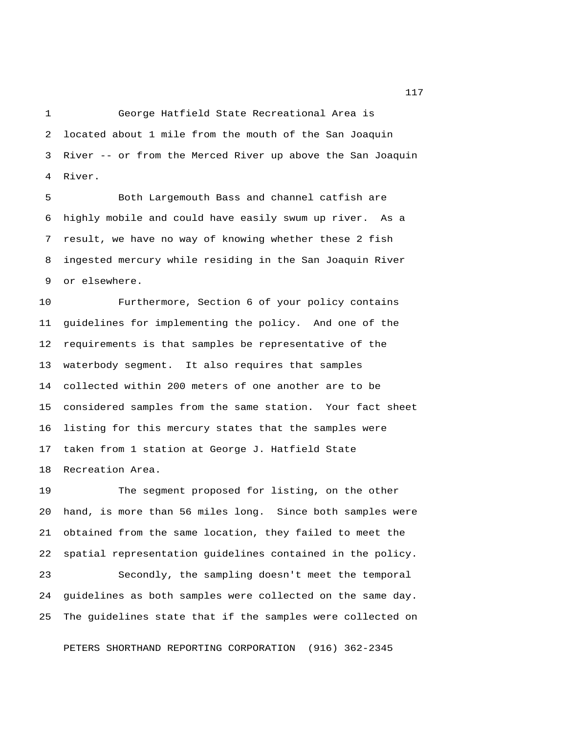George Hatfield State Recreational Area is located about 1 mile from the mouth of the San Joaquin River -- or from the Merced River up above the San Joaquin River.

Both Largemouth Bass and channel catfish are highly mobile and could have easily swum up river. As a result, we have no way of knowing whether these 2 fish ingested mercury while residing in the San Joaquin River or elsewhere.

Furthermore, Section 6 of your policy contains guidelines for implementing the policy. And one of the requirements is that samples be representative of the waterbody segment. It also requires that samples collected within 200 meters of one another are to be considered samples from the same station. Your fact sheet listing for this mercury states that the samples were taken from 1 station at George J. Hatfield State Recreation Area.

The segment proposed for listing, on the other hand, is more than 56 miles long. Since both samples were obtained from the same location, they failed to meet the spatial representation guidelines contained in the policy.

Secondly, the sampling doesn't meet the temporal guidelines as both samples were collected on the same day. The guidelines state that if the samples were collected on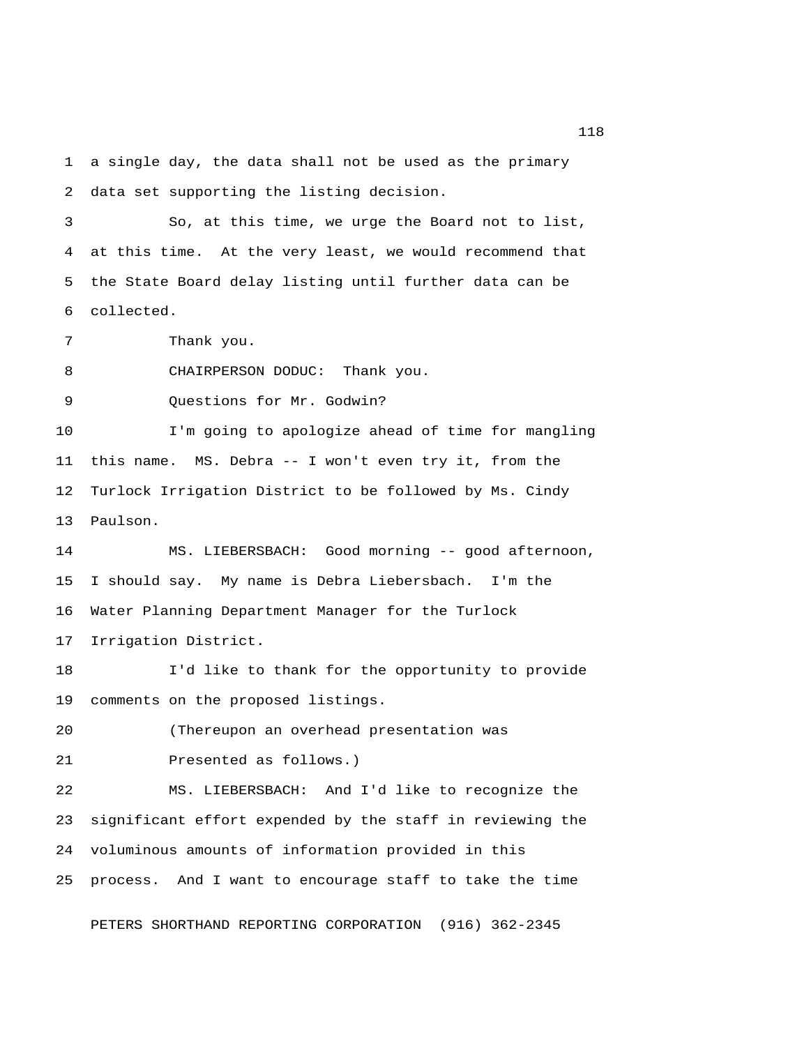a single day, the data shall not be used as the primary data set supporting the listing decision.

So, at this time, we urge the Board not to list, at this time. At the very least, we would recommend that the State Board delay listing until further data can be collected.

Thank you.

CHAIRPERSON DODUC: Thank you.

Questions for Mr. Godwin?

I'm going to apologize ahead of time for mangling this name. MS. Debra -- I won't even try it, from the Turlock Irrigation District to be followed by Ms. Cindy Paulson.

MS. LIEBERSBACH: Good morning -- good afternoon, I should say. My name is Debra Liebersbach. I'm the Water Planning Department Manager for the Turlock Irrigation District.

I'd like to thank for the opportunity to provide comments on the proposed listings.

(Thereupon an overhead presentation was Presented as follows.)

MS. LIEBERSBACH: And I'd like to recognize the significant effort expended by the staff in reviewing the voluminous amounts of information provided in this process. And I want to encourage staff to take the time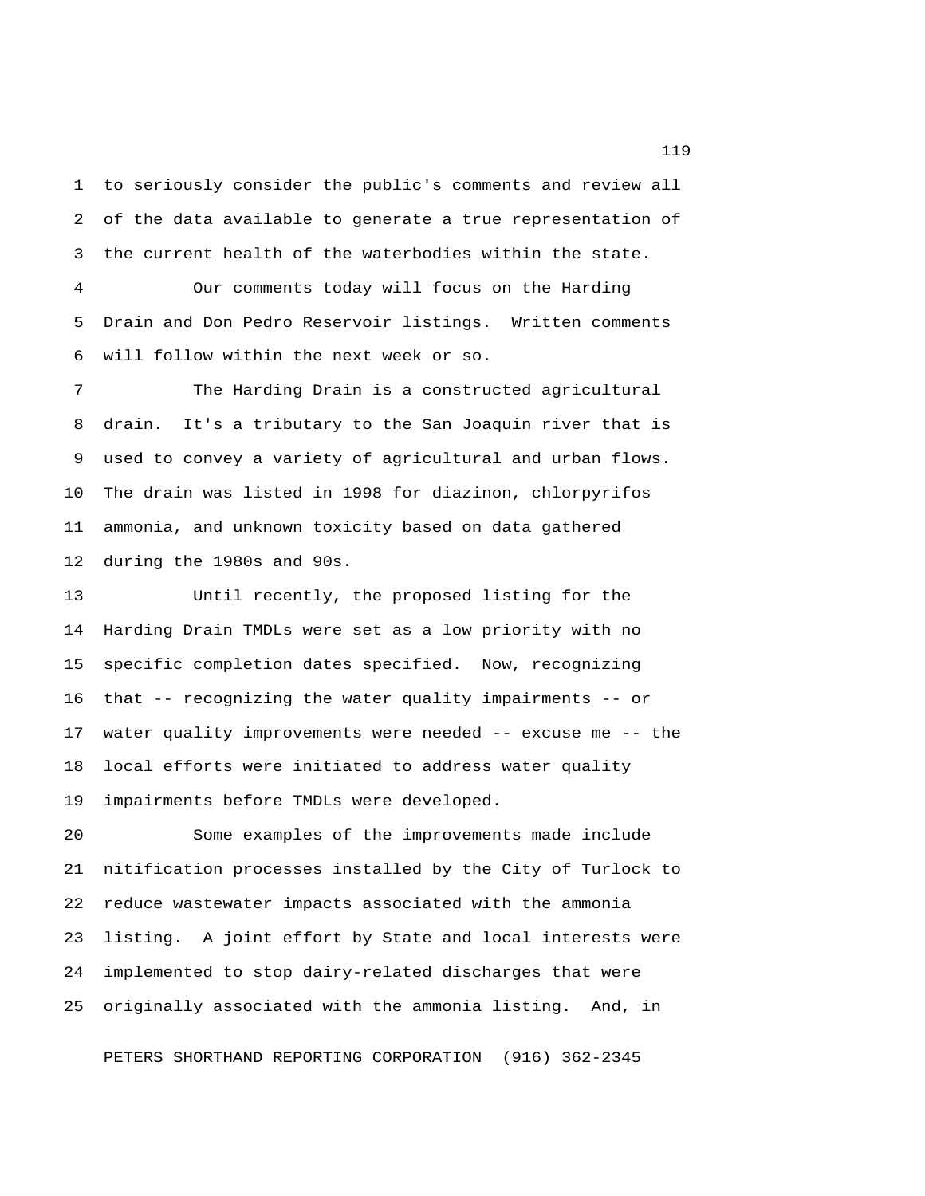to seriously consider the public's comments and review all of the data available to generate a true representation of the current health of the waterbodies within the state.

Our comments today will focus on the Harding Drain and Don Pedro Reservoir listings. Written comments will follow within the next week or so.

The Harding Drain is a constructed agricultural drain. It's a tributary to the San Joaquin river that is used to convey a variety of agricultural and urban flows. The drain was listed in 1998 for diazinon, chlorpyrifos ammonia, and unknown toxicity based on data gathered during the 1980s and 90s.

Until recently, the proposed listing for the Harding Drain TMDLs were set as a low priority with no specific completion dates specified. Now, recognizing that -- recognizing the water quality impairments -- or water quality improvements were needed -- excuse me -- the local efforts were initiated to address water quality impairments before TMDLs were developed.

Some examples of the improvements made include nitification processes installed by the City of Turlock to reduce wastewater impacts associated with the ammonia listing. A joint effort by State and local interests were implemented to stop dairy-related discharges that were originally associated with the ammonia listing. And, in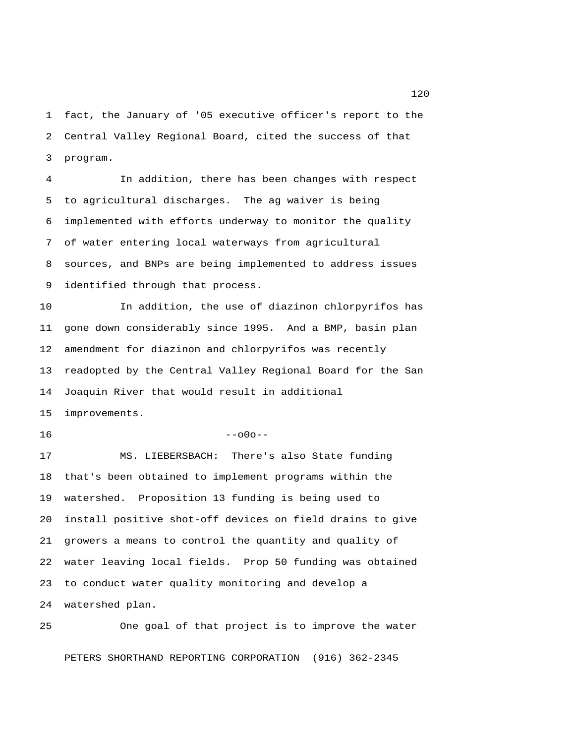fact, the January of '05 executive officer's report to the Central Valley Regional Board, cited the success of that program.

In addition, there has been changes with respect to agricultural discharges. The ag waiver is being implemented with efforts underway to monitor the quality of water entering local waterways from agricultural sources, and BNPs are being implemented to address issues identified through that process.

In addition, the use of diazinon chlorpyrifos has gone down considerably since 1995. And a BMP, basin plan amendment for diazinon and chlorpyrifos was recently readopted by the Central Valley Regional Board for the San Joaquin River that would result in additional improvements.

--o0o--

MS. LIEBERSBACH: There's also State funding that's been obtained to implement programs within the watershed. Proposition 13 funding is being used to install positive shot-off devices on field drains to give growers a means to control the quantity and quality of water leaving local fields. Prop 50 funding was obtained to conduct water quality monitoring and develop a watershed plan.

One goal of that project is to improve the water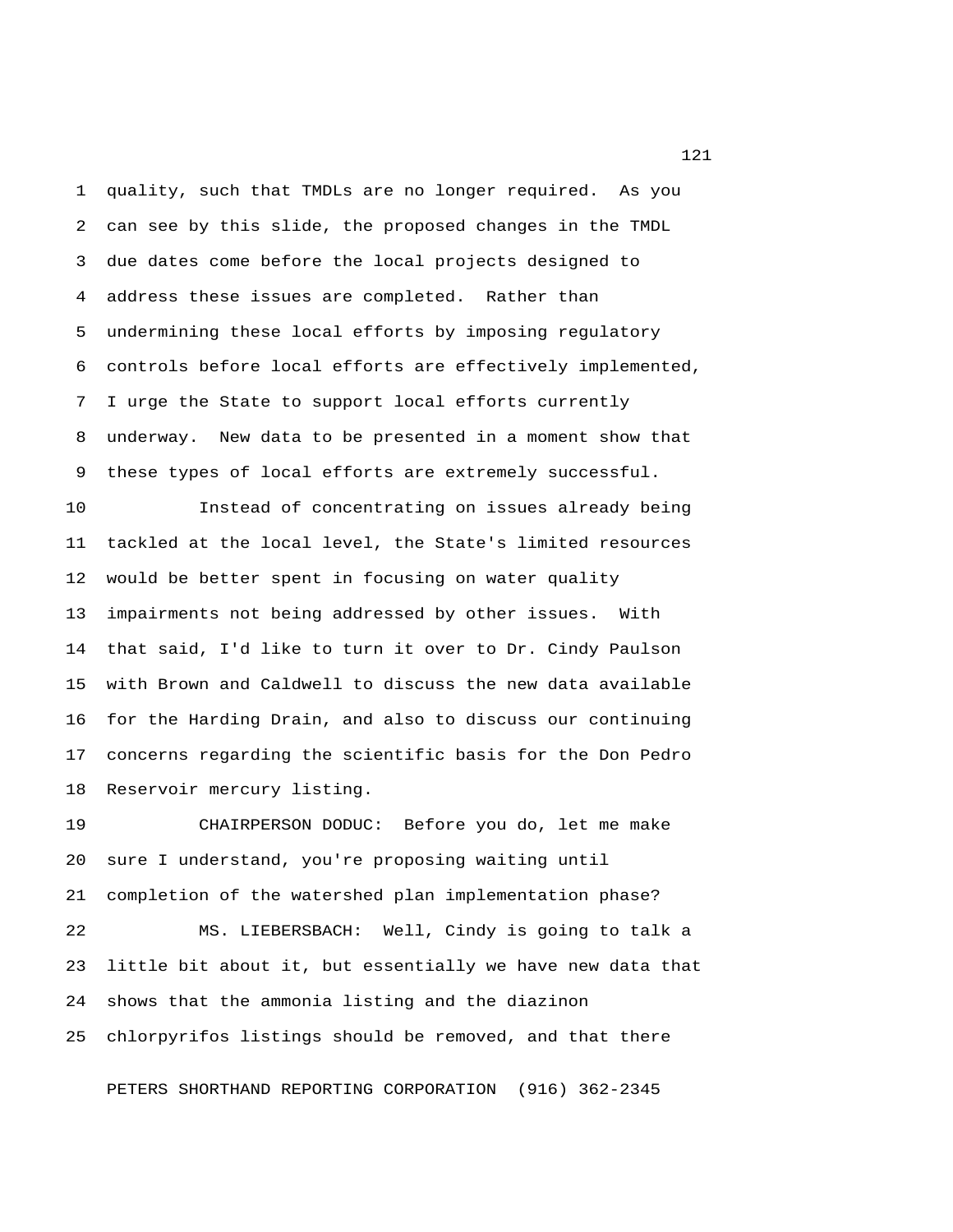quality, such that TMDLs are no longer required. As you can see by this slide, the proposed changes in the TMDL due dates come before the local projects designed to address these issues are completed. Rather than undermining these local efforts by imposing regulatory controls before local efforts are effectively implemented, I urge the State to support local efforts currently underway. New data to be presented in a moment show that these types of local efforts are extremely successful.

Instead of concentrating on issues already being tackled at the local level, the State's limited resources would be better spent in focusing on water quality impairments not being addressed by other issues. With that said, I'd like to turn it over to Dr. Cindy Paulson with Brown and Caldwell to discuss the new data available for the Harding Drain, and also to discuss our continuing concerns regarding the scientific basis for the Don Pedro Reservoir mercury listing.

CHAIRPERSON DODUC: Before you do, let me make sure I understand, you're proposing waiting until completion of the watershed plan implementation phase?

MS. LIEBERSBACH: Well, Cindy is going to talk a little bit about it, but essentially we have new data that shows that the ammonia listing and the diazinon chlorpyrifos listings should be removed, and that there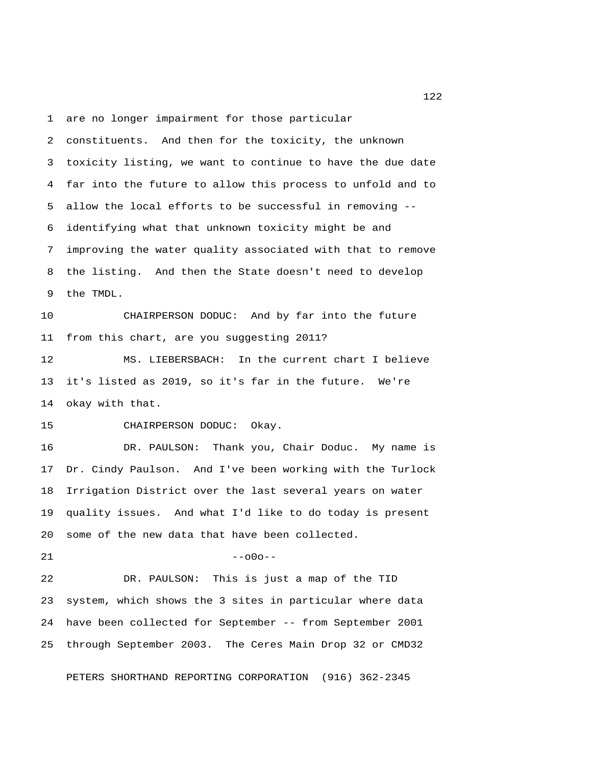are no longer impairment for those particular constituents. And then for the toxicity, the unknown toxicity listing, we want to continue to have the due date far into the future to allow this process to unfold and to allow the local efforts to be successful in removing -- identifying what that unknown toxicity might be and improving the water quality associated with that to remove the listing. And then the State doesn't need to develop the TMDL.

CHAIRPERSON DODUC: And by far into the future from this chart, are you suggesting 2011?

MS. LIEBERSBACH: In the current chart I believe it's listed as 2019, so it's far in the future. We're okay with that.

CHAIRPERSON DODUC: Okay.

DR. PAULSON: Thank you, Chair Doduc. My name is Dr. Cindy Paulson. And I've been working with the Turlock Irrigation District over the last several years on water quality issues. And what I'd like to do today is present some of the new data that have been collected.

--o0o--

DR. PAULSON: This is just a map of the TID system, which shows the 3 sites in particular where data have been collected for September -- from September 2001 through September 2003. The Ceres Main Drop 32 or CMD32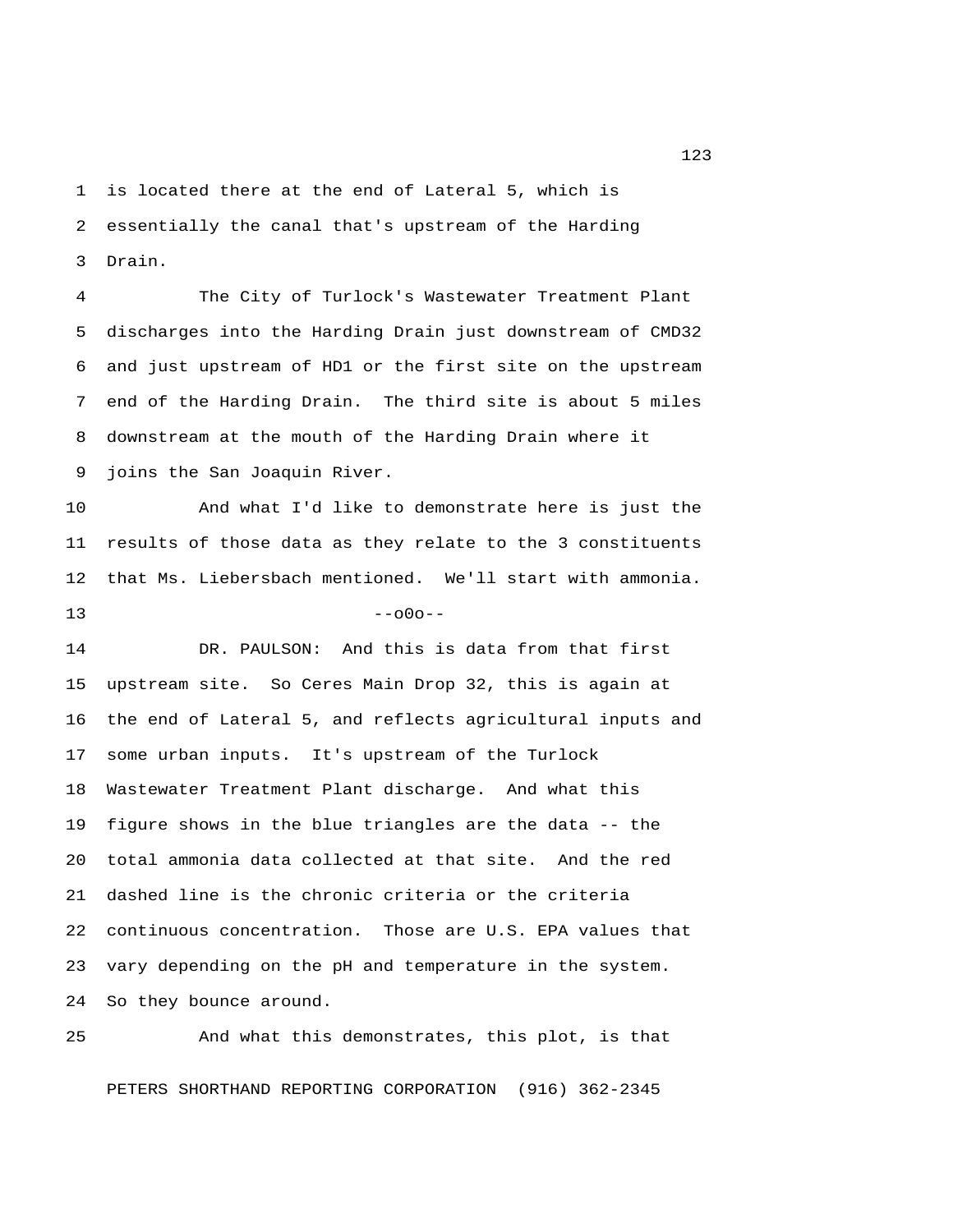is located there at the end of Lateral 5, which is essentially the canal that's upstream of the Harding Drain.

The City of Turlock's Wastewater Treatment Plant discharges into the Harding Drain just downstream of CMD32 and just upstream of HD1 or the first site on the upstream end of the Harding Drain. The third site is about 5 miles downstream at the mouth of the Harding Drain where it joins the San Joaquin River.

And what I'd like to demonstrate here is just the results of those data as they relate to the 3 constituents that Ms. Liebersbach mentioned. We'll start with ammonia.

--o0o--

DR. PAULSON: And this is data from that first upstream site. So Ceres Main Drop 32, this is again at the end of Lateral 5, and reflects agricultural inputs and some urban inputs. It's upstream of the Turlock Wastewater Treatment Plant discharge. And what this figure shows in the blue triangles are the data -- the total ammonia data collected at that site. And the red dashed line is the chronic criteria or the criteria continuous concentration. Those are U.S. EPA values that vary depending on the pH and temperature in the system. So they bounce around.

And what this demonstrates, this plot, is that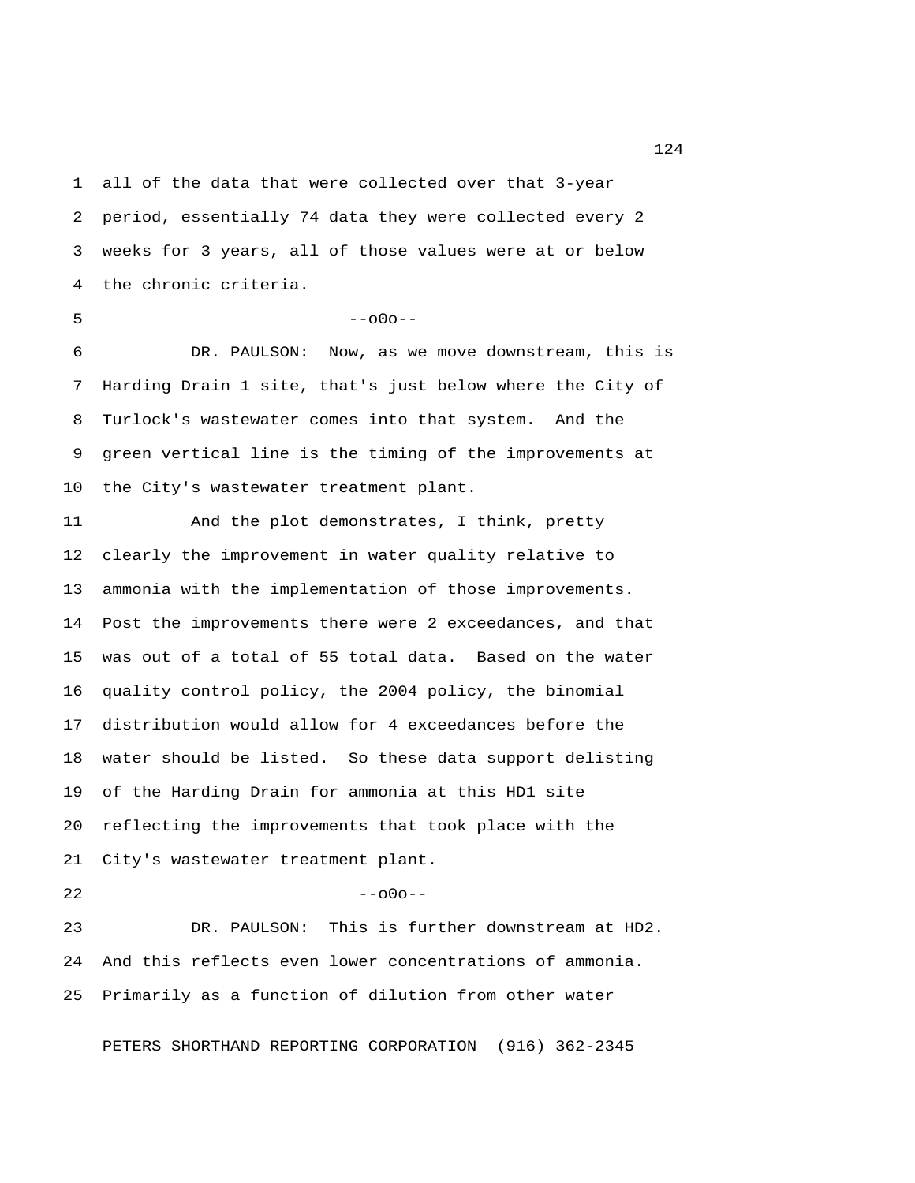all of the data that were collected over that 3-year period, essentially 74 data they were collected every 2 weeks for 3 years, all of those values were at or below the chronic criteria.

--o0o--

DR. PAULSON: Now, as we move downstream, this is Harding Drain 1 site, that's just below where the City of Turlock's wastewater comes into that system. And the green vertical line is the timing of the improvements at the City's wastewater treatment plant.

And the plot demonstrates, I think, pretty clearly the improvement in water quality relative to ammonia with the implementation of those improvements. Post the improvements there were 2 exceedances, and that was out of a total of 55 total data. Based on the water quality control policy, the 2004 policy, the binomial distribution would allow for 4 exceedances before the water should be listed. So these data support delisting of the Harding Drain for ammonia at this HD1 site reflecting the improvements that took place with the City's wastewater treatment plant.

--o0o--

DR. PAULSON: This is further downstream at HD2. And this reflects even lower concentrations of ammonia. Primarily as a function of dilution from other water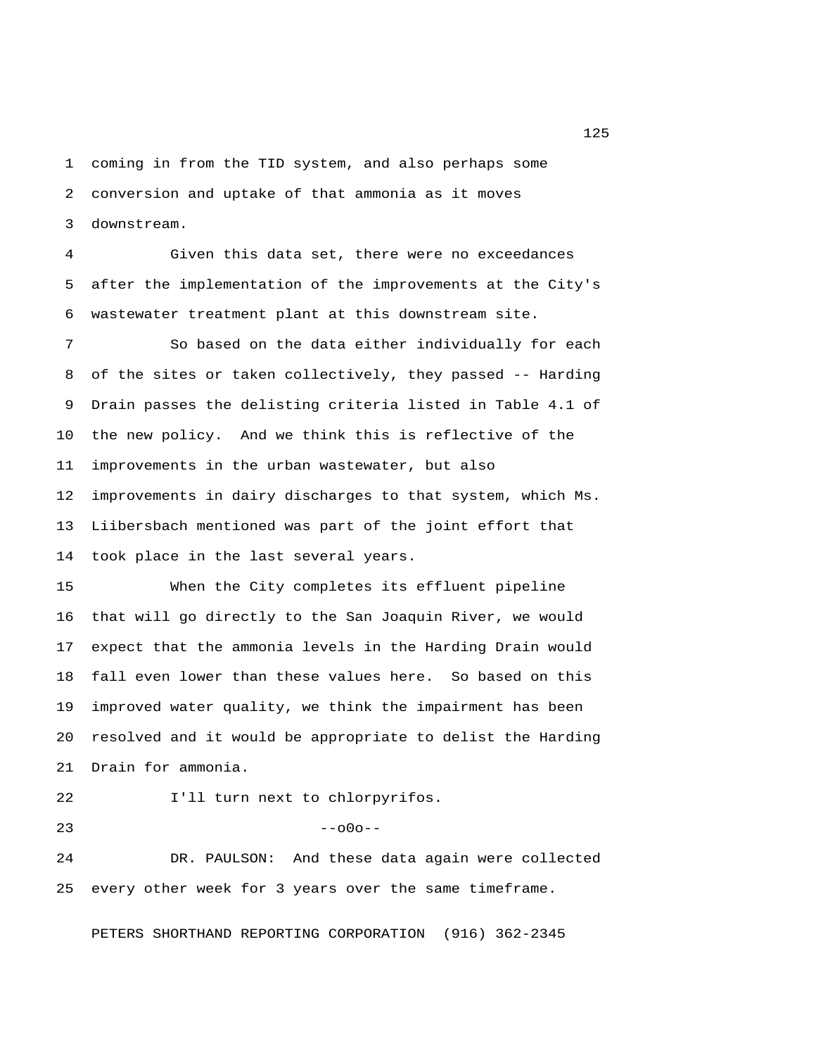coming in from the TID system, and also perhaps some conversion and uptake of that ammonia as it moves downstream.

Given this data set, there were no exceedances after the implementation of the improvements at the City's wastewater treatment plant at this downstream site.

So based on the data either individually for each of the sites or taken collectively, they passed -- Harding Drain passes the delisting criteria listed in Table 4.1 of the new policy. And we think this is reflective of the improvements in the urban wastewater, but also improvements in dairy discharges to that system, which Ms. Liibersbach mentioned was part of the joint effort that took place in the last several years.

When the City completes its effluent pipeline that will go directly to the San Joaquin River, we would expect that the ammonia levels in the Harding Drain would fall even lower than these values here. So based on this improved water quality, we think the impairment has been resolved and it would be appropriate to delist the Harding Drain for ammonia.

I'll turn next to chlorpyrifos.

--o0o--

DR. PAULSON: And these data again were collected every other week for 3 years over the same timeframe.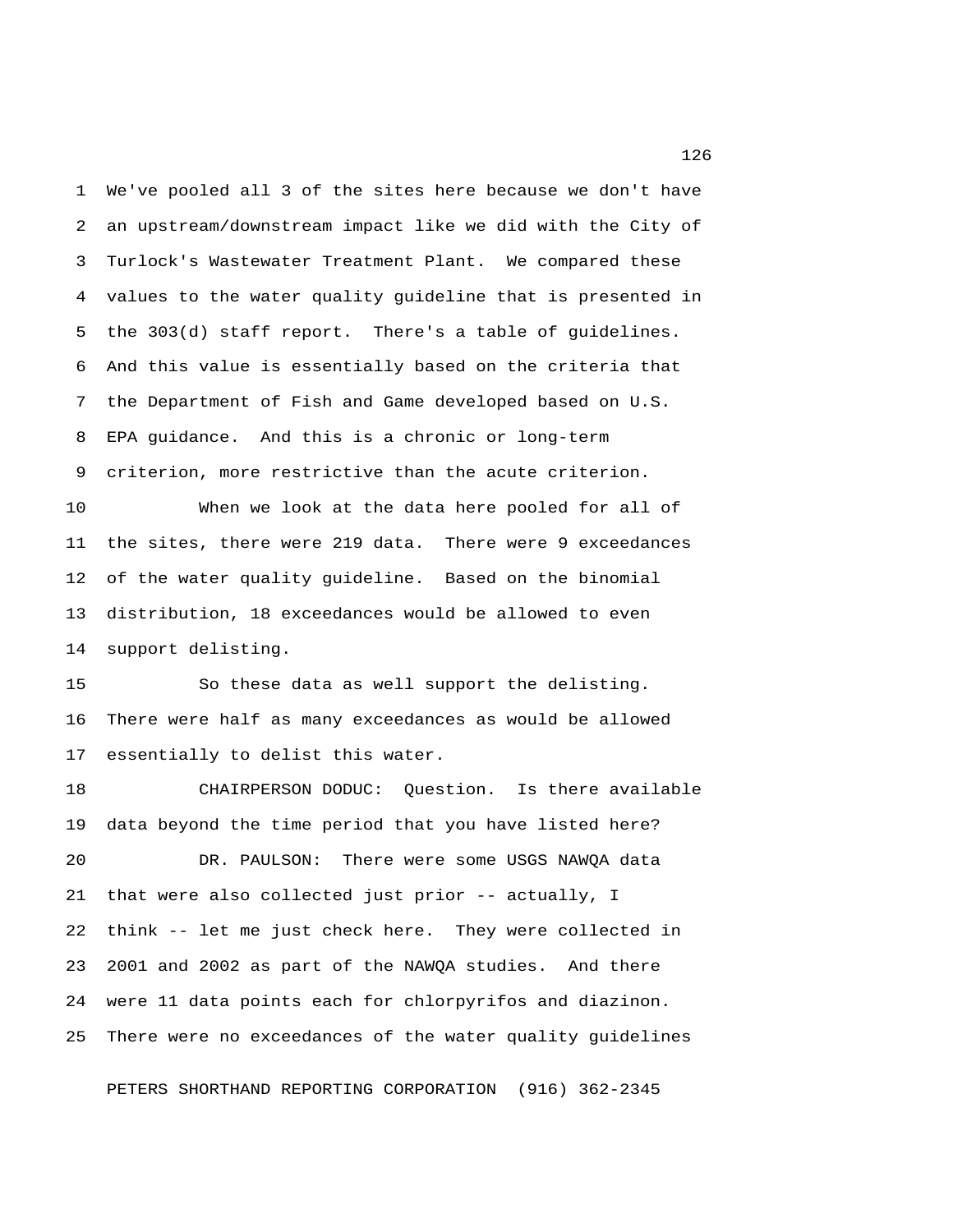We've pooled all 3 of the sites here because we don't have an upstream/downstream impact like we did with the City of Turlock's Wastewater Treatment Plant. We compared these values to the water quality guideline that is presented in the 303(d) staff report. There's a table of guidelines. And this value is essentially based on the criteria that the Department of Fish and Game developed based on U.S. EPA guidance. And this is a chronic or long-term criterion, more restrictive than the acute criterion.

When we look at the data here pooled for all of the sites, there were 219 data. There were 9 exceedances of the water quality guideline. Based on the binomial distribution, 18 exceedances would be allowed to even support delisting.

So these data as well support the delisting. There were half as many exceedances as would be allowed essentially to delist this water.

CHAIRPERSON DODUC: Question. Is there available data beyond the time period that you have listed here?

DR. PAULSON: There were some USGS NAWQA data that were also collected just prior -- actually, I think -- let me just check here. They were collected in 2001 and 2002 as part of the NAWQA studies. And there were 11 data points each for chlorpyrifos and diazinon. There were no exceedances of the water quality guidelines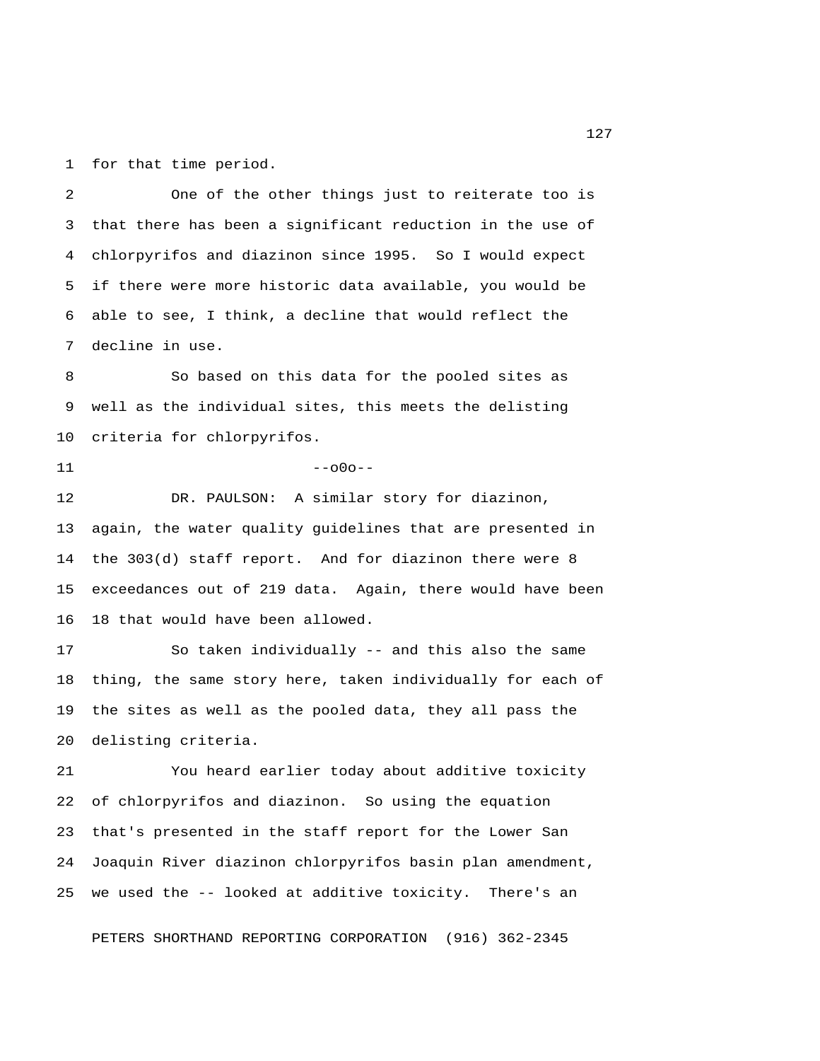for that time period.

One of the other things just to reiterate too is that there has been a significant reduction in the use of chlorpyrifos and diazinon since 1995. So I would expect if there were more historic data available, you would be able to see, I think, a decline that would reflect the decline in use.

So based on this data for the pooled sites as well as the individual sites, this meets the delisting criteria for chlorpyrifos.

--o0o--

DR. PAULSON: A similar story for diazinon, again, the water quality guidelines that are presented in the 303(d) staff report. And for diazinon there were 8 exceedances out of 219 data. Again, there would have been 18 that would have been allowed.

So taken individually -- and this also the same thing, the same story here, taken individually for each of the sites as well as the pooled data, they all pass the delisting criteria.

You heard earlier today about additive toxicity of chlorpyrifos and diazinon. So using the equation that's presented in the staff report for the Lower San Joaquin River diazinon chlorpyrifos basin plan amendment, we used the -- looked at additive toxicity. There's an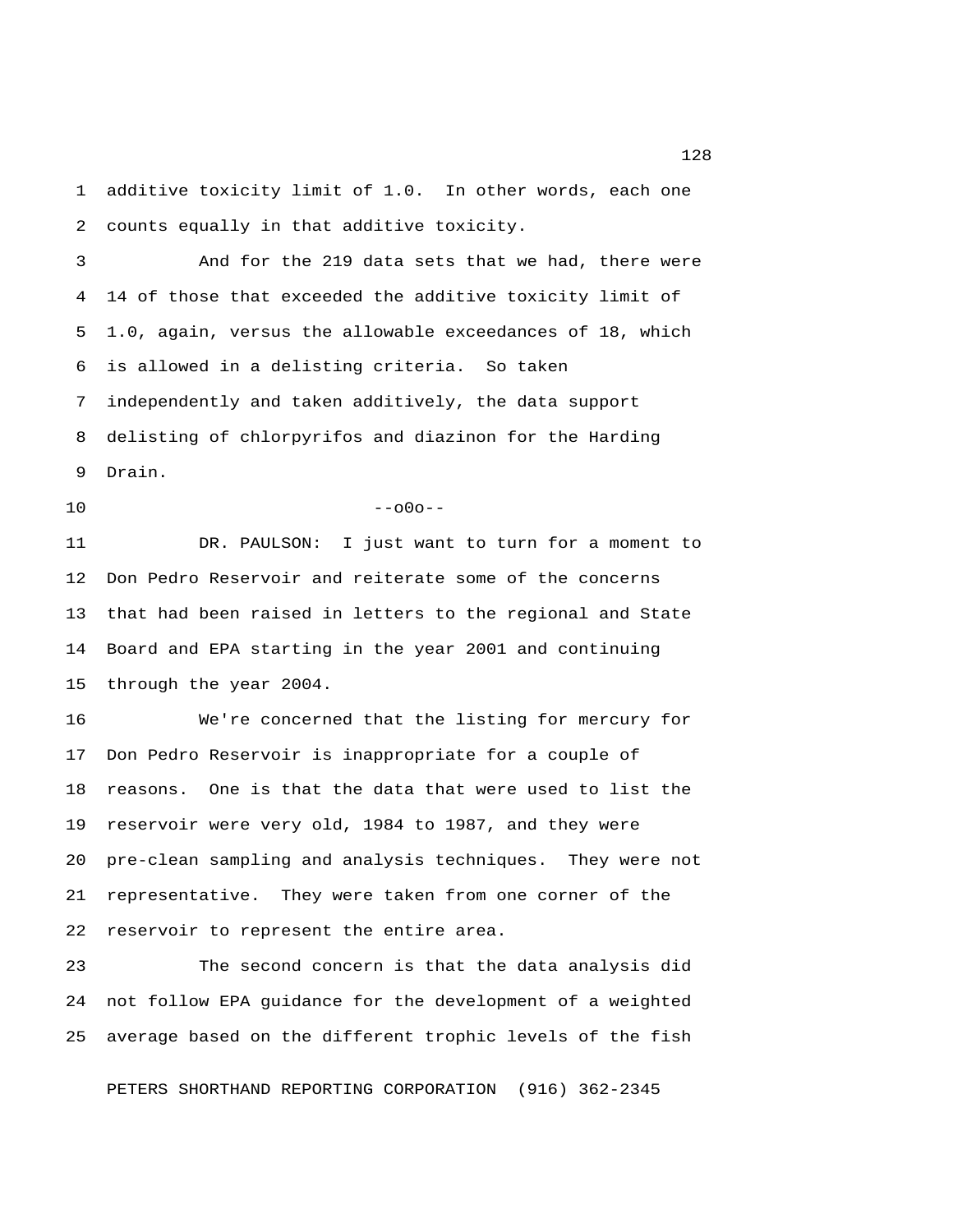additive toxicity limit of 1.0. In other words, each one counts equally in that additive toxicity.

And for the 219 data sets that we had, there were 14 of those that exceeded the additive toxicity limit of 1.0, again, versus the allowable exceedances of 18, which is allowed in a delisting criteria. So taken independently and taken additively, the data support delisting of chlorpyrifos and diazinon for the Harding Drain.

--o0o--

DR. PAULSON: I just want to turn for a moment to Don Pedro Reservoir and reiterate some of the concerns that had been raised in letters to the regional and State Board and EPA starting in the year 2001 and continuing through the year 2004.

We're concerned that the listing for mercury for Don Pedro Reservoir is inappropriate for a couple of reasons. One is that the data that were used to list the reservoir were very old, 1984 to 1987, and they were pre-clean sampling and analysis techniques. They were not representative. They were taken from one corner of the reservoir to represent the entire area.

The second concern is that the data analysis did not follow EPA guidance for the development of a weighted average based on the different trophic levels of the fish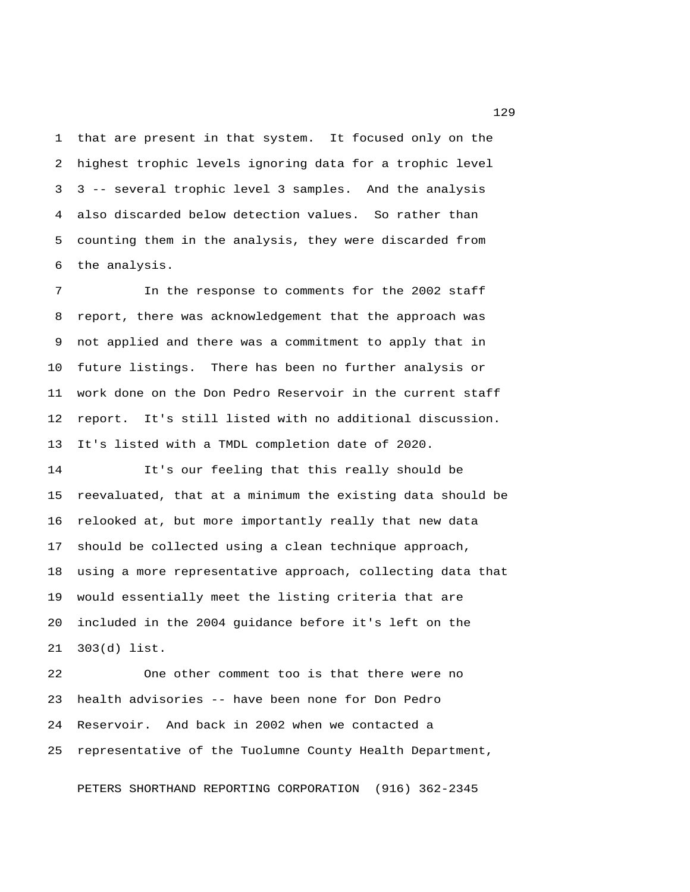that are present in that system. It focused only on the highest trophic levels ignoring data for a trophic level 3 -- several trophic level 3 samples. And the analysis also discarded below detection values. So rather than counting them in the analysis, they were discarded from the analysis.

In the response to comments for the 2002 staff report, there was acknowledgement that the approach was not applied and there was a commitment to apply that in future listings. There has been no further analysis or work done on the Don Pedro Reservoir in the current staff report. It's still listed with no additional discussion. It's listed with a TMDL completion date of 2020.

It's our feeling that this really should be reevaluated, that at a minimum the existing data should be relooked at, but more importantly really that new data should be collected using a clean technique approach, using a more representative approach, collecting data that would essentially meet the listing criteria that are included in the 2004 guidance before it's left on the 303(d) list.

One other comment too is that there were no health advisories -- have been none for Don Pedro Reservoir. And back in 2002 when we contacted a representative of the Tuolumne County Health Department,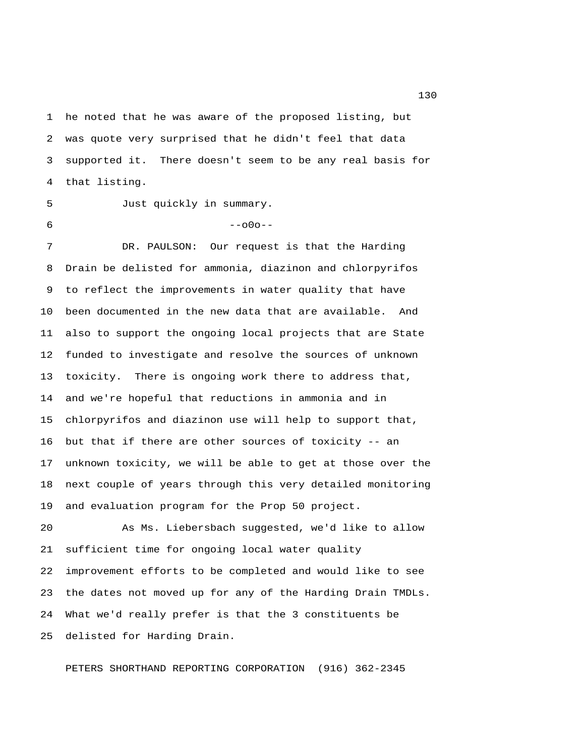he noted that he was aware of the proposed listing, but was quote very surprised that he didn't feel that data supported it. There doesn't seem to be any real basis for that listing.

Just quickly in summary.

--o0o--

DR. PAULSON: Our request is that the Harding Drain be delisted for ammonia, diazinon and chlorpyrifos to reflect the improvements in water quality that have been documented in the new data that are available. And also to support the ongoing local projects that are State funded to investigate and resolve the sources of unknown toxicity. There is ongoing work there to address that, and we're hopeful that reductions in ammonia and in chlorpyrifos and diazinon use will help to support that, but that if there are other sources of toxicity -- an unknown toxicity, we will be able to get at those over the next couple of years through this very detailed monitoring and evaluation program for the Prop 50 project.

As Ms. Liebersbach suggested, we'd like to allow sufficient time for ongoing local water quality improvement efforts to be completed and would like to see the dates not moved up for any of the Harding Drain TMDLs. What we'd really prefer is that the 3 constituents be delisted for Harding Drain.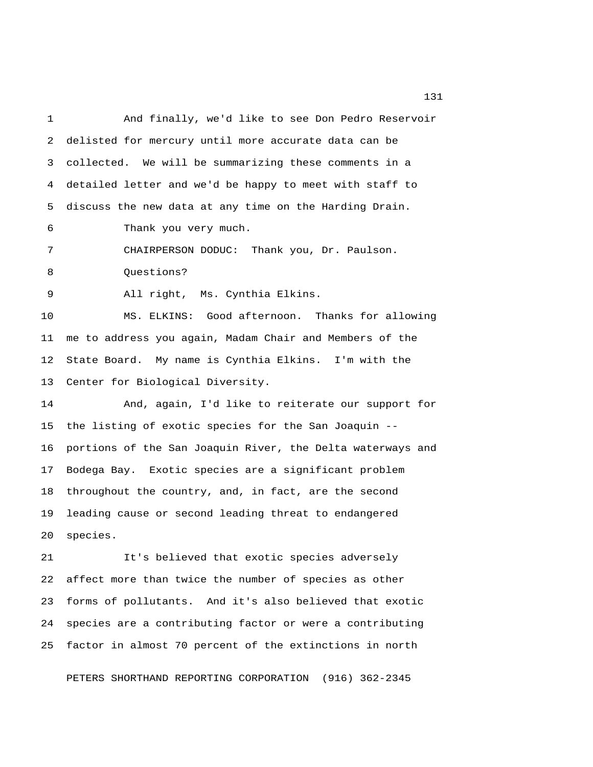And finally, we'd like to see Don Pedro Reservoir delisted for mercury until more accurate data can be collected. We will be summarizing these comments in a detailed letter and we'd be happy to meet with staff to discuss the new data at any time on the Harding Drain.

Thank you very much.

CHAIRPERSON DODUC: Thank you, Dr. Paulson.

Questions?

All right, Ms. Cynthia Elkins.

MS. ELKINS: Good afternoon. Thanks for allowing me to address you again, Madam Chair and Members of the State Board. My name is Cynthia Elkins. I'm with the Center for Biological Diversity.

And, again, I'd like to reiterate our support for the listing of exotic species for the San Joaquin -- portions of the San Joaquin River, the Delta waterways and Bodega Bay. Exotic species are a significant problem throughout the country, and, in fact, are the second leading cause or second leading threat to endangered species.

It's believed that exotic species adversely affect more than twice the number of species as other forms of pollutants. And it's also believed that exotic species are a contributing factor or were a contributing factor in almost 70 percent of the extinctions in north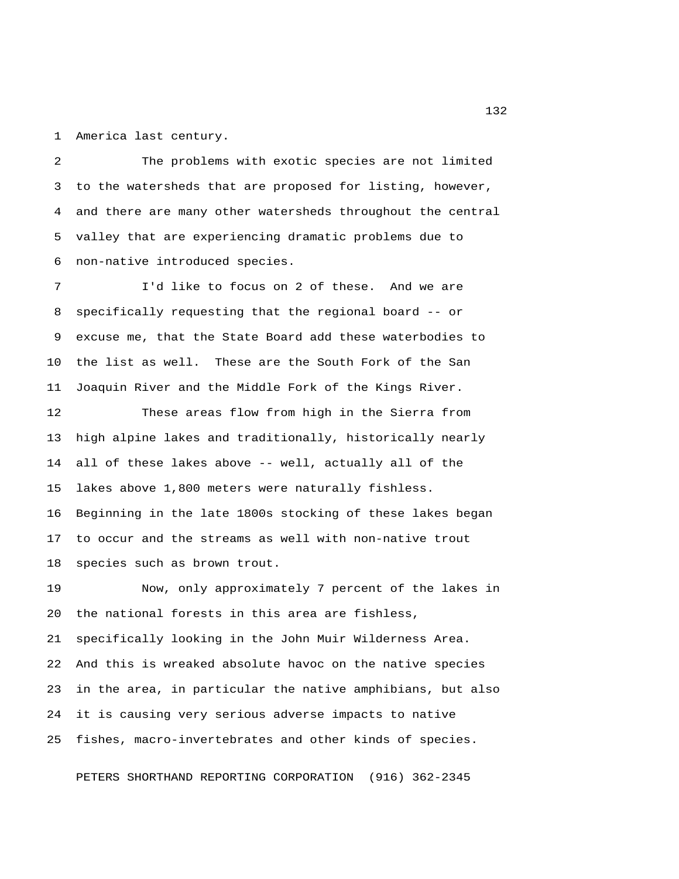America last century.

The problems with exotic species are not limited to the watersheds that are proposed for listing, however, and there are many other watersheds throughout the central valley that are experiencing dramatic problems due to non-native introduced species.

I'd like to focus on 2 of these. And we are specifically requesting that the regional board -- or excuse me, that the State Board add these waterbodies to the list as well. These are the South Fork of the San Joaquin River and the Middle Fork of the Kings River.

These areas flow from high in the Sierra from high alpine lakes and traditionally, historically nearly all of these lakes above -- well, actually all of the lakes above 1,800 meters were naturally fishless. Beginning in the late 1800s stocking of these lakes began to occur and the streams as well with non-native trout species such as brown trout.

Now, only approximately 7 percent of the lakes in the national forests in this area are fishless, specifically looking in the John Muir Wilderness Area. And this is wreaked absolute havoc on the native species in the area, in particular the native amphibians, but also it is causing very serious adverse impacts to native fishes, macro-invertebrates and other kinds of species.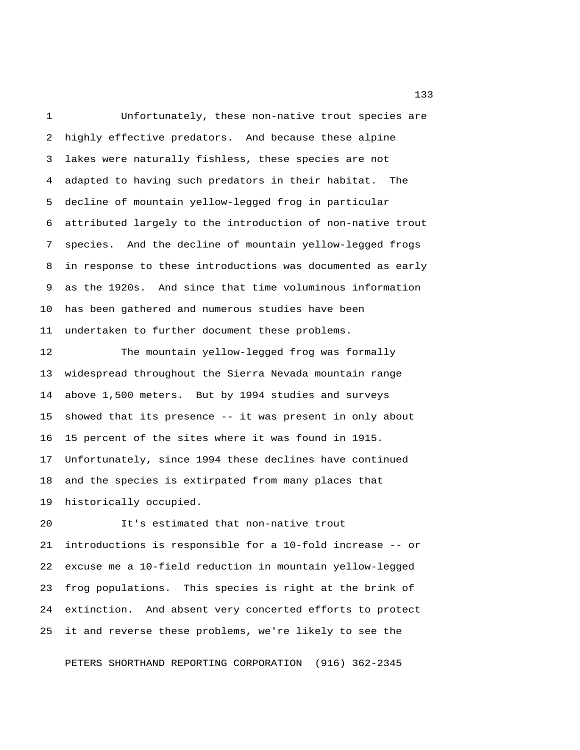Unfortunately, these non-native trout species are highly effective predators. And because these alpine lakes were naturally fishless, these species are not adapted to having such predators in their habitat. The decline of mountain yellow-legged frog in particular attributed largely to the introduction of non-native trout species. And the decline of mountain yellow-legged frogs in response to these introductions was documented as early as the 1920s. And since that time voluminous information has been gathered and numerous studies have been undertaken to further document these problems.

The mountain yellow-legged frog was formally widespread throughout the Sierra Nevada mountain range above 1,500 meters. But by 1994 studies and surveys showed that its presence -- it was present in only about 15 percent of the sites where it was found in 1915. Unfortunately, since 1994 these declines have continued and the species is extirpated from many places that historically occupied.

It's estimated that non-native trout introductions is responsible for a 10-fold increase -- or excuse me a 10-field reduction in mountain yellow-legged frog populations. This species is right at the brink of extinction. And absent very concerted efforts to protect it and reverse these problems, we're likely to see the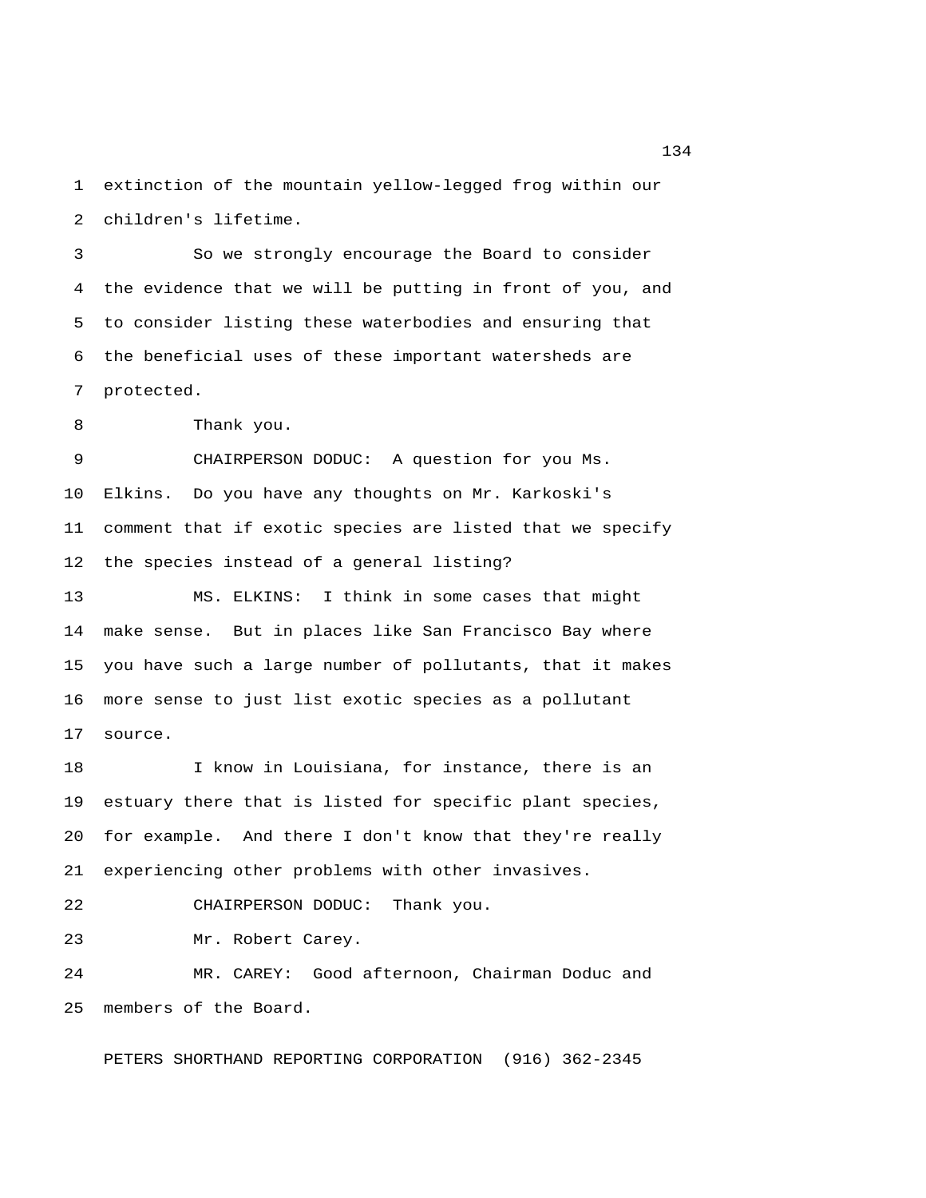extinction of the mountain yellow-legged frog within our children's lifetime.

So we strongly encourage the Board to consider the evidence that we will be putting in front of you, and to consider listing these waterbodies and ensuring that the beneficial uses of these important watersheds are protected.

Thank you.

CHAIRPERSON DODUC: A question for you Ms. Elkins. Do you have any thoughts on Mr. Karkoski's comment that if exotic species are listed that we specify the species instead of a general listing?

MS. ELKINS: I think in some cases that might make sense. But in places like San Francisco Bay where you have such a large number of pollutants, that it makes more sense to just list exotic species as a pollutant source.

I know in Louisiana, for instance, there is an estuary there that is listed for specific plant species, for example. And there I don't know that they're really experiencing other problems with other invasives.

CHAIRPERSON DODUC: Thank you.

Mr. Robert Carey.

MR. CAREY: Good afternoon, Chairman Doduc and members of the Board.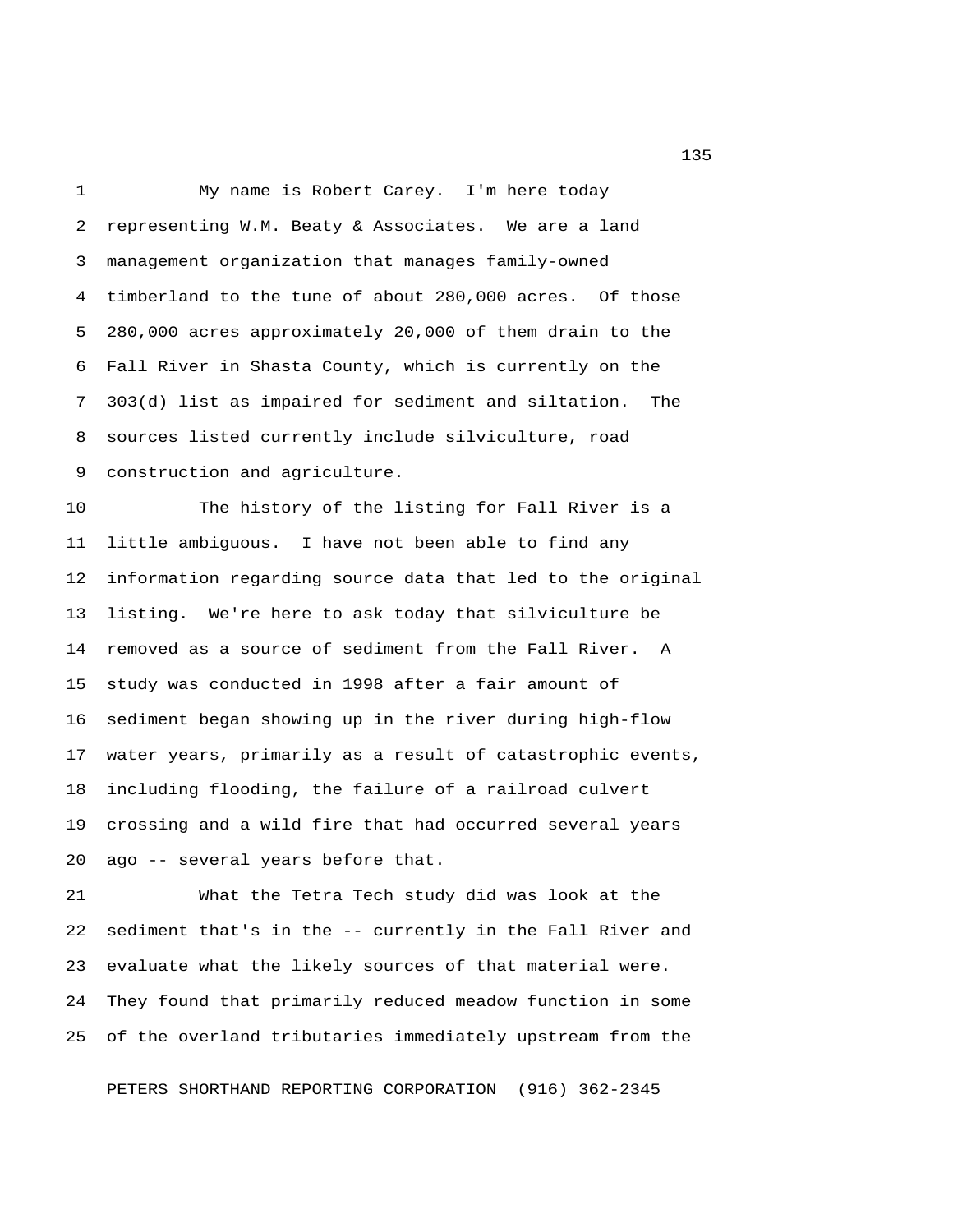My name is Robert Carey. I'm here today representing W.M. Beaty & Associates. We are a land management organization that manages family-owned timberland to the tune of about 280,000 acres. Of those 280,000 acres approximately 20,000 of them drain to the Fall River in Shasta County, which is currently on the 303(d) list as impaired for sediment and siltation. The sources listed currently include silviculture, road construction and agriculture.

The history of the listing for Fall River is a little ambiguous. I have not been able to find any information regarding source data that led to the original listing. We're here to ask today that silviculture be removed as a source of sediment from the Fall River. A study was conducted in 1998 after a fair amount of sediment began showing up in the river during high-flow water years, primarily as a result of catastrophic events, including flooding, the failure of a railroad culvert crossing and a wild fire that had occurred several years ago -- several years before that.

What the Tetra Tech study did was look at the sediment that's in the -- currently in the Fall River and evaluate what the likely sources of that material were. They found that primarily reduced meadow function in some of the overland tributaries immediately upstream from the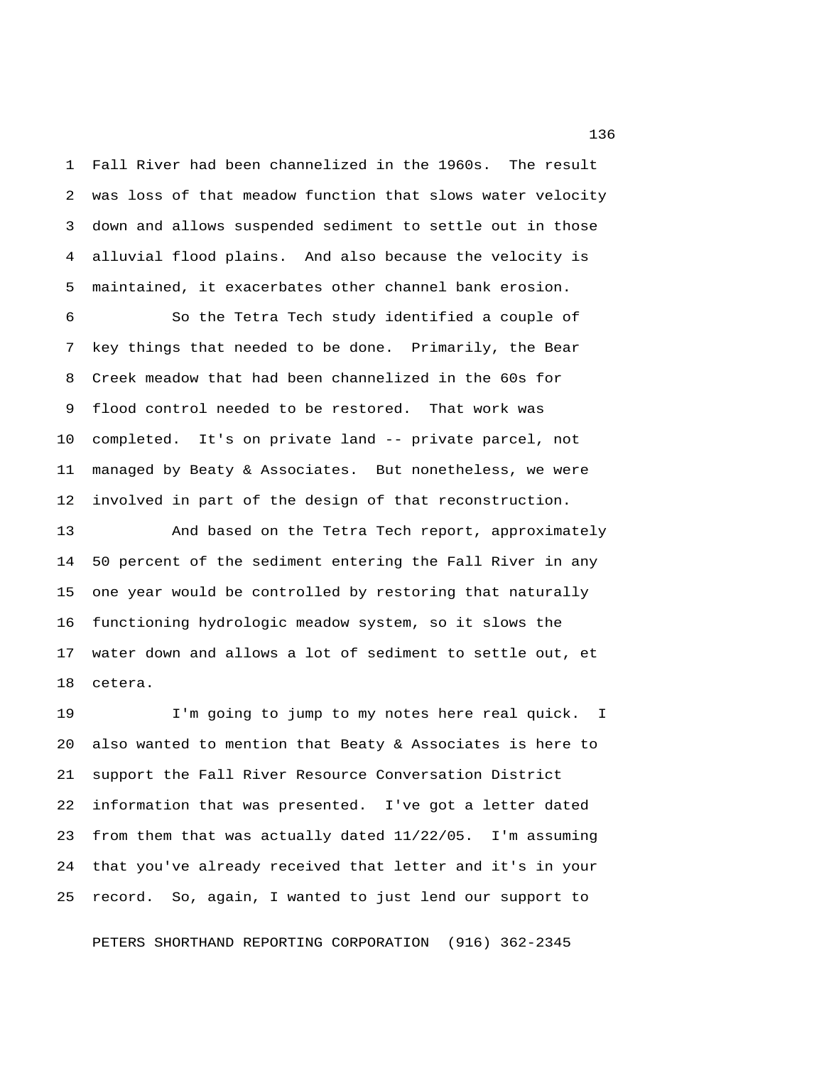Fall River had been channelized in the 1960s. The result was loss of that meadow function that slows water velocity down and allows suspended sediment to settle out in those alluvial flood plains. And also because the velocity is maintained, it exacerbates other channel bank erosion.

So the Tetra Tech study identified a couple of key things that needed to be done. Primarily, the Bear Creek meadow that had been channelized in the 60s for flood control needed to be restored. That work was completed. It's on private land -- private parcel, not managed by Beaty & Associates. But nonetheless, we were involved in part of the design of that reconstruction.

And based on the Tetra Tech report, approximately 50 percent of the sediment entering the Fall River in any one year would be controlled by restoring that naturally functioning hydrologic meadow system, so it slows the water down and allows a lot of sediment to settle out, et cetera.

I'm going to jump to my notes here real quick. I also wanted to mention that Beaty & Associates is here to support the Fall River Resource Conversation District information that was presented. I've got a letter dated from them that was actually dated 11/22/05. I'm assuming that you've already received that letter and it's in your record. So, again, I wanted to just lend our support to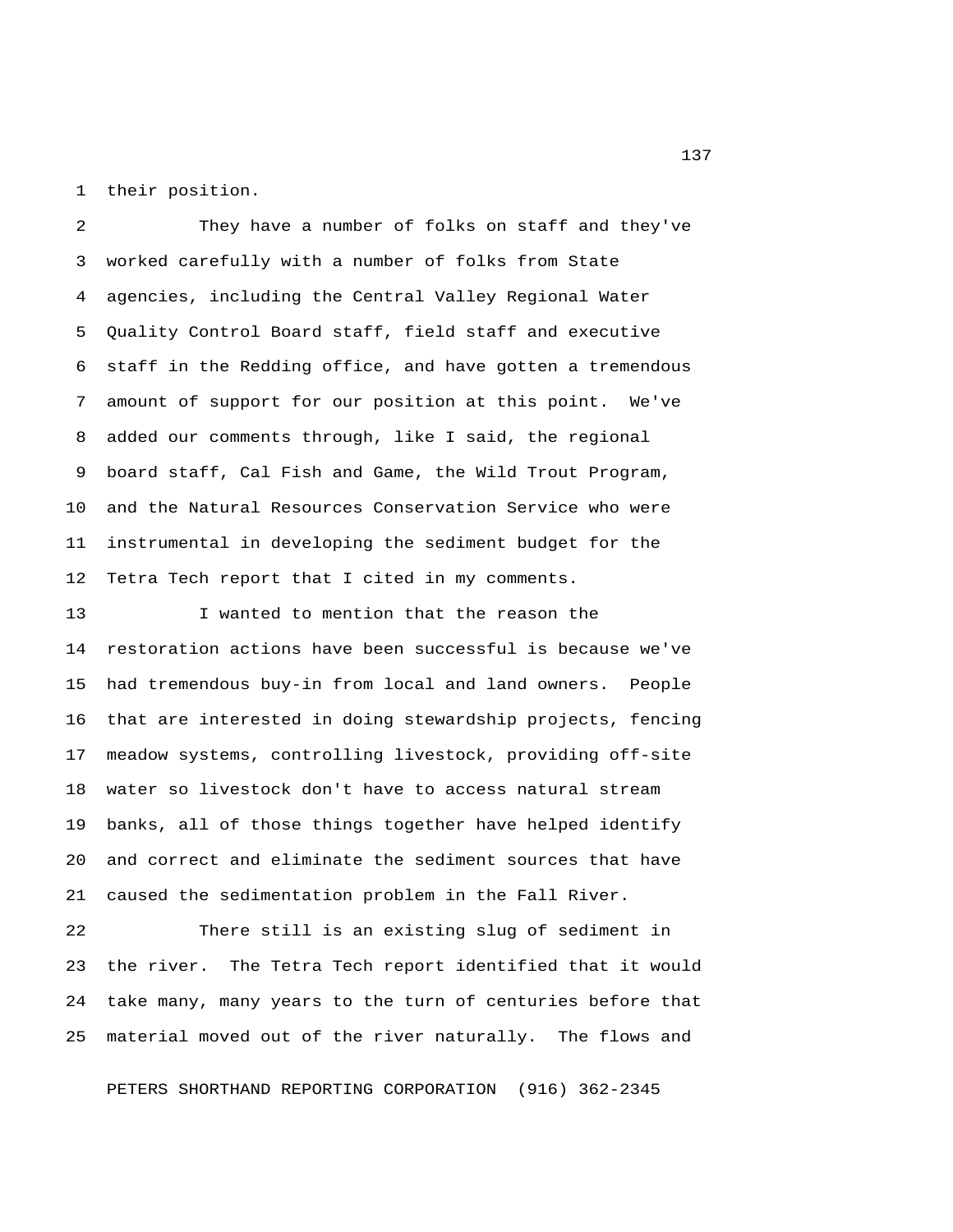their position.

They have a number of folks on staff and they've worked carefully with a number of folks from State agencies, including the Central Valley Regional Water Quality Control Board staff, field staff and executive staff in the Redding office, and have gotten a tremendous amount of support for our position at this point. We've added our comments through, like I said, the regional board staff, Cal Fish and Game, the Wild Trout Program, and the Natural Resources Conservation Service who were instrumental in developing the sediment budget for the Tetra Tech report that I cited in my comments.

I wanted to mention that the reason the restoration actions have been successful is because we've had tremendous buy-in from local and land owners. People that are interested in doing stewardship projects, fencing meadow systems, controlling livestock, providing off-site water so livestock don't have to access natural stream banks, all of those things together have helped identify and correct and eliminate the sediment sources that have caused the sedimentation problem in the Fall River.

There still is an existing slug of sediment in the river. The Tetra Tech report identified that it would take many, many years to the turn of centuries before that material moved out of the river naturally. The flows and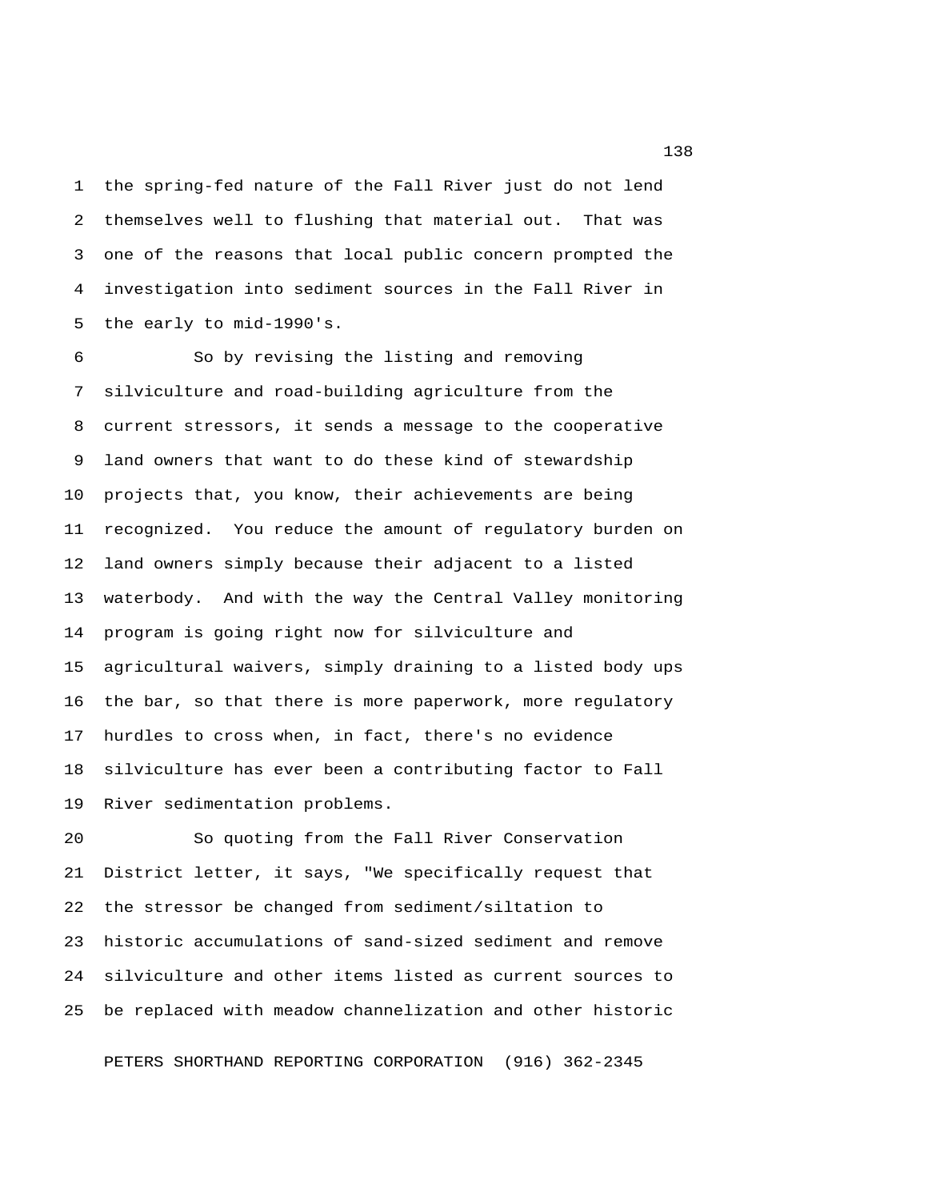the spring-fed nature of the Fall River just do not lend themselves well to flushing that material out. That was one of the reasons that local public concern prompted the investigation into sediment sources in the Fall River in the early to mid-1990's.

So by revising the listing and removing silviculture and road-building agriculture from the current stressors, it sends a message to the cooperative land owners that want to do these kind of stewardship projects that, you know, their achievements are being recognized. You reduce the amount of regulatory burden on land owners simply because their adjacent to a listed waterbody. And with the way the Central Valley monitoring program is going right now for silviculture and agricultural waivers, simply draining to a listed body ups the bar, so that there is more paperwork, more regulatory hurdles to cross when, in fact, there's no evidence silviculture has ever been a contributing factor to Fall River sedimentation problems.

So quoting from the Fall River Conservation District letter, it says, "We specifically request that the stressor be changed from sediment/siltation to historic accumulations of sand-sized sediment and remove silviculture and other items listed as current sources to be replaced with meadow channelization and other historic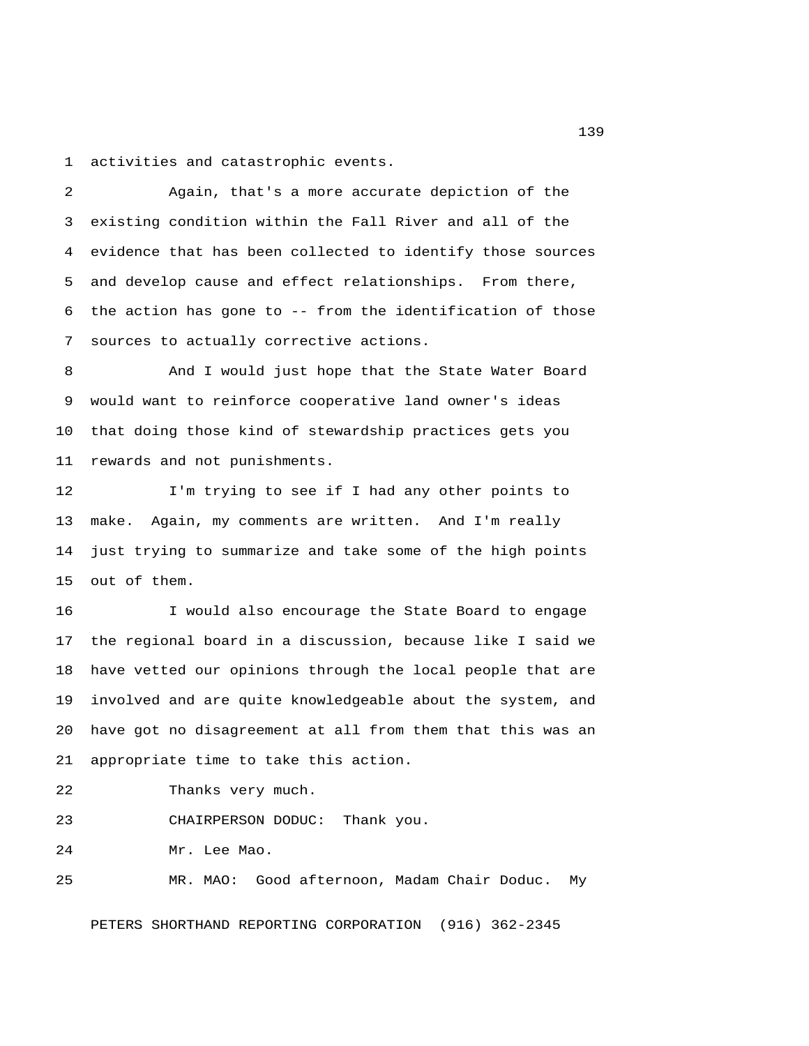activities and catastrophic events.

Again, that's a more accurate depiction of the existing condition within the Fall River and all of the evidence that has been collected to identify those sources and develop cause and effect relationships. From there, the action has gone to -- from the identification of those sources to actually corrective actions.

And I would just hope that the State Water Board would want to reinforce cooperative land owner's ideas that doing those kind of stewardship practices gets you rewards and not punishments.

I'm trying to see if I had any other points to make. Again, my comments are written. And I'm really just trying to summarize and take some of the high points out of them.

I would also encourage the State Board to engage the regional board in a discussion, because like I said we have vetted our opinions through the local people that are involved and are quite knowledgeable about the system, and have got no disagreement at all from them that this was an appropriate time to take this action.

Thanks very much.

CHAIRPERSON DODUC: Thank you.

Mr. Lee Mao.

MR. MAO: Good afternoon, Madam Chair Doduc. My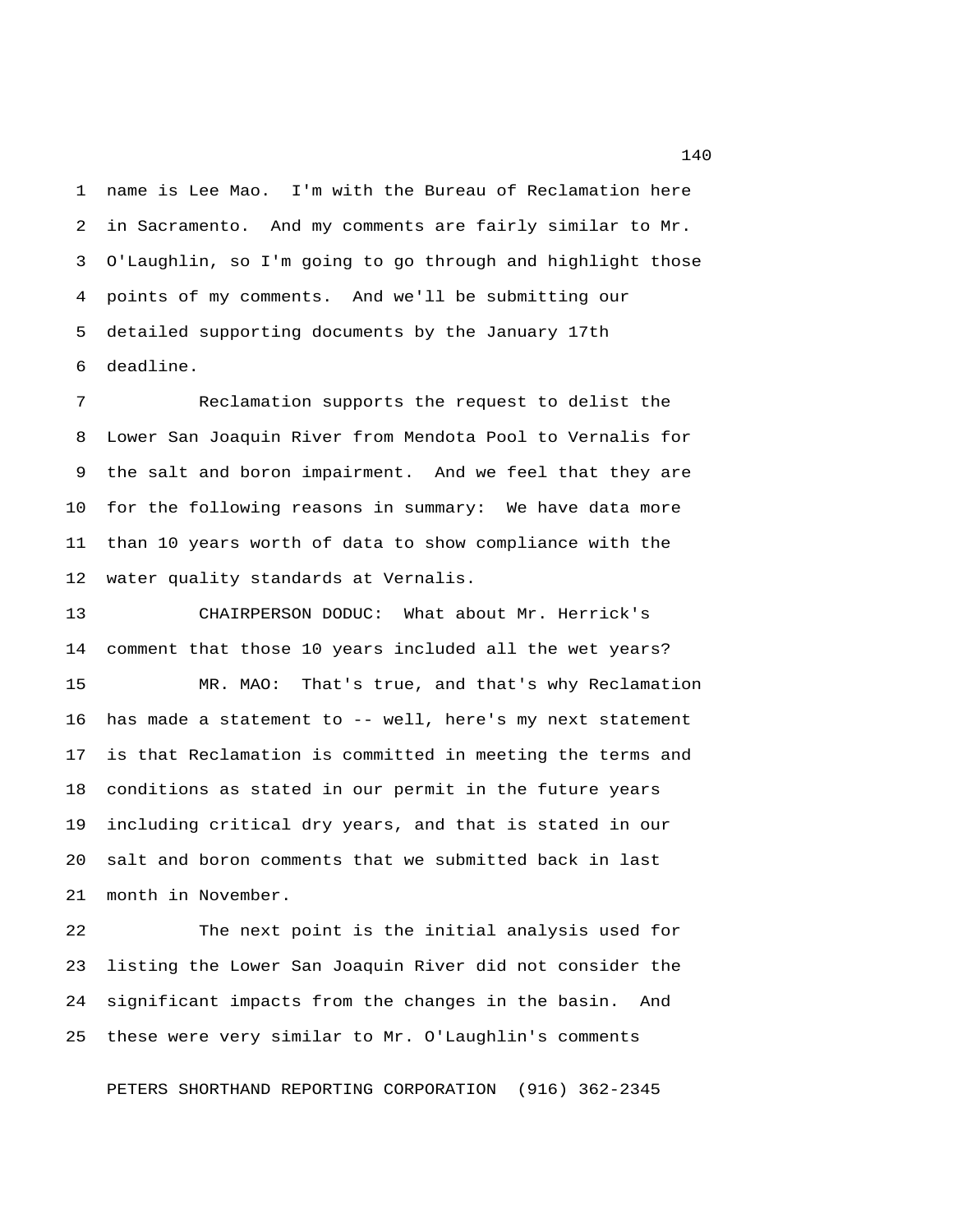name is Lee Mao. I'm with the Bureau of Reclamation here in Sacramento. And my comments are fairly similar to Mr. O'Laughlin, so I'm going to go through and highlight those points of my comments. And we'll be submitting our detailed supporting documents by the January 17th deadline.

Reclamation supports the request to delist the Lower San Joaquin River from Mendota Pool to Vernalis for the salt and boron impairment. And we feel that they are for the following reasons in summary: We have data more than 10 years worth of data to show compliance with the water quality standards at Vernalis.

CHAIRPERSON DODUC: What about Mr. Herrick's comment that those 10 years included all the wet years?

MR. MAO: That's true, and that's why Reclamation has made a statement to -- well, here's my next statement is that Reclamation is committed in meeting the terms and conditions as stated in our permit in the future years including critical dry years, and that is stated in our salt and boron comments that we submitted back in last month in November.

The next point is the initial analysis used for listing the Lower San Joaquin River did not consider the significant impacts from the changes in the basin. And these were very similar to Mr. O'Laughlin's comments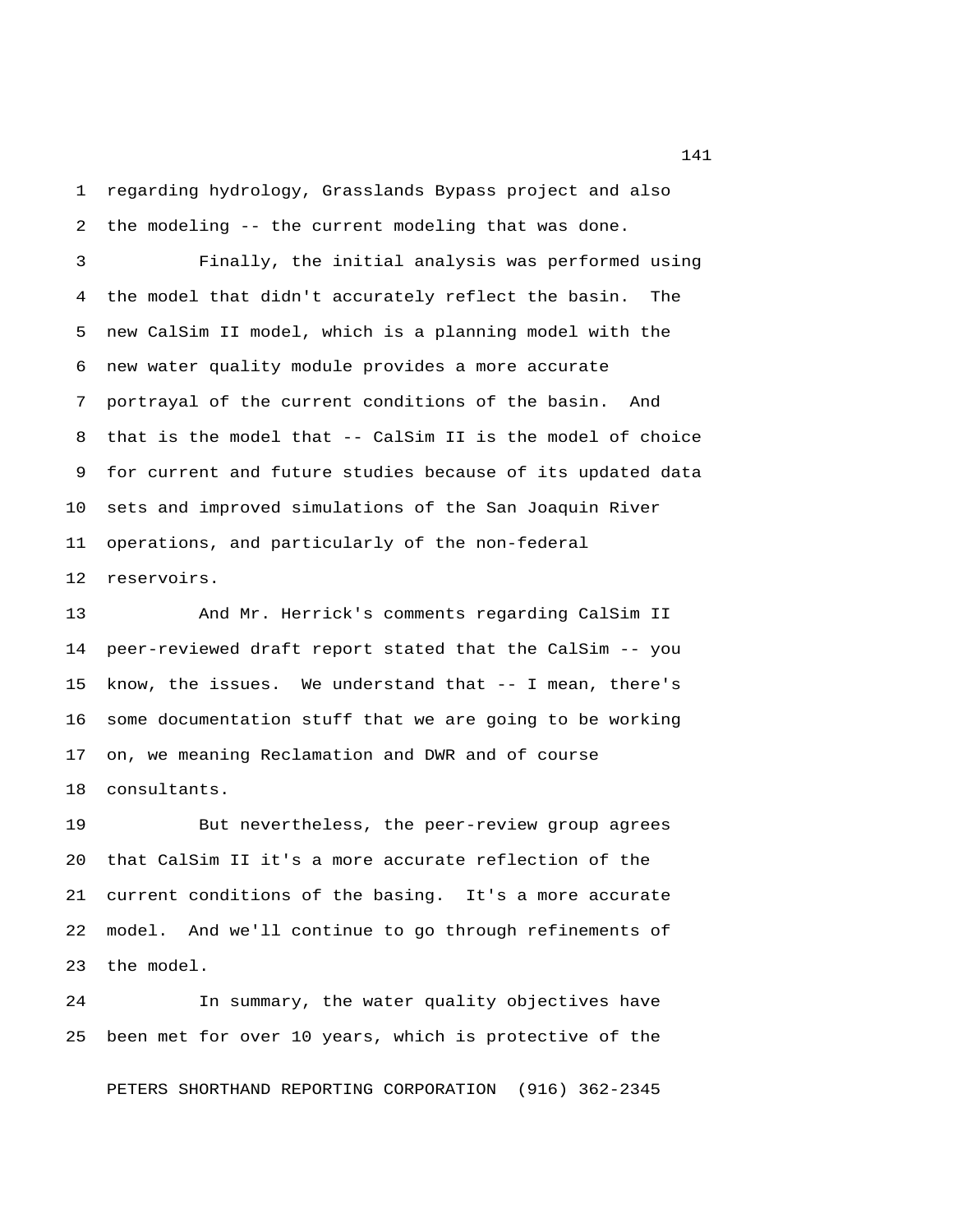regarding hydrology, Grasslands Bypass project and also the modeling -- the current modeling that was done.

Finally, the initial analysis was performed using the model that didn't accurately reflect the basin. The new CalSim II model, which is a planning model with the new water quality module provides a more accurate portrayal of the current conditions of the basin. And that is the model that -- CalSim II is the model of choice for current and future studies because of its updated data sets and improved simulations of the San Joaquin River operations, and particularly of the non-federal reservoirs.

And Mr. Herrick's comments regarding CalSim II peer-reviewed draft report stated that the CalSim -- you know, the issues. We understand that -- I mean, there's some documentation stuff that we are going to be working on, we meaning Reclamation and DWR and of course consultants.

But nevertheless, the peer-review group agrees that CalSim II it's a more accurate reflection of the current conditions of the basing. It's a more accurate model. And we'll continue to go through refinements of the model.

In summary, the water quality objectives have been met for over 10 years, which is protective of the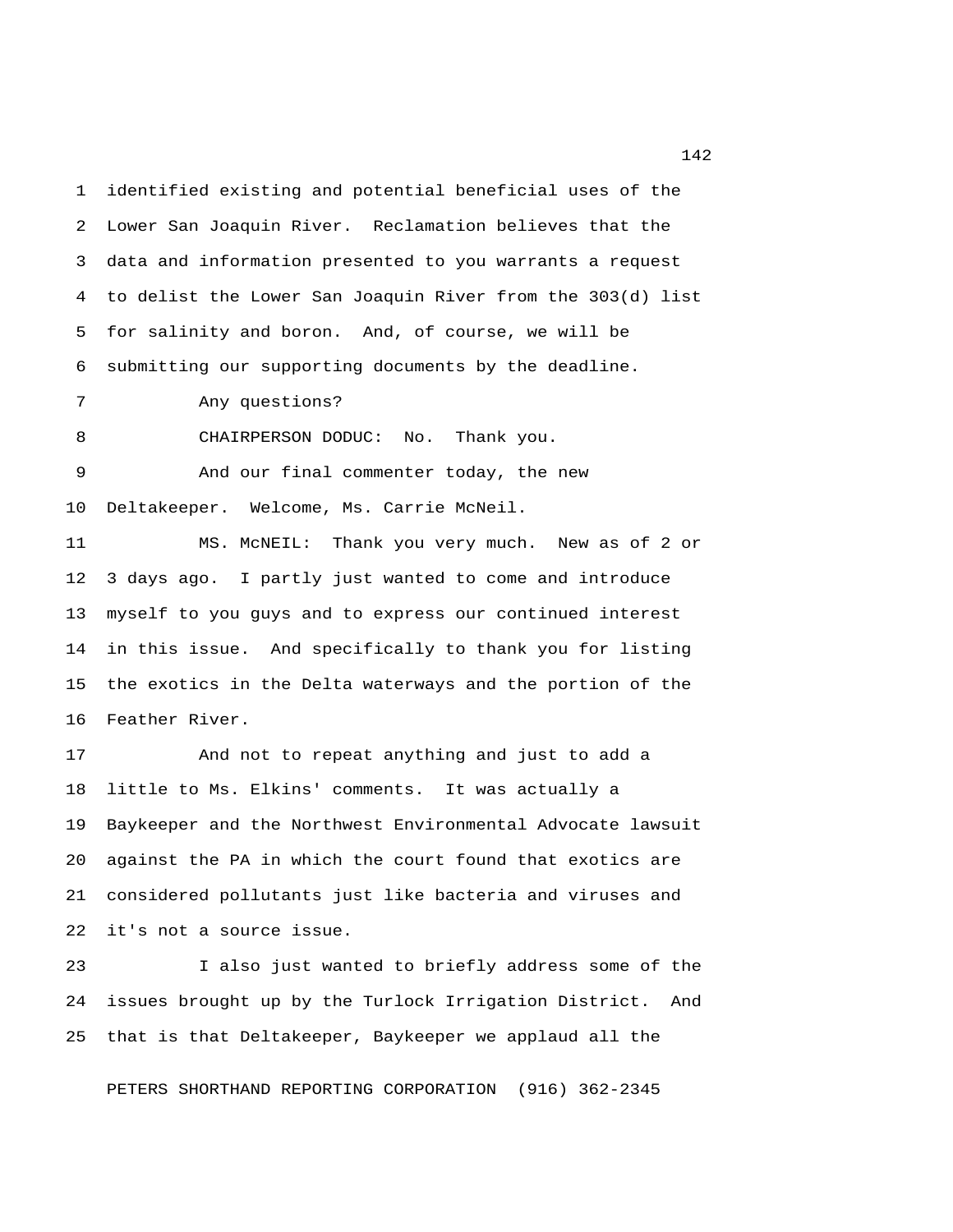identified existing and potential beneficial uses of the Lower San Joaquin River. Reclamation believes that the data and information presented to you warrants a request to delist the Lower San Joaquin River from the 303(d) list for salinity and boron. And, of course, we will be submitting our supporting documents by the deadline.

Any questions?

CHAIRPERSON DODUC: No. Thank you.

And our final commenter today, the new Deltakeeper. Welcome, Ms. Carrie McNeil.

MS. McNEIL: Thank you very much. New as of 2 or 3 days ago. I partly just wanted to come and introduce myself to you guys and to express our continued interest in this issue. And specifically to thank you for listing the exotics in the Delta waterways and the portion of the Feather River.

And not to repeat anything and just to add a little to Ms. Elkins' comments. It was actually a Baykeeper and the Northwest Environmental Advocate lawsuit against the PA in which the court found that exotics are considered pollutants just like bacteria and viruses and it's not a source issue.

I also just wanted to briefly address some of the issues brought up by the Turlock Irrigation District. And that is that Deltakeeper, Baykeeper we applaud all the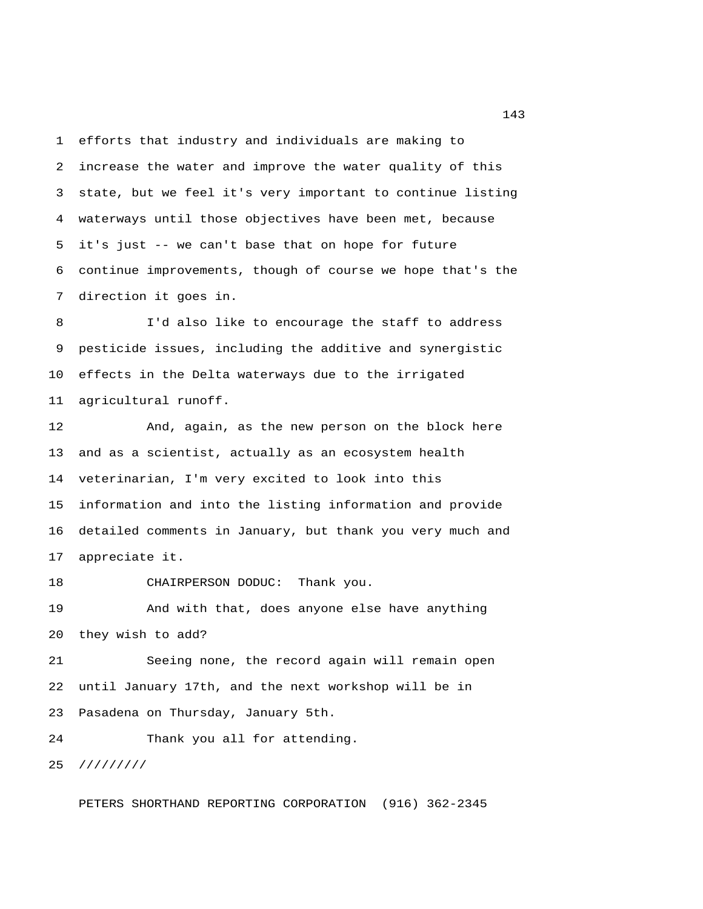efforts that industry and individuals are making to increase the water and improve the water quality of this state, but we feel it's very important to continue listing waterways until those objectives have been met, because it's just -- we can't base that on hope for future continue improvements, though of course we hope that's the direction it goes in.

I'd also like to encourage the staff to address pesticide issues, including the additive and synergistic effects in the Delta waterways due to the irrigated agricultural runoff.

And, again, as the new person on the block here and as a scientist, actually as an ecosystem health veterinarian, I'm very excited to look into this information and into the listing information and provide detailed comments in January, but thank you very much and appreciate it.

CHAIRPERSON DODUC: Thank you.

And with that, does anyone else have anything they wish to add?

Seeing none, the record again will remain open until January 17th, and the next workshop will be in Pasadena on Thursday, January 5th.

Thank you all for attending.

/////////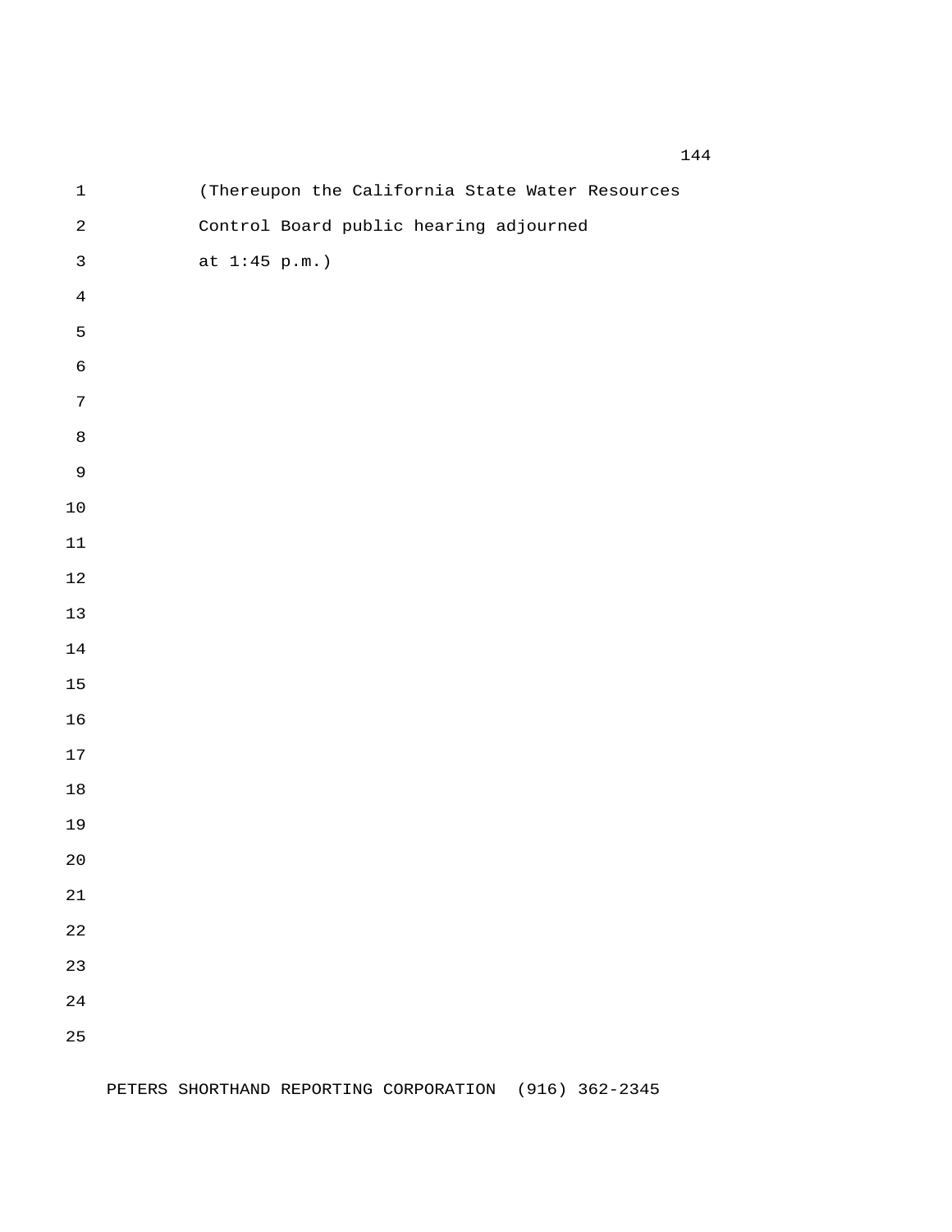(Thereupon the California State Water Resources Control Board public hearing adjourned at 1:45 p.m.)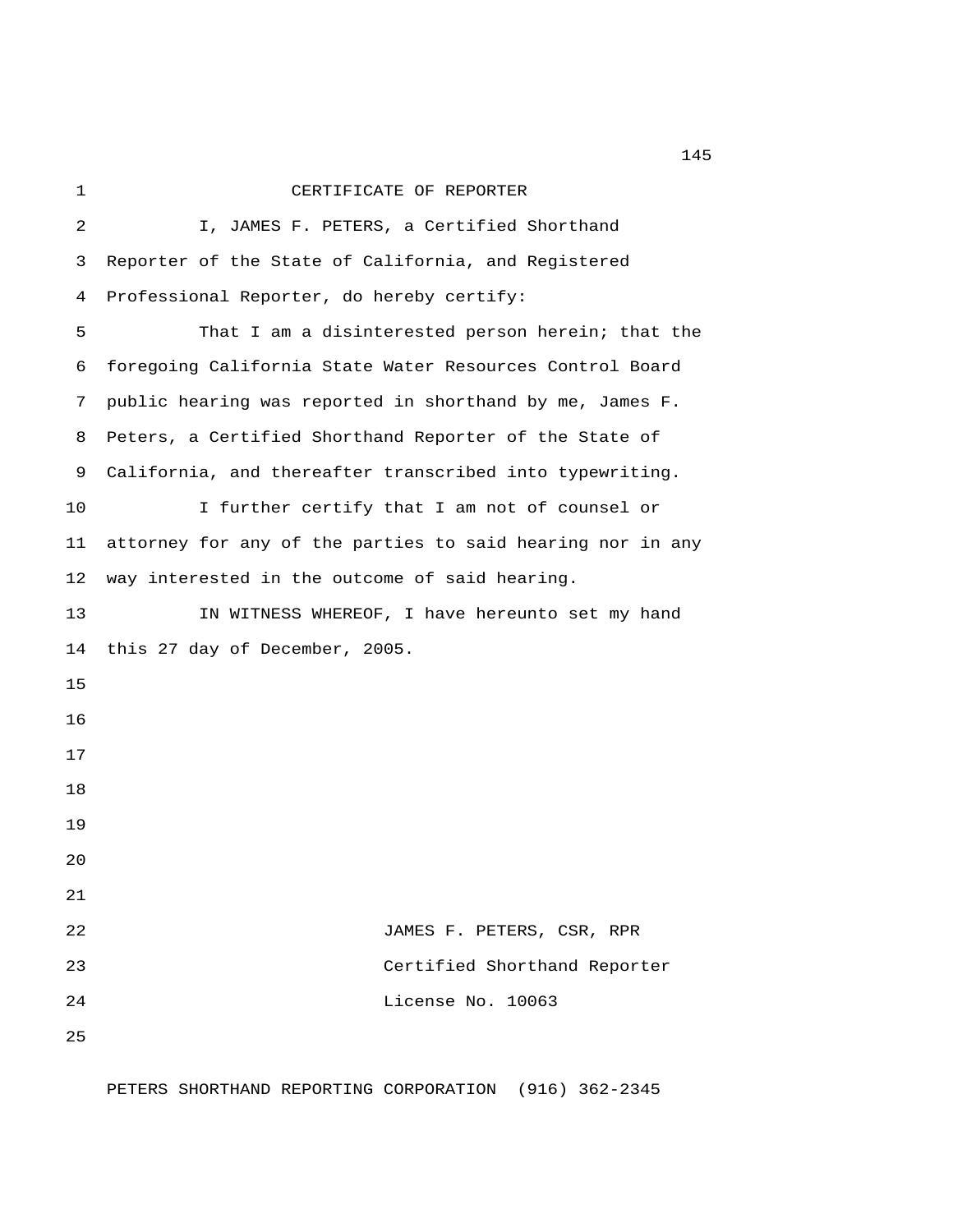# CERTIFICATE OF REPORTER

I, JAMES F. PETERS, a Certified Shorthand Reporter of the State of California, and Registered Professional Reporter, do hereby certify:

That I am a disinterested person herein; that the foregoing California State Water Resources Control Board public hearing was reported in shorthand by me, James F. Peters, a Certified Shorthand Reporter of the State of California, and thereafter transcribed into typewriting.

I further certify that I am not of counsel or attorney for any of the parties to said hearing nor in any way interested in the outcome of said hearing.

IN WITNESS WHEREOF, I have hereunto set my hand this 27 day of December, 2005.

JAMES F. PETERS, CSR, RPR
Certified Shorthand Reporter
License No. 10063

PETERS SHORTHAND REPORTING CORPORATION (916) 362-2345